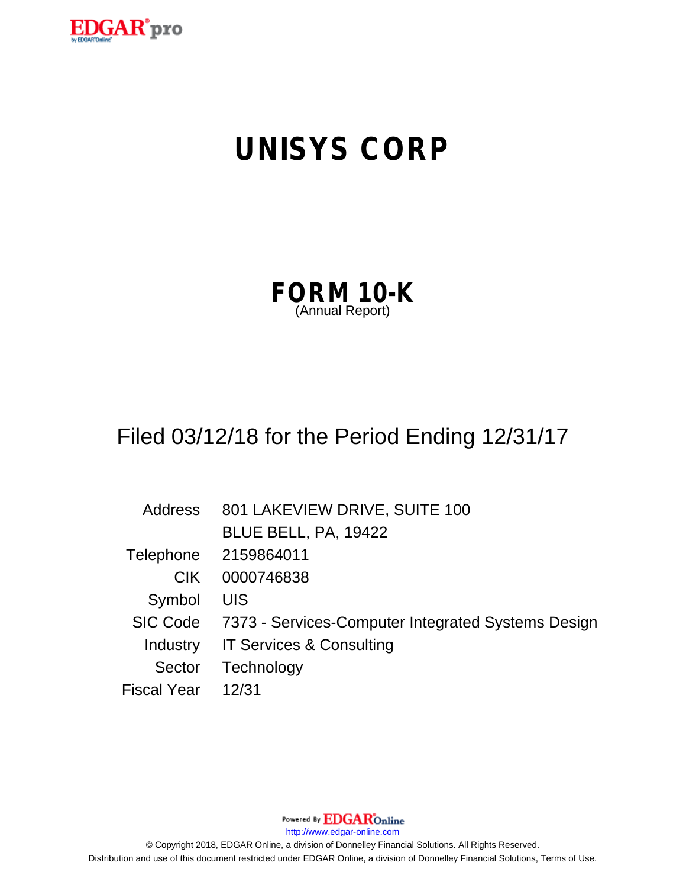EDGAR®pro
by EDGAR®Online

# UNISYS CORP

## FORM 10-K
(Annual Report)

Filed 03/12/18 for the Period Ending 12/31/17

| | |
|---|---|
| Address | 801 LAKEVIEW DRIVE, SUITE 100 |
| | BLUE BELL, PA, 19422 |
| Telephone | 2159864011 |
| CIK | 0000746838 |
| Symbol | UIS |
| SIC Code | 7373 - Services-Computer Integrated Systems Design |
| Industry | IT Services & Consulting |
| Sector | Technology |
| Fiscal Year | 12/31 |

Powered By EDGAR®Online

http://www.edgar-online.com

© Copyright 2018, EDGAR Online, a division of Donnelley Financial Solutions. All Rights Reserved.

Distribution and use of this document restricted under EDGAR Online, a division of Donnelley Financial Solutions, Terms of Use.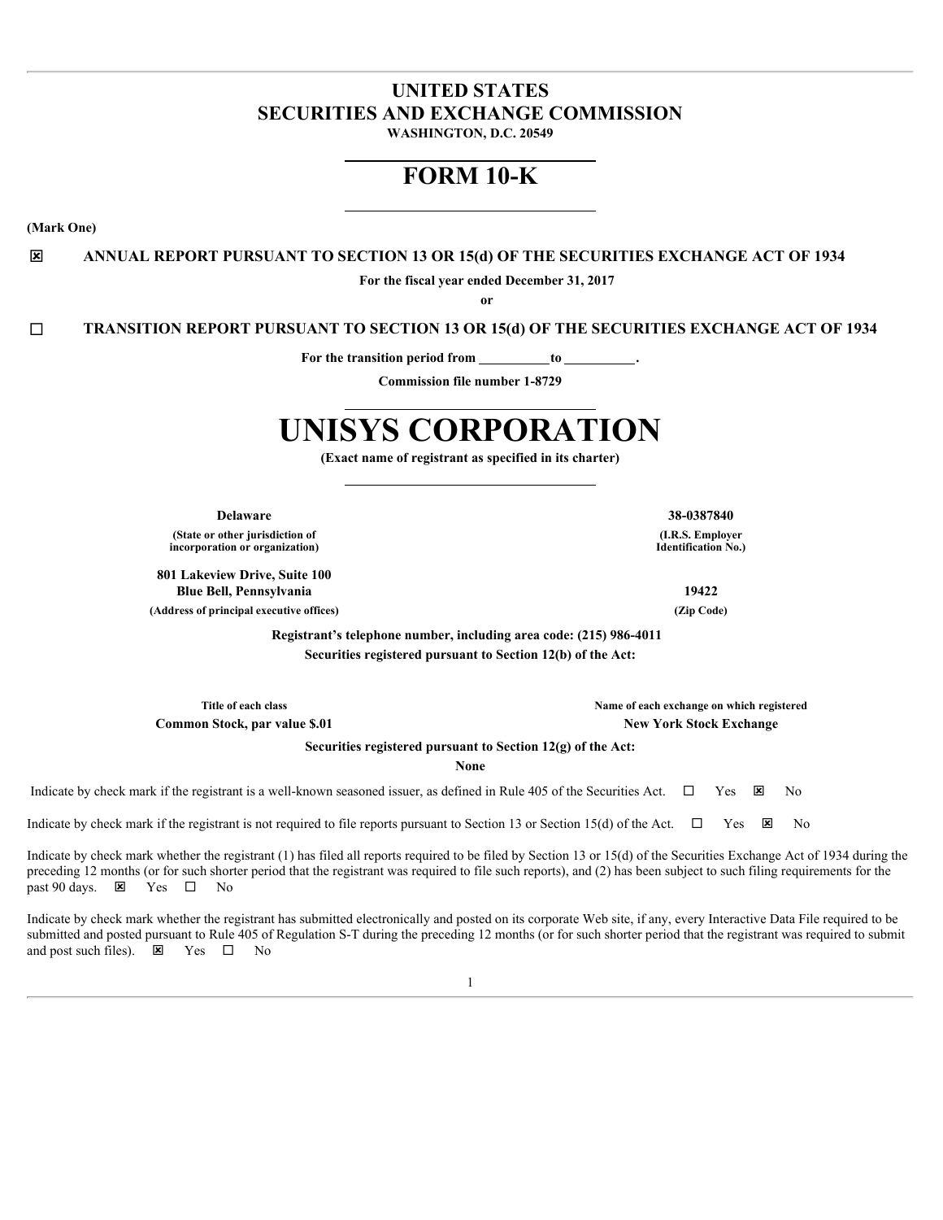# UNITED STATES
# SECURITIES AND EXCHANGE COMMISSION

**WASHINGTON, D.C. 20549**

# FORM 10-K

**(Mark One)**

☒ **ANNUAL REPORT PURSUANT TO SECTION 13 OR 15(d) OF THE SECURITIES EXCHANGE ACT OF 1934**

**For the fiscal year ended December 31, 2017**

**or**

☐ **TRANSITION REPORT PURSUANT TO SECTION 13 OR 15(d) OF THE SECURITIES EXCHANGE ACT OF 1934**

**For the transition period from \_\_\_\_\_\_\_\_\_\_ to \_\_\_\_\_\_\_\_\_\_.**

**Commission file number 1-8729**

# UNISYS CORPORATION

**(Exact name of registrant as specified in its charter)**

| | |
|---|---|
| **Delaware** | **38-0387840** |
| **(State or other jurisdiction of incorporation or organization)** | **(I.R.S. Employer Identification No.)** |
| **801 Lakeview Drive, Suite 100 Blue Bell, Pennsylvania** | **19422** |
| **(Address of principal executive offices)** | **(Zip Code)** |

**Registrant's telephone number, including area code: (215) 986-4011**

**Securities registered pursuant to Section 12(b) of the Act:**

| Title of each class | Name of each exchange on which registered |
|---|---|
| **Common Stock, par value $.01** | **New York Stock Exchange** |

**Securities registered pursuant to Section 12(g) of the Act:**

**None**

Indicate by check mark if the registrant is a well-known seasoned issuer, as defined in Rule 405 of the Securities Act. ☐ Yes ☒ No

Indicate by check mark if the registrant is not required to file reports pursuant to Section 13 or Section 15(d) of the Act. ☐ Yes ☒ No

Indicate by check mark whether the registrant (1) has filed all reports required to be filed by Section 13 or 15(d) of the Securities Exchange Act of 1934 during the preceding 12 months (or for such shorter period that the registrant was required to file such reports), and (2) has been subject to such filing requirements for the past 90 days. ☒ Yes ☐ No

Indicate by check mark whether the registrant has submitted electronically and posted on its corporate Web site, if any, every Interactive Data File required to be submitted and posted pursuant to Rule 405 of Regulation S-T during the preceding 12 months (or for such shorter period that the registrant was required to submit and post such files). ☒ Yes ☐ No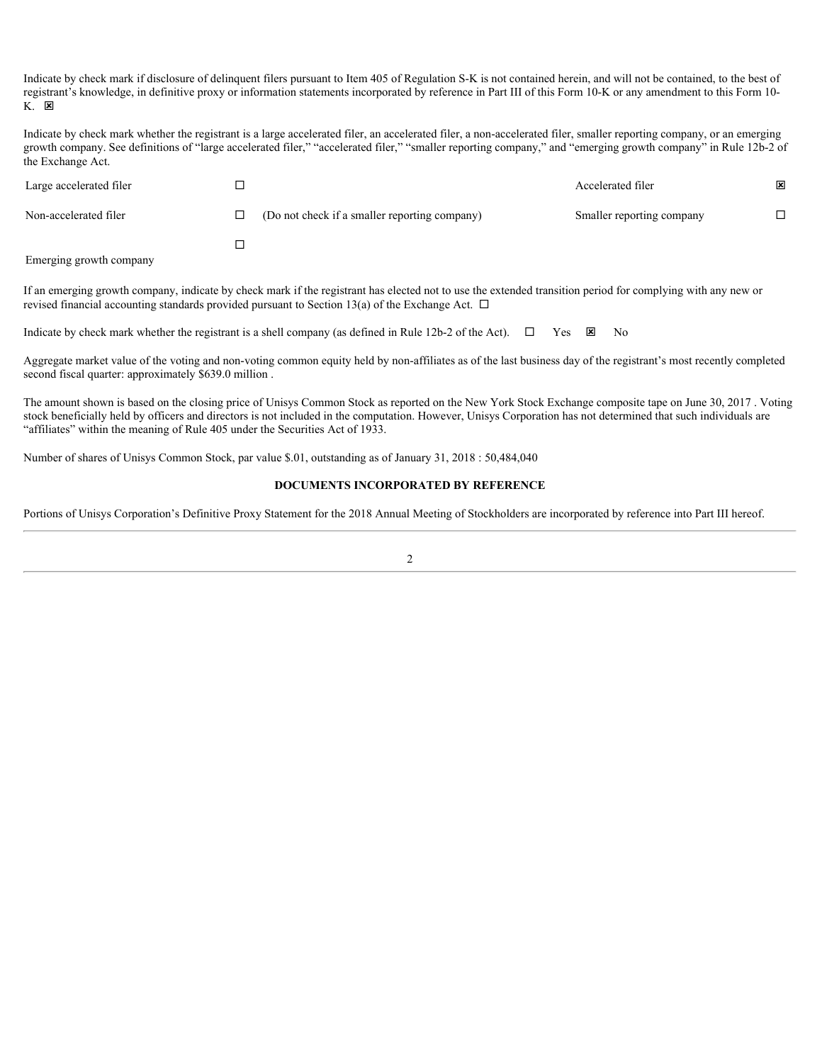Indicate by check mark if disclosure of delinquent filers pursuant to Item 405 of Regulation S-K is not contained herein, and will not be contained, to the best of registrant's knowledge, in definitive proxy or information statements incorporated by reference in Part III of this Form 10-K or any amendment to this Form 10-K. ☒

Indicate by check mark whether the registrant is a large accelerated filer, an accelerated filer, a non-accelerated filer, smaller reporting company, or an emerging growth company. See definitions of "large accelerated filer," "accelerated filer," "smaller reporting company," and "emerging growth company" in Rule 12b-2 of the Exchange Act.

| | | | | |
|---|---|---|---|---|
| Large accelerated filer | ☐ | | Accelerated filer | ☒ |
| Non-accelerated filer | ☐ | (Do not check if a smaller reporting company) | Smaller reporting company | ☐ |
| Emerging growth company | ☐ | | | |

If an emerging growth company, indicate by check mark if the registrant has elected not to use the extended transition period for complying with any new or revised financial accounting standards provided pursuant to Section 13(a) of the Exchange Act. ☐

Indicate by check mark whether the registrant is a shell company (as defined in Rule 12b-2 of the Act). ☐ Yes ☒ No

Aggregate market value of the voting and non-voting common equity held by non-affiliates as of the last business day of the registrant's most recently completed second fiscal quarter: approximately $639.0 million .

The amount shown is based on the closing price of Unisys Common Stock as reported on the New York Stock Exchange composite tape on June 30, 2017 . Voting stock beneficially held by officers and directors is not included in the computation. However, Unisys Corporation has not determined that such individuals are "affiliates" within the meaning of Rule 405 under the Securities Act of 1933.

Number of shares of Unisys Common Stock, par value $.01, outstanding as of January 31, 2018 : 50,484,040

**DOCUMENTS INCORPORATED BY REFERENCE**

Portions of Unisys Corporation's Definitive Proxy Statement for the 2018 Annual Meeting of Stockholders are incorporated by reference into Part III hereof.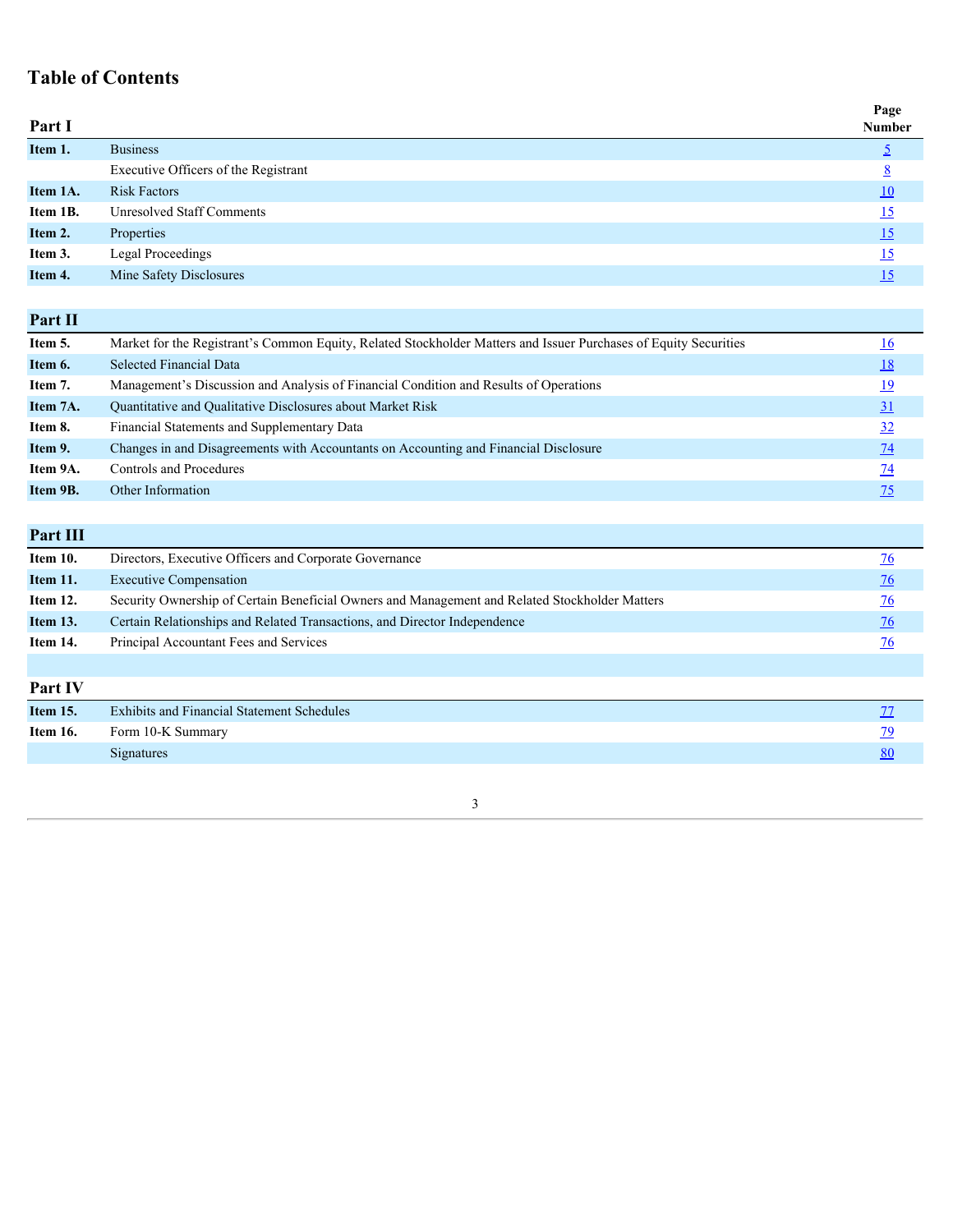## Table of Contents

| Part I | | Page Number |
|---|---|---|
| **Item 1.** | Business | 5 |
| | Executive Officers of the Registrant | 8 |
| **Item 1A.** | Risk Factors | 10 |
| **Item 1B.** | Unresolved Staff Comments | 15 |
| **Item 2.** | Properties | 15 |
| **Item 3.** | Legal Proceedings | 15 |
| **Item 4.** | Mine Safety Disclosures | 15 |
| **Part II** | | |
| **Item 5.** | Market for the Registrant’s Common Equity, Related Stockholder Matters and Issuer Purchases of Equity Securities | 16 |
| **Item 6.** | Selected Financial Data | 18 |
| **Item 7.** | Management’s Discussion and Analysis of Financial Condition and Results of Operations | 19 |
| **Item 7A.** | Quantitative and Qualitative Disclosures about Market Risk | 31 |
| **Item 8.** | Financial Statements and Supplementary Data | 32 |
| **Item 9.** | Changes in and Disagreements with Accountants on Accounting and Financial Disclosure | 74 |
| **Item 9A.** | Controls and Procedures | 74 |
| **Item 9B.** | Other Information | 75 |
| **Part III** | | |
| **Item 10.** | Directors, Executive Officers and Corporate Governance | 76 |
| **Item 11.** | Executive Compensation | 76 |
| **Item 12.** | Security Ownership of Certain Beneficial Owners and Management and Related Stockholder Matters | 76 |
| **Item 13.** | Certain Relationships and Related Transactions, and Director Independence | 76 |
| **Item 14.** | Principal Accountant Fees and Services | 76 |
| **Part IV** | | |
| **Item 15.** | Exhibits and Financial Statement Schedules | 77 |
| **Item 16.** | Form 10-K Summary | 79 |
| | Signatures | 80 |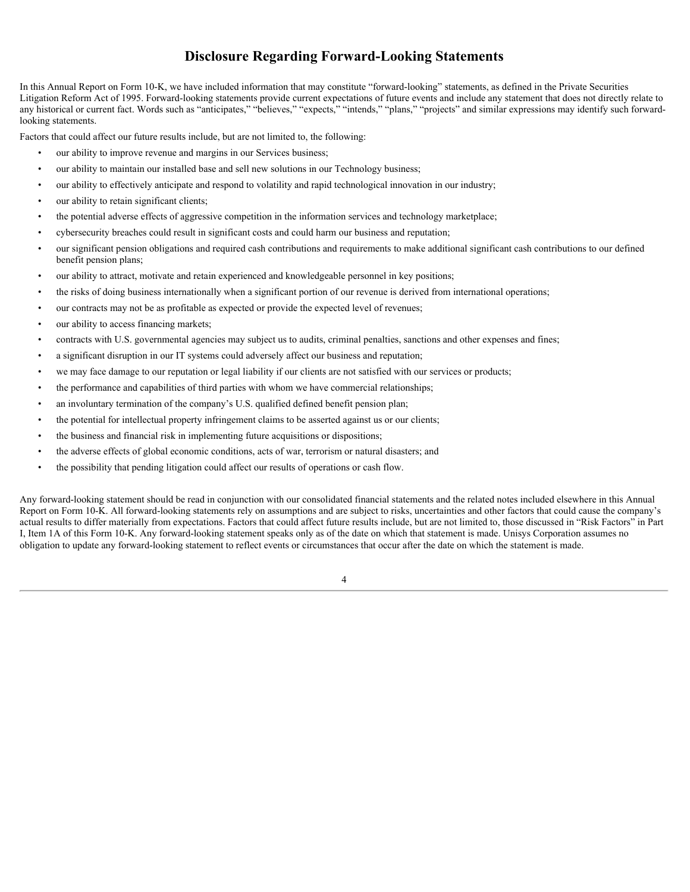# Disclosure Regarding Forward-Looking Statements

In this Annual Report on Form 10-K, we have included information that may constitute "forward-looking" statements, as defined in the Private Securities Litigation Reform Act of 1995. Forward-looking statements provide current expectations of future events and include any statement that does not directly relate to any historical or current fact. Words such as "anticipates," "believes," "expects," "intends," "plans," "projects" and similar expressions may identify such forward-looking statements.

Factors that could affect our future results include, but are not limited to, the following:

- our ability to improve revenue and margins in our Services business;
- our ability to maintain our installed base and sell new solutions in our Technology business;
- our ability to effectively anticipate and respond to volatility and rapid technological innovation in our industry;
- our ability to retain significant clients;
- the potential adverse effects of aggressive competition in the information services and technology marketplace;
- cybersecurity breaches could result in significant costs and could harm our business and reputation;
- our significant pension obligations and required cash contributions and requirements to make additional significant cash contributions to our defined benefit pension plans;
- our ability to attract, motivate and retain experienced and knowledgeable personnel in key positions;
- the risks of doing business internationally when a significant portion of our revenue is derived from international operations;
- our contracts may not be as profitable as expected or provide the expected level of revenues;
- our ability to access financing markets;
- contracts with U.S. governmental agencies may subject us to audits, criminal penalties, sanctions and other expenses and fines;
- a significant disruption in our IT systems could adversely affect our business and reputation;
- we may face damage to our reputation or legal liability if our clients are not satisfied with our services or products;
- the performance and capabilities of third parties with whom we have commercial relationships;
- an involuntary termination of the company's U.S. qualified defined benefit pension plan;
- the potential for intellectual property infringement claims to be asserted against us or our clients;
- the business and financial risk in implementing future acquisitions or dispositions;
- the adverse effects of global economic conditions, acts of war, terrorism or natural disasters; and
- the possibility that pending litigation could affect our results of operations or cash flow.

Any forward-looking statement should be read in conjunction with our consolidated financial statements and the related notes included elsewhere in this Annual Report on Form 10-K. All forward-looking statements rely on assumptions and are subject to risks, uncertainties and other factors that could cause the company's actual results to differ materially from expectations. Factors that could affect future results include, but are not limited to, those discussed in "Risk Factors" in Part I, Item 1A of this Form 10-K. Any forward-looking statement speaks only as of the date on which that statement is made. Unisys Corporation assumes no obligation to update any forward-looking statement to reflect events or circumstances that occur after the date on which the statement is made.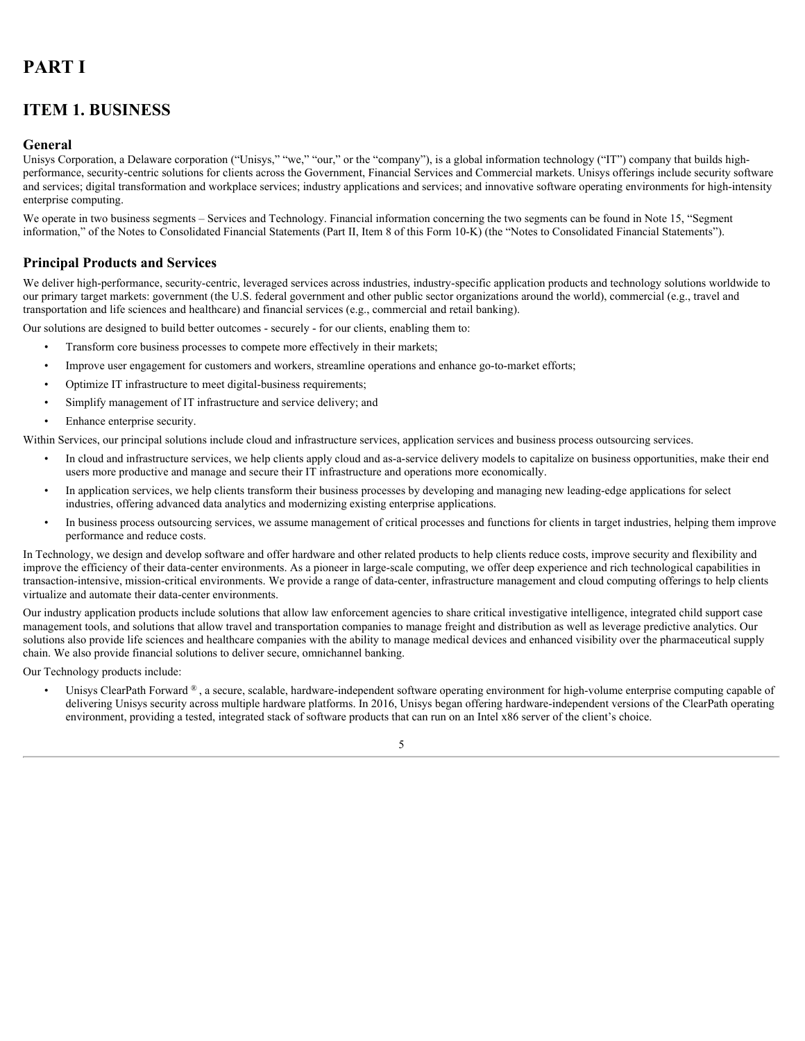# PART I

## ITEM 1. BUSINESS

### General

Unisys Corporation, a Delaware corporation ("Unisys," "we," "our," or the "company"), is a global information technology ("IT") company that builds high-performance, security-centric solutions for clients across the Government, Financial Services and Commercial markets. Unisys offerings include security software and services; digital transformation and workplace services; industry applications and services; and innovative software operating environments for high-intensity enterprise computing.

We operate in two business segments – Services and Technology. Financial information concerning the two segments can be found in Note 15, "Segment information," of the Notes to Consolidated Financial Statements (Part II, Item 8 of this Form 10-K) (the "Notes to Consolidated Financial Statements").

### Principal Products and Services

We deliver high-performance, security-centric, leveraged services across industries, industry-specific application products and technology solutions worldwide to our primary target markets: government (the U.S. federal government and other public sector organizations around the world), commercial (e.g., travel and transportation and life sciences and healthcare) and financial services (e.g., commercial and retail banking).

Our solutions are designed to build better outcomes - securely - for our clients, enabling them to:

- Transform core business processes to compete more effectively in their markets;
- Improve user engagement for customers and workers, streamline operations and enhance go-to-market efforts;
- Optimize IT infrastructure to meet digital-business requirements;
- Simplify management of IT infrastructure and service delivery; and
- Enhance enterprise security.

Within Services, our principal solutions include cloud and infrastructure services, application services and business process outsourcing services.

- In cloud and infrastructure services, we help clients apply cloud and as-a-service delivery models to capitalize on business opportunities, make their end users more productive and manage and secure their IT infrastructure and operations more economically.
- In application services, we help clients transform their business processes by developing and managing new leading-edge applications for select industries, offering advanced data analytics and modernizing existing enterprise applications.
- In business process outsourcing services, we assume management of critical processes and functions for clients in target industries, helping them improve performance and reduce costs.

In Technology, we design and develop software and offer hardware and other related products to help clients reduce costs, improve security and flexibility and improve the efficiency of their data-center environments. As a pioneer in large-scale computing, we offer deep experience and rich technological capabilities in transaction-intensive, mission-critical environments. We provide a range of data-center, infrastructure management and cloud computing offerings to help clients virtualize and automate their data-center environments.

Our industry application products include solutions that allow law enforcement agencies to share critical investigative intelligence, integrated child support case management tools, and solutions that allow travel and transportation companies to manage freight and distribution as well as leverage predictive analytics. Our solutions also provide life sciences and healthcare companies with the ability to manage medical devices and enhanced visibility over the pharmaceutical supply chain. We also provide financial solutions to deliver secure, omnichannel banking.

Our Technology products include:

- Unisys ClearPath Forward®, a secure, scalable, hardware-independent software operating environment for high-volume enterprise computing capable of delivering Unisys security across multiple hardware platforms. In 2016, Unisys began offering hardware-independent versions of the ClearPath operating environment, providing a tested, integrated stack of software products that can run on an Intel x86 server of the client's choice.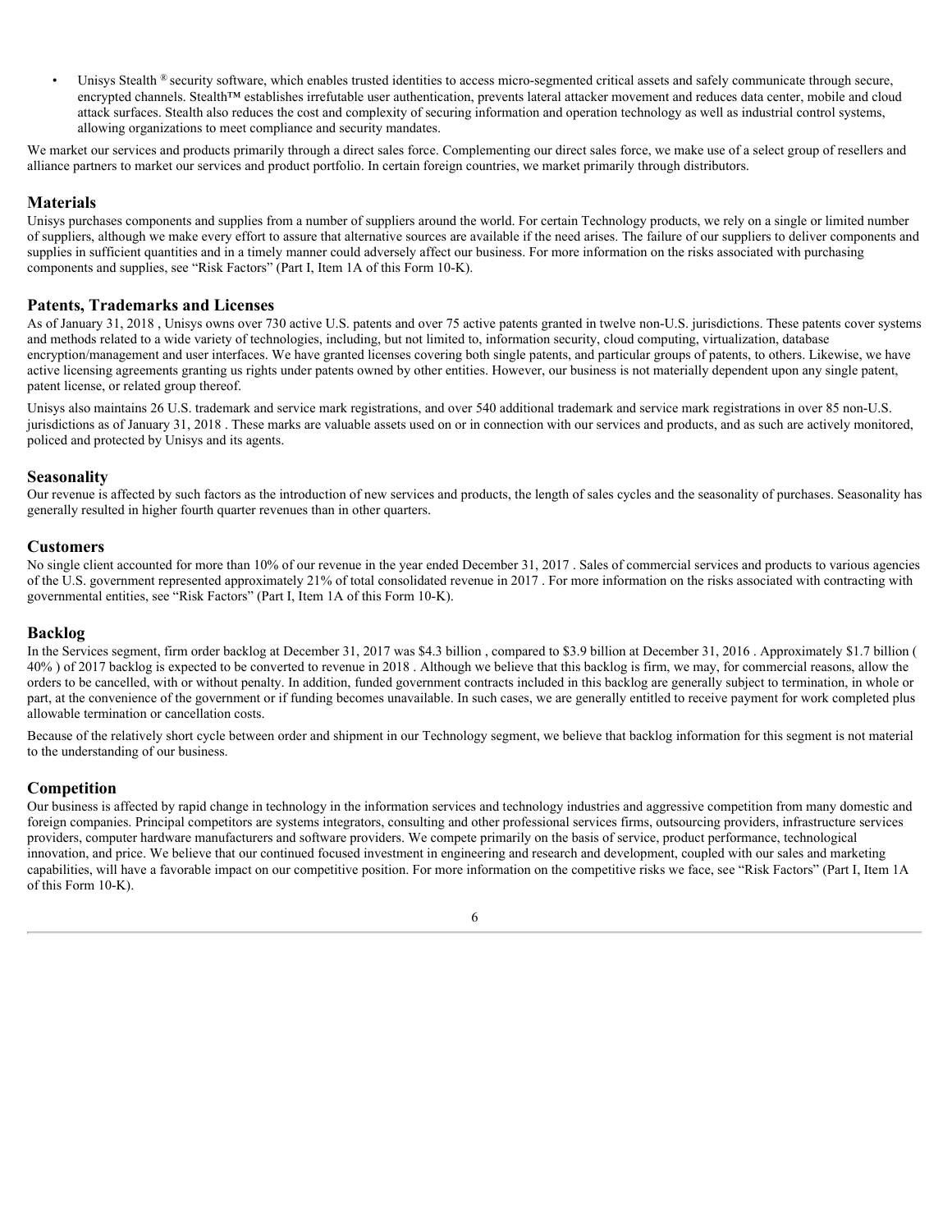- Unisys Stealth ® security software, which enables trusted identities to access micro-segmented critical assets and safely communicate through secure, encrypted channels. Stealth™ establishes irrefutable user authentication, prevents lateral attacker movement and reduces data center, mobile and cloud attack surfaces. Stealth also reduces the cost and complexity of securing information and operation technology as well as industrial control systems, allowing organizations to meet compliance and security mandates.

We market our services and products primarily through a direct sales force. Complementing our direct sales force, we make use of a select group of resellers and alliance partners to market our services and product portfolio. In certain foreign countries, we market primarily through distributors.

## Materials

Unisys purchases components and supplies from a number of suppliers around the world. For certain Technology products, we rely on a single or limited number of suppliers, although we make every effort to assure that alternative sources are available if the need arises. The failure of our suppliers to deliver components and supplies in sufficient quantities and in a timely manner could adversely affect our business. For more information on the risks associated with purchasing components and supplies, see "Risk Factors" (Part I, Item 1A of this Form 10-K).

## Patents, Trademarks and Licenses

As of January 31, 2018 , Unisys owns over 730 active U.S. patents and over 75 active patents granted in twelve non-U.S. jurisdictions. These patents cover systems and methods related to a wide variety of technologies, including, but not limited to, information security, cloud computing, virtualization, database encryption/management and user interfaces. We have granted licenses covering both single patents, and particular groups of patents, to others. Likewise, we have active licensing agreements granting us rights under patents owned by other entities. However, our business is not materially dependent upon any single patent, patent license, or related group thereof.

Unisys also maintains 26 U.S. trademark and service mark registrations, and over 540 additional trademark and service mark registrations in over 85 non-U.S. jurisdictions as of January 31, 2018 . These marks are valuable assets used on or in connection with our services and products, and as such are actively monitored, policed and protected by Unisys and its agents.

## Seasonality

Our revenue is affected by such factors as the introduction of new services and products, the length of sales cycles and the seasonality of purchases. Seasonality has generally resulted in higher fourth quarter revenues than in other quarters.

## Customers

No single client accounted for more than 10% of our revenue in the year ended December 31, 2017 . Sales of commercial services and products to various agencies of the U.S. government represented approximately 21% of total consolidated revenue in 2017 . For more information on the risks associated with contracting with governmental entities, see "Risk Factors" (Part I, Item 1A of this Form 10-K).

## Backlog

In the Services segment, firm order backlog at December 31, 2017 was $4.3 billion , compared to $3.9 billion at December 31, 2016 . Approximately $1.7 billion ( 40% ) of 2017 backlog is expected to be converted to revenue in 2018 . Although we believe that this backlog is firm, we may, for commercial reasons, allow the orders to be cancelled, with or without penalty. In addition, funded government contracts included in this backlog are generally subject to termination, in whole or part, at the convenience of the government or if funding becomes unavailable. In such cases, we are generally entitled to receive payment for work completed plus allowable termination or cancellation costs.

Because of the relatively short cycle between order and shipment in our Technology segment, we believe that backlog information for this segment is not material to the understanding of our business.

## Competition

Our business is affected by rapid change in technology in the information services and technology industries and aggressive competition from many domestic and foreign companies. Principal competitors are systems integrators, consulting and other professional services firms, outsourcing providers, infrastructure services providers, computer hardware manufacturers and software providers. We compete primarily on the basis of service, product performance, technological innovation, and price. We believe that our continued focused investment in engineering and research and development, coupled with our sales and marketing capabilities, will have a favorable impact on our competitive position. For more information on the competitive risks we face, see "Risk Factors" (Part I, Item 1A of this Form 10-K).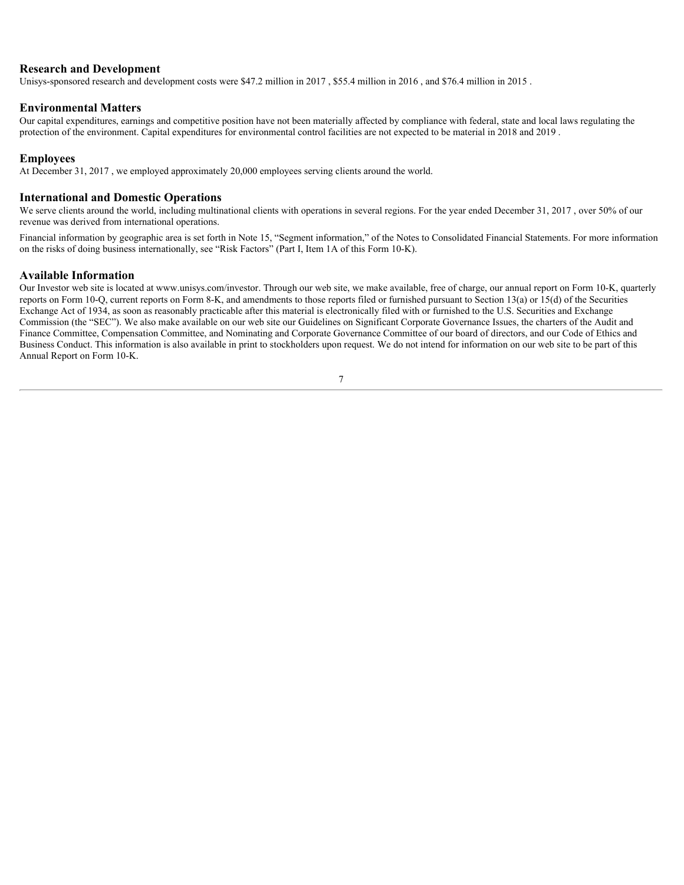## Research and Development

Unisys-sponsored research and development costs were $47.2 million in 2017 , $55.4 million in 2016 , and $76.4 million in 2015 .

## Environmental Matters

Our capital expenditures, earnings and competitive position have not been materially affected by compliance with federal, state and local laws regulating the protection of the environment. Capital expenditures for environmental control facilities are not expected to be material in 2018 and 2019 .

## Employees

At December 31, 2017 , we employed approximately 20,000 employees serving clients around the world.

## International and Domestic Operations

We serve clients around the world, including multinational clients with operations in several regions. For the year ended December 31, 2017 , over 50% of our revenue was derived from international operations.

Financial information by geographic area is set forth in Note 15, "Segment information," of the Notes to Consolidated Financial Statements. For more information on the risks of doing business internationally, see "Risk Factors" (Part I, Item 1A of this Form 10-K).

## Available Information

Our Investor web site is located at www.unisys.com/investor. Through our web site, we make available, free of charge, our annual report on Form 10-K, quarterly reports on Form 10-Q, current reports on Form 8-K, and amendments to those reports filed or furnished pursuant to Section 13(a) or 15(d) of the Securities Exchange Act of 1934, as soon as reasonably practicable after this material is electronically filed with or furnished to the U.S. Securities and Exchange Commission (the "SEC"). We also make available on our web site our Guidelines on Significant Corporate Governance Issues, the charters of the Audit and Finance Committee, Compensation Committee, and Nominating and Corporate Governance Committee of our board of directors, and our Code of Ethics and Business Conduct. This information is also available in print to stockholders upon request. We do not intend for information on our web site to be part of this Annual Report on Form 10-K.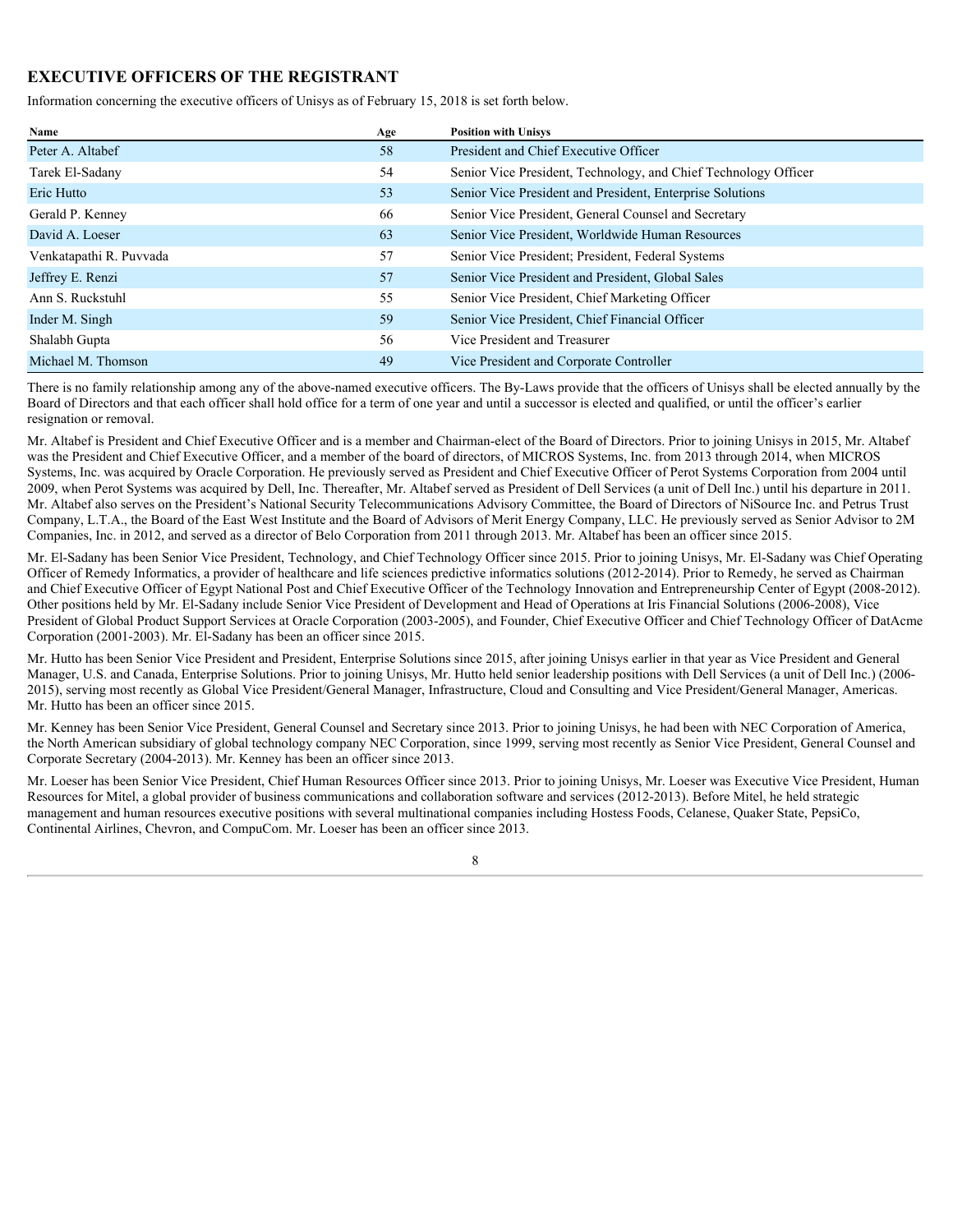## EXECUTIVE OFFICERS OF THE REGISTRANT

Information concerning the executive officers of Unisys as of February 15, 2018 is set forth below.

| Name | Age | Position with Unisys |
| --- | --- | --- |
| Peter A. Altabef | 58 | President and Chief Executive Officer |
| Tarek El-Sadany | 54 | Senior Vice President, Technology, and Chief Technology Officer |
| Eric Hutto | 53 | Senior Vice President and President, Enterprise Solutions |
| Gerald P. Kenney | 66 | Senior Vice President, General Counsel and Secretary |
| David A. Loeser | 63 | Senior Vice President, Worldwide Human Resources |
| Venkatapathi R. Puvvada | 57 | Senior Vice President; President, Federal Systems |
| Jeffrey E. Renzi | 57 | Senior Vice President and President, Global Sales |
| Ann S. Ruckstuhl | 55 | Senior Vice President, Chief Marketing Officer |
| Inder M. Singh | 59 | Senior Vice President, Chief Financial Officer |
| Shalabh Gupta | 56 | Vice President and Treasurer |
| Michael M. Thomson | 49 | Vice President and Corporate Controller |

There is no family relationship among any of the above-named executive officers. The By-Laws provide that the officers of Unisys shall be elected annually by the Board of Directors and that each officer shall hold office for a term of one year and until a successor is elected and qualified, or until the officer's earlier resignation or removal.

Mr. Altabef is President and Chief Executive Officer and is a member and Chairman-elect of the Board of Directors. Prior to joining Unisys in 2015, Mr. Altabef was the President and Chief Executive Officer, and a member of the board of directors, of MICROS Systems, Inc. from 2013 through 2014, when MICROS Systems, Inc. was acquired by Oracle Corporation. He previously served as President and Chief Executive Officer of Perot Systems Corporation from 2004 until 2009, when Perot Systems was acquired by Dell, Inc. Thereafter, Mr. Altabef served as President of Dell Services (a unit of Dell Inc.) until his departure in 2011. Mr. Altabef also serves on the President's National Security Telecommunications Advisory Committee, the Board of Directors of NiSource Inc. and Petrus Trust Company, L.T.A., the Board of the East West Institute and the Board of Advisors of Merit Energy Company, LLC. He previously served as Senior Advisor to 2M Companies, Inc. in 2012, and served as a director of Belo Corporation from 2011 through 2013. Mr. Altabef has been an officer since 2015.

Mr. El-Sadany has been Senior Vice President, Technology, and Chief Technology Officer since 2015. Prior to joining Unisys, Mr. El-Sadany was Chief Operating Officer of Remedy Informatics, a provider of healthcare and life sciences predictive informatics solutions (2012-2014). Prior to Remedy, he served as Chairman and Chief Executive Officer of Egypt National Post and Chief Executive Officer of the Technology Innovation and Entrepreneurship Center of Egypt (2008-2012). Other positions held by Mr. El-Sadany include Senior Vice President of Development and Head of Operations at Iris Financial Solutions (2006-2008), Vice President of Global Product Support Services at Oracle Corporation (2003-2005), and Founder, Chief Executive Officer and Chief Technology Officer of DatAcme Corporation (2001-2003). Mr. El-Sadany has been an officer since 2015.

Mr. Hutto has been Senior Vice President and President, Enterprise Solutions since 2015, after joining Unisys earlier in that year as Vice President and General Manager, U.S. and Canada, Enterprise Solutions. Prior to joining Unisys, Mr. Hutto held senior leadership positions with Dell Services (a unit of Dell Inc.) (2006-2015), serving most recently as Global Vice President/General Manager, Infrastructure, Cloud and Consulting and Vice President/General Manager, Americas. Mr. Hutto has been an officer since 2015.

Mr. Kenney has been Senior Vice President, General Counsel and Secretary since 2013. Prior to joining Unisys, he had been with NEC Corporation of America, the North American subsidiary of global technology company NEC Corporation, since 1999, serving most recently as Senior Vice President, General Counsel and Corporate Secretary (2004-2013). Mr. Kenney has been an officer since 2013.

Mr. Loeser has been Senior Vice President, Chief Human Resources Officer since 2013. Prior to joining Unisys, Mr. Loeser was Executive Vice President, Human Resources for Mitel, a global provider of business communications and collaboration software and services (2012-2013). Before Mitel, he held strategic management and human resources executive positions with several multinational companies including Hostess Foods, Celanese, Quaker State, PepsiCo, Continental Airlines, Chevron, and CompuCom. Mr. Loeser has been an officer since 2013.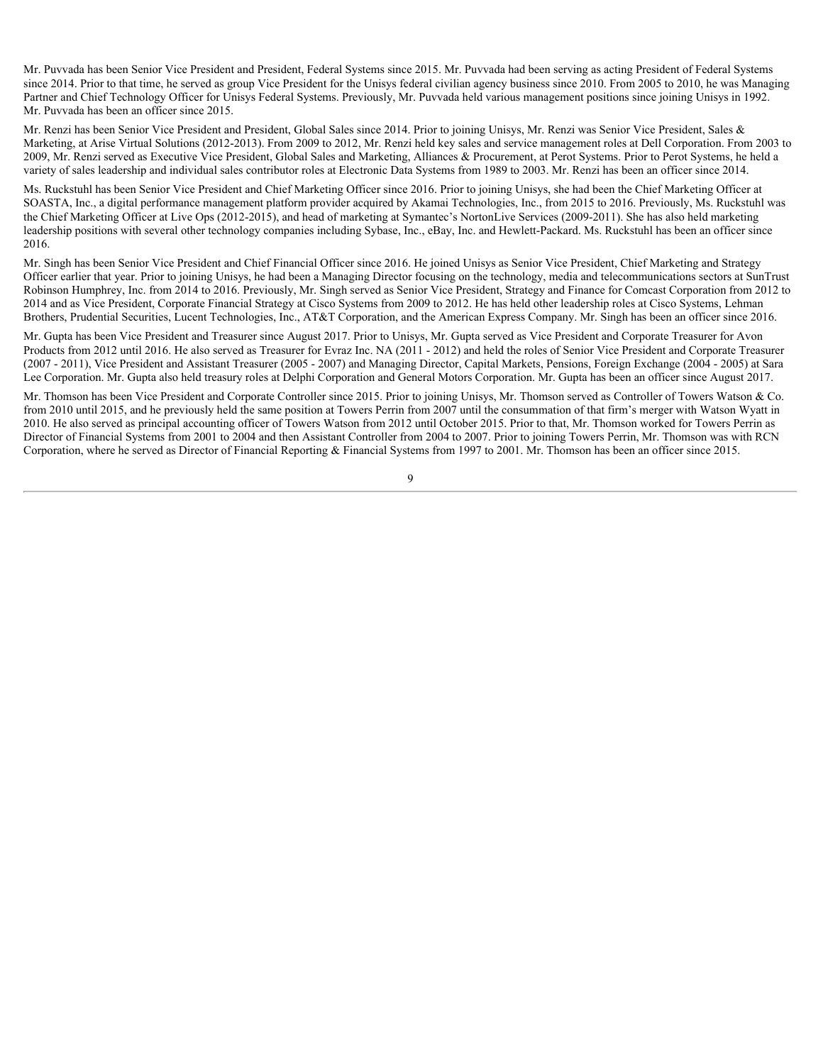Mr. Puvvada has been Senior Vice President and President, Federal Systems since 2015. Mr. Puvvada had been serving as acting President of Federal Systems since 2014. Prior to that time, he served as group Vice President for the Unisys federal civilian agency business since 2010. From 2005 to 2010, he was Managing Partner and Chief Technology Officer for Unisys Federal Systems. Previously, Mr. Puvvada held various management positions since joining Unisys in 1992. Mr. Puvvada has been an officer since 2015.

Mr. Renzi has been Senior Vice President and President, Global Sales since 2014. Prior to joining Unisys, Mr. Renzi was Senior Vice President, Sales & Marketing, at Arise Virtual Solutions (2012-2013). From 2009 to 2012, Mr. Renzi held key sales and service management roles at Dell Corporation. From 2003 to 2009, Mr. Renzi served as Executive Vice President, Global Sales and Marketing, Alliances & Procurement, at Perot Systems. Prior to Perot Systems, he held a variety of sales leadership and individual sales contributor roles at Electronic Data Systems from 1989 to 2003. Mr. Renzi has been an officer since 2014.

Ms. Ruckstuhl has been Senior Vice President and Chief Marketing Officer since 2016. Prior to joining Unisys, she had been the Chief Marketing Officer at SOASTA, Inc., a digital performance management platform provider acquired by Akamai Technologies, Inc., from 2015 to 2016. Previously, Ms. Ruckstuhl was the Chief Marketing Officer at Live Ops (2012-2015), and head of marketing at Symantec's NortonLive Services (2009-2011). She has also held marketing leadership positions with several other technology companies including Sybase, Inc., eBay, Inc. and Hewlett-Packard. Ms. Ruckstuhl has been an officer since 2016.

Mr. Singh has been Senior Vice President and Chief Financial Officer since 2016. He joined Unisys as Senior Vice President, Chief Marketing and Strategy Officer earlier that year. Prior to joining Unisys, he had been a Managing Director focusing on the technology, media and telecommunications sectors at SunTrust Robinson Humphrey, Inc. from 2014 to 2016. Previously, Mr. Singh served as Senior Vice President, Strategy and Finance for Comcast Corporation from 2012 to 2014 and as Vice President, Corporate Financial Strategy at Cisco Systems from 2009 to 2012. He has held other leadership roles at Cisco Systems, Lehman Brothers, Prudential Securities, Lucent Technologies, Inc., AT&T Corporation, and the American Express Company. Mr. Singh has been an officer since 2016.

Mr. Gupta has been Vice President and Treasurer since August 2017. Prior to Unisys, Mr. Gupta served as Vice President and Corporate Treasurer for Avon Products from 2012 until 2016. He also served as Treasurer for Evraz Inc. NA (2011 - 2012) and held the roles of Senior Vice President and Corporate Treasurer (2007 - 2011), Vice President and Assistant Treasurer (2005 - 2007) and Managing Director, Capital Markets, Pensions, Foreign Exchange (2004 - 2005) at Sara Lee Corporation. Mr. Gupta also held treasury roles at Delphi Corporation and General Motors Corporation. Mr. Gupta has been an officer since August 2017.

Mr. Thomson has been Vice President and Corporate Controller since 2015. Prior to joining Unisys, Mr. Thomson served as Controller of Towers Watson & Co. from 2010 until 2015, and he previously held the same position at Towers Perrin from 2007 until the consummation of that firm's merger with Watson Wyatt in 2010. He also served as principal accounting officer of Towers Watson from 2012 until October 2015. Prior to that, Mr. Thomson worked for Towers Perrin as Director of Financial Systems from 2001 to 2004 and then Assistant Controller from 2004 to 2007. Prior to joining Towers Perrin, Mr. Thomson was with RCN Corporation, where he served as Director of Financial Reporting & Financial Systems from 1997 to 2001. Mr. Thomson has been an officer since 2015.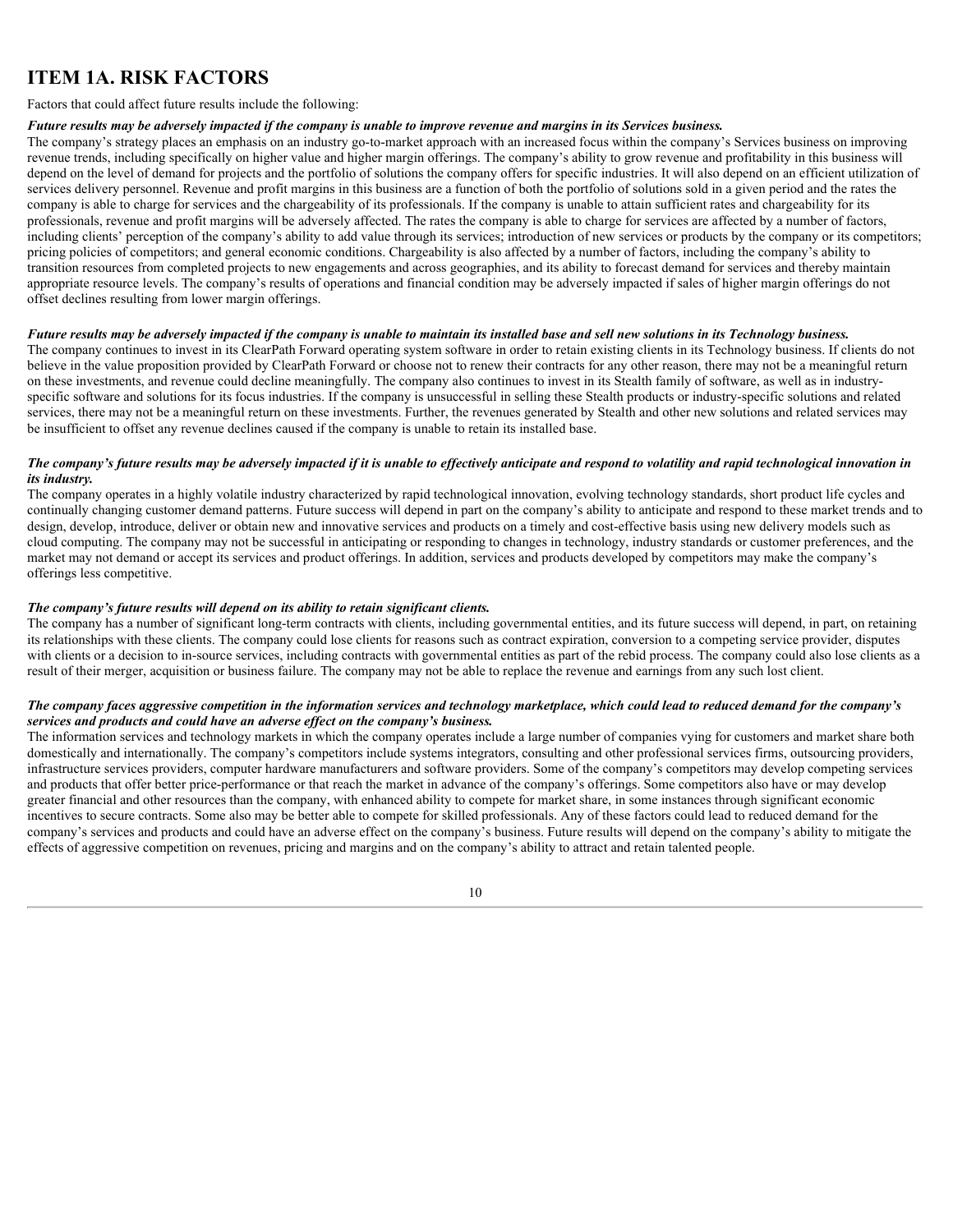# ITEM 1A. RISK FACTORS

Factors that could affect future results include the following:

***Future results may be adversely impacted if the company is unable to improve revenue and margins in its Services business.***

The company's strategy places an emphasis on an industry go-to-market approach with an increased focus within the company's Services business on improving revenue trends, including specifically on higher value and higher margin offerings. The company's ability to grow revenue and profitability in this business will depend on the level of demand for projects and the portfolio of solutions the company offers for specific industries. It will also depend on an efficient utilization of services delivery personnel. Revenue and profit margins in this business are a function of both the portfolio of solutions sold in a given period and the rates the company is able to charge for services and the chargeability of its professionals. If the company is unable to attain sufficient rates and chargeability for its professionals, revenue and profit margins will be adversely affected. The rates the company is able to charge for services are affected by a number of factors, including clients' perception of the company's ability to add value through its services; introduction of new services or products by the company or its competitors; pricing policies of competitors; and general economic conditions. Chargeability is also affected by a number of factors, including the company's ability to transition resources from completed projects to new engagements and across geographies, and its ability to forecast demand for services and thereby maintain appropriate resource levels. The company's results of operations and financial condition may be adversely impacted if sales of higher margin offerings do not offset declines resulting from lower margin offerings.

***Future results may be adversely impacted if the company is unable to maintain its installed base and sell new solutions in its Technology business.***

The company continues to invest in its ClearPath Forward operating system software in order to retain existing clients in its Technology business. If clients do not believe in the value proposition provided by ClearPath Forward or choose not to renew their contracts for any other reason, there may not be a meaningful return on these investments, and revenue could decline meaningfully. The company also continues to invest in its Stealth family of software, as well as in industry-specific software and solutions for its focus industries. If the company is unsuccessful in selling these Stealth products or industry-specific solutions and related services, there may not be a meaningful return on these investments. Further, the revenues generated by Stealth and other new solutions and related services may be insufficient to offset any revenue declines caused if the company is unable to retain its installed base.

***The company's future results may be adversely impacted if it is unable to effectively anticipate and respond to volatility and rapid technological innovation in its industry.***

The company operates in a highly volatile industry characterized by rapid technological innovation, evolving technology standards, short product life cycles and continually changing customer demand patterns. Future success will depend in part on the company's ability to anticipate and respond to these market trends and to design, develop, introduce, deliver or obtain new and innovative services and products on a timely and cost-effective basis using new delivery models such as cloud computing. The company may not be successful in anticipating or responding to changes in technology, industry standards or customer preferences, and the market may not demand or accept its services and product offerings. In addition, services and products developed by competitors may make the company's offerings less competitive.

***The company's future results will depend on its ability to retain significant clients.***

The company has a number of significant long-term contracts with clients, including governmental entities, and its future success will depend, in part, on retaining its relationships with these clients. The company could lose clients for reasons such as contract expiration, conversion to a competing service provider, disputes with clients or a decision to in-source services, including contracts with governmental entities as part of the rebid process. The company could also lose clients as a result of their merger, acquisition or business failure. The company may not be able to replace the revenue and earnings from any such lost client.

***The company faces aggressive competition in the information services and technology marketplace, which could lead to reduced demand for the company's services and products and could have an adverse effect on the company's business.***

The information services and technology markets in which the company operates include a large number of companies vying for customers and market share both domestically and internationally. The company's competitors include systems integrators, consulting and other professional services firms, outsourcing providers, infrastructure services providers, computer hardware manufacturers and software providers. Some of the company's competitors may develop competing services and products that offer better price-performance or that reach the market in advance of the company's offerings. Some competitors also have or may develop greater financial and other resources than the company, with enhanced ability to compete for market share, in some instances through significant economic incentives to secure contracts. Some also may be better able to compete for skilled professionals. Any of these factors could lead to reduced demand for the company's services and products and could have an adverse effect on the company's business. Future results will depend on the company's ability to mitigate the effects of aggressive competition on revenues, pricing and margins and on the company's ability to attract and retain talented people.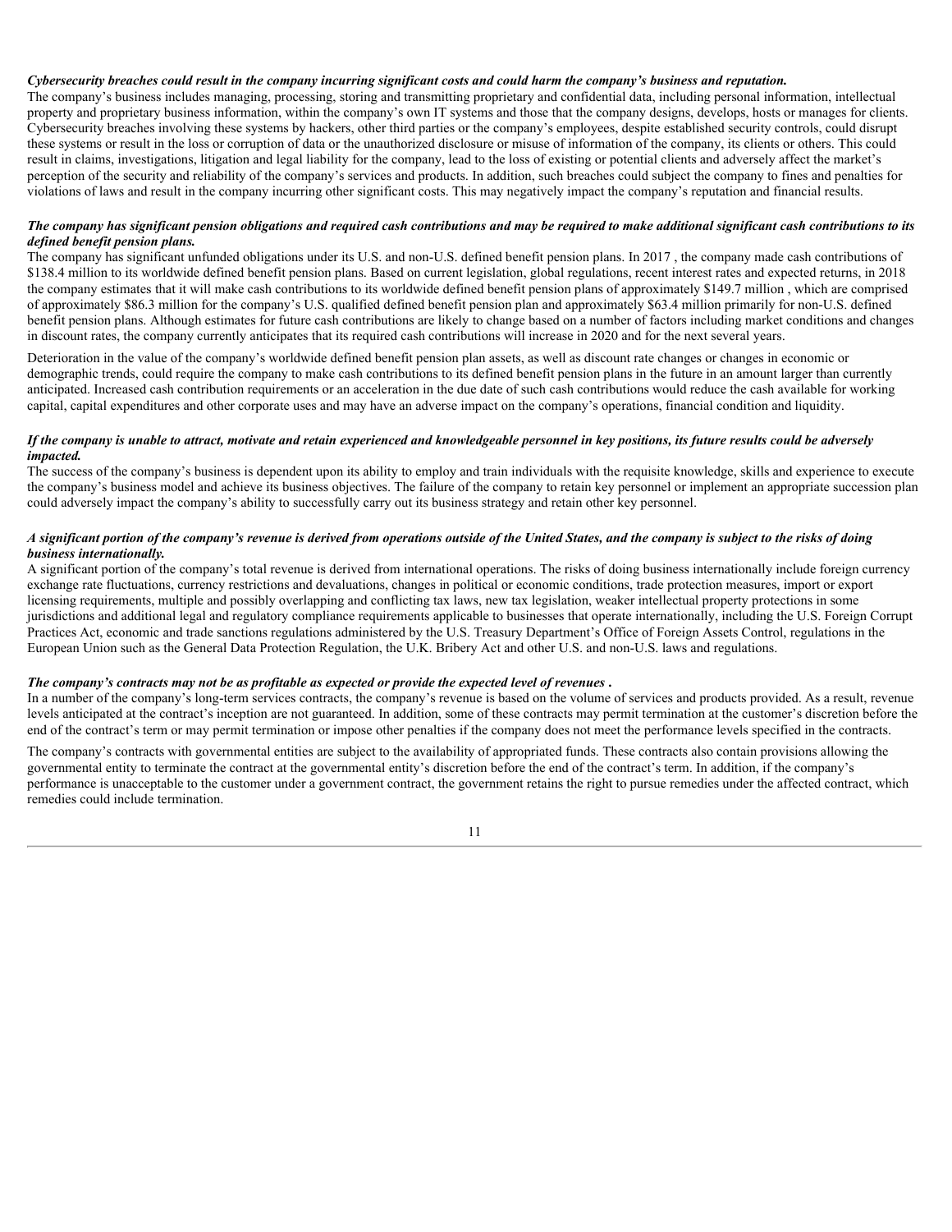***Cybersecurity breaches could result in the company incurring significant costs and could harm the company's business and reputation.***

The company's business includes managing, processing, storing and transmitting proprietary and confidential data, including personal information, intellectual property and proprietary business information, within the company's own IT systems and those that the company designs, develops, hosts or manages for clients. Cybersecurity breaches involving these systems by hackers, other third parties or the company's employees, despite established security controls, could disrupt these systems or result in the loss or corruption of data or the unauthorized disclosure or misuse of information of the company, its clients or others. This could result in claims, investigations, litigation and legal liability for the company, lead to the loss of existing or potential clients and adversely affect the market's perception of the security and reliability of the company's services and products. In addition, such breaches could subject the company to fines and penalties for violations of laws and result in the company incurring other significant costs. This may negatively impact the company's reputation and financial results.

***The company has significant pension obligations and required cash contributions and may be required to make additional significant cash contributions to its defined benefit pension plans.***

The company has significant unfunded obligations under its U.S. and non-U.S. defined benefit pension plans. In 2017 , the company made cash contributions of $138.4 million to its worldwide defined benefit pension plans. Based on current legislation, global regulations, recent interest rates and expected returns, in 2018 the company estimates that it will make cash contributions to its worldwide defined benefit pension plans of approximately $149.7 million , which are comprised of approximately $86.3 million for the company's U.S. qualified defined benefit pension plan and approximately $63.4 million primarily for non-U.S. defined benefit pension plans. Although estimates for future cash contributions are likely to change based on a number of factors including market conditions and changes in discount rates, the company currently anticipates that its required cash contributions will increase in 2020 and for the next several years.

Deterioration in the value of the company's worldwide defined benefit pension plan assets, as well as discount rate changes or changes in economic or demographic trends, could require the company to make cash contributions to its defined benefit pension plans in the future in an amount larger than currently anticipated. Increased cash contribution requirements or an acceleration in the due date of such cash contributions would reduce the cash available for working capital, capital expenditures and other corporate uses and may have an adverse impact on the company's operations, financial condition and liquidity.

***If the company is unable to attract, motivate and retain experienced and knowledgeable personnel in key positions, its future results could be adversely impacted.***

The success of the company's business is dependent upon its ability to employ and train individuals with the requisite knowledge, skills and experience to execute the company's business model and achieve its business objectives. The failure of the company to retain key personnel or implement an appropriate succession plan could adversely impact the company's ability to successfully carry out its business strategy and retain other key personnel.

***A significant portion of the company's revenue is derived from operations outside of the United States, and the company is subject to the risks of doing business internationally.***

A significant portion of the company's total revenue is derived from international operations. The risks of doing business internationally include foreign currency exchange rate fluctuations, currency restrictions and devaluations, changes in political or economic conditions, trade protection measures, import or export licensing requirements, multiple and possibly overlapping and conflicting tax laws, new tax legislation, weaker intellectual property protections in some jurisdictions and additional legal and regulatory compliance requirements applicable to businesses that operate internationally, including the U.S. Foreign Corrupt Practices Act, economic and trade sanctions regulations administered by the U.S. Treasury Department's Office of Foreign Assets Control, regulations in the European Union such as the General Data Protection Regulation, the U.K. Bribery Act and other U.S. and non-U.S. laws and regulations.

***The company's contracts may not be as profitable as expected or provide the expected level of revenues .***

In a number of the company's long-term services contracts, the company's revenue is based on the volume of services and products provided. As a result, revenue levels anticipated at the contract's inception are not guaranteed. In addition, some of these contracts may permit termination at the customer's discretion before the end of the contract's term or may permit termination or impose other penalties if the company does not meet the performance levels specified in the contracts.

The company's contracts with governmental entities are subject to the availability of appropriated funds. These contracts also contain provisions allowing the governmental entity to terminate the contract at the governmental entity's discretion before the end of the contract's term. In addition, if the company's performance is unacceptable to the customer under a government contract, the government retains the right to pursue remedies under the affected contract, which remedies could include termination.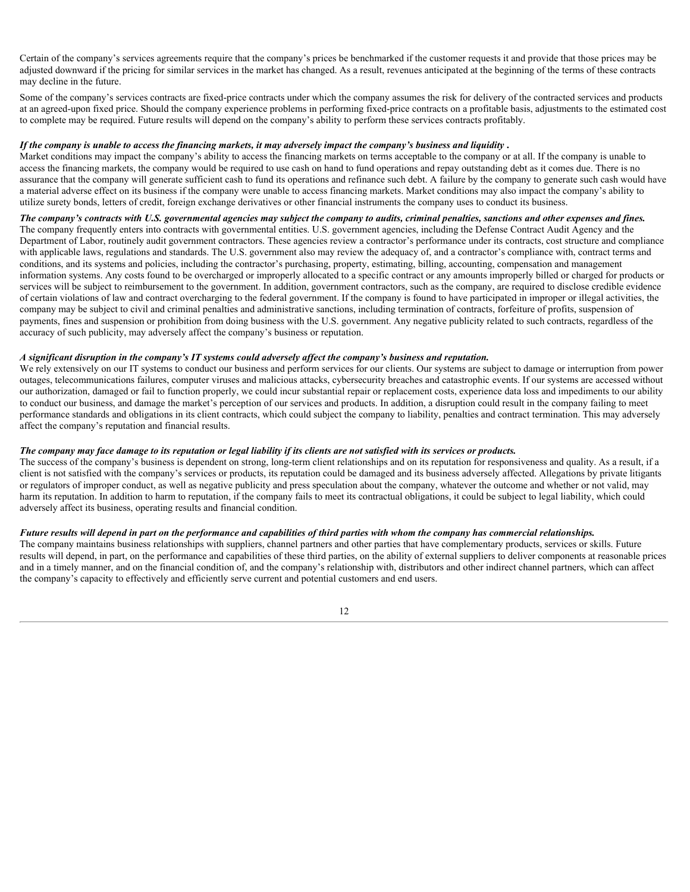Certain of the company's services agreements require that the company's prices be benchmarked if the customer requests it and provide that those prices may be adjusted downward if the pricing for similar services in the market has changed. As a result, revenues anticipated at the beginning of the terms of these contracts may decline in the future.

Some of the company's services contracts are fixed-price contracts under which the company assumes the risk for delivery of the contracted services and products at an agreed-upon fixed price. Should the company experience problems in performing fixed-price contracts on a profitable basis, adjustments to the estimated cost to complete may be required. Future results will depend on the company's ability to perform these services contracts profitably.

***If the company is unable to access the financing markets, it may adversely impact the company's business and liquidity .***
Market conditions may impact the company's ability to access the financing markets on terms acceptable to the company or at all. If the company is unable to access the financing markets, the company would be required to use cash on hand to fund operations and repay outstanding debt as it comes due. There is no assurance that the company will generate sufficient cash to fund its operations and refinance such debt. A failure by the company to generate such cash would have a material adverse effect on its business if the company were unable to access financing markets. Market conditions may also impact the company's ability to utilize surety bonds, letters of credit, foreign exchange derivatives or other financial instruments the company uses to conduct its business.

***The company's contracts with U.S. governmental agencies may subject the company to audits, criminal penalties, sanctions and other expenses and fines.***
The company frequently enters into contracts with governmental entities. U.S. government agencies, including the Defense Contract Audit Agency and the Department of Labor, routinely audit government contractors. These agencies review a contractor's performance under its contracts, cost structure and compliance with applicable laws, regulations and standards. The U.S. government also may review the adequacy of, and a contractor's compliance with, contract terms and conditions, and its systems and policies, including the contractor's purchasing, property, estimating, billing, accounting, compensation and management information systems. Any costs found to be overcharged or improperly allocated to a specific contract or any amounts improperly billed or charged for products or services will be subject to reimbursement to the government. In addition, government contractors, such as the company, are required to disclose credible evidence of certain violations of law and contract overcharging to the federal government. If the company is found to have participated in improper or illegal activities, the company may be subject to civil and criminal penalties and administrative sanctions, including termination of contracts, forfeiture of profits, suspension of payments, fines and suspension or prohibition from doing business with the U.S. government. Any negative publicity related to such contracts, regardless of the accuracy of such publicity, may adversely affect the company's business or reputation.

***A significant disruption in the company's IT systems could adversely affect the company's business and reputation.***
We rely extensively on our IT systems to conduct our business and perform services for our clients. Our systems are subject to damage or interruption from power outages, telecommunications failures, computer viruses and malicious attacks, cybersecurity breaches and catastrophic events. If our systems are accessed without our authorization, damaged or fail to function properly, we could incur substantial repair or replacement costs, experience data loss and impediments to our ability to conduct our business, and damage the market's perception of our services and products. In addition, a disruption could result in the company failing to meet performance standards and obligations in its client contracts, which could subject the company to liability, penalties and contract termination. This may adversely affect the company's reputation and financial results.

***The company may face damage to its reputation or legal liability if its clients are not satisfied with its services or products.***
The success of the company's business is dependent on strong, long-term client relationships and on its reputation for responsiveness and quality. As a result, if a client is not satisfied with the company's services or products, its reputation could be damaged and its business adversely affected. Allegations by private litigants or regulators of improper conduct, as well as negative publicity and press speculation about the company, whatever the outcome and whether or not valid, may harm its reputation. In addition to harm to reputation, if the company fails to meet its contractual obligations, it could be subject to legal liability, which could adversely affect its business, operating results and financial condition.

***Future results will depend in part on the performance and capabilities of third parties with whom the company has commercial relationships.***
The company maintains business relationships with suppliers, channel partners and other parties that have complementary products, services or skills. Future results will depend, in part, on the performance and capabilities of these third parties, on the ability of external suppliers to deliver components at reasonable prices and in a timely manner, and on the financial condition of, and the company's relationship with, distributors and other indirect channel partners, which can affect the company's capacity to effectively and efficiently serve current and potential customers and end users.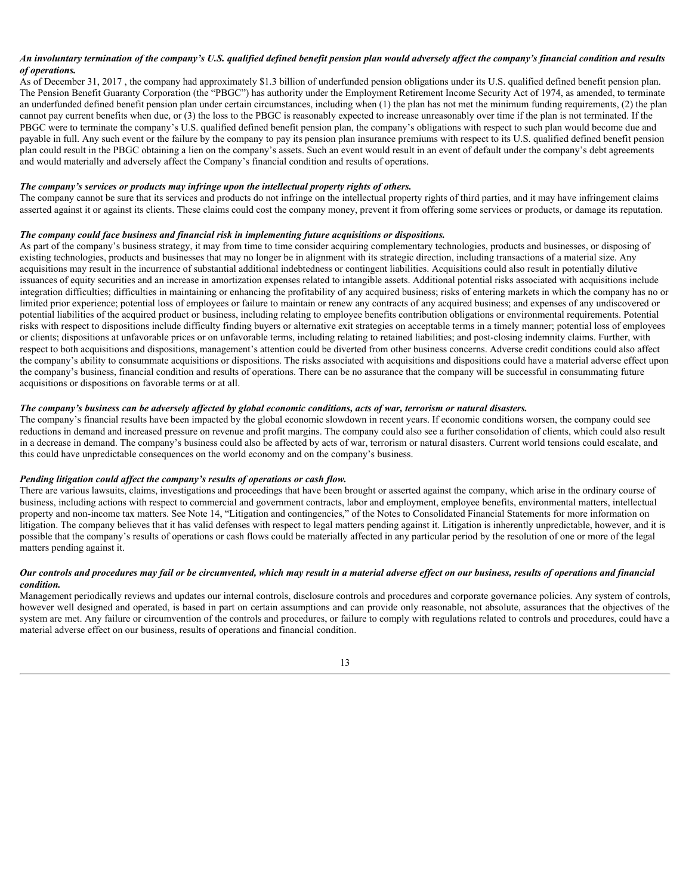***An involuntary termination of the company's U.S. qualified defined benefit pension plan would adversely affect the company's financial condition and results of operations.***

As of December 31, 2017 , the company had approximately $1.3 billion of underfunded pension obligations under its U.S. qualified defined benefit pension plan. The Pension Benefit Guaranty Corporation (the "PBGC") has authority under the Employment Retirement Income Security Act of 1974, as amended, to terminate an underfunded defined benefit pension plan under certain circumstances, including when (1) the plan has not met the minimum funding requirements, (2) the plan cannot pay current benefits when due, or (3) the loss to the PBGC is reasonably expected to increase unreasonably over time if the plan is not terminated. If the PBGC were to terminate the company's U.S. qualified defined benefit pension plan, the company's obligations with respect to such plan would become due and payable in full. Any such event or the failure by the company to pay its pension plan insurance premiums with respect to its U.S. qualified defined benefit pension plan could result in the PBGC obtaining a lien on the company's assets. Such an event would result in an event of default under the company's debt agreements and would materially and adversely affect the Company's financial condition and results of operations.

***The company's services or products may infringe upon the intellectual property rights of others.***

The company cannot be sure that its services and products do not infringe on the intellectual property rights of third parties, and it may have infringement claims asserted against it or against its clients. These claims could cost the company money, prevent it from offering some services or products, or damage its reputation.

***The company could face business and financial risk in implementing future acquisitions or dispositions.***

As part of the company's business strategy, it may from time to time consider acquiring complementary technologies, products and businesses, or disposing of existing technologies, products and businesses that may no longer be in alignment with its strategic direction, including transactions of a material size. Any acquisitions may result in the incurrence of substantial additional indebtedness or contingent liabilities. Acquisitions could also result in potentially dilutive issuances of equity securities and an increase in amortization expenses related to intangible assets. Additional potential risks associated with acquisitions include integration difficulties; difficulties in maintaining or enhancing the profitability of any acquired business; risks of entering markets in which the company has no or limited prior experience; potential loss of employees or failure to maintain or renew any contracts of any acquired business; and expenses of any undiscovered or potential liabilities of the acquired product or business, including relating to employee benefits contribution obligations or environmental requirements. Potential risks with respect to dispositions include difficulty finding buyers or alternative exit strategies on acceptable terms in a timely manner; potential loss of employees or clients; dispositions at unfavorable prices or on unfavorable terms, including relating to retained liabilities; and post-closing indemnity claims. Further, with respect to both acquisitions and dispositions, management's attention could be diverted from other business concerns. Adverse credit conditions could also affect the company's ability to consummate acquisitions or dispositions. The risks associated with acquisitions and dispositions could have a material adverse effect upon the company's business, financial condition and results of operations. There can be no assurance that the company will be successful in consummating future acquisitions or dispositions on favorable terms or at all.

***The company's business can be adversely affected by global economic conditions, acts of war, terrorism or natural disasters.***

The company's financial results have been impacted by the global economic slowdown in recent years. If economic conditions worsen, the company could see reductions in demand and increased pressure on revenue and profit margins. The company could also see a further consolidation of clients, which could also result in a decrease in demand. The company's business could also be affected by acts of war, terrorism or natural disasters. Current world tensions could escalate, and this could have unpredictable consequences on the world economy and on the company's business.

***Pending litigation could affect the company's results of operations or cash flow.***

There are various lawsuits, claims, investigations and proceedings that have been brought or asserted against the company, which arise in the ordinary course of business, including actions with respect to commercial and government contracts, labor and employment, employee benefits, environmental matters, intellectual property and non-income tax matters. See Note 14, "Litigation and contingencies," of the Notes to Consolidated Financial Statements for more information on litigation. The company believes that it has valid defenses with respect to legal matters pending against it. Litigation is inherently unpredictable, however, and it is possible that the company's results of operations or cash flows could be materially affected in any particular period by the resolution of one or more of the legal matters pending against it.

***Our controls and procedures may fail or be circumvented, which may result in a material adverse effect on our business, results of operations and financial condition.***

Management periodically reviews and updates our internal controls, disclosure controls and procedures and corporate governance policies. Any system of controls, however well designed and operated, is based in part on certain assumptions and can provide only reasonable, not absolute, assurances that the objectives of the system are met. Any failure or circumvention of the controls and procedures, or failure to comply with regulations related to controls and procedures, could have a material adverse effect on our business, results of operations and financial condition.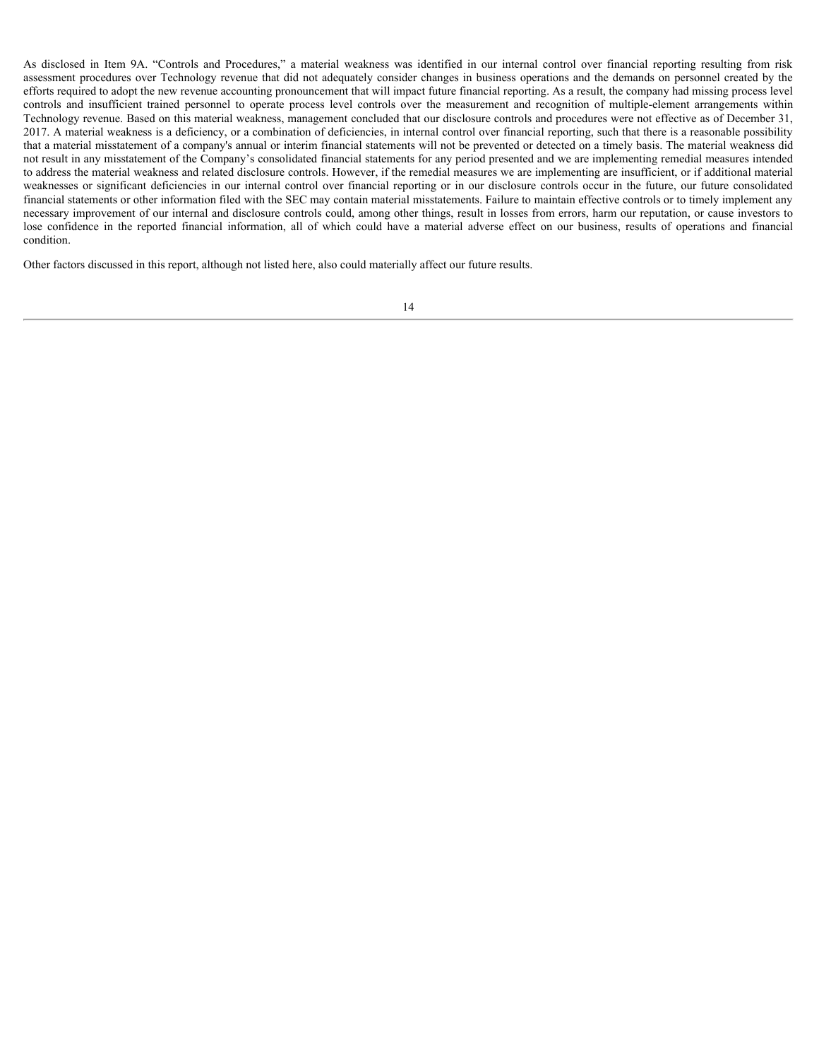As disclosed in Item 9A. "Controls and Procedures," a material weakness was identified in our internal control over financial reporting resulting from risk assessment procedures over Technology revenue that did not adequately consider changes in business operations and the demands on personnel created by the efforts required to adopt the new revenue accounting pronouncement that will impact future financial reporting. As a result, the company had missing process level controls and insufficient trained personnel to operate process level controls over the measurement and recognition of multiple-element arrangements within Technology revenue. Based on this material weakness, management concluded that our disclosure controls and procedures were not effective as of December 31, 2017. A material weakness is a deficiency, or a combination of deficiencies, in internal control over financial reporting, such that there is a reasonable possibility that a material misstatement of a company's annual or interim financial statements will not be prevented or detected on a timely basis. The material weakness did not result in any misstatement of the Company's consolidated financial statements for any period presented and we are implementing remedial measures intended to address the material weakness and related disclosure controls. However, if the remedial measures we are implementing are insufficient, or if additional material weaknesses or significant deficiencies in our internal control over financial reporting or in our disclosure controls occur in the future, our future consolidated financial statements or other information filed with the SEC may contain material misstatements. Failure to maintain effective controls or to timely implement any necessary improvement of our internal and disclosure controls could, among other things, result in losses from errors, harm our reputation, or cause investors to lose confidence in the reported financial information, all of which could have a material adverse effect on our business, results of operations and financial condition.

Other factors discussed in this report, although not listed here, also could materially affect our future results.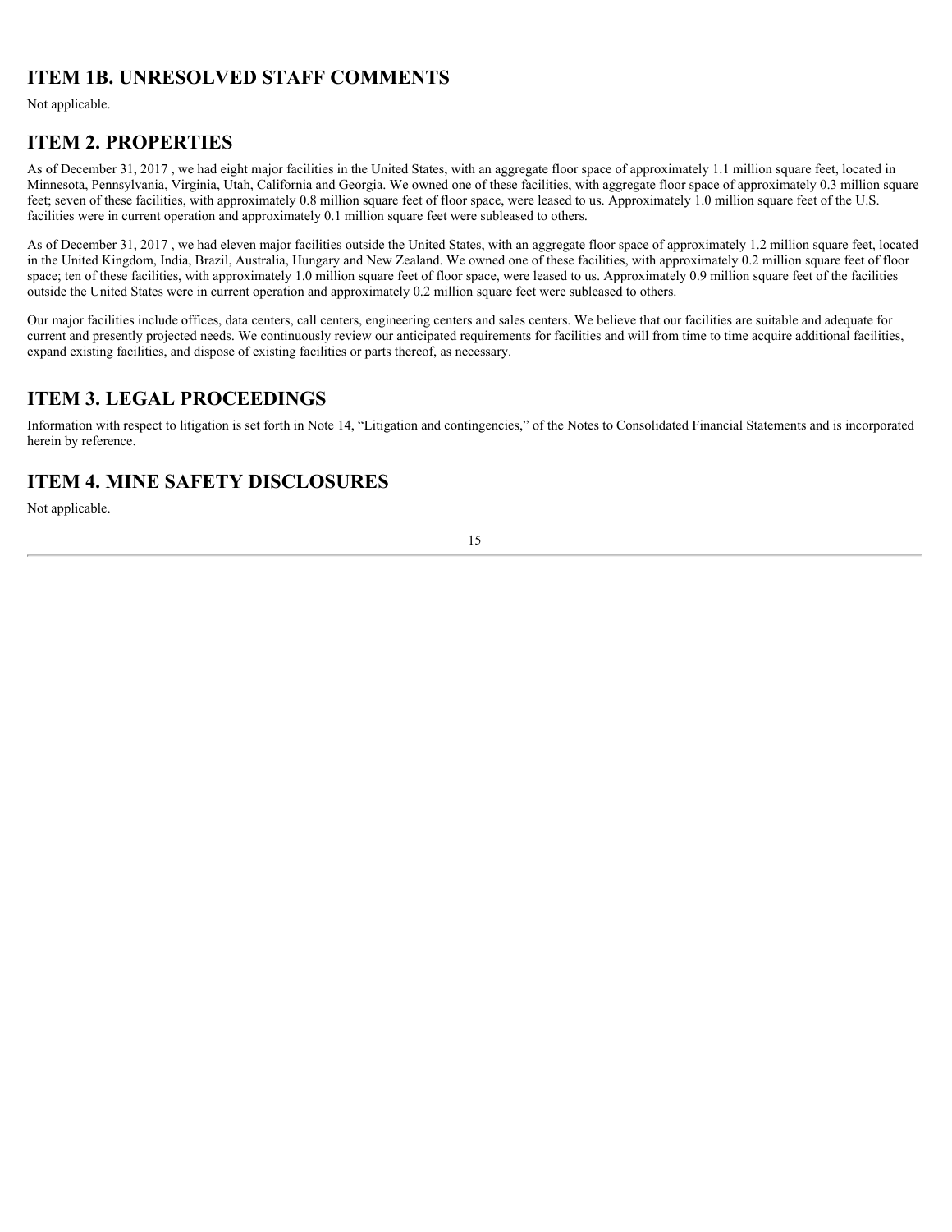## ITEM 1B. UNRESOLVED STAFF COMMENTS

Not applicable.

## ITEM 2. PROPERTIES

As of December 31, 2017 , we had eight major facilities in the United States, with an aggregate floor space of approximately 1.1 million square feet, located in Minnesota, Pennsylvania, Virginia, Utah, California and Georgia. We owned one of these facilities, with aggregate floor space of approximately 0.3 million square feet; seven of these facilities, with approximately 0.8 million square feet of floor space, were leased to us. Approximately 1.0 million square feet of the U.S. facilities were in current operation and approximately 0.1 million square feet were subleased to others.

As of December 31, 2017 , we had eleven major facilities outside the United States, with an aggregate floor space of approximately 1.2 million square feet, located in the United Kingdom, India, Brazil, Australia, Hungary and New Zealand. We owned one of these facilities, with approximately 0.2 million square feet of floor space; ten of these facilities, with approximately 1.0 million square feet of floor space, were leased to us. Approximately 0.9 million square feet of the facilities outside the United States were in current operation and approximately 0.2 million square feet were subleased to others.

Our major facilities include offices, data centers, call centers, engineering centers and sales centers. We believe that our facilities are suitable and adequate for current and presently projected needs. We continuously review our anticipated requirements for facilities and will from time to time acquire additional facilities, expand existing facilities, and dispose of existing facilities or parts thereof, as necessary.

## ITEM 3. LEGAL PROCEEDINGS

Information with respect to litigation is set forth in Note 14, “Litigation and contingencies,” of the Notes to Consolidated Financial Statements and is incorporated herein by reference.

## ITEM 4. MINE SAFETY DISCLOSURES

Not applicable.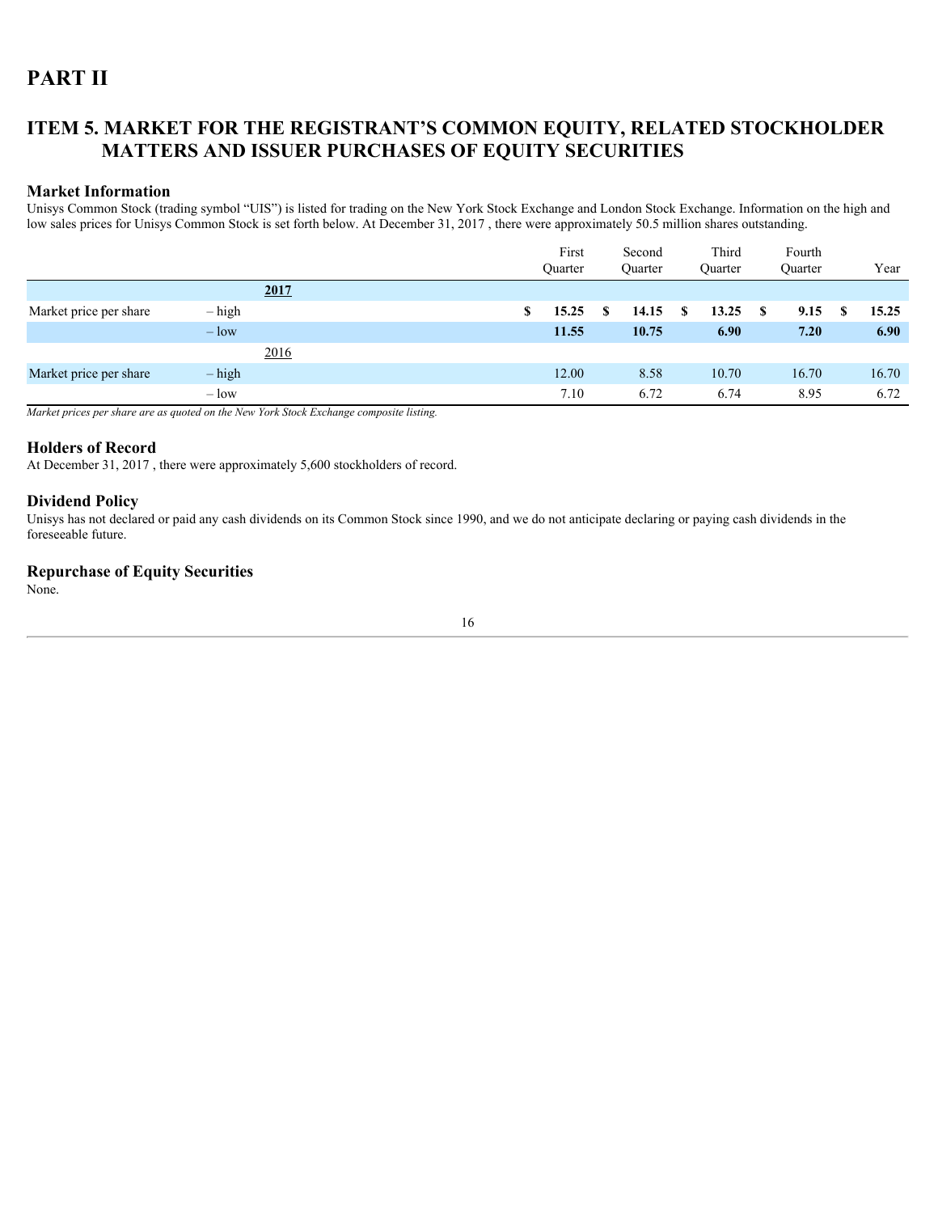# PART II

## ITEM 5. MARKET FOR THE REGISTRANT'S COMMON EQUITY, RELATED STOCKHOLDER MATTERS AND ISSUER PURCHASES OF EQUITY SECURITIES

### Market Information

Unisys Common Stock (trading symbol "UIS") is listed for trading on the New York Stock Exchange and London Stock Exchange. Information on the high and low sales prices for Unisys Common Stock is set forth below. At December 31, 2017 , there were approximately 50.5 million shares outstanding.

| | | First Quarter | Second Quarter | Third Quarter | Fourth Quarter | Year |
|---|---|---|---|---|---|---|
| | **2017** | | | | | |
| Market price per share | – high | **$ 15.25** | **$ 14.15** | **$ 13.25** | **$ 9.15** | **$ 15.25** |
| | – low | **11.55** | **10.75** | **6.90** | **7.20** | **6.90** |
| | 2016 | | | | | |
| Market price per share | – high | 12.00 | 8.58 | 10.70 | 16.70 | 16.70 |
| | – low | 7.10 | 6.72 | 6.74 | 8.95 | 6.72 |

*Market prices per share are as quoted on the New York Stock Exchange composite listing.*

### Holders of Record

At December 31, 2017 , there were approximately 5,600 stockholders of record.

### Dividend Policy

Unisys has not declared or paid any cash dividends on its Common Stock since 1990, and we do not anticipate declaring or paying cash dividends in the foreseeable future.

### Repurchase of Equity Securities

None.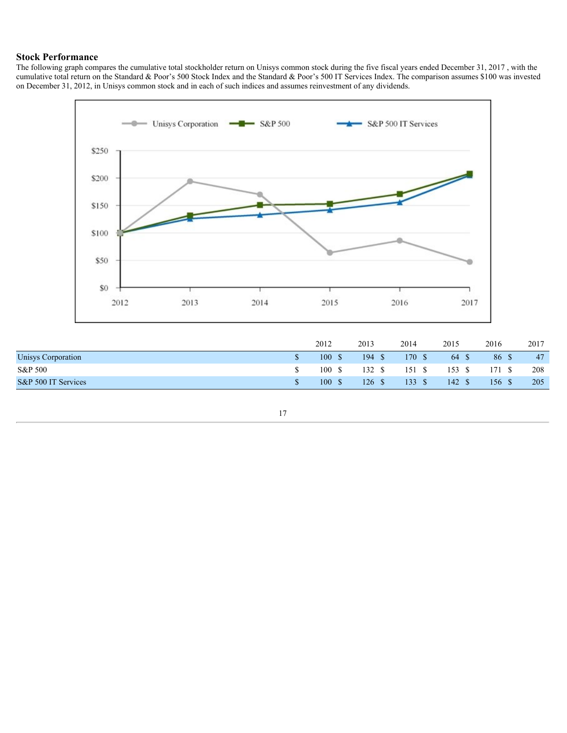## Stock Performance

The following graph compares the cumulative total stockholder return on Unisys common stock during the five fiscal years ended December 31, 2017 , with the cumulative total return on the Standard & Poor's 500 Stock Index and the Standard & Poor's 500 IT Services Index. The comparison assumes $100 was invested on December 31, 2012, in Unisys common stock and in each of such indices and assumes reinvestment of any dividends.

| | 2012 | 2013 | 2014 | 2015 | 2016 | 2017 |
|---|---|---|---|---|---|---|
| Unisys Corporation | $ 100 | $ 194 | $ 170 | $ 64 | $ 86 | $ 47 |
| S&P 500 | $ 100 | $ 132 | $ 151 | $ 153 | $ 171 | $ 208 |
| S&P 500 IT Services | $ 100 | $ 126 | $ 133 | $ 142 | $ 156 | $ 205 |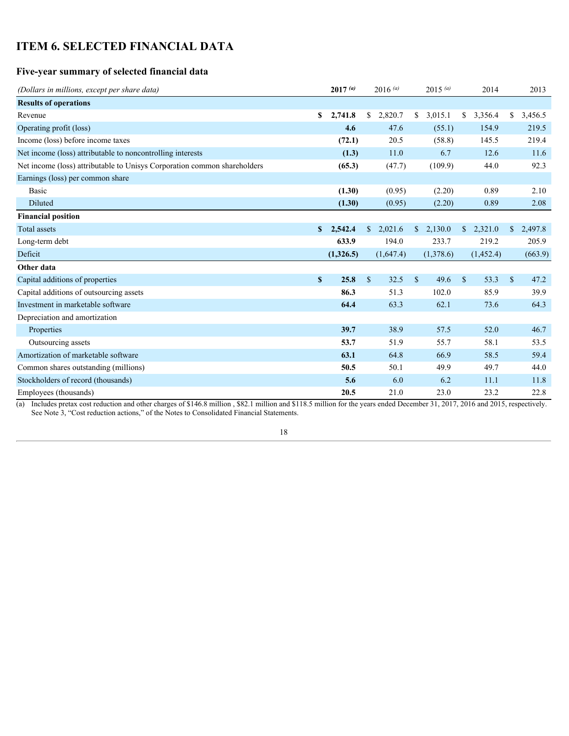# ITEM 6. SELECTED FINANCIAL DATA

## Five-year summary of selected financial data

| *(Dollars in millions, except per share data)* | **2017** *(a)* | 2016 *(a)* | 2015 *(a)* | 2014 | 2013 |
|---|---|---|---|---|---|
| **Results of operations** | | | | | |
| Revenue | **$ 2,741.8** | $ 2,820.7 | $ 3,015.1 | $ 3,356.4 | $ 3,456.5 |
| Operating profit (loss) | **4.6** | 47.6 | (55.1) | 154.9 | 219.5 |
| Income (loss) before income taxes | **(72.1)** | 20.5 | (58.8) | 145.5 | 219.4 |
| Net income (loss) attributable to noncontrolling interests | **(1.3)** | 11.0 | 6.7 | 12.6 | 11.6 |
| Net income (loss) attributable to Unisys Corporation common shareholders | **(65.3)** | (47.7) | (109.9) | 44.0 | 92.3 |
| Earnings (loss) per common share | | | | | |
| Basic | **(1.30)** | (0.95) | (2.20) | 0.89 | 2.10 |
| Diluted | **(1.30)** | (0.95) | (2.20) | 0.89 | 2.08 |
| **Financial position** | | | | | |
| Total assets | **$ 2,542.4** | $ 2,021.6 | $ 2,130.0 | $ 2,321.0 | $ 2,497.8 |
| Long-term debt | **633.9** | 194.0 | 233.7 | 219.2 | 205.9 |
| Deficit | **(1,326.5)** | (1,647.4) | (1,378.6) | (1,452.4) | (663.9) |
| **Other data** | | | | | |
| Capital additions of properties | **$ 25.8** | $ 32.5 | $ 49.6 | $ 53.3 | $ 47.2 |
| Capital additions of outsourcing assets | **86.3** | 51.3 | 102.0 | 85.9 | 39.9 |
| Investment in marketable software | **64.4** | 63.3 | 62.1 | 73.6 | 64.3 |
| Depreciation and amortization | | | | | |
| Properties | **39.7** | 38.9 | 57.5 | 52.0 | 46.7 |
| Outsourcing assets | **53.7** | 51.9 | 55.7 | 58.1 | 53.5 |
| Amortization of marketable software | **63.1** | 64.8 | 66.9 | 58.5 | 59.4 |
| Common shares outstanding (millions) | **50.5** | 50.1 | 49.9 | 49.7 | 44.0 |
| Stockholders of record (thousands) | **5.6** | 6.0 | 6.2 | 11.1 | 11.8 |
| Employees (thousands) | **20.5** | 21.0 | 23.0 | 23.2 | 22.8 |

(a) Includes pretax cost reduction and other charges of $146.8 million , $82.1 million and $118.5 million for the years ended December 31, 2017, 2016 and 2015, respectively. See Note 3, "Cost reduction actions," of the Notes to Consolidated Financial Statements.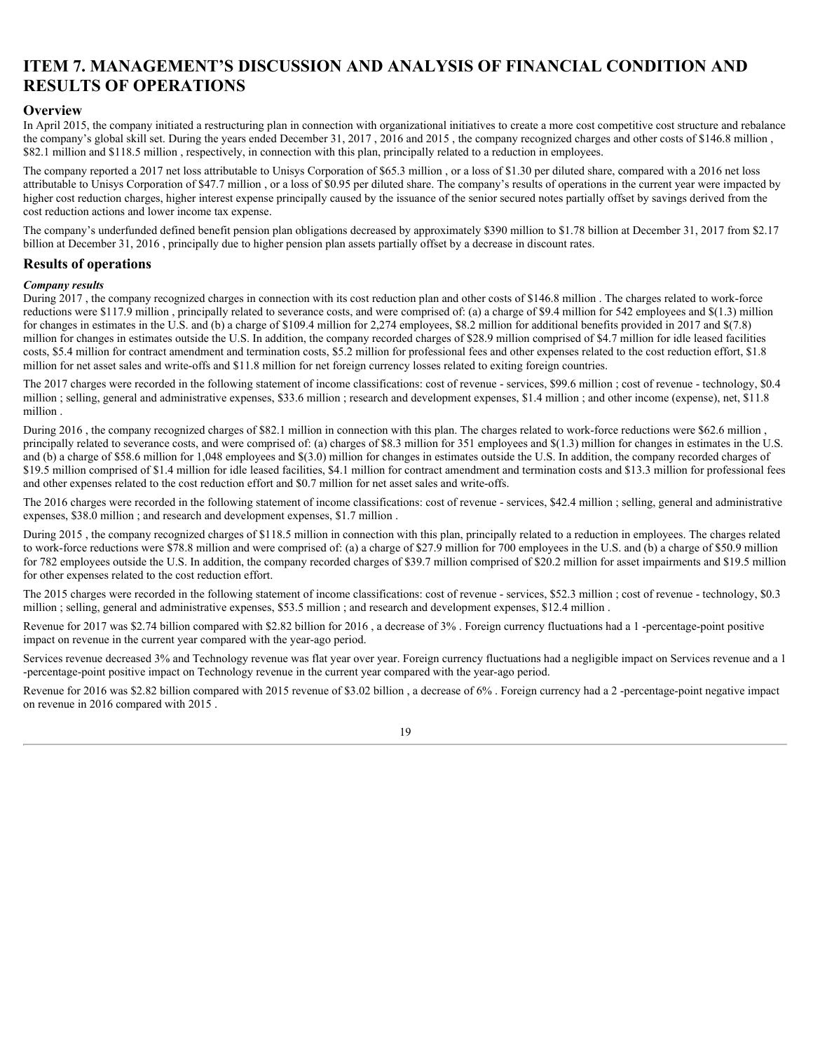# ITEM 7. MANAGEMENT'S DISCUSSION AND ANALYSIS OF FINANCIAL CONDITION AND RESULTS OF OPERATIONS

## Overview

In April 2015, the company initiated a restructuring plan in connection with organizational initiatives to create a more cost competitive cost structure and rebalance the company's global skill set. During the years ended December 31, 2017 , 2016 and 2015 , the company recognized charges and other costs of $146.8 million , $82.1 million and $118.5 million , respectively, in connection with this plan, principally related to a reduction in employees.

The company reported a 2017 net loss attributable to Unisys Corporation of $65.3 million , or a loss of $1.30 per diluted share, compared with a 2016 net loss attributable to Unisys Corporation of $47.7 million , or a loss of $0.95 per diluted share. The company's results of operations in the current year were impacted by higher cost reduction charges, higher interest expense principally caused by the issuance of the senior secured notes partially offset by savings derived from the cost reduction actions and lower income tax expense.

The company's underfunded defined benefit pension plan obligations decreased by approximately $390 million to $1.78 billion at December 31, 2017 from $2.17 billion at December 31, 2016 , principally due to higher pension plan assets partially offset by a decrease in discount rates.

## Results of operations

***Company results***

During 2017 , the company recognized charges in connection with its cost reduction plan and other costs of $146.8 million . The charges related to work-force reductions were $117.9 million , principally related to severance costs, and were comprised of: (a) a charge of $9.4 million for 542 employees and $(1.3) million for changes in estimates in the U.S. and (b) a charge of $109.4 million for 2,274 employees, $8.2 million for additional benefits provided in 2017 and $(7.8) million for changes in estimates outside the U.S. In addition, the company recorded charges of $28.9 million comprised of $4.7 million for idle leased facilities costs, $5.4 million for contract amendment and termination costs, $5.2 million for professional fees and other expenses related to the cost reduction effort, $1.8 million for net asset sales and write-offs and $11.8 million for net foreign currency losses related to exiting foreign countries.

The 2017 charges were recorded in the following statement of income classifications: cost of revenue - services, $99.6 million ; cost of revenue - technology, $0.4 million ; selling, general and administrative expenses, $33.6 million ; research and development expenses, $1.4 million ; and other income (expense), net, $11.8 million .

During 2016 , the company recognized charges of $82.1 million in connection with this plan. The charges related to work-force reductions were $62.6 million , principally related to severance costs, and were comprised of: (a) charges of $8.3 million for 351 employees and $(1.3) million for changes in estimates in the U.S. and (b) a charge of $58.6 million for 1,048 employees and $(3.0) million for changes in estimates outside the U.S. In addition, the company recorded charges of $19.5 million comprised of $1.4 million for idle leased facilities, $4.1 million for contract amendment and termination costs and $13.3 million for professional fees and other expenses related to the cost reduction effort and $0.7 million for net asset sales and write-offs.

The 2016 charges were recorded in the following statement of income classifications: cost of revenue - services, $42.4 million ; selling, general and administrative expenses, $38.0 million ; and research and development expenses, $1.7 million .

During 2015 , the company recognized charges of $118.5 million in connection with this plan, principally related to a reduction in employees. The charges related to work-force reductions were $78.8 million and were comprised of: (a) a charge of $27.9 million for 700 employees in the U.S. and (b) a charge of $50.9 million for 782 employees outside the U.S. In addition, the company recorded charges of $39.7 million comprised of $20.2 million for asset impairments and $19.5 million for other expenses related to the cost reduction effort.

The 2015 charges were recorded in the following statement of income classifications: cost of revenue - services, $52.3 million ; cost of revenue - technology, $0.3 million ; selling, general and administrative expenses, $53.5 million ; and research and development expenses, $12.4 million .

Revenue for 2017 was $2.74 billion compared with $2.82 billion for 2016 , a decrease of 3% . Foreign currency fluctuations had a 1 -percentage-point positive impact on revenue in the current year compared with the year-ago period.

Services revenue decreased 3% and Technology revenue was flat year over year. Foreign currency fluctuations had a negligible impact on Services revenue and a 1 -percentage-point positive impact on Technology revenue in the current year compared with the year-ago period.

Revenue for 2016 was $2.82 billion compared with 2015 revenue of $3.02 billion , a decrease of 6% . Foreign currency had a 2 -percentage-point negative impact on revenue in 2016 compared with 2015 .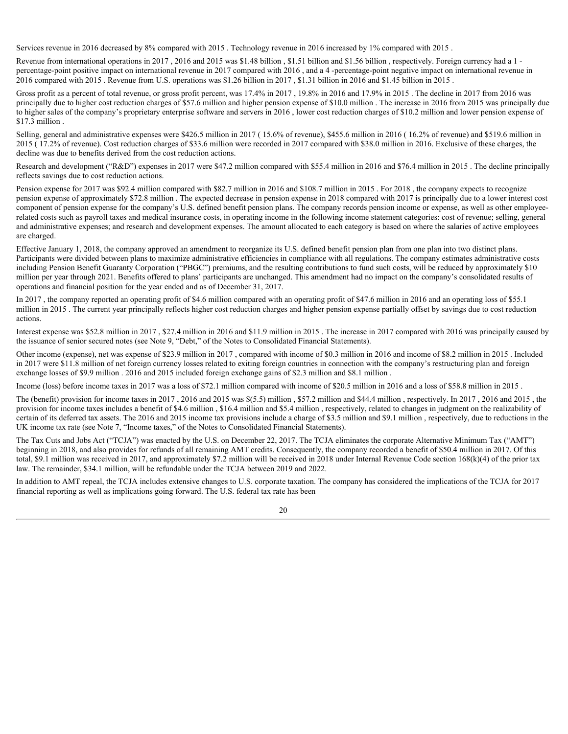Services revenue in 2016 decreased by 8% compared with 2015 . Technology revenue in 2016 increased by 1% compared with 2015 .

Revenue from international operations in 2017 , 2016 and 2015 was $1.48 billion , $1.51 billion and $1.56 billion , respectively. Foreign currency had a 1 -percentage-point positive impact on international revenue in 2017 compared with 2016 , and a 4 -percentage-point negative impact on international revenue in 2016 compared with 2015 . Revenue from U.S. operations was $1.26 billion in 2017 , $1.31 billion in 2016 and $1.45 billion in 2015 .

Gross profit as a percent of total revenue, or gross profit percent, was 17.4% in 2017 , 19.8% in 2016 and 17.9% in 2015 . The decline in 2017 from 2016 was principally due to higher cost reduction charges of $57.6 million and higher pension expense of $10.0 million . The increase in 2016 from 2015 was principally due to higher sales of the company's proprietary enterprise software and servers in 2016 , lower cost reduction charges of $10.2 million and lower pension expense of $17.3 million .

Selling, general and administrative expenses were $426.5 million in 2017 ( 15.6% of revenue), $455.6 million in 2016 ( 16.2% of revenue) and $519.6 million in 2015 ( 17.2% of revenue). Cost reduction charges of $33.6 million were recorded in 2017 compared with $38.0 million in 2016. Exclusive of these charges, the decline was due to benefits derived from the cost reduction actions.

Research and development ("R&D") expenses in 2017 were $47.2 million compared with $55.4 million in 2016 and $76.4 million in 2015 . The decline principally reflects savings due to cost reduction actions.

Pension expense for 2017 was $92.4 million compared with $82.7 million in 2016 and $108.7 million in 2015 . For 2018 , the company expects to recognize pension expense of approximately $72.8 million . The expected decrease in pension expense in 2018 compared with 2017 is principally due to a lower interest cost component of pension expense for the company's U.S. defined benefit pension plans. The company records pension income or expense, as well as other employee-related costs such as payroll taxes and medical insurance costs, in operating income in the following income statement categories: cost of revenue; selling, general and administrative expenses; and research and development expenses. The amount allocated to each category is based on where the salaries of active employees are charged.

Effective January 1, 2018, the company approved an amendment to reorganize its U.S. defined benefit pension plan from one plan into two distinct plans. Participants were divided between plans to maximize administrative efficiencies in compliance with all regulations. The company estimates administrative costs including Pension Benefit Guaranty Corporation ("PBGC") premiums, and the resulting contributions to fund such costs, will be reduced by approximately $10 million per year through 2021. Benefits offered to plans' participants are unchanged. This amendment had no impact on the company's consolidated results of operations and financial position for the year ended and as of December 31, 2017.

In 2017 , the company reported an operating profit of $4.6 million compared with an operating profit of $47.6 million in 2016 and an operating loss of $55.1 million in 2015 . The current year principally reflects higher cost reduction charges and higher pension expense partially offset by savings due to cost reduction actions.

Interest expense was $52.8 million in 2017 , $27.4 million in 2016 and $11.9 million in 2015 . The increase in 2017 compared with 2016 was principally caused by the issuance of senior secured notes (see Note 9, "Debt," of the Notes to Consolidated Financial Statements).

Other income (expense), net was expense of $23.9 million in 2017 , compared with income of $0.3 million in 2016 and income of $8.2 million in 2015 . Included in 2017 were $11.8 million of net foreign currency losses related to exiting foreign countries in connection with the company's restructuring plan and foreign exchange losses of $9.9 million . 2016 and 2015 included foreign exchange gains of $2.3 million and $8.1 million .

Income (loss) before income taxes in 2017 was a loss of $72.1 million compared with income of $20.5 million in 2016 and a loss of $58.8 million in 2015 .

The (benefit) provision for income taxes in 2017 , 2016 and 2015 was $(5.5) million , $57.2 million and $44.4 million , respectively. In 2017 , 2016 and 2015 , the provision for income taxes includes a benefit of $4.6 million , $16.4 million and $5.4 million , respectively, related to changes in judgment on the realizability of certain of its deferred tax assets. The 2016 and 2015 income tax provisions include a charge of $3.5 million and $9.1 million , respectively, due to reductions in the UK income tax rate (see Note 7, "Income taxes," of the Notes to Consolidated Financial Statements).

The Tax Cuts and Jobs Act ("TCJA") was enacted by the U.S. on December 22, 2017. The TCJA eliminates the corporate Alternative Minimum Tax ("AMT") beginning in 2018, and also provides for refunds of all remaining AMT credits. Consequently, the company recorded a benefit of $50.4 million in 2017. Of this total, $9.1 million was received in 2017, and approximately $7.2 million will be received in 2018 under Internal Revenue Code section 168(k)(4) of the prior tax law. The remainder, $34.1 million, will be refundable under the TCJA between 2019 and 2022.

In addition to AMT repeal, the TCJA includes extensive changes to U.S. corporate taxation. The company has considered the implications of the TCJA for 2017 financial reporting as well as implications going forward. The U.S. federal tax rate has been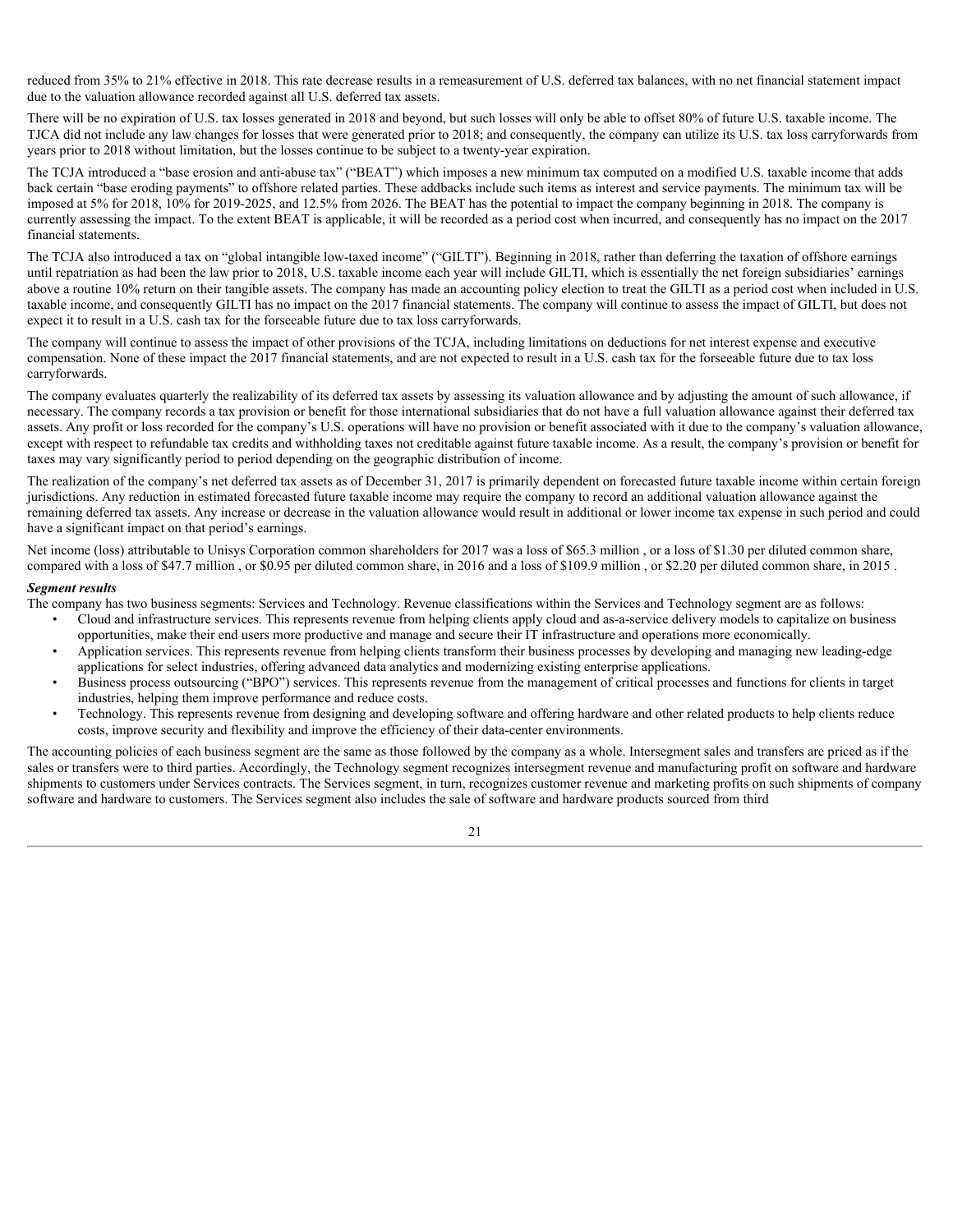reduced from 35% to 21% effective in 2018. This rate decrease results in a remeasurement of U.S. deferred tax balances, with no net financial statement impact due to the valuation allowance recorded against all U.S. deferred tax assets.

There will be no expiration of U.S. tax losses generated in 2018 and beyond, but such losses will only be able to offset 80% of future U.S. taxable income. The TJCA did not include any law changes for losses that were generated prior to 2018; and consequently, the company can utilize its U.S. tax loss carryforwards from years prior to 2018 without limitation, but the losses continue to be subject to a twenty-year expiration.

The TCJA introduced a "base erosion and anti-abuse tax" ("BEAT") which imposes a new minimum tax computed on a modified U.S. taxable income that adds back certain "base eroding payments" to offshore related parties. These addbacks include such items as interest and service payments. The minimum tax will be imposed at 5% for 2018, 10% for 2019-2025, and 12.5% from 2026. The BEAT has the potential to impact the company beginning in 2018. The company is currently assessing the impact. To the extent BEAT is applicable, it will be recorded as a period cost when incurred, and consequently has no impact on the 2017 financial statements.

The TCJA also introduced a tax on "global intangible low-taxed income" ("GILTI"). Beginning in 2018, rather than deferring the taxation of offshore earnings until repatriation as had been the law prior to 2018, U.S. taxable income each year will include GILTI, which is essentially the net foreign subsidiaries' earnings above a routine 10% return on their tangible assets. The company has made an accounting policy election to treat the GILTI as a period cost when included in U.S. taxable income, and consequently GILTI has no impact on the 2017 financial statements. The company will continue to assess the impact of GILTI, but does not expect it to result in a U.S. cash tax for the forseeable future due to tax loss carryforwards.

The company will continue to assess the impact of other provisions of the TCJA, including limitations on deductions for net interest expense and executive compensation. None of these impact the 2017 financial statements, and are not expected to result in a U.S. cash tax for the forseeable future due to tax loss carryforwards.

The company evaluates quarterly the realizability of its deferred tax assets by assessing its valuation allowance and by adjusting the amount of such allowance, if necessary. The company records a tax provision or benefit for those international subsidiaries that do not have a full valuation allowance against their deferred tax assets. Any profit or loss recorded for the company's U.S. operations will have no provision or benefit associated with it due to the company's valuation allowance, except with respect to refundable tax credits and withholding taxes not creditable against future taxable income. As a result, the company's provision or benefit for taxes may vary significantly period to period depending on the geographic distribution of income.

The realization of the company's net deferred tax assets as of December 31, 2017 is primarily dependent on forecasted future taxable income within certain foreign jurisdictions. Any reduction in estimated forecasted future taxable income may require the company to record an additional valuation allowance against the remaining deferred tax assets. Any increase or decrease in the valuation allowance would result in additional or lower income tax expense in such period and could have a significant impact on that period's earnings.

Net income (loss) attributable to Unisys Corporation common shareholders for 2017 was a loss of $65.3 million , or a loss of $1.30 per diluted common share, compared with a loss of $47.7 million , or $0.95 per diluted common share, in 2016 and a loss of $109.9 million , or $2.20 per diluted common share, in 2015 .

***Segment results***

The company has two business segments: Services and Technology. Revenue classifications within the Services and Technology segment are as follows:

- Cloud and infrastructure services. This represents revenue from helping clients apply cloud and as-a-service delivery models to capitalize on business opportunities, make their end users more productive and manage and secure their IT infrastructure and operations more economically.
- Application services. This represents revenue from helping clients transform their business processes by developing and managing new leading-edge applications for select industries, offering advanced data analytics and modernizing existing enterprise applications.
- Business process outsourcing ("BPO") services. This represents revenue from the management of critical processes and functions for clients in target industries, helping them improve performance and reduce costs.
- Technology. This represents revenue from designing and developing software and offering hardware and other related products to help clients reduce costs, improve security and flexibility and improve the efficiency of their data-center environments.

The accounting policies of each business segment are the same as those followed by the company as a whole. Intersegment sales and transfers are priced as if the sales or transfers were to third parties. Accordingly, the Technology segment recognizes intersegment revenue and manufacturing profit on software and hardware shipments to customers under Services contracts. The Services segment, in turn, recognizes customer revenue and marketing profits on such shipments of company software and hardware to customers. The Services segment also includes the sale of software and hardware products sourced from third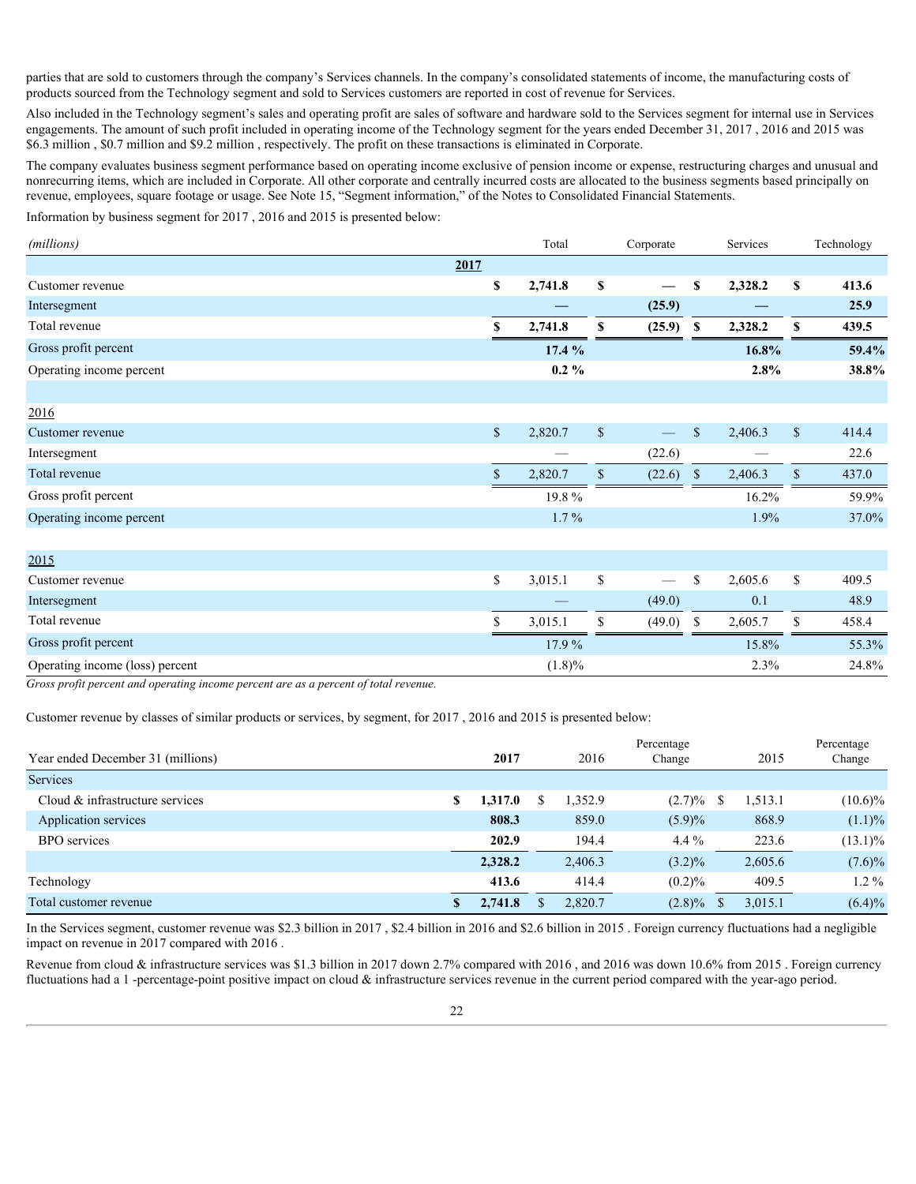parties that are sold to customers through the company's Services channels. In the company's consolidated statements of income, the manufacturing costs of products sourced from the Technology segment and sold to Services customers are reported in cost of revenue for Services.

Also included in the Technology segment's sales and operating profit are sales of software and hardware sold to the Services segment for internal use in Services engagements. The amount of such profit included in operating income of the Technology segment for the years ended December 31, 2017 , 2016 and 2015 was $6.3 million , $0.7 million and $9.2 million , respectively. The profit on these transactions is eliminated in Corporate.

The company evaluates business segment performance based on operating income exclusive of pension income or expense, restructuring charges and unusual and nonrecurring items, which are included in Corporate. All other corporate and centrally incurred costs are allocated to the business segments based principally on revenue, employees, square footage or usage. See Note 15, "Segment information," of the Notes to Consolidated Financial Statements.

Information by business segment for 2017 , 2016 and 2015 is presented below:

| *(millions)* | Total | Corporate | Services | Technology |
|---|---|---|---|---|
| **2017** | | | | |
| Customer revenue | **$ 2,741.8** | **$ —** | **$ 2,328.2** | **$ 413.6** |
| Intersegment | **—** | **(25.9)** | **—** | **25.9** |
| Total revenue | **$ 2,741.8** | **$ (25.9)** | **$ 2,328.2** | **$ 439.5** |
| Gross profit percent | **17.4 %** | | **16.8%** | **59.4%** |
| Operating income percent | **0.2 %** | | **2.8%** | **38.8%** |
| | | | | |
| 2016 | | | | |
| Customer revenue | $ 2,820.7 | $ — | $ 2,406.3 | $ 414.4 |
| Intersegment | — | (22.6) | — | 22.6 |
| Total revenue | $ 2,820.7 | $ (22.6) | $ 2,406.3 | $ 437.0 |
| Gross profit percent | 19.8 % | | 16.2% | 59.9% |
| Operating income percent | 1.7 % | | 1.9% | 37.0% |
| | | | | |
| 2015 | | | | |
| Customer revenue | $ 3,015.1 | $ — | $ 2,605.6 | $ 409.5 |
| Intersegment | — | (49.0) | 0.1 | 48.9 |
| Total revenue | $ 3,015.1 | $ (49.0) | $ 2,605.7 | $ 458.4 |
| Gross profit percent | 17.9 % | | 15.8% | 55.3% |
| Operating income (loss) percent | (1.8)% | | 2.3% | 24.8% |

*Gross profit percent and operating income percent are as a percent of total revenue.*

Customer revenue by classes of similar products or services, by segment, for 2017 , 2016 and 2015 is presented below:

| Year ended December 31 (millions) | 2017 | 2016 | Percentage Change | 2015 | Percentage Change |
|---|---|---|---|---|---|
| Services | | | | | |
| Cloud & infrastructure services | **$ 1,317.0** | $ 1,352.9 | (2.7)% | $ 1,513.1 | (10.6)% |
| Application services | **808.3** | 859.0 | (5.9)% | 868.9 | (1.1)% |
| BPO services | **202.9** | 194.4 | 4.4 % | 223.6 | (13.1)% |
| | **2,328.2** | 2,406.3 | (3.2)% | 2,605.6 | (7.6)% |
| Technology | **413.6** | 414.4 | (0.2)% | 409.5 | 1.2 % |
| Total customer revenue | **$ 2,741.8** | $ 2,820.7 | (2.8)% | $ 3,015.1 | (6.4)% |

In the Services segment, customer revenue was $2.3 billion in 2017 , $2.4 billion in 2016 and $2.6 billion in 2015 . Foreign currency fluctuations had a negligible impact on revenue in 2017 compared with 2016 .

Revenue from cloud & infrastructure services was $1.3 billion in 2017 down 2.7% compared with 2016 , and 2016 was down 10.6% from 2015 . Foreign currency fluctuations had a 1 -percentage-point positive impact on cloud & infrastructure services revenue in the current period compared with the year-ago period.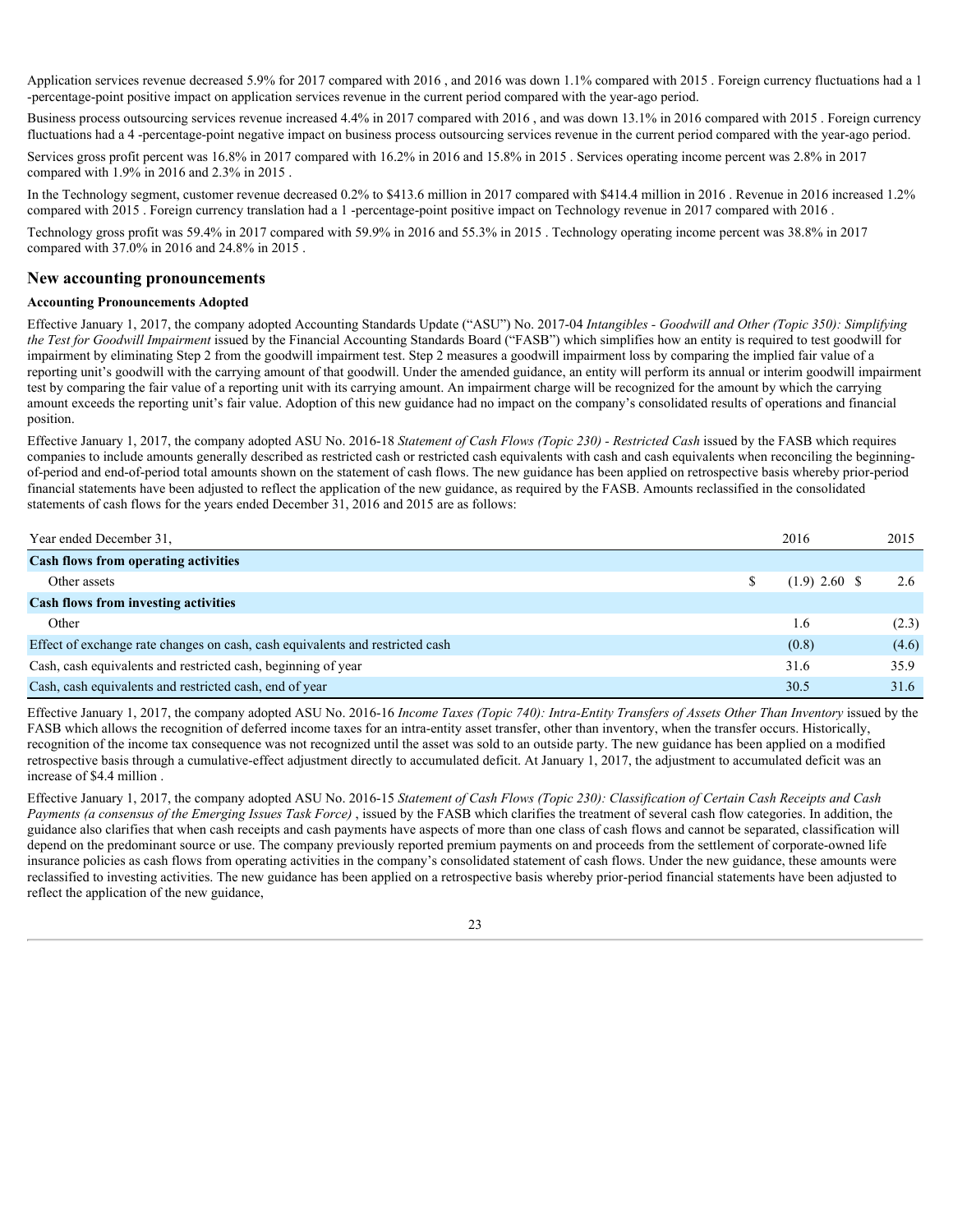Application services revenue decreased 5.9% for 2017 compared with 2016 , and 2016 was down 1.1% compared with 2015 . Foreign currency fluctuations had a 1 -percentage-point positive impact on application services revenue in the current period compared with the year-ago period.

Business process outsourcing services revenue increased 4.4% in 2017 compared with 2016 , and was down 13.1% in 2016 compared with 2015 . Foreign currency fluctuations had a 4 -percentage-point negative impact on business process outsourcing services revenue in the current period compared with the year-ago period.

Services gross profit percent was 16.8% in 2017 compared with 16.2% in 2016 and 15.8% in 2015 . Services operating income percent was 2.8% in 2017 compared with 1.9% in 2016 and 2.3% in 2015 .

In the Technology segment, customer revenue decreased 0.2% to $413.6 million in 2017 compared with $414.4 million in 2016 . Revenue in 2016 increased 1.2% compared with 2015 . Foreign currency translation had a 1 -percentage-point positive impact on Technology revenue in 2017 compared with 2016 .

Technology gross profit was 59.4% in 2017 compared with 59.9% in 2016 and 55.3% in 2015 . Technology operating income percent was 38.8% in 2017 compared with 37.0% in 2016 and 24.8% in 2015 .

## New accounting pronouncements

**Accounting Pronouncements Adopted**

Effective January 1, 2017, the company adopted Accounting Standards Update ("ASU") No. 2017-04 *Intangibles - Goodwill and Other (Topic 350): Simplifying the Test for Goodwill Impairment* issued by the Financial Accounting Standards Board ("FASB") which simplifies how an entity is required to test goodwill for impairment by eliminating Step 2 from the goodwill impairment test. Step 2 measures a goodwill impairment loss by comparing the implied fair value of a reporting unit's goodwill with the carrying amount of that goodwill. Under the amended guidance, an entity will perform its annual or interim goodwill impairment test by comparing the fair value of a reporting unit with its carrying amount. An impairment charge will be recognized for the amount by which the carrying amount exceeds the reporting unit's fair value. Adoption of this new guidance had no impact on the company's consolidated results of operations and financial position.

Effective January 1, 2017, the company adopted ASU No. 2016-18 *Statement of Cash Flows (Topic 230) - Restricted Cash* issued by the FASB which requires companies to include amounts generally described as restricted cash or restricted cash equivalents with cash and cash equivalents when reconciling the beginning-of-period and end-of-period total amounts shown on the statement of cash flows. The new guidance has been applied on retrospective basis whereby prior-period financial statements have been adjusted to reflect the application of the new guidance, as required by the FASB. Amounts reclassified in the consolidated statements of cash flows for the years ended December 31, 2016 and 2015 are as follows:

| Year ended December 31, | 2016 | 2015 |
|---|---|---|
| **Cash flows from operating activities** | | |
| Other assets | $ (1.9) 2.60 | $ 2.6 |
| **Cash flows from investing activities** | | |
| Other | 1.6 | (2.3) |
| Effect of exchange rate changes on cash, cash equivalents and restricted cash | (0.8) | (4.6) |
| Cash, cash equivalents and restricted cash, beginning of year | 31.6 | 35.9 |
| Cash, cash equivalents and restricted cash, end of year | 30.5 | 31.6 |

Effective January 1, 2017, the company adopted ASU No. 2016-16 *Income Taxes (Topic 740): Intra-Entity Transfers of Assets Other Than Inventory* issued by the FASB which allows the recognition of deferred income taxes for an intra-entity asset transfer, other than inventory, when the transfer occurs. Historically, recognition of the income tax consequence was not recognized until the asset was sold to an outside party. The new guidance has been applied on a modified retrospective basis through a cumulative-effect adjustment directly to accumulated deficit. At January 1, 2017, the adjustment to accumulated deficit was an increase of $4.4 million .

Effective January 1, 2017, the company adopted ASU No. 2016-15 *Statement of Cash Flows (Topic 230): Classification of Certain Cash Receipts and Cash Payments (a consensus of the Emerging Issues Task Force)* , issued by the FASB which clarifies the treatment of several cash flow categories. In addition, the guidance also clarifies that when cash receipts and cash payments have aspects of more than one class of cash flows and cannot be separated, classification will depend on the predominant source or use. The company previously reported premium payments on and proceeds from the settlement of corporate-owned life insurance policies as cash flows from operating activities in the company's consolidated statement of cash flows. Under the new guidance, these amounts were reclassified to investing activities. The new guidance has been applied on a retrospective basis whereby prior-period financial statements have been adjusted to reflect the application of the new guidance,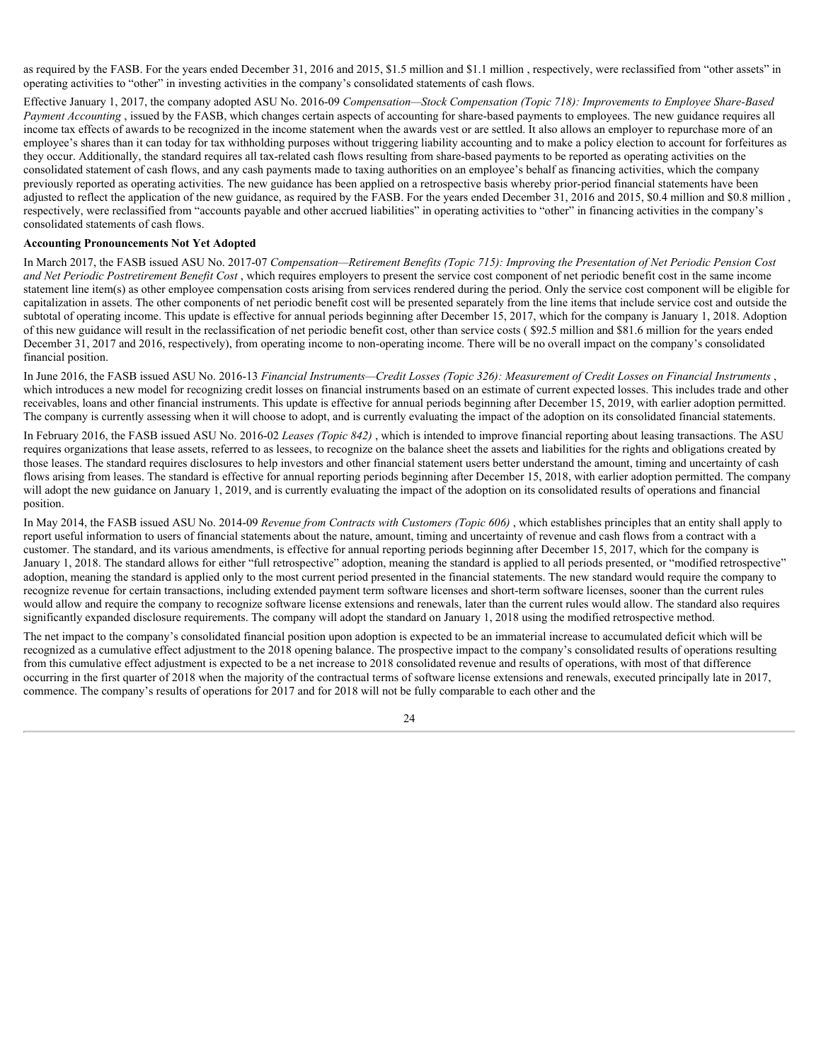as required by the FASB. For the years ended December 31, 2016 and 2015, $1.5 million and $1.1 million , respectively, were reclassified from "other assets" in operating activities to "other" in investing activities in the company's consolidated statements of cash flows.

Effective January 1, 2017, the company adopted ASU No. 2016-09 *Compensation—Stock Compensation (Topic 718): Improvements to Employee Share-Based Payment Accounting* , issued by the FASB, which changes certain aspects of accounting for share-based payments to employees. The new guidance requires all income tax effects of awards to be recognized in the income statement when the awards vest or are settled. It also allows an employer to repurchase more of an employee's shares than it can today for tax withholding purposes without triggering liability accounting and to make a policy election to account for forfeitures as they occur. Additionally, the standard requires all tax-related cash flows resulting from share-based payments to be reported as operating activities on the consolidated statement of cash flows, and any cash payments made to taxing authorities on an employee's behalf as financing activities, which the company previously reported as operating activities. The new guidance has been applied on a retrospective basis whereby prior-period financial statements have been adjusted to reflect the application of the new guidance, as required by the FASB. For the years ended December 31, 2016 and 2015, $0.4 million and $0.8 million , respectively, were reclassified from "accounts payable and other accrued liabilities" in operating activities to "other" in financing activities in the company's consolidated statements of cash flows.

**Accounting Pronouncements Not Yet Adopted**

In March 2017, the FASB issued ASU No. 2017-07 *Compensation—Retirement Benefits (Topic 715): Improving the Presentation of Net Periodic Pension Cost and Net Periodic Postretirement Benefit Cost* , which requires employers to present the service cost component of net periodic benefit cost in the same income statement line item(s) as other employee compensation costs arising from services rendered during the period. Only the service cost component will be eligible for capitalization in assets. The other components of net periodic benefit cost will be presented separately from the line items that include service cost and outside the subtotal of operating income. This update is effective for annual periods beginning after December 15, 2017, which for the company is January 1, 2018. Adoption of this new guidance will result in the reclassification of net periodic benefit cost, other than service costs ( $92.5 million and $81.6 million for the years ended December 31, 2017 and 2016, respectively), from operating income to non-operating income. There will be no overall impact on the company's consolidated financial position.

In June 2016, the FASB issued ASU No. 2016-13 *Financial Instruments—Credit Losses (Topic 326): Measurement of Credit Losses on Financial Instruments* , which introduces a new model for recognizing credit losses on financial instruments based on an estimate of current expected losses. This includes trade and other receivables, loans and other financial instruments. This update is effective for annual periods beginning after December 15, 2019, with earlier adoption permitted. The company is currently assessing when it will choose to adopt, and is currently evaluating the impact of the adoption on its consolidated financial statements.

In February 2016, the FASB issued ASU No. 2016-02 *Leases (Topic 842)* , which is intended to improve financial reporting about leasing transactions. The ASU requires organizations that lease assets, referred to as lessees, to recognize on the balance sheet the assets and liabilities for the rights and obligations created by those leases. The standard requires disclosures to help investors and other financial statement users better understand the amount, timing and uncertainty of cash flows arising from leases. The standard is effective for annual reporting periods beginning after December 15, 2018, with earlier adoption permitted. The company will adopt the new guidance on January 1, 2019, and is currently evaluating the impact of the adoption on its consolidated results of operations and financial position.

In May 2014, the FASB issued ASU No. 2014-09 *Revenue from Contracts with Customers (Topic 606)* , which establishes principles that an entity shall apply to report useful information to users of financial statements about the nature, amount, timing and uncertainty of revenue and cash flows from a contract with a customer. The standard, and its various amendments, is effective for annual reporting periods beginning after December 15, 2017, which for the company is January 1, 2018. The standard allows for either "full retrospective" adoption, meaning the standard is applied to all periods presented, or "modified retrospective" adoption, meaning the standard is applied only to the most current period presented in the financial statements. The new standard would require the company to recognize revenue for certain transactions, including extended payment term software licenses and short-term software licenses, sooner than the current rules would allow and require the company to recognize software license extensions and renewals, later than the current rules would allow. The standard also requires significantly expanded disclosure requirements. The company will adopt the standard on January 1, 2018 using the modified retrospective method.

The net impact to the company's consolidated financial position upon adoption is expected to be an immaterial increase to accumulated deficit which will be recognized as a cumulative effect adjustment to the 2018 opening balance. The prospective impact to the company's consolidated results of operations resulting from this cumulative effect adjustment is expected to be a net increase to 2018 consolidated revenue and results of operations, with most of that difference occurring in the first quarter of 2018 when the majority of the contractual terms of software license extensions and renewals, executed principally late in 2017, commence. The company's results of operations for 2017 and for 2018 will not be fully comparable to each other and the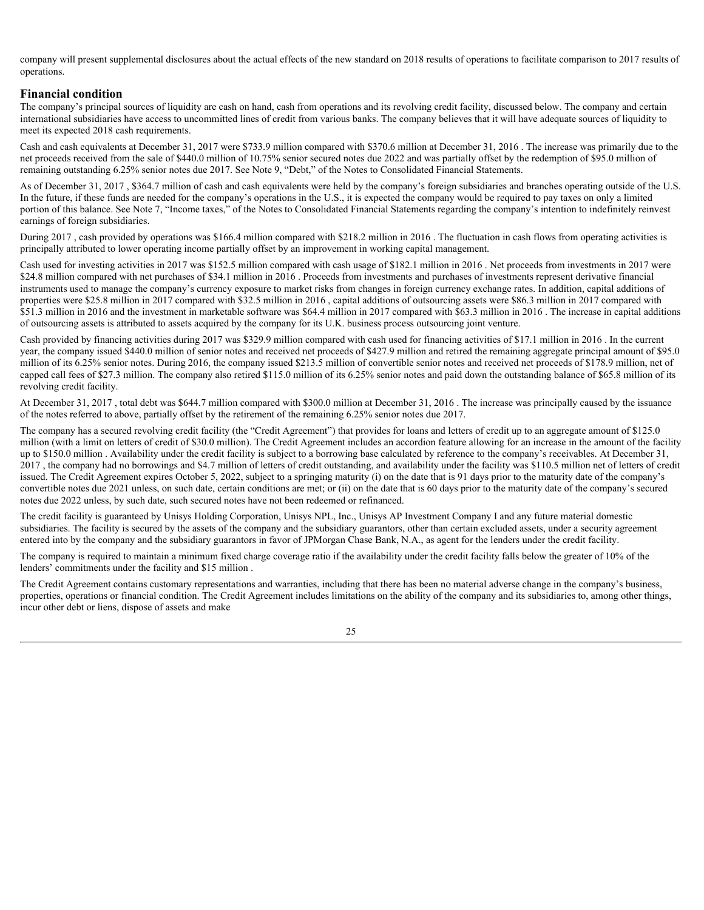company will present supplemental disclosures about the actual effects of the new standard on 2018 results of operations to facilitate comparison to 2017 results of operations.

## Financial condition

The company's principal sources of liquidity are cash on hand, cash from operations and its revolving credit facility, discussed below. The company and certain international subsidiaries have access to uncommitted lines of credit from various banks. The company believes that it will have adequate sources of liquidity to meet its expected 2018 cash requirements.

Cash and cash equivalents at December 31, 2017 were $733.9 million compared with $370.6 million at December 31, 2016 . The increase was primarily due to the net proceeds received from the sale of $440.0 million of 10.75% senior secured notes due 2022 and was partially offset by the redemption of $95.0 million of remaining outstanding 6.25% senior notes due 2017. See Note 9, "Debt," of the Notes to Consolidated Financial Statements.

As of December 31, 2017 , $364.7 million of cash and cash equivalents were held by the company's foreign subsidiaries and branches operating outside of the U.S. In the future, if these funds are needed for the company's operations in the U.S., it is expected the company would be required to pay taxes on only a limited portion of this balance. See Note 7, "Income taxes," of the Notes to Consolidated Financial Statements regarding the company's intention to indefinitely reinvest earnings of foreign subsidiaries.

During 2017 , cash provided by operations was $166.4 million compared with $218.2 million in 2016 . The fluctuation in cash flows from operating activities is principally attributed to lower operating income partially offset by an improvement in working capital management.

Cash used for investing activities in 2017 was $152.5 million compared with cash usage of $182.1 million in 2016 . Net proceeds from investments in 2017 were $24.8 million compared with net purchases of $34.1 million in 2016 . Proceeds from investments and purchases of investments represent derivative financial instruments used to manage the company's currency exposure to market risks from changes in foreign currency exchange rates. In addition, capital additions of properties were $25.8 million in 2017 compared with $32.5 million in 2016 , capital additions of outsourcing assets were $86.3 million in 2017 compared with $51.3 million in 2016 and the investment in marketable software was $64.4 million in 2017 compared with $63.3 million in 2016 . The increase in capital additions of outsourcing assets is attributed to assets acquired by the company for its U.K. business process outsourcing joint venture.

Cash provided by financing activities during 2017 was $329.9 million compared with cash used for financing activities of $17.1 million in 2016 . In the current year, the company issued $440.0 million of senior notes and received net proceeds of $427.9 million and retired the remaining aggregate principal amount of $95.0 million of its 6.25% senior notes. During 2016, the company issued $213.5 million of convertible senior notes and received net proceeds of $178.9 million, net of capped call fees of $27.3 million. The company also retired $115.0 million of its 6.25% senior notes and paid down the outstanding balance of $65.8 million of its revolving credit facility.

At December 31, 2017 , total debt was $644.7 million compared with $300.0 million at December 31, 2016 . The increase was principally caused by the issuance of the notes referred to above, partially offset by the retirement of the remaining 6.25% senior notes due 2017.

The company has a secured revolving credit facility (the "Credit Agreement") that provides for loans and letters of credit up to an aggregate amount of $125.0 million (with a limit on letters of credit of $30.0 million). The Credit Agreement includes an accordion feature allowing for an increase in the amount of the facility up to $150.0 million . Availability under the credit facility is subject to a borrowing base calculated by reference to the company's receivables. At December 31, 2017 , the company had no borrowings and $4.7 million of letters of credit outstanding, and availability under the facility was $110.5 million net of letters of credit issued. The Credit Agreement expires October 5, 2022, subject to a springing maturity (i) on the date that is 91 days prior to the maturity date of the company's convertible notes due 2021 unless, on such date, certain conditions are met; or (ii) on the date that is 60 days prior to the maturity date of the company's secured notes due 2022 unless, by such date, such secured notes have not been redeemed or refinanced.

The credit facility is guaranteed by Unisys Holding Corporation, Unisys NPL, Inc., Unisys AP Investment Company I and any future material domestic subsidiaries. The facility is secured by the assets of the company and the subsidiary guarantors, other than certain excluded assets, under a security agreement entered into by the company and the subsidiary guarantors in favor of JPMorgan Chase Bank, N.A., as agent for the lenders under the credit facility.

The company is required to maintain a minimum fixed charge coverage ratio if the availability under the credit facility falls below the greater of 10% of the lenders' commitments under the facility and $15 million .

The Credit Agreement contains customary representations and warranties, including that there has been no material adverse change in the company's business, properties, operations or financial condition. The Credit Agreement includes limitations on the ability of the company and its subsidiaries to, among other things, incur other debt or liens, dispose of assets and make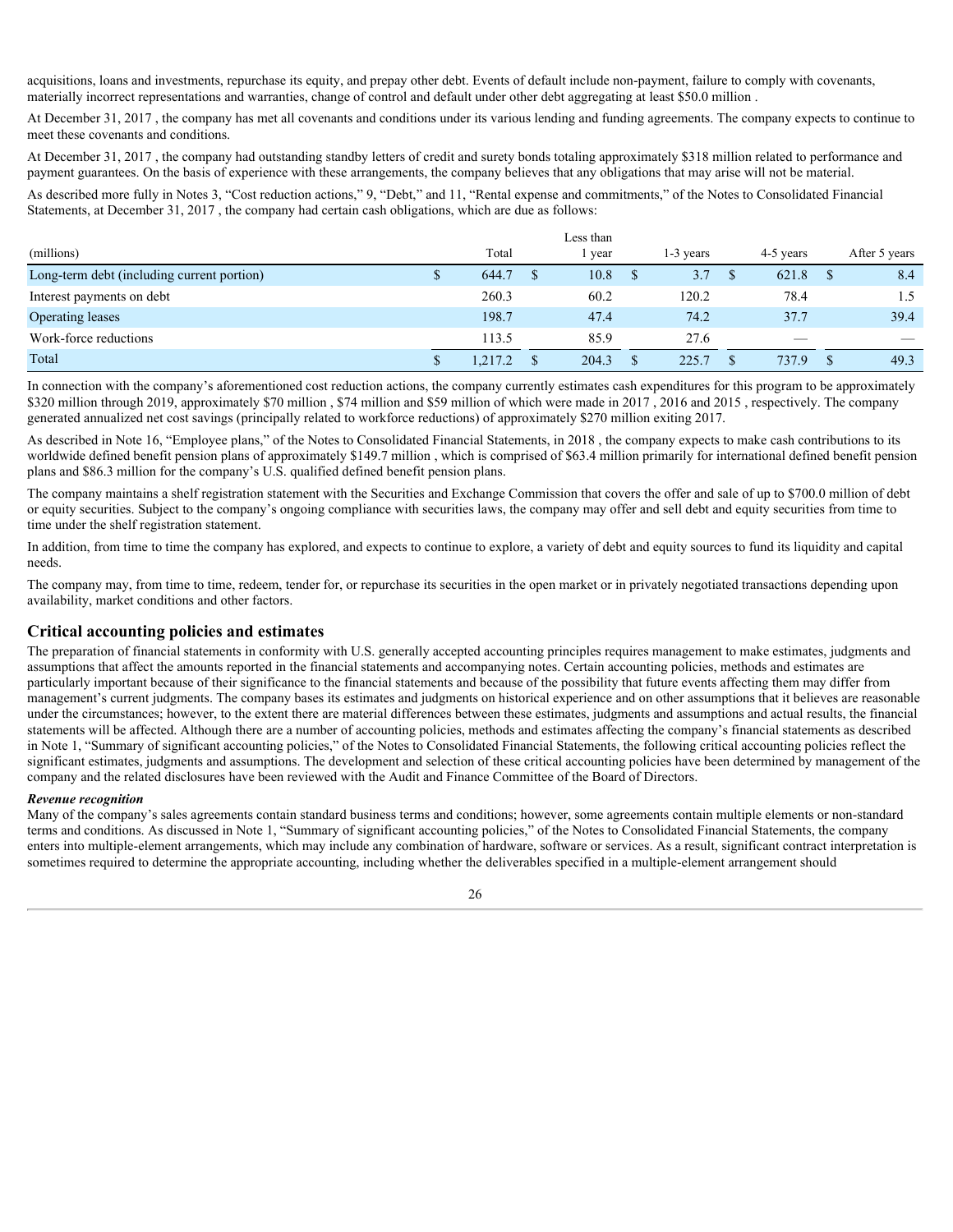acquisitions, loans and investments, repurchase its equity, and prepay other debt. Events of default include non-payment, failure to comply with covenants, materially incorrect representations and warranties, change of control and default under other debt aggregating at least $50.0 million .

At December 31, 2017 , the company has met all covenants and conditions under its various lending and funding agreements. The company expects to continue to meet these covenants and conditions.

At December 31, 2017 , the company had outstanding standby letters of credit and surety bonds totaling approximately $318 million related to performance and payment guarantees. On the basis of experience with these arrangements, the company believes that any obligations that may arise will not be material.

As described more fully in Notes 3, "Cost reduction actions," 9, "Debt," and 11, "Rental expense and commitments," of the Notes to Consolidated Financial Statements, at December 31, 2017 , the company had certain cash obligations, which are due as follows:

| (millions) | Total | Less than 1 year | 1-3 years | 4-5 years | After 5 years |
|---|---|---|---|---|---|
| Long-term debt (including current portion) | $ 644.7 | $ 10.8 | $ 3.7 | $ 621.8 | $ 8.4 |
| Interest payments on debt | 260.3 | 60.2 | 120.2 | 78.4 | 1.5 |
| Operating leases | 198.7 | 47.4 | 74.2 | 37.7 | 39.4 |
| Work-force reductions | 113.5 | 85.9 | 27.6 | — | — |
| Total | $ 1,217.2 | $ 204.3 | $ 225.7 | $ 737.9 | $ 49.3 |

In connection with the company's aforementioned cost reduction actions, the company currently estimates cash expenditures for this program to be approximately $320 million through 2019, approximately $70 million , $74 million and $59 million of which were made in 2017 , 2016 and 2015 , respectively. The company generated annualized net cost savings (principally related to workforce reductions) of approximately $270 million exiting 2017.

As described in Note 16, "Employee plans," of the Notes to Consolidated Financial Statements, in 2018 , the company expects to make cash contributions to its worldwide defined benefit pension plans of approximately $149.7 million , which is comprised of $63.4 million primarily for international defined benefit pension plans and $86.3 million for the company's U.S. qualified defined benefit pension plans.

The company maintains a shelf registration statement with the Securities and Exchange Commission that covers the offer and sale of up to $700.0 million of debt or equity securities. Subject to the company's ongoing compliance with securities laws, the company may offer and sell debt and equity securities from time to time under the shelf registration statement.

In addition, from time to time the company has explored, and expects to continue to explore, a variety of debt and equity sources to fund its liquidity and capital needs.

The company may, from time to time, redeem, tender for, or repurchase its securities in the open market or in privately negotiated transactions depending upon availability, market conditions and other factors.

## Critical accounting policies and estimates

The preparation of financial statements in conformity with U.S. generally accepted accounting principles requires management to make estimates, judgments and assumptions that affect the amounts reported in the financial statements and accompanying notes. Certain accounting policies, methods and estimates are particularly important because of their significance to the financial statements and because of the possibility that future events affecting them may differ from management's current judgments. The company bases its estimates and judgments on historical experience and on other assumptions that it believes are reasonable under the circumstances; however, to the extent there are material differences between these estimates, judgments and assumptions and actual results, the financial statements will be affected. Although there are a number of accounting policies, methods and estimates affecting the company's financial statements as described in Note 1, "Summary of significant accounting policies," of the Notes to Consolidated Financial Statements, the following critical accounting policies reflect the significant estimates, judgments and assumptions. The development and selection of these critical accounting policies have been determined by management of the company and the related disclosures have been reviewed with the Audit and Finance Committee of the Board of Directors.

***Revenue recognition***

Many of the company's sales agreements contain standard business terms and conditions; however, some agreements contain multiple elements or non-standard terms and conditions. As discussed in Note 1, "Summary of significant accounting policies," of the Notes to Consolidated Financial Statements, the company enters into multiple-element arrangements, which may include any combination of hardware, software or services. As a result, significant contract interpretation is sometimes required to determine the appropriate accounting, including whether the deliverables specified in a multiple-element arrangement should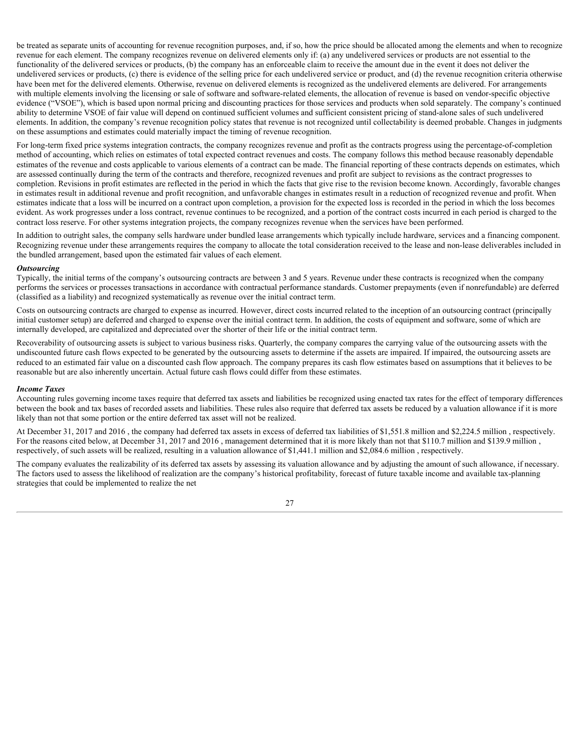be treated as separate units of accounting for revenue recognition purposes, and, if so, how the price should be allocated among the elements and when to recognize revenue for each element. The company recognizes revenue on delivered elements only if: (a) any undelivered services or products are not essential to the functionality of the delivered services or products, (b) the company has an enforceable claim to receive the amount due in the event it does not deliver the undelivered services or products, (c) there is evidence of the selling price for each undelivered service or product, and (d) the revenue recognition criteria otherwise have been met for the delivered elements. Otherwise, revenue on delivered elements is recognized as the undelivered elements are delivered. For arrangements with multiple elements involving the licensing or sale of software and software-related elements, the allocation of revenue is based on vendor-specific objective evidence ("VSOE"), which is based upon normal pricing and discounting practices for those services and products when sold separately. The company's continued ability to determine VSOE of fair value will depend on continued sufficient volumes and sufficient consistent pricing of stand-alone sales of such undelivered elements. In addition, the company's revenue recognition policy states that revenue is not recognized until collectability is deemed probable. Changes in judgments on these assumptions and estimates could materially impact the timing of revenue recognition.

For long-term fixed price systems integration contracts, the company recognizes revenue and profit as the contracts progress using the percentage-of-completion method of accounting, which relies on estimates of total expected contract revenues and costs. The company follows this method because reasonably dependable estimates of the revenue and costs applicable to various elements of a contract can be made. The financial reporting of these contracts depends on estimates, which are assessed continually during the term of the contracts and therefore, recognized revenues and profit are subject to revisions as the contract progresses to completion. Revisions in profit estimates are reflected in the period in which the facts that give rise to the revision become known. Accordingly, favorable changes in estimates result in additional revenue and profit recognition, and unfavorable changes in estimates result in a reduction of recognized revenue and profit. When estimates indicate that a loss will be incurred on a contract upon completion, a provision for the expected loss is recorded in the period in which the loss becomes evident. As work progresses under a loss contract, revenue continues to be recognized, and a portion of the contract costs incurred in each period is charged to the contract loss reserve. For other systems integration projects, the company recognizes revenue when the services have been performed.

In addition to outright sales, the company sells hardware under bundled lease arrangements which typically include hardware, services and a financing component. Recognizing revenue under these arrangements requires the company to allocate the total consideration received to the lease and non-lease deliverables included in the bundled arrangement, based upon the estimated fair values of each element.

***Outsourcing***

Typically, the initial terms of the company's outsourcing contracts are between 3 and 5 years. Revenue under these contracts is recognized when the company performs the services or processes transactions in accordance with contractual performance standards. Customer prepayments (even if nonrefundable) are deferred (classified as a liability) and recognized systematically as revenue over the initial contract term.

Costs on outsourcing contracts are charged to expense as incurred. However, direct costs incurred related to the inception of an outsourcing contract (principally initial customer setup) are deferred and charged to expense over the initial contract term. In addition, the costs of equipment and software, some of which are internally developed, are capitalized and depreciated over the shorter of their life or the initial contract term.

Recoverability of outsourcing assets is subject to various business risks. Quarterly, the company compares the carrying value of the outsourcing assets with the undiscounted future cash flows expected to be generated by the outsourcing assets to determine if the assets are impaired. If impaired, the outsourcing assets are reduced to an estimated fair value on a discounted cash flow approach. The company prepares its cash flow estimates based on assumptions that it believes to be reasonable but are also inherently uncertain. Actual future cash flows could differ from these estimates.

***Income Taxes***

Accounting rules governing income taxes require that deferred tax assets and liabilities be recognized using enacted tax rates for the effect of temporary differences between the book and tax bases of recorded assets and liabilities. These rules also require that deferred tax assets be reduced by a valuation allowance if it is more likely than not that some portion or the entire deferred tax asset will not be realized.

At December 31, 2017 and 2016 , the company had deferred tax assets in excess of deferred tax liabilities of $1,551.8 million and $2,224.5 million , respectively. For the reasons cited below, at December 31, 2017 and 2016 , management determined that it is more likely than not that $110.7 million and $139.9 million , respectively, of such assets will be realized, resulting in a valuation allowance of $1,441.1 million and $2,084.6 million , respectively.

The company evaluates the realizability of its deferred tax assets by assessing its valuation allowance and by adjusting the amount of such allowance, if necessary. The factors used to assess the likelihood of realization are the company's historical profitability, forecast of future taxable income and available tax-planning strategies that could be implemented to realize the net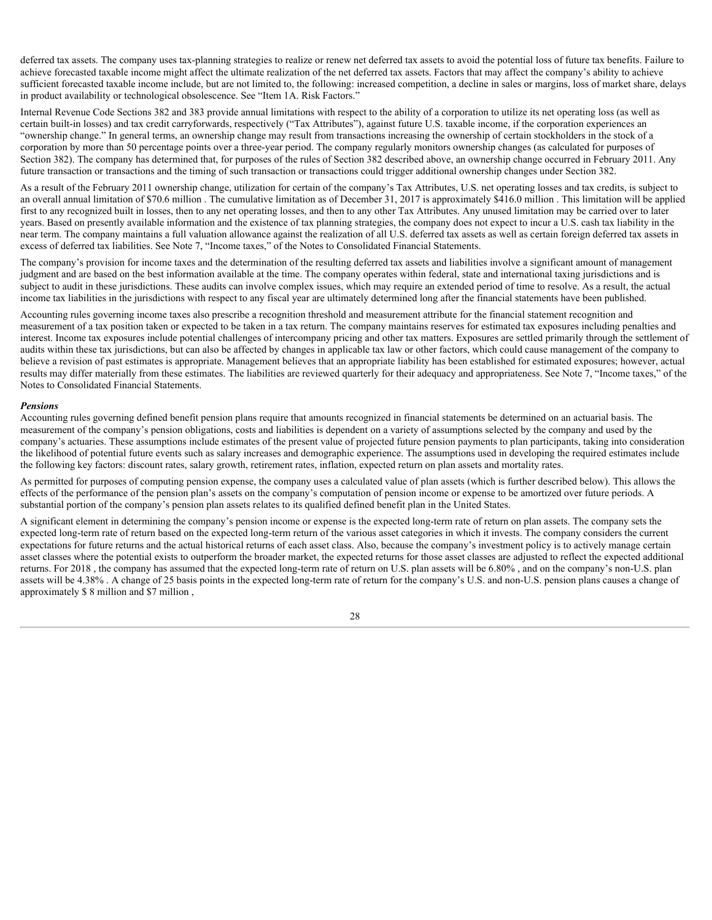deferred tax assets. The company uses tax-planning strategies to realize or renew net deferred tax assets to avoid the potential loss of future tax benefits. Failure to achieve forecasted taxable income might affect the ultimate realization of the net deferred tax assets. Factors that may affect the company's ability to achieve sufficient forecasted taxable income include, but are not limited to, the following: increased competition, a decline in sales or margins, loss of market share, delays in product availability or technological obsolescence. See "Item 1A. Risk Factors."

Internal Revenue Code Sections 382 and 383 provide annual limitations with respect to the ability of a corporation to utilize its net operating loss (as well as certain built-in losses) and tax credit carryforwards, respectively ("Tax Attributes"), against future U.S. taxable income, if the corporation experiences an "ownership change." In general terms, an ownership change may result from transactions increasing the ownership of certain stockholders in the stock of a corporation by more than 50 percentage points over a three-year period. The company regularly monitors ownership changes (as calculated for purposes of Section 382). The company has determined that, for purposes of the rules of Section 382 described above, an ownership change occurred in February 2011. Any future transaction or transactions and the timing of such transaction or transactions could trigger additional ownership changes under Section 382.

As a result of the February 2011 ownership change, utilization for certain of the company's Tax Attributes, U.S. net operating losses and tax credits, is subject to an overall annual limitation of $70.6 million . The cumulative limitation as of December 31, 2017 is approximately $416.0 million . This limitation will be applied first to any recognized built in losses, then to any net operating losses, and then to any other Tax Attributes. Any unused limitation may be carried over to later years. Based on presently available information and the existence of tax planning strategies, the company does not expect to incur a U.S. cash tax liability in the near term. The company maintains a full valuation allowance against the realization of all U.S. deferred tax assets as well as certain foreign deferred tax assets in excess of deferred tax liabilities. See Note 7, "Income taxes," of the Notes to Consolidated Financial Statements.

The company's provision for income taxes and the determination of the resulting deferred tax assets and liabilities involve a significant amount of management judgment and are based on the best information available at the time. The company operates within federal, state and international taxing jurisdictions and is subject to audit in these jurisdictions. These audits can involve complex issues, which may require an extended period of time to resolve. As a result, the actual income tax liabilities in the jurisdictions with respect to any fiscal year are ultimately determined long after the financial statements have been published.

Accounting rules governing income taxes also prescribe a recognition threshold and measurement attribute for the financial statement recognition and measurement of a tax position taken or expected to be taken in a tax return. The company maintains reserves for estimated tax exposures including penalties and interest. Income tax exposures include potential challenges of intercompany pricing and other tax matters. Exposures are settled primarily through the settlement of audits within these tax jurisdictions, but can also be affected by changes in applicable tax law or other factors, which could cause management of the company to believe a revision of past estimates is appropriate. Management believes that an appropriate liability has been established for estimated exposures; however, actual results may differ materially from these estimates. The liabilities are reviewed quarterly for their adequacy and appropriateness. See Note 7, "Income taxes," of the Notes to Consolidated Financial Statements.

***Pensions***

Accounting rules governing defined benefit pension plans require that amounts recognized in financial statements be determined on an actuarial basis. The measurement of the company's pension obligations, costs and liabilities is dependent on a variety of assumptions selected by the company and used by the company's actuaries. These assumptions include estimates of the present value of projected future pension payments to plan participants, taking into consideration the likelihood of potential future events such as salary increases and demographic experience. The assumptions used in developing the required estimates include the following key factors: discount rates, salary growth, retirement rates, inflation, expected return on plan assets and mortality rates.

As permitted for purposes of computing pension expense, the company uses a calculated value of plan assets (which is further described below). This allows the effects of the performance of the pension plan's assets on the company's computation of pension income or expense to be amortized over future periods. A substantial portion of the company's pension plan assets relates to its qualified defined benefit plan in the United States.

A significant element in determining the company's pension income or expense is the expected long-term rate of return on plan assets. The company sets the expected long-term rate of return based on the expected long-term return of the various asset categories in which it invests. The company considers the current expectations for future returns and the actual historical returns of each asset class. Also, because the company's investment policy is to actively manage certain asset classes where the potential exists to outperform the broader market, the expected returns for those asset classes are adjusted to reflect the expected additional returns. For 2018 , the company has assumed that the expected long-term rate of return on U.S. plan assets will be 6.80% , and on the company's non-U.S. plan assets will be 4.38% . A change of 25 basis points in the expected long-term rate of return for the company's U.S. and non-U.S. pension plans causes a change of approximately $ 8 million and $7 million ,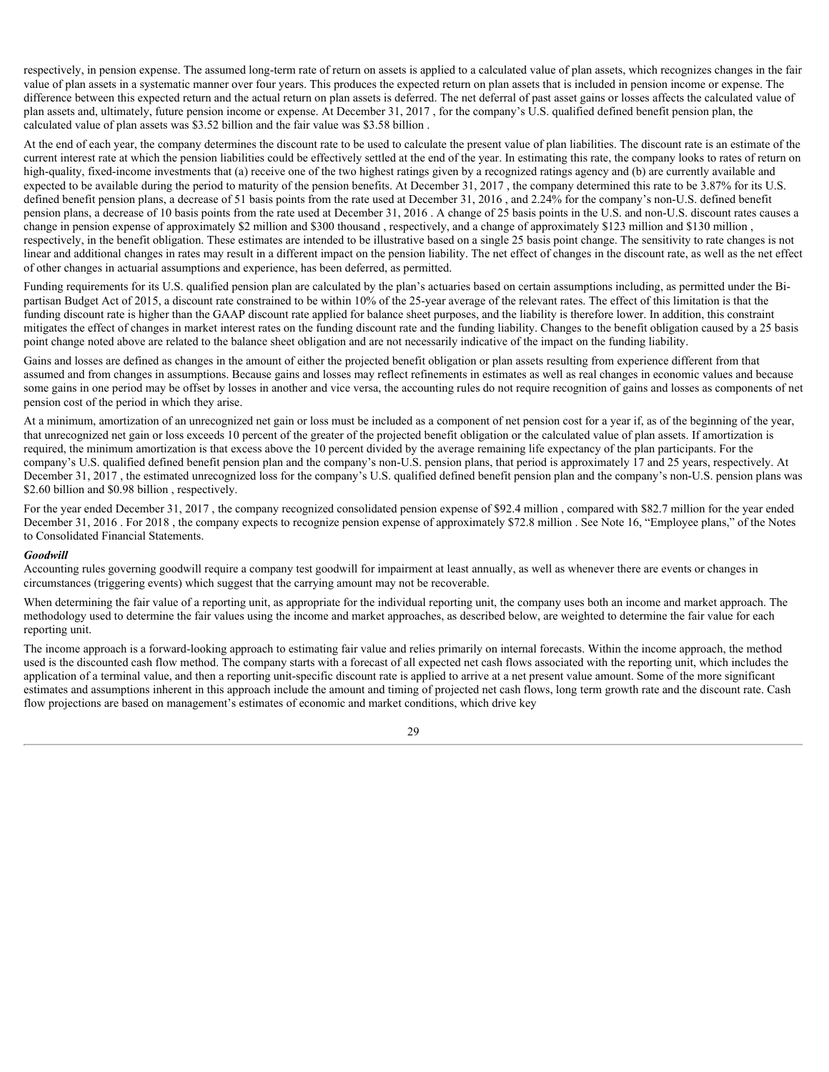respectively, in pension expense. The assumed long-term rate of return on assets is applied to a calculated value of plan assets, which recognizes changes in the fair value of plan assets in a systematic manner over four years. This produces the expected return on plan assets that is included in pension income or expense. The difference between this expected return and the actual return on plan assets is deferred. The net deferral of past asset gains or losses affects the calculated value of plan assets and, ultimately, future pension income or expense. At December 31, 2017 , for the company's U.S. qualified defined benefit pension plan, the calculated value of plan assets was \$3.52 billion and the fair value was \$3.58 billion .

At the end of each year, the company determines the discount rate to be used to calculate the present value of plan liabilities. The discount rate is an estimate of the current interest rate at which the pension liabilities could be effectively settled at the end of the year. In estimating this rate, the company looks to rates of return on high-quality, fixed-income investments that (a) receive one of the two highest ratings given by a recognized ratings agency and (b) are currently available and expected to be available during the period to maturity of the pension benefits. At December 31, 2017 , the company determined this rate to be 3.87% for its U.S. defined benefit pension plans, a decrease of 51 basis points from the rate used at December 31, 2016 , and 2.24% for the company's non-U.S. defined benefit pension plans, a decrease of 10 basis points from the rate used at December 31, 2016 . A change of 25 basis points in the U.S. and non-U.S. discount rates causes a change in pension expense of approximately \$2 million and \$300 thousand , respectively, and a change of approximately \$123 million and \$130 million , respectively, in the benefit obligation. These estimates are intended to be illustrative based on a single 25 basis point change. The sensitivity to rate changes is not linear and additional changes in rates may result in a different impact on the pension liability. The net effect of changes in the discount rate, as well as the net effect of other changes in actuarial assumptions and experience, has been deferred, as permitted.

Funding requirements for its U.S. qualified pension plan are calculated by the plan's actuaries based on certain assumptions including, as permitted under the Bi-partisan Budget Act of 2015, a discount rate constrained to be within 10% of the 25-year average of the relevant rates. The effect of this limitation is that the funding discount rate is higher than the GAAP discount rate applied for balance sheet purposes, and the liability is therefore lower. In addition, this constraint mitigates the effect of changes in market interest rates on the funding discount rate and the funding liability. Changes to the benefit obligation caused by a 25 basis point change noted above are related to the balance sheet obligation and are not necessarily indicative of the impact on the funding liability.

Gains and losses are defined as changes in the amount of either the projected benefit obligation or plan assets resulting from experience different from that assumed and from changes in assumptions. Because gains and losses may reflect refinements in estimates as well as real changes in economic values and because some gains in one period may be offset by losses in another and vice versa, the accounting rules do not require recognition of gains and losses as components of net pension cost of the period in which they arise.

At a minimum, amortization of an unrecognized net gain or loss must be included as a component of net pension cost for a year if, as of the beginning of the year, that unrecognized net gain or loss exceeds 10 percent of the greater of the projected benefit obligation or the calculated value of plan assets. If amortization is required, the minimum amortization is that excess above the 10 percent divided by the average remaining life expectancy of the plan participants. For the company's U.S. qualified defined benefit pension plan and the company's non-U.S. pension plans, that period is approximately 17 and 25 years, respectively. At December 31, 2017 , the estimated unrecognized loss for the company's U.S. qualified defined benefit pension plan and the company's non-U.S. pension plans was \$2.60 billion and \$0.98 billion , respectively.

For the year ended December 31, 2017 , the company recognized consolidated pension expense of \$92.4 million , compared with \$82.7 million for the year ended December 31, 2016 . For 2018 , the company expects to recognize pension expense of approximately \$72.8 million . See Note 16, "Employee plans," of the Notes to Consolidated Financial Statements.

***Goodwill***

Accounting rules governing goodwill require a company test goodwill for impairment at least annually, as well as whenever there are events or changes in circumstances (triggering events) which suggest that the carrying amount may not be recoverable.

When determining the fair value of a reporting unit, as appropriate for the individual reporting unit, the company uses both an income and market approach. The methodology used to determine the fair values using the income and market approaches, as described below, are weighted to determine the fair value for each reporting unit.

The income approach is a forward-looking approach to estimating fair value and relies primarily on internal forecasts. Within the income approach, the method used is the discounted cash flow method. The company starts with a forecast of all expected net cash flows associated with the reporting unit, which includes the application of a terminal value, and then a reporting unit-specific discount rate is applied to arrive at a net present value amount. Some of the more significant estimates and assumptions inherent in this approach include the amount and timing of projected net cash flows, long term growth rate and the discount rate. Cash flow projections are based on management's estimates of economic and market conditions, which drive key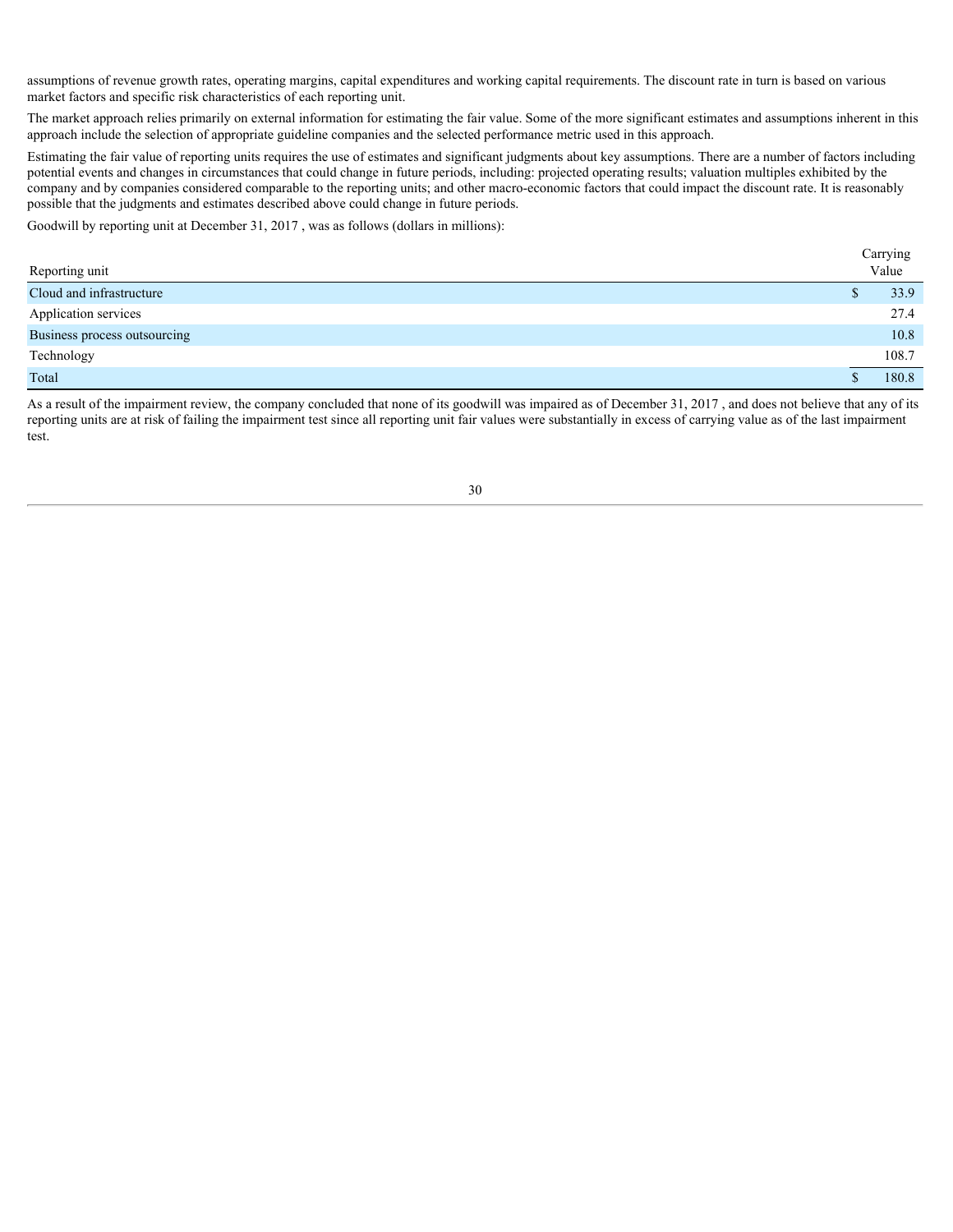assumptions of revenue growth rates, operating margins, capital expenditures and working capital requirements. The discount rate in turn is based on various market factors and specific risk characteristics of each reporting unit.

The market approach relies primarily on external information for estimating the fair value. Some of the more significant estimates and assumptions inherent in this approach include the selection of appropriate guideline companies and the selected performance metric used in this approach.

Estimating the fair value of reporting units requires the use of estimates and significant judgments about key assumptions. There are a number of factors including potential events and changes in circumstances that could change in future periods, including: projected operating results; valuation multiples exhibited by the company and by companies considered comparable to the reporting units; and other macro-economic factors that could impact the discount rate. It is reasonably possible that the judgments and estimates described above could change in future periods.

Goodwill by reporting unit at December 31, 2017 , was as follows (dollars in millions):

| Reporting unit | Carrying Value |
|---|---|
| Cloud and infrastructure | $ 33.9 |
| Application services | 27.4 |
| Business process outsourcing | 10.8 |
| Technology | 108.7 |
| Total | $ 180.8 |

As a result of the impairment review, the company concluded that none of its goodwill was impaired as of December 31, 2017 , and does not believe that any of its reporting units are at risk of failing the impairment test since all reporting unit fair values were substantially in excess of carrying value as of the last impairment test.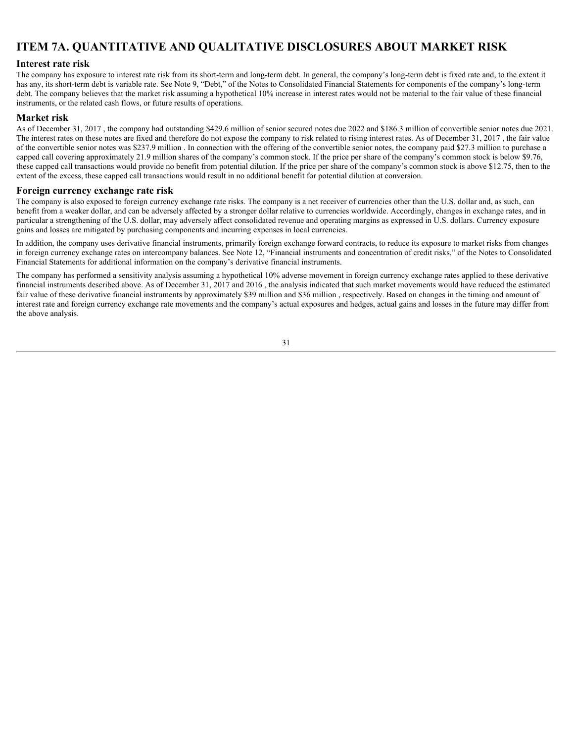# ITEM 7A. QUANTITATIVE AND QUALITATIVE DISCLOSURES ABOUT MARKET RISK

## Interest rate risk

The company has exposure to interest rate risk from its short-term and long-term debt. In general, the company's long-term debt is fixed rate and, to the extent it has any, its short-term debt is variable rate. See Note 9, "Debt," of the Notes to Consolidated Financial Statements for components of the company's long-term debt. The company believes that the market risk assuming a hypothetical 10% increase in interest rates would not be material to the fair value of these financial instruments, or the related cash flows, or future results of operations.

## Market risk

As of December 31, 2017 , the company had outstanding $429.6 million of senior secured notes due 2022 and $186.3 million of convertible senior notes due 2021. The interest rates on these notes are fixed and therefore do not expose the company to risk related to rising interest rates. As of December 31, 2017 , the fair value of the convertible senior notes was $237.9 million . In connection with the offering of the convertible senior notes, the company paid $27.3 million to purchase a capped call covering approximately 21.9 million shares of the company's common stock. If the price per share of the company's common stock is below $9.76, these capped call transactions would provide no benefit from potential dilution. If the price per share of the company's common stock is above $12.75, then to the extent of the excess, these capped call transactions would result in no additional benefit for potential dilution at conversion.

## Foreign currency exchange rate risk

The company is also exposed to foreign currency exchange rate risks. The company is a net receiver of currencies other than the U.S. dollar and, as such, can benefit from a weaker dollar, and can be adversely affected by a stronger dollar relative to currencies worldwide. Accordingly, changes in exchange rates, and in particular a strengthening of the U.S. dollar, may adversely affect consolidated revenue and operating margins as expressed in U.S. dollars. Currency exposure gains and losses are mitigated by purchasing components and incurring expenses in local currencies.

In addition, the company uses derivative financial instruments, primarily foreign exchange forward contracts, to reduce its exposure to market risks from changes in foreign currency exchange rates on intercompany balances. See Note 12, "Financial instruments and concentration of credit risks," of the Notes to Consolidated Financial Statements for additional information on the company's derivative financial instruments.

The company has performed a sensitivity analysis assuming a hypothetical 10% adverse movement in foreign currency exchange rates applied to these derivative financial instruments described above. As of December 31, 2017 and 2016 , the analysis indicated that such market movements would have reduced the estimated fair value of these derivative financial instruments by approximately $39 million and $36 million , respectively. Based on changes in the timing and amount of interest rate and foreign currency exchange rate movements and the company's actual exposures and hedges, actual gains and losses in the future may differ from the above analysis.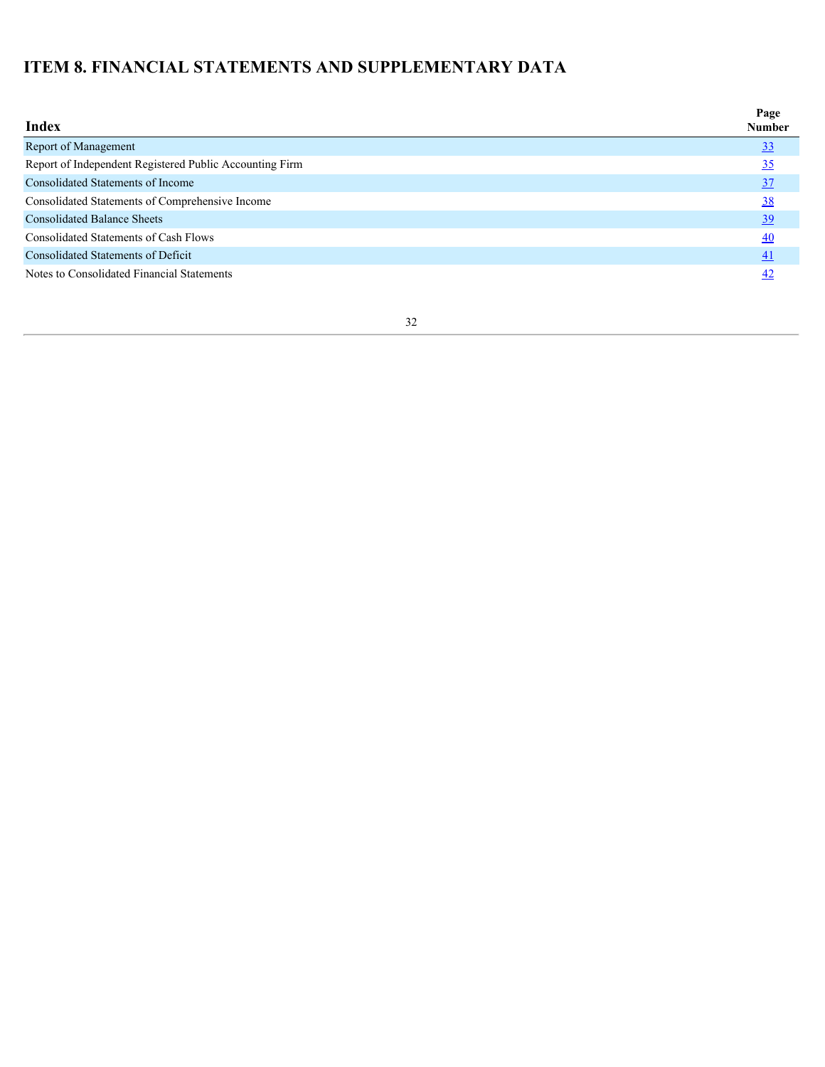# ITEM 8. FINANCIAL STATEMENTS AND SUPPLEMENTARY DATA

| Index | Page Number |
|---|---|
| Report of Management | 33 |
| Report of Independent Registered Public Accounting Firm | 35 |
| Consolidated Statements of Income | 37 |
| Consolidated Statements of Comprehensive Income | 38 |
| Consolidated Balance Sheets | 39 |
| Consolidated Statements of Cash Flows | 40 |
| Consolidated Statements of Deficit | 41 |
| Notes to Consolidated Financial Statements | 42 |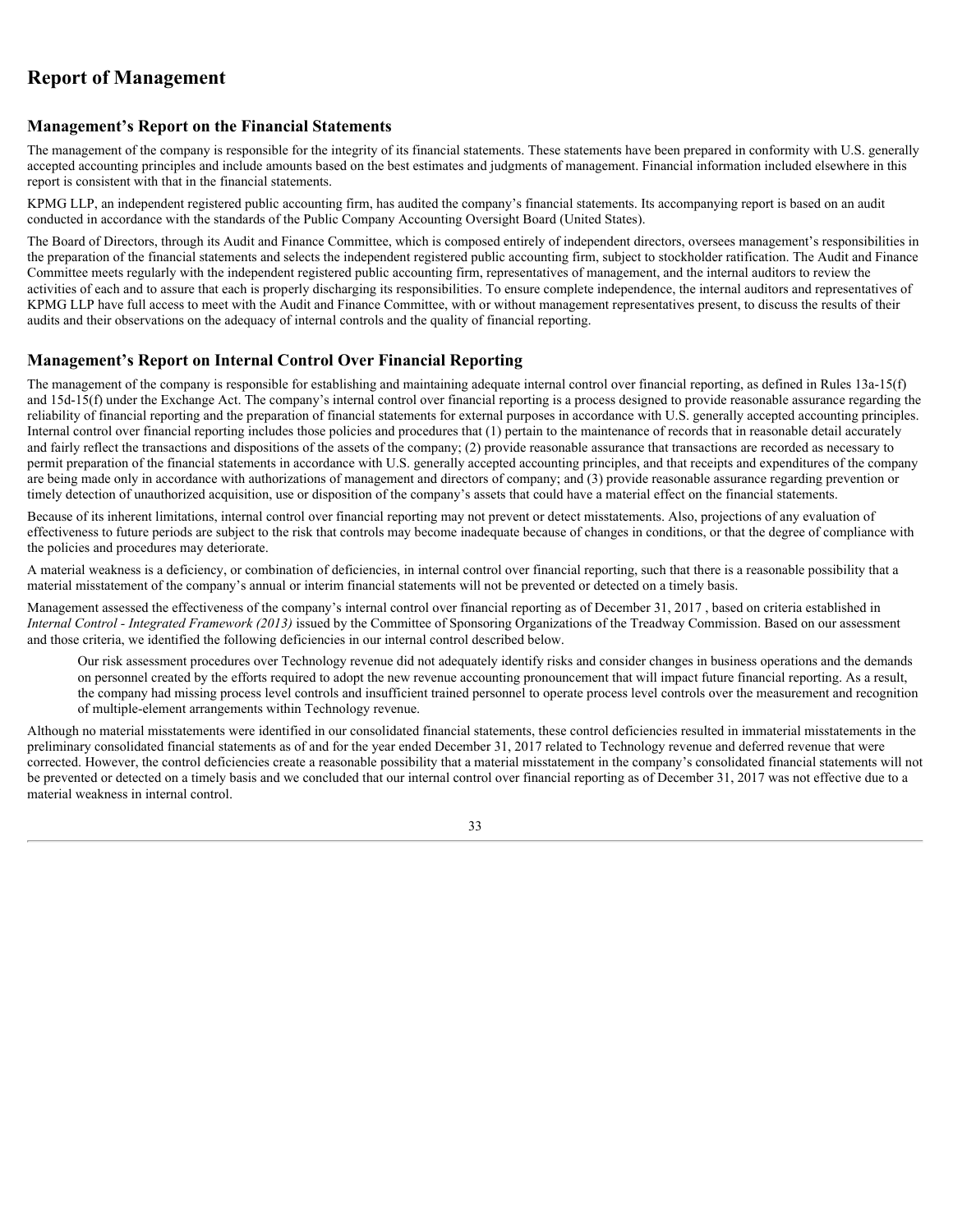# Report of Management

## Management's Report on the Financial Statements

The management of the company is responsible for the integrity of its financial statements. These statements have been prepared in conformity with U.S. generally accepted accounting principles and include amounts based on the best estimates and judgments of management. Financial information included elsewhere in this report is consistent with that in the financial statements.

KPMG LLP, an independent registered public accounting firm, has audited the company's financial statements. Its accompanying report is based on an audit conducted in accordance with the standards of the Public Company Accounting Oversight Board (United States).

The Board of Directors, through its Audit and Finance Committee, which is composed entirely of independent directors, oversees management's responsibilities in the preparation of the financial statements and selects the independent registered public accounting firm, subject to stockholder ratification. The Audit and Finance Committee meets regularly with the independent registered public accounting firm, representatives of management, and the internal auditors to review the activities of each and to assure that each is properly discharging its responsibilities. To ensure complete independence, the internal auditors and representatives of KPMG LLP have full access to meet with the Audit and Finance Committee, with or without management representatives present, to discuss the results of their audits and their observations on the adequacy of internal controls and the quality of financial reporting.

## Management's Report on Internal Control Over Financial Reporting

The management of the company is responsible for establishing and maintaining adequate internal control over financial reporting, as defined in Rules 13a-15(f) and 15d-15(f) under the Exchange Act. The company's internal control over financial reporting is a process designed to provide reasonable assurance regarding the reliability of financial reporting and the preparation of financial statements for external purposes in accordance with U.S. generally accepted accounting principles. Internal control over financial reporting includes those policies and procedures that (1) pertain to the maintenance of records that in reasonable detail accurately and fairly reflect the transactions and dispositions of the assets of the company; (2) provide reasonable assurance that transactions are recorded as necessary to permit preparation of the financial statements in accordance with U.S. generally accepted accounting principles, and that receipts and expenditures of the company are being made only in accordance with authorizations of management and directors of company; and (3) provide reasonable assurance regarding prevention or timely detection of unauthorized acquisition, use or disposition of the company's assets that could have a material effect on the financial statements.

Because of its inherent limitations, internal control over financial reporting may not prevent or detect misstatements. Also, projections of any evaluation of effectiveness to future periods are subject to the risk that controls may become inadequate because of changes in conditions, or that the degree of compliance with the policies and procedures may deteriorate.

A material weakness is a deficiency, or combination of deficiencies, in internal control over financial reporting, such that there is a reasonable possibility that a material misstatement of the company's annual or interim financial statements will not be prevented or detected on a timely basis.

Management assessed the effectiveness of the company's internal control over financial reporting as of December 31, 2017 , based on criteria established in *Internal Control - Integrated Framework (2013)* issued by the Committee of Sponsoring Organizations of the Treadway Commission. Based on our assessment and those criteria, we identified the following deficiencies in our internal control described below.

> Our risk assessment procedures over Technology revenue did not adequately identify risks and consider changes in business operations and the demands on personnel created by the efforts required to adopt the new revenue accounting pronouncement that will impact future financial reporting. As a result, the company had missing process level controls and insufficient trained personnel to operate process level controls over the measurement and recognition of multiple-element arrangements within Technology revenue.

Although no material misstatements were identified in our consolidated financial statements, these control deficiencies resulted in immaterial misstatements in the preliminary consolidated financial statements as of and for the year ended December 31, 2017 related to Technology revenue and deferred revenue that were corrected. However, the control deficiencies create a reasonable possibility that a material misstatement in the company's consolidated financial statements will not be prevented or detected on a timely basis and we concluded that our internal control over financial reporting as of December 31, 2017 was not effective due to a material weakness in internal control.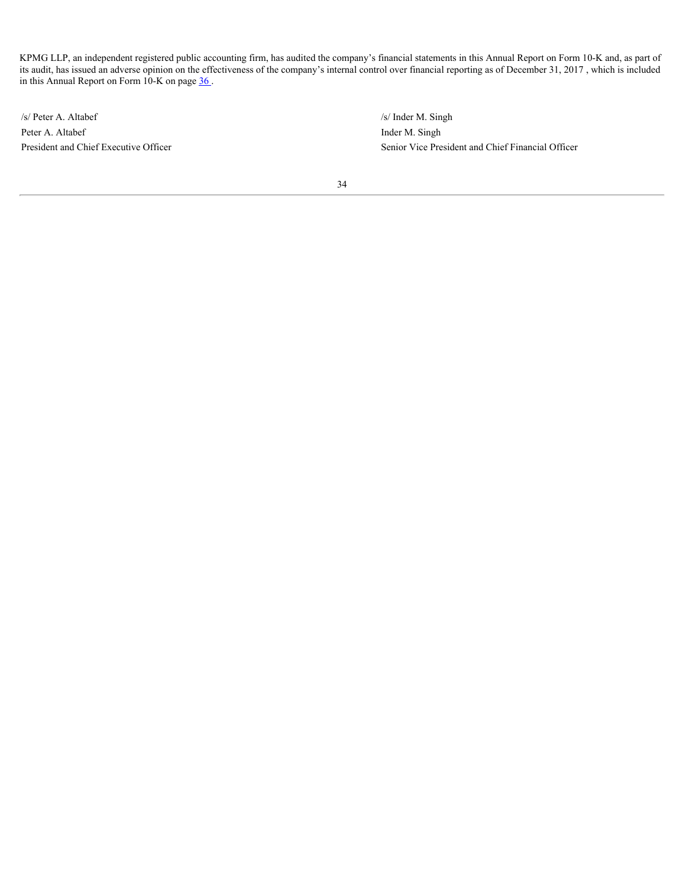KPMG LLP, an independent registered public accounting firm, has audited the company's financial statements in this Annual Report on Form 10-K and, as part of its audit, has issued an adverse opinion on the effectiveness of the company's internal control over financial reporting as of December 31, 2017 , which is included in this Annual Report on Form 10-K on page 36 .

| | |
|---|---|
| /s/ Peter A. Altabef | /s/ Inder M. Singh |
| Peter A. Altabef | Inder M. Singh |
| President and Chief Executive Officer | Senior Vice President and Chief Financial Officer |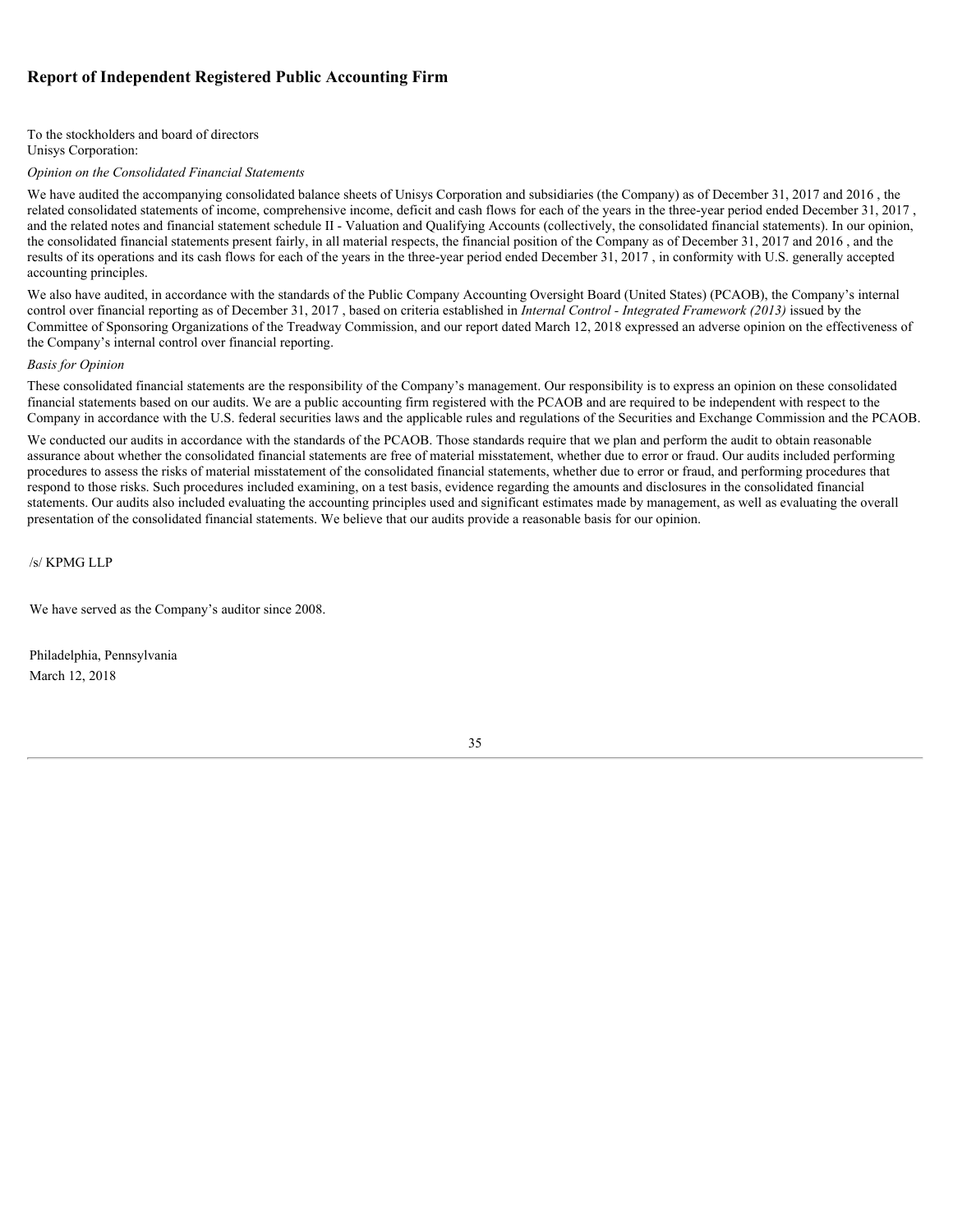# Report of Independent Registered Public Accounting Firm

To the stockholders and board of directors
Unisys Corporation:

*Opinion on the Consolidated Financial Statements*

We have audited the accompanying consolidated balance sheets of Unisys Corporation and subsidiaries (the Company) as of December 31, 2017 and 2016 , the related consolidated statements of income, comprehensive income, deficit and cash flows for each of the years in the three-year period ended December 31, 2017 , and the related notes and financial statement schedule II - Valuation and Qualifying Accounts (collectively, the consolidated financial statements). In our opinion, the consolidated financial statements present fairly, in all material respects, the financial position of the Company as of December 31, 2017 and 2016 , and the results of its operations and its cash flows for each of the years in the three-year period ended December 31, 2017 , in conformity with U.S. generally accepted accounting principles.

We also have audited, in accordance with the standards of the Public Company Accounting Oversight Board (United States) (PCAOB), the Company's internal control over financial reporting as of December 31, 2017 , based on criteria established in *Internal Control - Integrated Framework (2013)* issued by the Committee of Sponsoring Organizations of the Treadway Commission, and our report dated March 12, 2018 expressed an adverse opinion on the effectiveness of the Company's internal control over financial reporting.

*Basis for Opinion*

These consolidated financial statements are the responsibility of the Company's management. Our responsibility is to express an opinion on these consolidated financial statements based on our audits. We are a public accounting firm registered with the PCAOB and are required to be independent with respect to the Company in accordance with the U.S. federal securities laws and the applicable rules and regulations of the Securities and Exchange Commission and the PCAOB.

We conducted our audits in accordance with the standards of the PCAOB. Those standards require that we plan and perform the audit to obtain reasonable assurance about whether the consolidated financial statements are free of material misstatement, whether due to error or fraud. Our audits included performing procedures to assess the risks of material misstatement of the consolidated financial statements, whether due to error or fraud, and performing procedures that respond to those risks. Such procedures included examining, on a test basis, evidence regarding the amounts and disclosures in the consolidated financial statements. Our audits also included evaluating the accounting principles used and significant estimates made by management, as well as evaluating the overall presentation of the consolidated financial statements. We believe that our audits provide a reasonable basis for our opinion.

/s/ KPMG LLP

We have served as the Company's auditor since 2008.

Philadelphia, Pennsylvania
March 12, 2018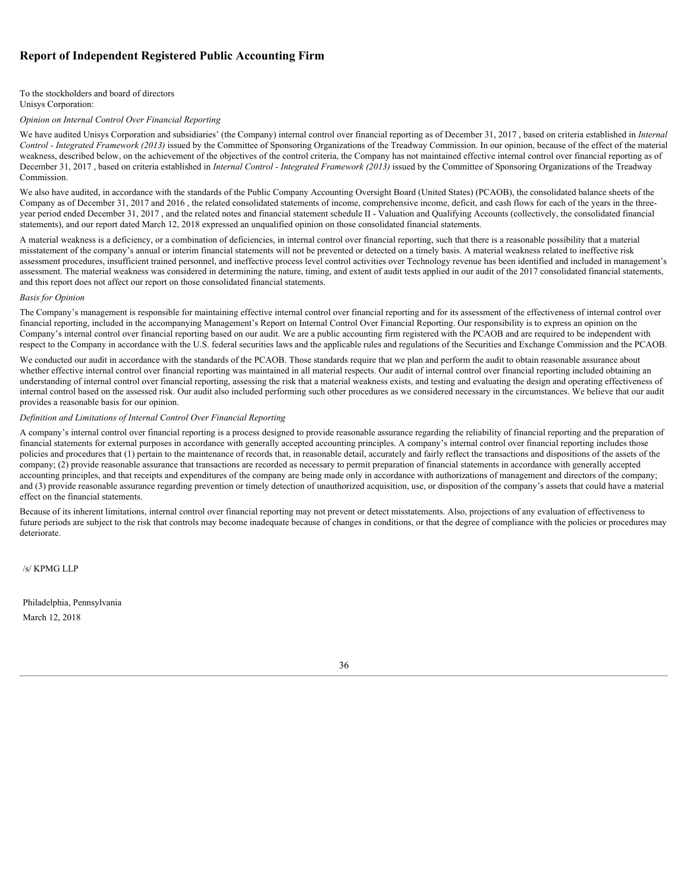# Report of Independent Registered Public Accounting Firm

To the stockholders and board of directors
Unisys Corporation:

*Opinion on Internal Control Over Financial Reporting*

We have audited Unisys Corporation and subsidiaries' (the Company) internal control over financial reporting as of December 31, 2017 , based on criteria established in *Internal Control - Integrated Framework (2013)* issued by the Committee of Sponsoring Organizations of the Treadway Commission. In our opinion, because of the effect of the material weakness, described below, on the achievement of the objectives of the control criteria, the Company has not maintained effective internal control over financial reporting as of December 31, 2017 , based on criteria established in *Internal Control - Integrated Framework (2013)* issued by the Committee of Sponsoring Organizations of the Treadway Commission.

We also have audited, in accordance with the standards of the Public Company Accounting Oversight Board (United States) (PCAOB), the consolidated balance sheets of the Company as of December 31, 2017 and 2016 , the related consolidated statements of income, comprehensive income, deficit, and cash flows for each of the years in the three-year period ended December 31, 2017 , and the related notes and financial statement schedule II - Valuation and Qualifying Accounts (collectively, the consolidated financial statements), and our report dated March 12, 2018 expressed an unqualified opinion on those consolidated financial statements.

A material weakness is a deficiency, or a combination of deficiencies, in internal control over financial reporting, such that there is a reasonable possibility that a material misstatement of the company's annual or interim financial statements will not be prevented or detected on a timely basis. A material weakness related to ineffective risk assessment procedures, insufficient trained personnel, and ineffective process level control activities over Technology revenue has been identified and included in management's assessment. The material weakness was considered in determining the nature, timing, and extent of audit tests applied in our audit of the 2017 consolidated financial statements, and this report does not affect our report on those consolidated financial statements.

*Basis for Opinion*

The Company's management is responsible for maintaining effective internal control over financial reporting and for its assessment of the effectiveness of internal control over financial reporting, included in the accompanying Management's Report on Internal Control Over Financial Reporting. Our responsibility is to express an opinion on the Company's internal control over financial reporting based on our audit. We are a public accounting firm registered with the PCAOB and are required to be independent with respect to the Company in accordance with the U.S. federal securities laws and the applicable rules and regulations of the Securities and Exchange Commission and the PCAOB.

We conducted our audit in accordance with the standards of the PCAOB. Those standards require that we plan and perform the audit to obtain reasonable assurance about whether effective internal control over financial reporting was maintained in all material respects. Our audit of internal control over financial reporting included obtaining an understanding of internal control over financial reporting, assessing the risk that a material weakness exists, and testing and evaluating the design and operating effectiveness of internal control based on the assessed risk. Our audit also included performing such other procedures as we considered necessary in the circumstances. We believe that our audit provides a reasonable basis for our opinion.

*Definition and Limitations of Internal Control Over Financial Reporting*

A company's internal control over financial reporting is a process designed to provide reasonable assurance regarding the reliability of financial reporting and the preparation of financial statements for external purposes in accordance with generally accepted accounting principles. A company's internal control over financial reporting includes those policies and procedures that (1) pertain to the maintenance of records that, in reasonable detail, accurately and fairly reflect the transactions and dispositions of the assets of the company; (2) provide reasonable assurance that transactions are recorded as necessary to permit preparation of financial statements in accordance with generally accepted accounting principles, and that receipts and expenditures of the company are being made only in accordance with authorizations of management and directors of the company; and (3) provide reasonable assurance regarding prevention or timely detection of unauthorized acquisition, use, or disposition of the company's assets that could have a material effect on the financial statements.

Because of its inherent limitations, internal control over financial reporting may not prevent or detect misstatements. Also, projections of any evaluation of effectiveness to future periods are subject to the risk that controls may become inadequate because of changes in conditions, or that the degree of compliance with the policies or procedures may deteriorate.

/s/ KPMG LLP

Philadelphia, Pennsylvania
March 12, 2018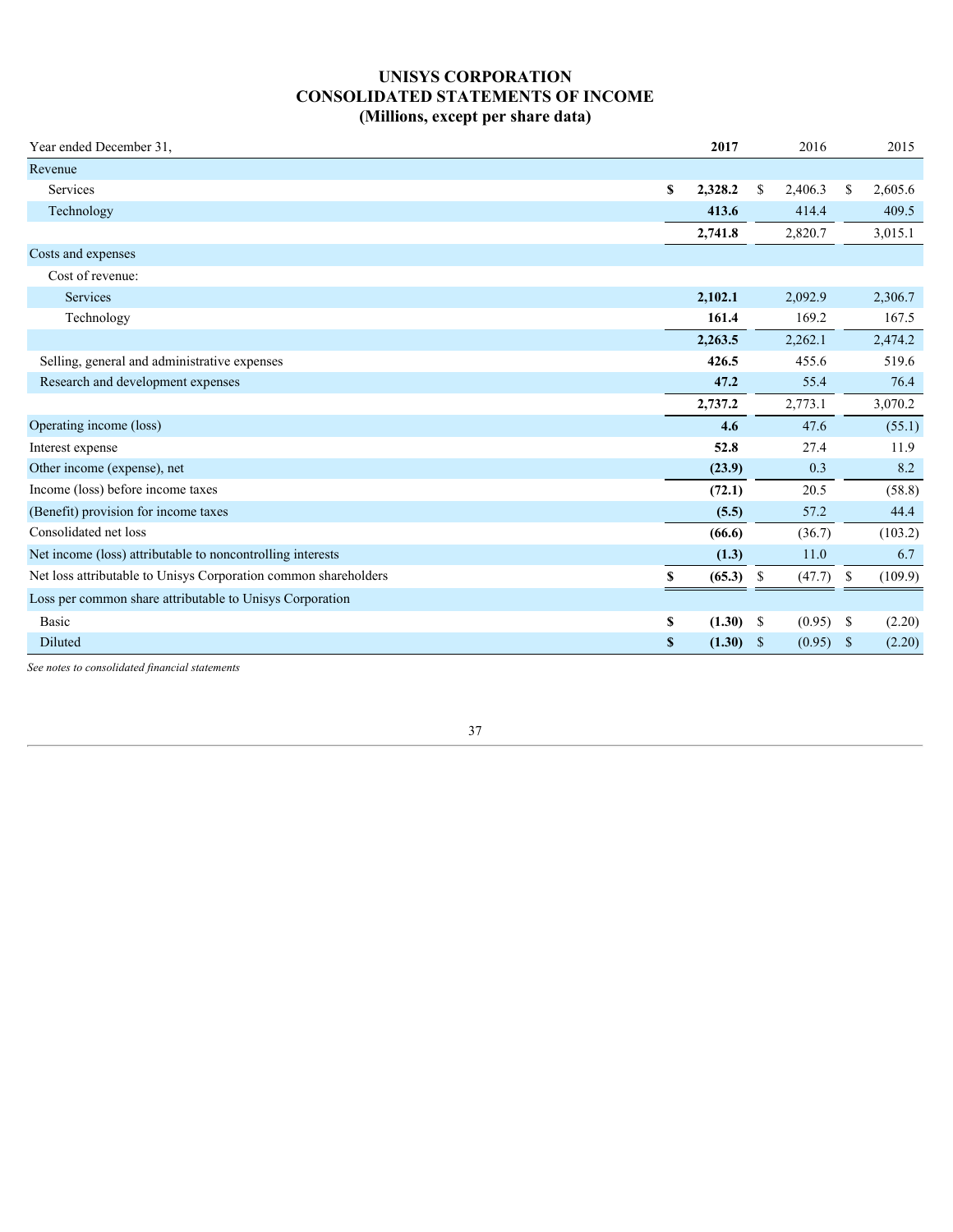# UNISYS CORPORATION
# CONSOLIDATED STATEMENTS OF INCOME
## (Millions, except per share data)

| Year ended December 31, | 2017 | 2016 | 2015 |
|---|---|---|---|
| Revenue | | | |
| Services | $ 2,328.2 | $ 2,406.3 | $ 2,605.6 |
| Technology | 413.6 | 414.4 | 409.5 |
| | 2,741.8 | 2,820.7 | 3,015.1 |
| Costs and expenses | | | |
| Cost of revenue: | | | |
| Services | 2,102.1 | 2,092.9 | 2,306.7 |
| Technology | 161.4 | 169.2 | 167.5 |
| | 2,263.5 | 2,262.1 | 2,474.2 |
| Selling, general and administrative expenses | 426.5 | 455.6 | 519.6 |
| Research and development expenses | 47.2 | 55.4 | 76.4 |
| | 2,737.2 | 2,773.1 | 3,070.2 |
| Operating income (loss) | 4.6 | 47.6 | (55.1) |
| Interest expense | 52.8 | 27.4 | 11.9 |
| Other income (expense), net | (23.9) | 0.3 | 8.2 |
| Income (loss) before income taxes | (72.1) | 20.5 | (58.8) |
| (Benefit) provision for income taxes | (5.5) | 57.2 | 44.4 |
| Consolidated net loss | (66.6) | (36.7) | (103.2) |
| Net income (loss) attributable to noncontrolling interests | (1.3) | 11.0 | 6.7 |
| Net loss attributable to Unisys Corporation common shareholders | $ (65.3) | $ (47.7) | $ (109.9) |
| Loss per common share attributable to Unisys Corporation | | | |
| Basic | $ (1.30) | $ (0.95) | $ (2.20) |
| Diluted | $ (1.30) | $ (0.95) | $ (2.20) |

*See notes to consolidated financial statements*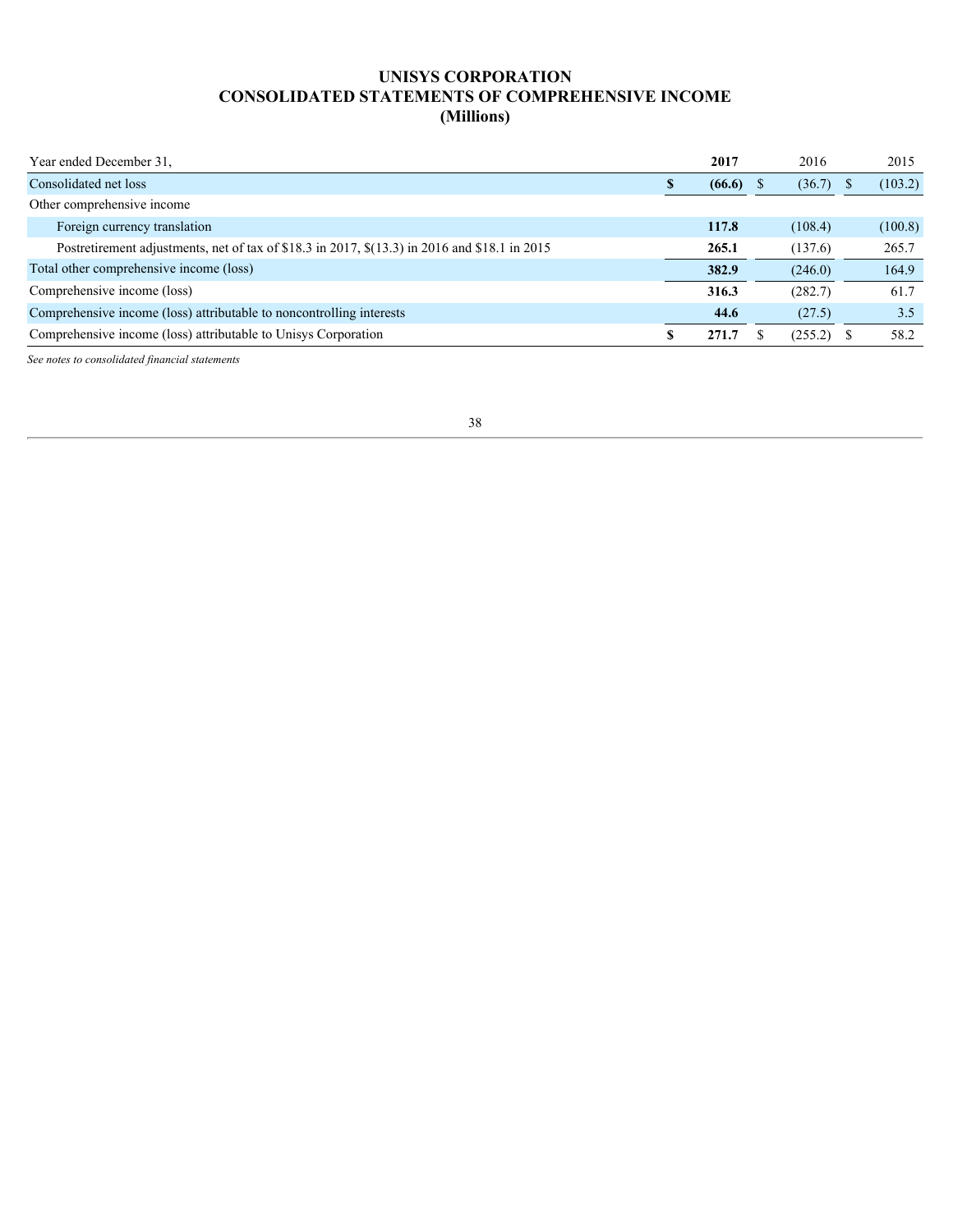# UNISYS CORPORATION
# CONSOLIDATED STATEMENTS OF COMPREHENSIVE INCOME
# (Millions)

| Year ended December 31, | 2017 | 2016 | 2015 |
|---|---|---|---|
| Consolidated net loss | **$ (66.6)** | $ (36.7) | $ (103.2) |
| Other comprehensive income | | | |
| Foreign currency translation | **117.8** | (108.4) | (100.8) |
| Postretirement adjustments, net of tax of $18.3 in 2017, $(13.3) in 2016 and $18.1 in 2015 | **265.1** | (137.6) | 265.7 |
| Total other comprehensive income (loss) | **382.9** | (246.0) | 164.9 |
| Comprehensive income (loss) | **316.3** | (282.7) | 61.7 |
| Comprehensive income (loss) attributable to noncontrolling interests | **44.6** | (27.5) | 3.5 |
| Comprehensive income (loss) attributable to Unisys Corporation | **$ 271.7** | $ (255.2) | $ 58.2 |

*See notes to consolidated financial statements*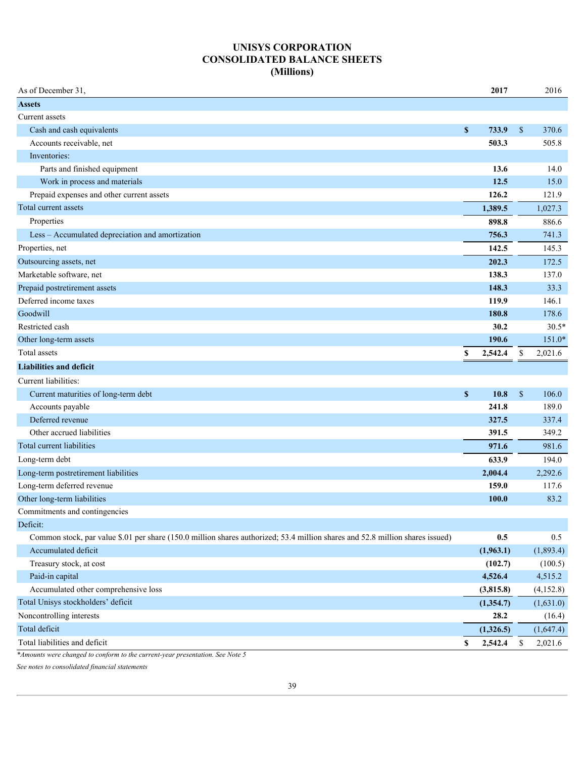# UNISYS CORPORATION
# CONSOLIDATED BALANCE SHEETS
# (Millions)

| As of December 31, | 2017 | 2016 |
|---|---|---|
| **Assets** | | |
| Current assets | | |
| Cash and cash equivalents | $ 733.9 | $ 370.6 |
| Accounts receivable, net | 503.3 | 505.8 |
| Inventories: | | |
| Parts and finished equipment | 13.6 | 14.0 |
| Work in process and materials | 12.5 | 15.0 |
| Prepaid expenses and other current assets | 126.2 | 121.9 |
| Total current assets | 1,389.5 | 1,027.3 |
| Properties | 898.8 | 886.6 |
| Less – Accumulated depreciation and amortization | 756.3 | 741.3 |
| Properties, net | 142.5 | 145.3 |
| Outsourcing assets, net | 202.3 | 172.5 |
| Marketable software, net | 138.3 | 137.0 |
| Prepaid postretirement assets | 148.3 | 33.3 |
| Deferred income taxes | 119.9 | 146.1 |
| Goodwill | 180.8 | 178.6 |
| Restricted cash | 30.2 | 30.5* |
| Other long-term assets | 190.6 | 151.0* |
| Total assets | $ 2,542.4 | $ 2,021.6 |
| **Liabilities and deficit** | | |
| Current liabilities: | | |
| Current maturities of long-term debt | $ 10.8 | $ 106.0 |
| Accounts payable | 241.8 | 189.0 |
| Deferred revenue | 327.5 | 337.4 |
| Other accrued liabilities | 391.5 | 349.2 |
| Total current liabilities | 971.6 | 981.6 |
| Long-term debt | 633.9 | 194.0 |
| Long-term postretirement liabilities | 2,004.4 | 2,292.6 |
| Long-term deferred revenue | 159.0 | 117.6 |
| Other long-term liabilities | 100.0 | 83.2 |
| Commitments and contingencies | | |
| Deficit: | | |
| Common stock, par value $.01 per share (150.0 million shares authorized; 53.4 million shares and 52.8 million shares issued) | 0.5 | 0.5 |
| Accumulated deficit | (1,963.1) | (1,893.4) |
| Treasury stock, at cost | (102.7) | (100.5) |
| Paid-in capital | 4,526.4 | 4,515.2 |
| Accumulated other comprehensive loss | (3,815.8) | (4,152.8) |
| Total Unisys stockholders' deficit | (1,354.7) | (1,631.0) |
| Noncontrolling interests | 28.2 | (16.4) |
| Total deficit | (1,326.5) | (1,647.4) |
| Total liabilities and deficit | $ 2,542.4 | $ 2,021.6 |

*\*Amounts were changed to conform to the current-year presentation. See Note 5*

*See notes to consolidated financial statements*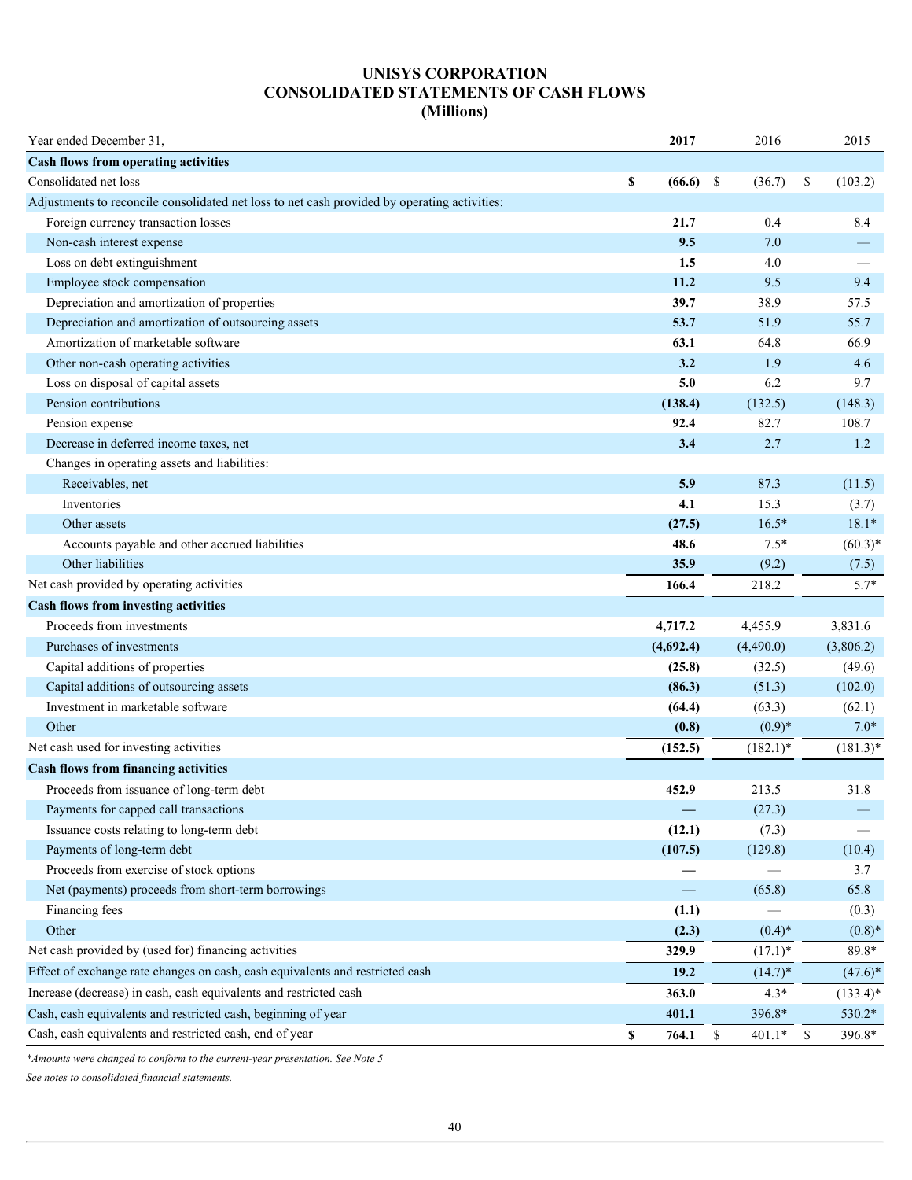# UNISYS CORPORATION
# CONSOLIDATED STATEMENTS OF CASH FLOWS
# (Millions)

| Year ended December 31, | 2017 | 2016 | 2015 |
|---|---|---|---|
| **Cash flows from operating activities** | | | |
| Consolidated net loss | $ (66.6) | $ (36.7) | $ (103.2) |
| Adjustments to reconcile consolidated net loss to net cash provided by operating activities: | | | |
| Foreign currency transaction losses | 21.7 | 0.4 | 8.4 |
| Non-cash interest expense | 9.5 | 7.0 | — |
| Loss on debt extinguishment | 1.5 | 4.0 | — |
| Employee stock compensation | 11.2 | 9.5 | 9.4 |
| Depreciation and amortization of properties | 39.7 | 38.9 | 57.5 |
| Depreciation and amortization of outsourcing assets | 53.7 | 51.9 | 55.7 |
| Amortization of marketable software | 63.1 | 64.8 | 66.9 |
| Other non-cash operating activities | 3.2 | 1.9 | 4.6 |
| Loss on disposal of capital assets | 5.0 | 6.2 | 9.7 |
| Pension contributions | (138.4) | (132.5) | (148.3) |
| Pension expense | 92.4 | 82.7 | 108.7 |
| Decrease in deferred income taxes, net | 3.4 | 2.7 | 1.2 |
| Changes in operating assets and liabilities: | | | |
| Receivables, net | 5.9 | 87.3 | (11.5) |
| Inventories | 4.1 | 15.3 | (3.7) |
| Other assets | (27.5) | 16.5* | 18.1* |
| Accounts payable and other accrued liabilities | 48.6 | 7.5* | (60.3)* |
| Other liabilities | 35.9 | (9.2) | (7.5) |
| Net cash provided by operating activities | 166.4 | 218.2 | 5.7* |
| **Cash flows from investing activities** | | | |
| Proceeds from investments | 4,717.2 | 4,455.9 | 3,831.6 |
| Purchases of investments | (4,692.4) | (4,490.0) | (3,806.2) |
| Capital additions of properties | (25.8) | (32.5) | (49.6) |
| Capital additions of outsourcing assets | (86.3) | (51.3) | (102.0) |
| Investment in marketable software | (64.4) | (63.3) | (62.1) |
| Other | (0.8) | (0.9)* | 7.0* |
| Net cash used for investing activities | (152.5) | (182.1)* | (181.3)* |
| **Cash flows from financing activities** | | | |
| Proceeds from issuance of long-term debt | 452.9 | 213.5 | 31.8 |
| Payments for capped call transactions | — | (27.3) | — |
| Issuance costs relating to long-term debt | (12.1) | (7.3) | — |
| Payments of long-term debt | (107.5) | (129.8) | (10.4) |
| Proceeds from exercise of stock options | — | — | 3.7 |
| Net (payments) proceeds from short-term borrowings | — | (65.8) | 65.8 |
| Financing fees | (1.1) | — | (0.3) |
| Other | (2.3) | (0.4)* | (0.8)* |
| Net cash provided by (used for) financing activities | 329.9 | (17.1)* | 89.8* |
| Effect of exchange rate changes on cash, cash equivalents and restricted cash | 19.2 | (14.7)* | (47.6)* |
| Increase (decrease) in cash, cash equivalents and restricted cash | 363.0 | 4.3* | (133.4)* |
| Cash, cash equivalents and restricted cash, beginning of year | 401.1 | 396.8* | 530.2* |
| Cash, cash equivalents and restricted cash, end of year | $ 764.1 | $ 401.1* | $ 396.8* |

*\*Amounts were changed to conform to the current-year presentation. See Note 5*

*See notes to consolidated financial statements.*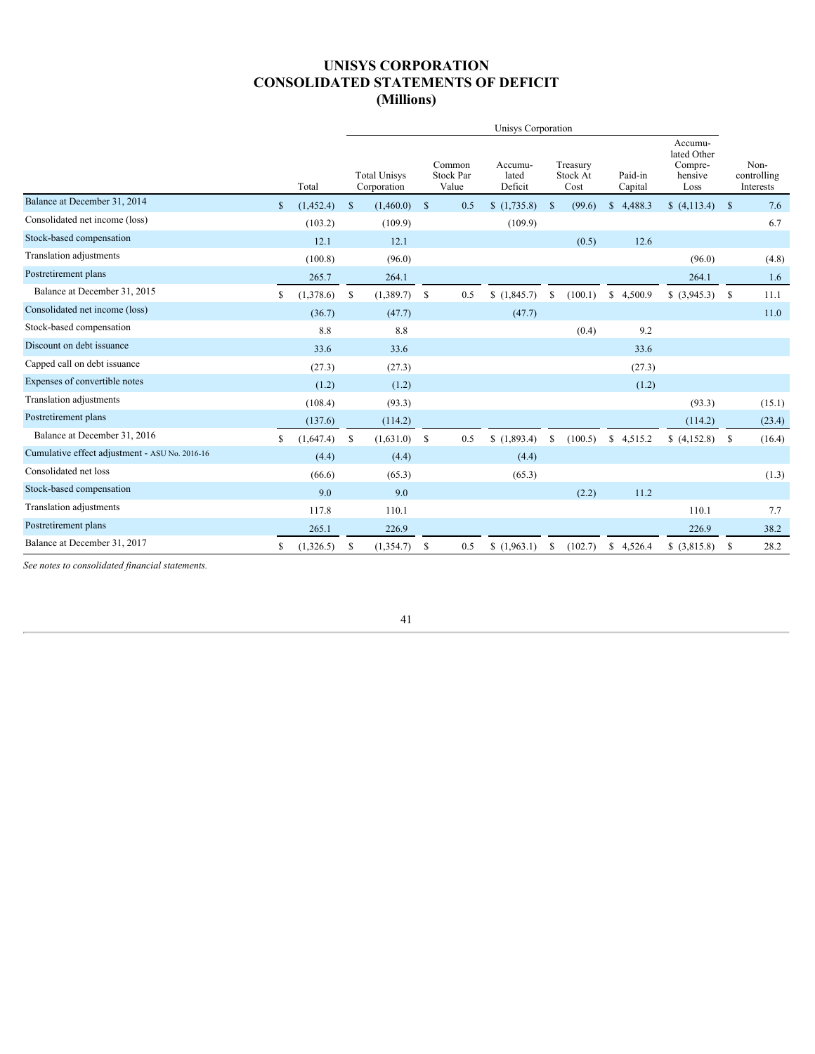# UNISYS CORPORATION
# CONSOLIDATED STATEMENTS OF DEFICIT
# (Millions)

| | | Unisys Corporation | | | | | | |
|---|---|---|---|---|---|---|---|---|
| | Total | Total Unisys Corporation | Common Stock Par Value | Accumulated Deficit | Treasury Stock At Cost | Paid-in Capital | Accumulated Other Comprehensive Loss | Non-controlling Interests |
| Balance at December 31, 2014 | $ (1,452.4) | $ (1,460.0) | $ 0.5 | $ (1,735.8) | $ (99.6) | $ 4,488.3 | $ (4,113.4) | $ 7.6 |
| Consolidated net income (loss) | (103.2) | (109.9) | | (109.9) | | | | 6.7 |
| Stock-based compensation | 12.1 | 12.1 | | | (0.5) | 12.6 | | |
| Translation adjustments | (100.8) | (96.0) | | | | | (96.0) | (4.8) |
| Postretirement plans | 265.7 | 264.1 | | | | | 264.1 | 1.6 |
| Balance at December 31, 2015 | $ (1,378.6) | $ (1,389.7) | $ 0.5 | $ (1,845.7) | $ (100.1) | $ 4,500.9 | $ (3,945.3) | $ 11.1 |
| Consolidated net income (loss) | (36.7) | (47.7) | | (47.7) | | | | 11.0 |
| Stock-based compensation | 8.8 | 8.8 | | | (0.4) | 9.2 | | |
| Discount on debt issuance | 33.6 | 33.6 | | | | 33.6 | | |
| Capped call on debt issuance | (27.3) | (27.3) | | | | (27.3) | | |
| Expenses of convertible notes | (1.2) | (1.2) | | | | (1.2) | | |
| Translation adjustments | (108.4) | (93.3) | | | | | (93.3) | (15.1) |
| Postretirement plans | (137.6) | (114.2) | | | | | (114.2) | (23.4) |
| Balance at December 31, 2016 | $ (1,647.4) | $ (1,631.0) | $ 0.5 | $ (1,893.4) | $ (100.5) | $ 4,515.2 | $ (4,152.8) | $ (16.4) |
| Cumulative effect adjustment - ASU No. 2016-16 | (4.4) | (4.4) | | (4.4) | | | | |
| Consolidated net loss | (66.6) | (65.3) | | (65.3) | | | | (1.3) |
| Stock-based compensation | 9.0 | 9.0 | | | (2.2) | 11.2 | | |
| Translation adjustments | 117.8 | 110.1 | | | | | 110.1 | 7.7 |
| Postretirement plans | 265.1 | 226.9 | | | | | 226.9 | 38.2 |
| Balance at December 31, 2017 | $ (1,326.5) | $ (1,354.7) | $ 0.5 | $ (1,963.1) | $ (102.7) | $ 4,526.4 | $ (3,815.8) | $ 28.2 |

*See notes to consolidated financial statements.*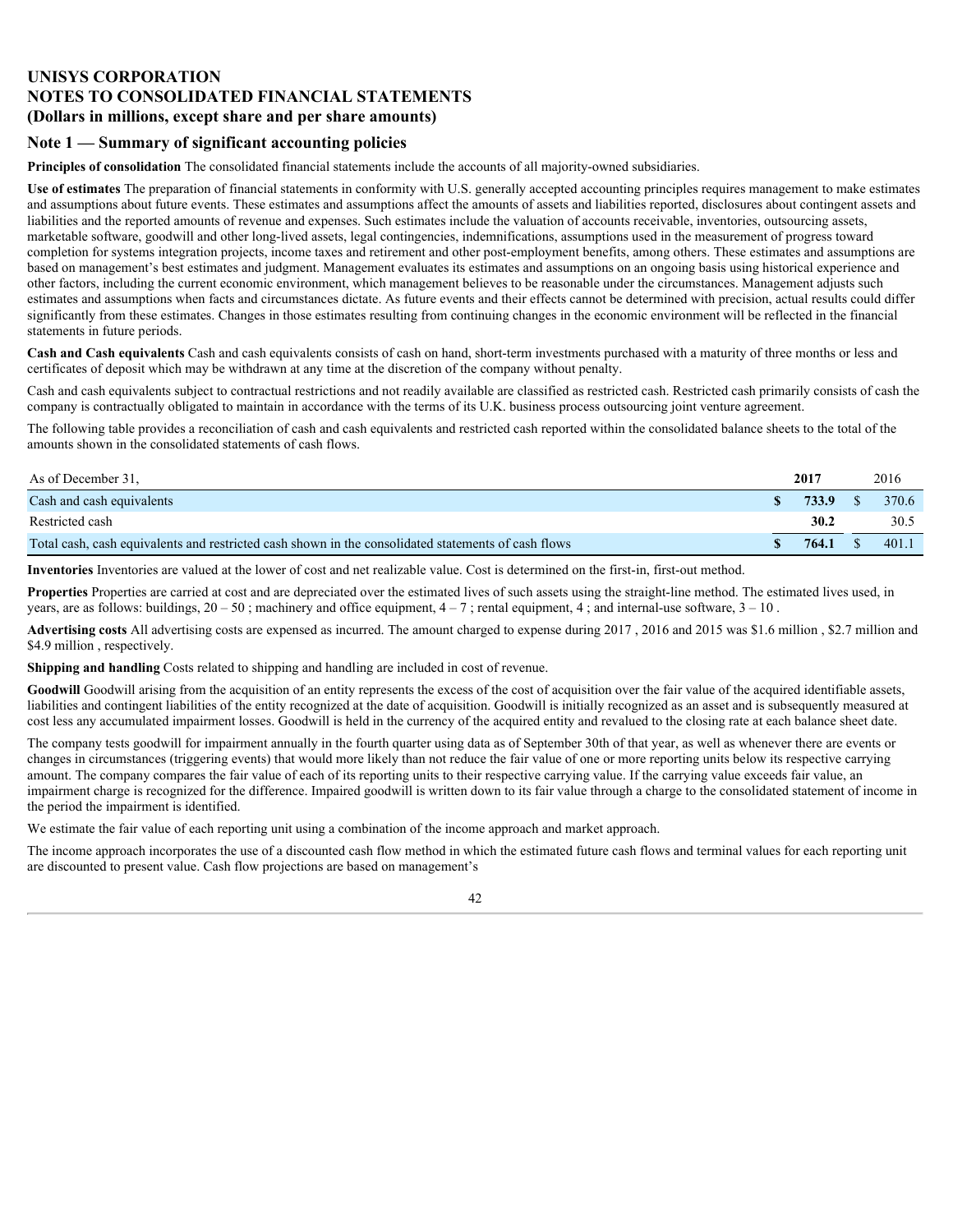# UNISYS CORPORATION
# NOTES TO CONSOLIDATED FINANCIAL STATEMENTS
# (Dollars in millions, except share and per share amounts)

## Note 1 — Summary of significant accounting policies

**Principles of consolidation** The consolidated financial statements include the accounts of all majority-owned subsidiaries.

**Use of estimates** The preparation of financial statements in conformity with U.S. generally accepted accounting principles requires management to make estimates and assumptions about future events. These estimates and assumptions affect the amounts of assets and liabilities reported, disclosures about contingent assets and liabilities and the reported amounts of revenue and expenses. Such estimates include the valuation of accounts receivable, inventories, outsourcing assets, marketable software, goodwill and other long-lived assets, legal contingencies, indemnifications, assumptions used in the measurement of progress toward completion for systems integration projects, income taxes and retirement and other post-employment benefits, among others. These estimates and assumptions are based on management's best estimates and judgment. Management evaluates its estimates and assumptions on an ongoing basis using historical experience and other factors, including the current economic environment, which management believes to be reasonable under the circumstances. Management adjusts such estimates and assumptions when facts and circumstances dictate. As future events and their effects cannot be determined with precision, actual results could differ significantly from these estimates. Changes in those estimates resulting from continuing changes in the economic environment will be reflected in the financial statements in future periods.

**Cash and Cash equivalents** Cash and cash equivalents consists of cash on hand, short-term investments purchased with a maturity of three months or less and certificates of deposit which may be withdrawn at any time at the discretion of the company without penalty.

Cash and cash equivalents subject to contractual restrictions and not readily available are classified as restricted cash. Restricted cash primarily consists of cash the company is contractually obligated to maintain in accordance with the terms of its U.K. business process outsourcing joint venture agreement.

The following table provides a reconciliation of cash and cash equivalents and restricted cash reported within the consolidated balance sheets to the total of the amounts shown in the consolidated statements of cash flows.

| As of December 31, | **2017** | 2016 |
|---|---|---|
| Cash and cash equivalents | **$ 733.9** | $ 370.6 |
| Restricted cash | **30.2** | 30.5 |
| Total cash, cash equivalents and restricted cash shown in the consolidated statements of cash flows | **$ 764.1** | $ 401.1 |

**Inventories** Inventories are valued at the lower of cost and net realizable value. Cost is determined on the first-in, first-out method.

**Properties** Properties are carried at cost and are depreciated over the estimated lives of such assets using the straight-line method. The estimated lives used, in years, are as follows: buildings, 20 – 50 ; machinery and office equipment, 4 – 7 ; rental equipment, 4 ; and internal-use software, 3 – 10 .

**Advertising costs** All advertising costs are expensed as incurred. The amount charged to expense during 2017 , 2016 and 2015 was $1.6 million , $2.7 million and $4.9 million , respectively.

**Shipping and handling** Costs related to shipping and handling are included in cost of revenue.

**Goodwill** Goodwill arising from the acquisition of an entity represents the excess of the cost of acquisition over the fair value of the acquired identifiable assets, liabilities and contingent liabilities of the entity recognized at the date of acquisition. Goodwill is initially recognized as an asset and is subsequently measured at cost less any accumulated impairment losses. Goodwill is held in the currency of the acquired entity and revalued to the closing rate at each balance sheet date.

The company tests goodwill for impairment annually in the fourth quarter using data as of September 30th of that year, as well as whenever there are events or changes in circumstances (triggering events) that would more likely than not reduce the fair value of one or more reporting units below its respective carrying amount. The company compares the fair value of each of its reporting units to their respective carrying value. If the carrying value exceeds fair value, an impairment charge is recognized for the difference. Impaired goodwill is written down to its fair value through a charge to the consolidated statement of income in the period the impairment is identified.

We estimate the fair value of each reporting unit using a combination of the income approach and market approach.

The income approach incorporates the use of a discounted cash flow method in which the estimated future cash flows and terminal values for each reporting unit are discounted to present value. Cash flow projections are based on management's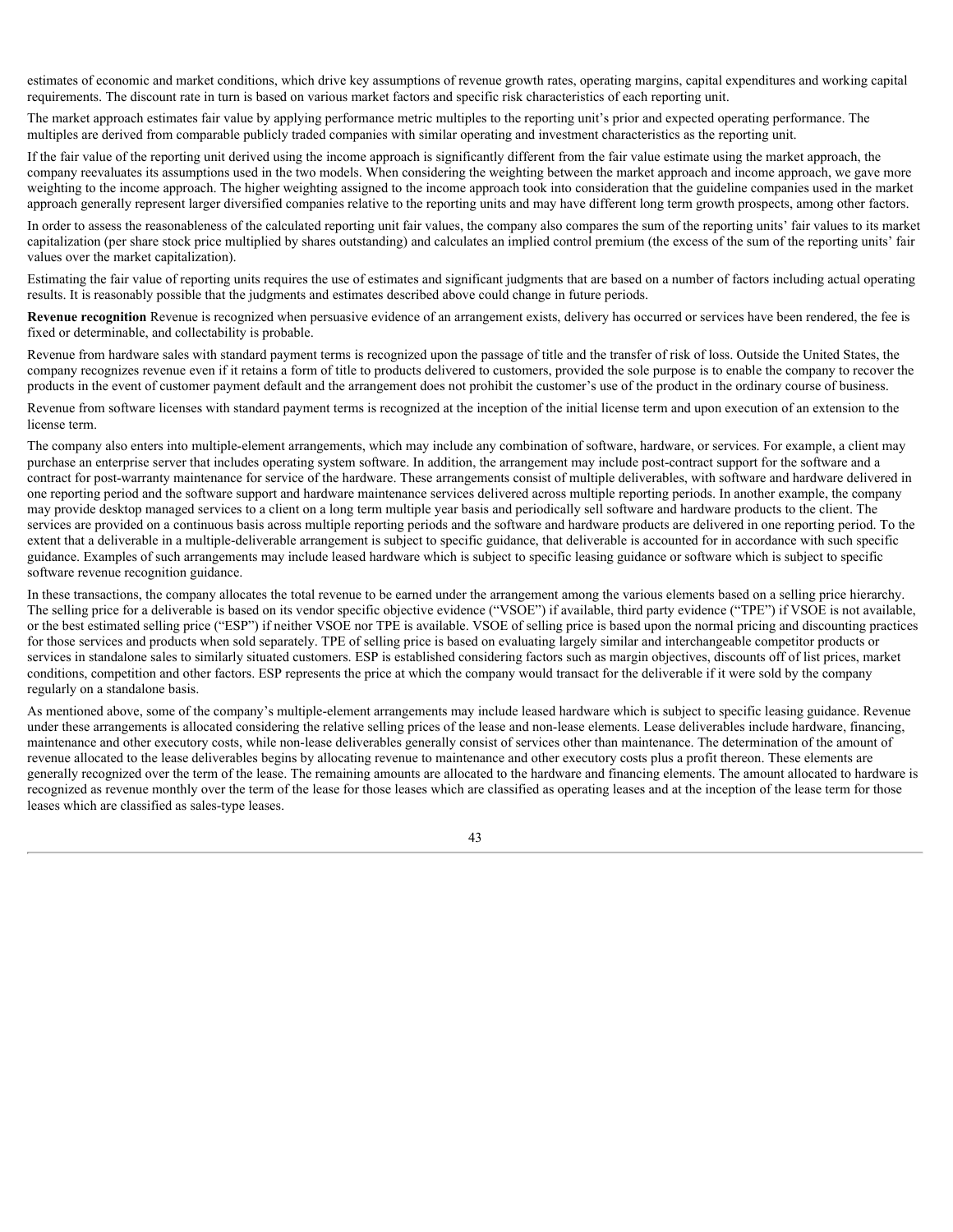estimates of economic and market conditions, which drive key assumptions of revenue growth rates, operating margins, capital expenditures and working capital requirements. The discount rate in turn is based on various market factors and specific risk characteristics of each reporting unit.

The market approach estimates fair value by applying performance metric multiples to the reporting unit's prior and expected operating performance. The multiples are derived from comparable publicly traded companies with similar operating and investment characteristics as the reporting unit.

If the fair value of the reporting unit derived using the income approach is significantly different from the fair value estimate using the market approach, the company reevaluates its assumptions used in the two models. When considering the weighting between the market approach and income approach, we gave more weighting to the income approach. The higher weighting assigned to the income approach took into consideration that the guideline companies used in the market approach generally represent larger diversified companies relative to the reporting units and may have different long term growth prospects, among other factors.

In order to assess the reasonableness of the calculated reporting unit fair values, the company also compares the sum of the reporting units' fair values to its market capitalization (per share stock price multiplied by shares outstanding) and calculates an implied control premium (the excess of the sum of the reporting units' fair values over the market capitalization).

Estimating the fair value of reporting units requires the use of estimates and significant judgments that are based on a number of factors including actual operating results. It is reasonably possible that the judgments and estimates described above could change in future periods.

**Revenue recognition** Revenue is recognized when persuasive evidence of an arrangement exists, delivery has occurred or services have been rendered, the fee is fixed or determinable, and collectability is probable.

Revenue from hardware sales with standard payment terms is recognized upon the passage of title and the transfer of risk of loss. Outside the United States, the company recognizes revenue even if it retains a form of title to products delivered to customers, provided the sole purpose is to enable the company to recover the products in the event of customer payment default and the arrangement does not prohibit the customer's use of the product in the ordinary course of business.

Revenue from software licenses with standard payment terms is recognized at the inception of the initial license term and upon execution of an extension to the license term.

The company also enters into multiple-element arrangements, which may include any combination of software, hardware, or services. For example, a client may purchase an enterprise server that includes operating system software. In addition, the arrangement may include post-contract support for the software and a contract for post-warranty maintenance for service of the hardware. These arrangements consist of multiple deliverables, with software and hardware delivered in one reporting period and the software support and hardware maintenance services delivered across multiple reporting periods. In another example, the company may provide desktop managed services to a client on a long term multiple year basis and periodically sell software and hardware products to the client. The services are provided on a continuous basis across multiple reporting periods and the software and hardware products are delivered in one reporting period. To the extent that a deliverable in a multiple-deliverable arrangement is subject to specific guidance, that deliverable is accounted for in accordance with such specific guidance. Examples of such arrangements may include leased hardware which is subject to specific leasing guidance or software which is subject to specific software revenue recognition guidance.

In these transactions, the company allocates the total revenue to be earned under the arrangement among the various elements based on a selling price hierarchy. The selling price for a deliverable is based on its vendor specific objective evidence ("VSOE") if available, third party evidence ("TPE") if VSOE is not available, or the best estimated selling price ("ESP") if neither VSOE nor TPE is available. VSOE of selling price is based upon the normal pricing and discounting practices for those services and products when sold separately. TPE of selling price is based on evaluating largely similar and interchangeable competitor products or services in standalone sales to similarly situated customers. ESP is established considering factors such as margin objectives, discounts off of list prices, market conditions, competition and other factors. ESP represents the price at which the company would transact for the deliverable if it were sold by the company regularly on a standalone basis.

As mentioned above, some of the company's multiple-element arrangements may include leased hardware which is subject to specific leasing guidance. Revenue under these arrangements is allocated considering the relative selling prices of the lease and non-lease elements. Lease deliverables include hardware, financing, maintenance and other executory costs, while non-lease deliverables generally consist of services other than maintenance. The determination of the amount of revenue allocated to the lease deliverables begins by allocating revenue to maintenance and other executory costs plus a profit thereon. These elements are generally recognized over the term of the lease. The remaining amounts are allocated to the hardware and financing elements. The amount allocated to hardware is recognized as revenue monthly over the term of the lease for those leases which are classified as operating leases and at the inception of the lease term for those leases which are classified as sales-type leases.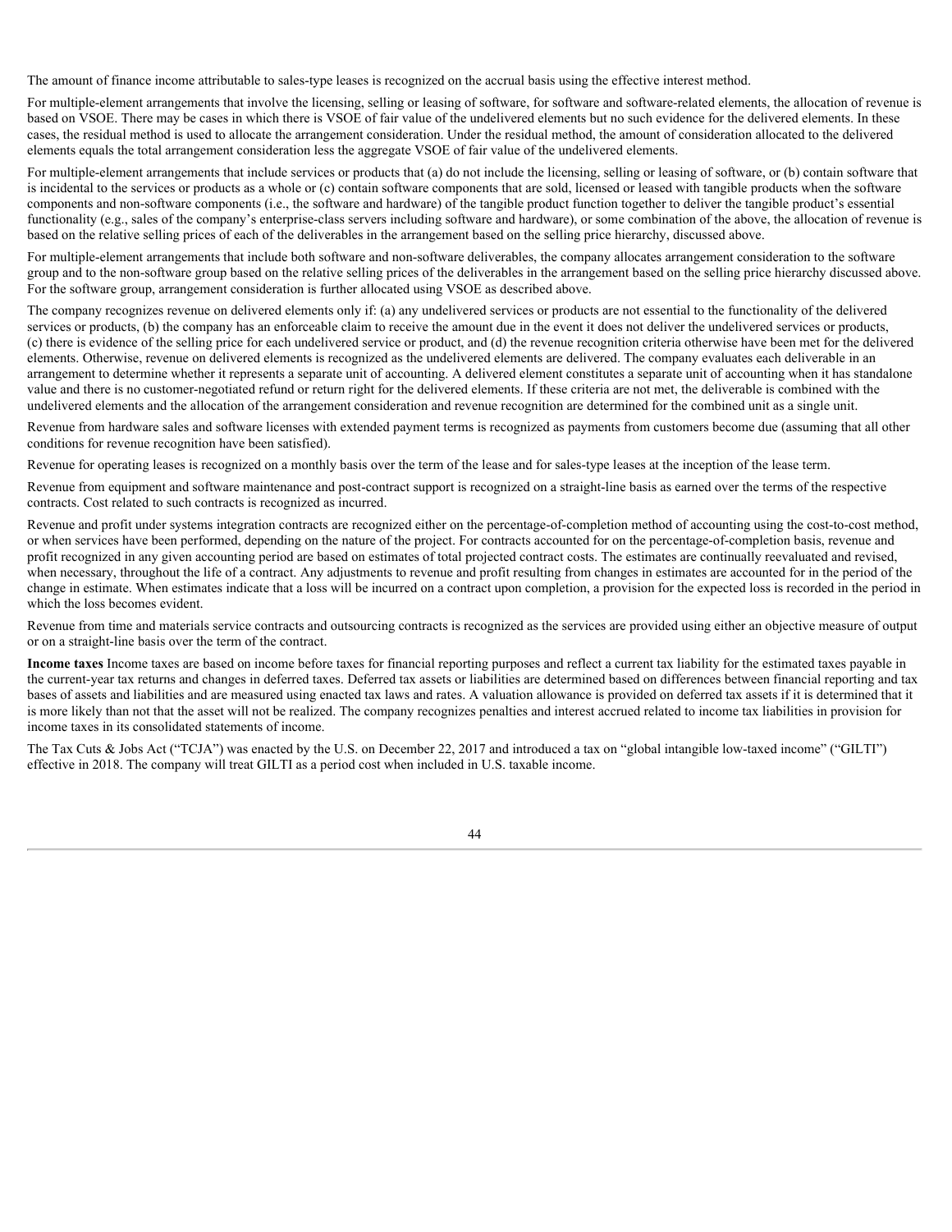The amount of finance income attributable to sales-type leases is recognized on the accrual basis using the effective interest method.

For multiple-element arrangements that involve the licensing, selling or leasing of software, for software and software-related elements, the allocation of revenue is based on VSOE. There may be cases in which there is VSOE of fair value of the undelivered elements but no such evidence for the delivered elements. In these cases, the residual method is used to allocate the arrangement consideration. Under the residual method, the amount of consideration allocated to the delivered elements equals the total arrangement consideration less the aggregate VSOE of fair value of the undelivered elements.

For multiple-element arrangements that include services or products that (a) do not include the licensing, selling or leasing of software, or (b) contain software that is incidental to the services or products as a whole or (c) contain software components that are sold, licensed or leased with tangible products when the software components and non-software components (i.e., the software and hardware) of the tangible product function together to deliver the tangible product's essential functionality (e.g., sales of the company's enterprise-class servers including software and hardware), or some combination of the above, the allocation of revenue is based on the relative selling prices of each of the deliverables in the arrangement based on the selling price hierarchy, discussed above.

For multiple-element arrangements that include both software and non-software deliverables, the company allocates arrangement consideration to the software group and to the non-software group based on the relative selling prices of the deliverables in the arrangement based on the selling price hierarchy discussed above. For the software group, arrangement consideration is further allocated using VSOE as described above.

The company recognizes revenue on delivered elements only if: (a) any undelivered services or products are not essential to the functionality of the delivered services or products, (b) the company has an enforceable claim to receive the amount due in the event it does not deliver the undelivered services or products, (c) there is evidence of the selling price for each undelivered service or product, and (d) the revenue recognition criteria otherwise have been met for the delivered elements. Otherwise, revenue on delivered elements is recognized as the undelivered elements are delivered. The company evaluates each deliverable in an arrangement to determine whether it represents a separate unit of accounting. A delivered element constitutes a separate unit of accounting when it has standalone value and there is no customer-negotiated refund or return right for the delivered elements. If these criteria are not met, the deliverable is combined with the undelivered elements and the allocation of the arrangement consideration and revenue recognition are determined for the combined unit as a single unit.

Revenue from hardware sales and software licenses with extended payment terms is recognized as payments from customers become due (assuming that all other conditions for revenue recognition have been satisfied).

Revenue for operating leases is recognized on a monthly basis over the term of the lease and for sales-type leases at the inception of the lease term.

Revenue from equipment and software maintenance and post-contract support is recognized on a straight-line basis as earned over the terms of the respective contracts. Cost related to such contracts is recognized as incurred.

Revenue and profit under systems integration contracts are recognized either on the percentage-of-completion method of accounting using the cost-to-cost method, or when services have been performed, depending on the nature of the project. For contracts accounted for on the percentage-of-completion basis, revenue and profit recognized in any given accounting period are based on estimates of total projected contract costs. The estimates are continually reevaluated and revised, when necessary, throughout the life of a contract. Any adjustments to revenue and profit resulting from changes in estimates are accounted for in the period of the change in estimate. When estimates indicate that a loss will be incurred on a contract upon completion, a provision for the expected loss is recorded in the period in which the loss becomes evident.

Revenue from time and materials service contracts and outsourcing contracts is recognized as the services are provided using either an objective measure of output or on a straight-line basis over the term of the contract.

**Income taxes** Income taxes are based on income before taxes for financial reporting purposes and reflect a current tax liability for the estimated taxes payable in the current-year tax returns and changes in deferred taxes. Deferred tax assets or liabilities are determined based on differences between financial reporting and tax bases of assets and liabilities and are measured using enacted tax laws and rates. A valuation allowance is provided on deferred tax assets if it is determined that it is more likely than not that the asset will not be realized. The company recognizes penalties and interest accrued related to income tax liabilities in provision for income taxes in its consolidated statements of income.

The Tax Cuts & Jobs Act ("TCJA") was enacted by the U.S. on December 22, 2017 and introduced a tax on "global intangible low-taxed income" ("GILTI") effective in 2018. The company will treat GILTI as a period cost when included in U.S. taxable income.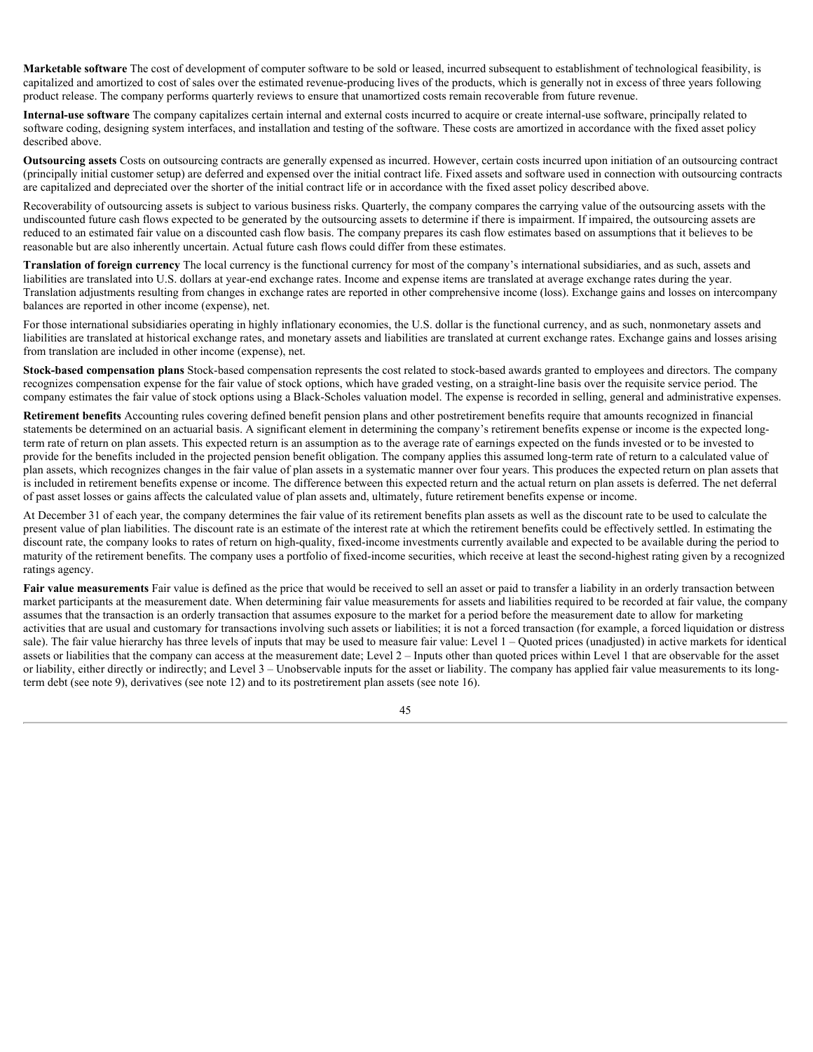**Marketable software** The cost of development of computer software to be sold or leased, incurred subsequent to establishment of technological feasibility, is capitalized and amortized to cost of sales over the estimated revenue-producing lives of the products, which is generally not in excess of three years following product release. The company performs quarterly reviews to ensure that unamortized costs remain recoverable from future revenue.

**Internal-use software** The company capitalizes certain internal and external costs incurred to acquire or create internal-use software, principally related to software coding, designing system interfaces, and installation and testing of the software. These costs are amortized in accordance with the fixed asset policy described above.

**Outsourcing assets** Costs on outsourcing contracts are generally expensed as incurred. However, certain costs incurred upon initiation of an outsourcing contract (principally initial customer setup) are deferred and expensed over the initial contract life. Fixed assets and software used in connection with outsourcing contracts are capitalized and depreciated over the shorter of the initial contract life or in accordance with the fixed asset policy described above.

Recoverability of outsourcing assets is subject to various business risks. Quarterly, the company compares the carrying value of the outsourcing assets with the undiscounted future cash flows expected to be generated by the outsourcing assets to determine if there is impairment. If impaired, the outsourcing assets are reduced to an estimated fair value on a discounted cash flow basis. The company prepares its cash flow estimates based on assumptions that it believes to be reasonable but are also inherently uncertain. Actual future cash flows could differ from these estimates.

**Translation of foreign currency** The local currency is the functional currency for most of the company's international subsidiaries, and as such, assets and liabilities are translated into U.S. dollars at year-end exchange rates. Income and expense items are translated at average exchange rates during the year. Translation adjustments resulting from changes in exchange rates are reported in other comprehensive income (loss). Exchange gains and losses on intercompany balances are reported in other income (expense), net.

For those international subsidiaries operating in highly inflationary economies, the U.S. dollar is the functional currency, and as such, nonmonetary assets and liabilities are translated at historical exchange rates, and monetary assets and liabilities are translated at current exchange rates. Exchange gains and losses arising from translation are included in other income (expense), net.

**Stock-based compensation plans** Stock-based compensation represents the cost related to stock-based awards granted to employees and directors. The company recognizes compensation expense for the fair value of stock options, which have graded vesting, on a straight-line basis over the requisite service period. The company estimates the fair value of stock options using a Black-Scholes valuation model. The expense is recorded in selling, general and administrative expenses.

**Retirement benefits** Accounting rules covering defined benefit pension plans and other postretirement benefits require that amounts recognized in financial statements be determined on an actuarial basis. A significant element in determining the company's retirement benefits expense or income is the expected long-term rate of return on plan assets. This expected return is an assumption as to the average rate of earnings expected on the funds invested or to be invested to provide for the benefits included in the projected pension benefit obligation. The company applies this assumed long-term rate of return to a calculated value of plan assets, which recognizes changes in the fair value of plan assets in a systematic manner over four years. This produces the expected return on plan assets that is included in retirement benefits expense or income. The difference between this expected return and the actual return on plan assets is deferred. The net deferral of past asset losses or gains affects the calculated value of plan assets and, ultimately, future retirement benefits expense or income.

At December 31 of each year, the company determines the fair value of its retirement benefits plan assets as well as the discount rate to be used to calculate the present value of plan liabilities. The discount rate is an estimate of the interest rate at which the retirement benefits could be effectively settled. In estimating the discount rate, the company looks to rates of return on high-quality, fixed-income investments currently available and expected to be available during the period to maturity of the retirement benefits. The company uses a portfolio of fixed-income securities, which receive at least the second-highest rating given by a recognized ratings agency.

**Fair value measurements** Fair value is defined as the price that would be received to sell an asset or paid to transfer a liability in an orderly transaction between market participants at the measurement date. When determining fair value measurements for assets and liabilities required to be recorded at fair value, the company assumes that the transaction is an orderly transaction that assumes exposure to the market for a period before the measurement date to allow for marketing activities that are usual and customary for transactions involving such assets or liabilities; it is not a forced transaction (for example, a forced liquidation or distress sale). The fair value hierarchy has three levels of inputs that may be used to measure fair value: Level 1 – Quoted prices (unadjusted) in active markets for identical assets or liabilities that the company can access at the measurement date; Level 2 – Inputs other than quoted prices within Level 1 that are observable for the asset or liability, either directly or indirectly; and Level 3 – Unobservable inputs for the asset or liability. The company has applied fair value measurements to its long-term debt (see note 9), derivatives (see note 12) and to its postretirement plan assets (see note 16).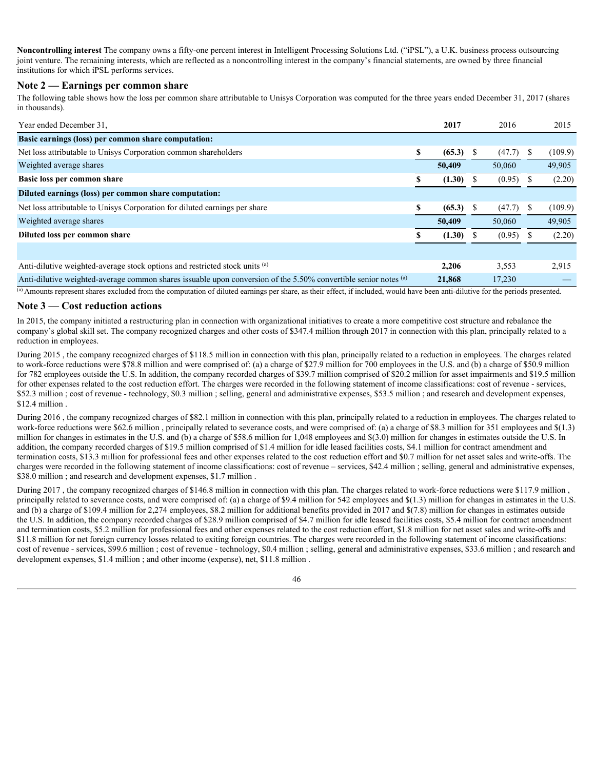**Noncontrolling interest** The company owns a fifty-one percent interest in Intelligent Processing Solutions Ltd. ("iPSL"), a U.K. business process outsourcing joint venture. The remaining interests, which are reflected as a noncontrolling interest in the company's financial statements, are owned by three financial institutions for which iPSL performs services.

## Note 2 — Earnings per common share

The following table shows how the loss per common share attributable to Unisys Corporation was computed for the three years ended December 31, 2017 (shares in thousands).

| Year ended December 31, | 2017 | 2016 | 2015 |
|---|---|---|---|
| **Basic earnings (loss) per common share computation:** | | | |
| Net loss attributable to Unisys Corporation common shareholders | **$ (65.3)** | $ (47.7) | $ (109.9) |
| Weighted average shares | **50,409** | 50,060 | 49,905 |
| **Basic loss per common share** | **$ (1.30)** | $ (0.95) | $ (2.20) |
| **Diluted earnings (loss) per common share computation:** | | | |
| Net loss attributable to Unisys Corporation for diluted earnings per share | **$ (65.3)** | $ (47.7) | $ (109.9) |
| Weighted average shares | **50,409** | 50,060 | 49,905 |
| **Diluted loss per common share** | **$ (1.30)** | $ (0.95) | $ (2.20) |
| | | | |
| Anti-dilutive weighted-average stock options and restricted stock units [(a)] | **2,206** | 3,553 | 2,915 |
| Anti-dilutive weighted-average common shares issuable upon conversion of the 5.50% convertible senior notes [(a)] | **21,868** | 17,230 | — |

[(a)] Amounts represent shares excluded from the computation of diluted earnings per share, as their effect, if included, would have been anti-dilutive for the periods presented.

## Note 3 — Cost reduction actions

In 2015, the company initiated a restructuring plan in connection with organizational initiatives to create a more competitive cost structure and rebalance the company's global skill set. The company recognized charges and other costs of $347.4 million through 2017 in connection with this plan, principally related to a reduction in employees.

During 2015 , the company recognized charges of $118.5 million in connection with this plan, principally related to a reduction in employees. The charges related to work-force reductions were $78.8 million and were comprised of: (a) a charge of $27.9 million for 700 employees in the U.S. and (b) a charge of $50.9 million for 782 employees outside the U.S. In addition, the company recorded charges of $39.7 million comprised of $20.2 million for asset impairments and $19.5 million for other expenses related to the cost reduction effort. The charges were recorded in the following statement of income classifications: cost of revenue - services, $52.3 million ; cost of revenue - technology, $0.3 million ; selling, general and administrative expenses, $53.5 million ; and research and development expenses, $12.4 million .

During 2016 , the company recognized charges of $82.1 million in connection with this plan, principally related to a reduction in employees. The charges related to work-force reductions were $62.6 million , principally related to severance costs, and were comprised of: (a) a charge of $8.3 million for 351 employees and $(1.3) million for changes in estimates in the U.S. and (b) a charge of $58.6 million for 1,048 employees and $(3.0) million for changes in estimates outside the U.S. In addition, the company recorded charges of $19.5 million comprised of $1.4 million for idle leased facilities costs, $4.1 million for contract amendment and termination costs, $13.3 million for professional fees and other expenses related to the cost reduction effort and $0.7 million for net asset sales and write-offs. The charges were recorded in the following statement of income classifications: cost of revenue – services, $42.4 million ; selling, general and administrative expenses, $38.0 million ; and research and development expenses, $1.7 million .

During 2017 , the company recognized charges of $146.8 million in connection with this plan. The charges related to work-force reductions were $117.9 million , principally related to severance costs, and were comprised of: (a) a charge of $9.4 million for 542 employees and $(1.3) million for changes in estimates in the U.S. and (b) a charge of $109.4 million for 2,274 employees, $8.2 million for additional benefits provided in 2017 and $(7.8) million for changes in estimates outside the U.S. In addition, the company recorded charges of $28.9 million comprised of $4.7 million for idle leased facilities costs, $5.4 million for contract amendment and termination costs, $5.2 million for professional fees and other expenses related to the cost reduction effort, $1.8 million for net asset sales and write-offs and $11.8 million for net foreign currency losses related to exiting foreign countries. The charges were recorded in the following statement of income classifications: cost of revenue - services, $99.6 million ; cost of revenue - technology, $0.4 million ; selling, general and administrative expenses, $33.6 million ; and research and development expenses, $1.4 million ; and other income (expense), net, $11.8 million .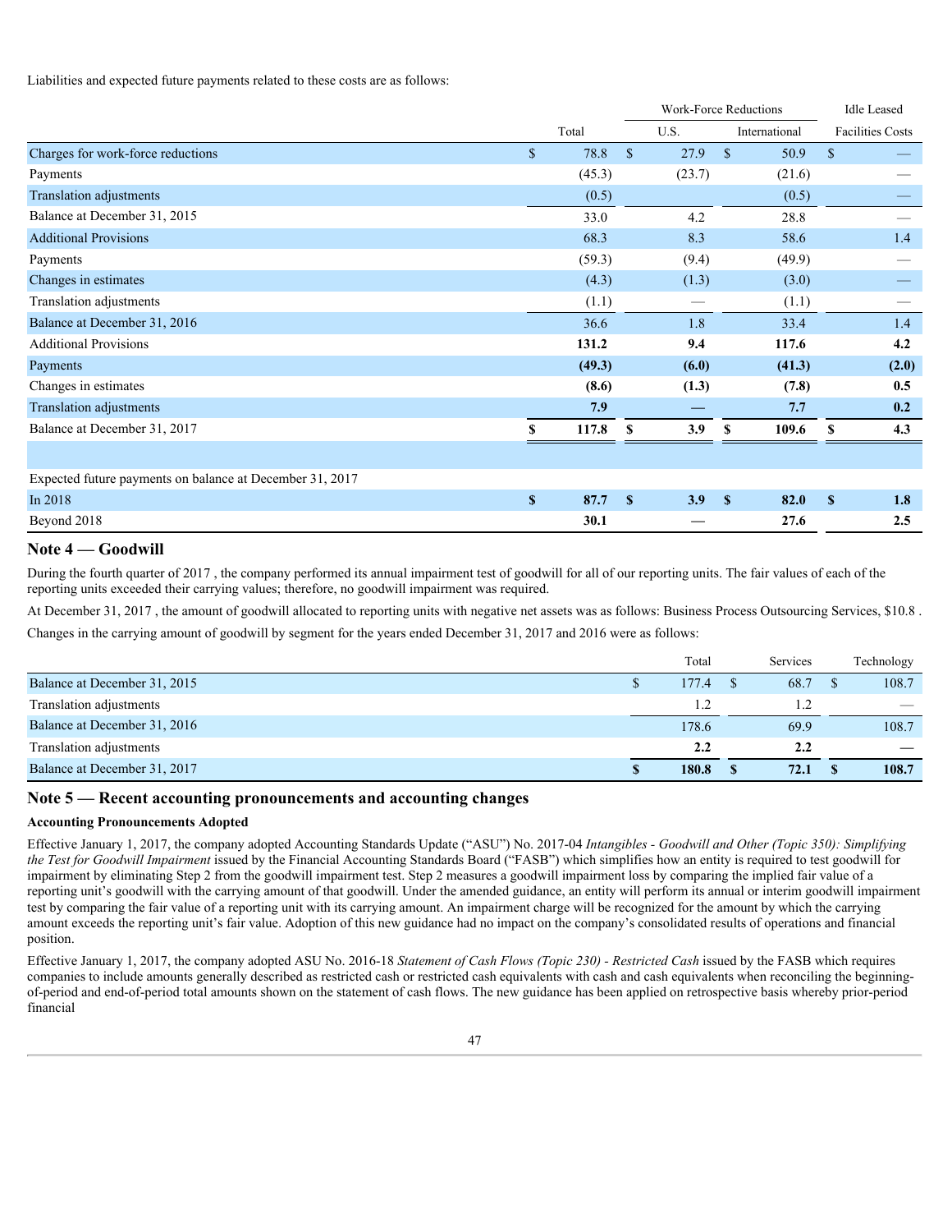Liabilities and expected future payments related to these costs are as follows:

| | Total | Work-Force Reductions | | Idle Leased |
|---|---|---|---|---|
| | | U.S. | International | Facilities Costs |
| Charges for work-force reductions | $ 78.8 | $ 27.9 | $ 50.9 | $ — |
| Payments | (45.3) | (23.7) | (21.6) | — |
| Translation adjustments | (0.5) | | (0.5) | — |
| Balance at December 31, 2015 | 33.0 | 4.2 | 28.8 | — |
| Additional Provisions | 68.3 | 8.3 | 58.6 | 1.4 |
| Payments | (59.3) | (9.4) | (49.9) | — |
| Changes in estimates | (4.3) | (1.3) | (3.0) | — |
| Translation adjustments | (1.1) | — | (1.1) | — |
| Balance at December 31, 2016 | 36.6 | 1.8 | 33.4 | 1.4 |
| Additional Provisions | **131.2** | **9.4** | **117.6** | **4.2** |
| Payments | **(49.3)** | **(6.0)** | **(41.3)** | **(2.0)** |
| Changes in estimates | **(8.6)** | **(1.3)** | **(7.8)** | **0.5** |
| Translation adjustments | **7.9** | **—** | **7.7** | **0.2** |
| Balance at December 31, 2017 | **$ 117.8** | **$ 3.9** | **$ 109.6** | **$ 4.3** |
| | | | | |
| Expected future payments on balance at December 31, 2017 | | | | |
| In 2018 | **$ 87.7** | **$ 3.9** | **$ 82.0** | **$ 1.8** |
| Beyond 2018 | **30.1** | **—** | **27.6** | **2.5** |

## Note 4 — Goodwill

During the fourth quarter of 2017 , the company performed its annual impairment test of goodwill for all of our reporting units. The fair values of each of the reporting units exceeded their carrying values; therefore, no goodwill impairment was required.

At December 31, 2017 , the amount of goodwill allocated to reporting units with negative net assets was as follows: Business Process Outsourcing Services, $10.8 .

Changes in the carrying amount of goodwill by segment for the years ended December 31, 2017 and 2016 were as follows:

| | Total | Services | Technology |
|---|---|---|---|
| Balance at December 31, 2015 | $ 177.4 | $ 68.7 | $ 108.7 |
| Translation adjustments | 1.2 | 1.2 | — |
| Balance at December 31, 2016 | 178.6 | 69.9 | 108.7 |
| Translation adjustments | **2.2** | **2.2** | **—** |
| Balance at December 31, 2017 | **$ 180.8** | **$ 72.1** | **$ 108.7** |

## Note 5 — Recent accounting pronouncements and accounting changes

**Accounting Pronouncements Adopted**

Effective January 1, 2017, the company adopted Accounting Standards Update ("ASU") No. 2017-04 *Intangibles - Goodwill and Other (Topic 350): Simplifying the Test for Goodwill Impairment* issued by the Financial Accounting Standards Board ("FASB") which simplifies how an entity is required to test goodwill for impairment by eliminating Step 2 from the goodwill impairment test. Step 2 measures a goodwill impairment loss by comparing the implied fair value of a reporting unit's goodwill with the carrying amount of that goodwill. Under the amended guidance, an entity will perform its annual or interim goodwill impairment test by comparing the fair value of a reporting unit with its carrying amount. An impairment charge will be recognized for the amount by which the carrying amount exceeds the reporting unit's fair value. Adoption of this new guidance had no impact on the company's consolidated results of operations and financial position.

Effective January 1, 2017, the company adopted ASU No. 2016-18 *Statement of Cash Flows (Topic 230) - Restricted Cash* issued by the FASB which requires companies to include amounts generally described as restricted cash or restricted cash equivalents with cash and cash equivalents when reconciling the beginning-of-period and end-of-period total amounts shown on the statement of cash flows. The new guidance has been applied on retrospective basis whereby prior-period financial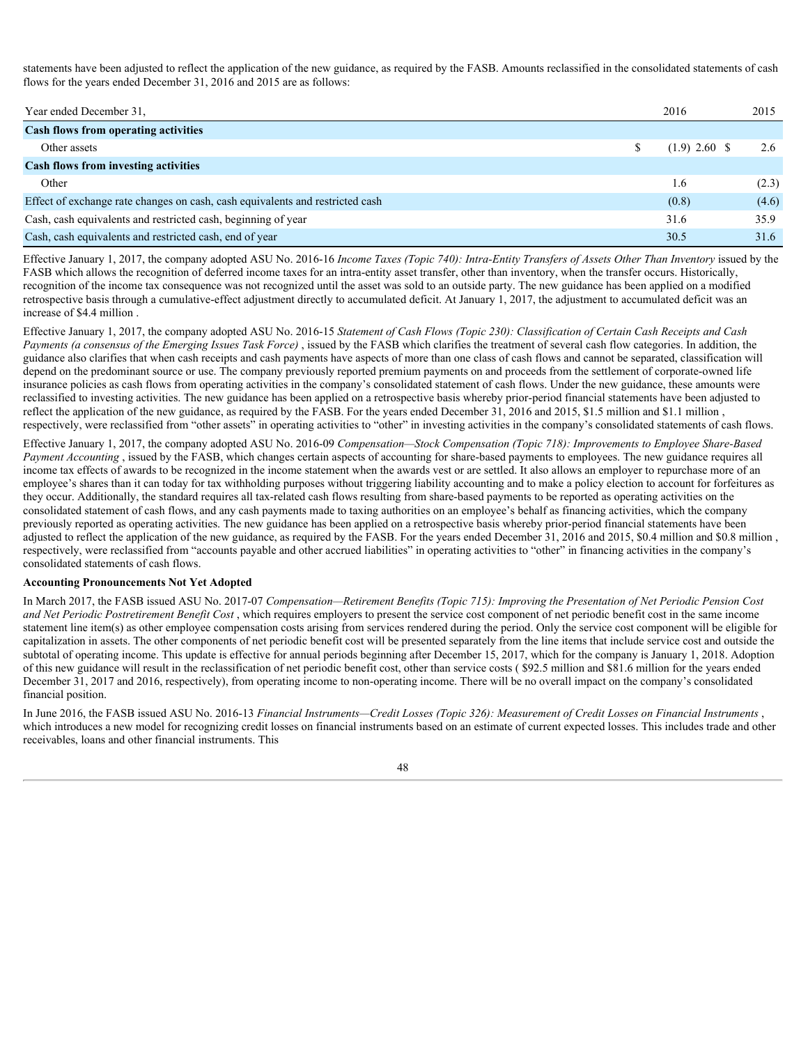statements have been adjusted to reflect the application of the new guidance, as required by the FASB. Amounts reclassified in the consolidated statements of cash flows for the years ended December 31, 2016 and 2015 are as follows:

| Year ended December 31, | | 2016 | | 2015 |
|---|---|---|---|---|
| **Cash flows from operating activities** | | | | |
| Other assets | $ | (1.9) 2.60 | $ | 2.6 |
| **Cash flows from investing activities** | | | | |
| Other | | 1.6 | | (2.3) |
| Effect of exchange rate changes on cash, cash equivalents and restricted cash | | (0.8) | | (4.6) |
| Cash, cash equivalents and restricted cash, beginning of year | | 31.6 | | 35.9 |
| Cash, cash equivalents and restricted cash, end of year | | 30.5 | | 31.6 |

Effective January 1, 2017, the company adopted ASU No. 2016-16 *Income Taxes (Topic 740): Intra-Entity Transfers of Assets Other Than Inventory* issued by the FASB which allows the recognition of deferred income taxes for an intra-entity asset transfer, other than inventory, when the transfer occurs. Historically, recognition of the income tax consequence was not recognized until the asset was sold to an outside party. The new guidance has been applied on a modified retrospective basis through a cumulative-effect adjustment directly to accumulated deficit. At January 1, 2017, the adjustment to accumulated deficit was an increase of $4.4 million .

Effective January 1, 2017, the company adopted ASU No. 2016-15 *Statement of Cash Flows (Topic 230): Classification of Certain Cash Receipts and Cash Payments (a consensus of the Emerging Issues Task Force)* , issued by the FASB which clarifies the treatment of several cash flow categories. In addition, the guidance also clarifies that when cash receipts and cash payments have aspects of more than one class of cash flows and cannot be separated, classification will depend on the predominant source or use. The company previously reported premium payments on and proceeds from the settlement of corporate-owned life insurance policies as cash flows from operating activities in the company's consolidated statement of cash flows. Under the new guidance, these amounts were reclassified to investing activities. The new guidance has been applied on a retrospective basis whereby prior-period financial statements have been adjusted to reflect the application of the new guidance, as required by the FASB. For the years ended December 31, 2016 and 2015, $1.5 million and $1.1 million , respectively, were reclassified from "other assets" in operating activities to "other" in investing activities in the company's consolidated statements of cash flows.

Effective January 1, 2017, the company adopted ASU No. 2016-09 *Compensation—Stock Compensation (Topic 718): Improvements to Employee Share-Based Payment Accounting* , issued by the FASB, which changes certain aspects of accounting for share-based payments to employees. The new guidance requires all income tax effects of awards to be recognized in the income statement when the awards vest or are settled. It also allows an employer to repurchase more of an employee's shares than it can today for tax withholding purposes without triggering liability accounting and to make a policy election to account for forfeitures as they occur. Additionally, the standard requires all tax-related cash flows resulting from share-based payments to be reported as operating activities on the consolidated statement of cash flows, and any cash payments made to taxing authorities on an employee's behalf as financing activities, which the company previously reported as operating activities. The new guidance has been applied on a retrospective basis whereby prior-period financial statements have been adjusted to reflect the application of the new guidance, as required by the FASB. For the years ended December 31, 2016 and 2015, $0.4 million and $0.8 million , respectively, were reclassified from "accounts payable and other accrued liabilities" in operating activities to "other" in financing activities in the company's consolidated statements of cash flows.

**Accounting Pronouncements Not Yet Adopted**

In March 2017, the FASB issued ASU No. 2017-07 *Compensation—Retirement Benefits (Topic 715): Improving the Presentation of Net Periodic Pension Cost and Net Periodic Postretirement Benefit Cost* , which requires employers to present the service cost component of net periodic benefit cost in the same income statement line item(s) as other employee compensation costs arising from services rendered during the period. Only the service cost component will be eligible for capitalization in assets. The other components of net periodic benefit cost will be presented separately from the line items that include service cost and outside the subtotal of operating income. This update is effective for annual periods beginning after December 15, 2017, which for the company is January 1, 2018. Adoption of this new guidance will result in the reclassification of net periodic benefit cost, other than service costs ( $92.5 million and $81.6 million for the years ended December 31, 2017 and 2016, respectively), from operating income to non-operating income. There will be no overall impact on the company's consolidated financial position.

In June 2016, the FASB issued ASU No. 2016-13 *Financial Instruments—Credit Losses (Topic 326): Measurement of Credit Losses on Financial Instruments* , which introduces a new model for recognizing credit losses on financial instruments based on an estimate of current expected losses. This includes trade and other receivables, loans and other financial instruments. This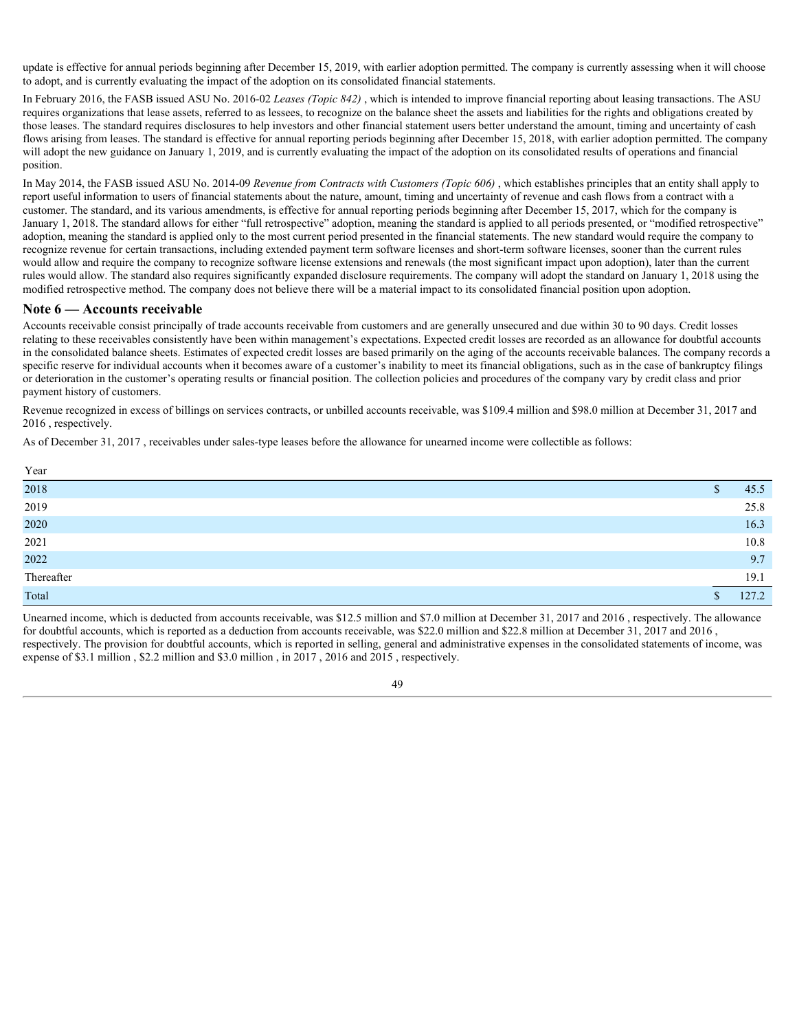update is effective for annual periods beginning after December 15, 2019, with earlier adoption permitted. The company is currently assessing when it will choose to adopt, and is currently evaluating the impact of the adoption on its consolidated financial statements.

In February 2016, the FASB issued ASU No. 2016-02 *Leases (Topic 842)* , which is intended to improve financial reporting about leasing transactions. The ASU requires organizations that lease assets, referred to as lessees, to recognize on the balance sheet the assets and liabilities for the rights and obligations created by those leases. The standard requires disclosures to help investors and other financial statement users better understand the amount, timing and uncertainty of cash flows arising from leases. The standard is effective for annual reporting periods beginning after December 15, 2018, with earlier adoption permitted. The company will adopt the new guidance on January 1, 2019, and is currently evaluating the impact of the adoption on its consolidated results of operations and financial position.

In May 2014, the FASB issued ASU No. 2014-09 *Revenue from Contracts with Customers (Topic 606)* , which establishes principles that an entity shall apply to report useful information to users of financial statements about the nature, amount, timing and uncertainty of revenue and cash flows from a contract with a customer. The standard, and its various amendments, is effective for annual reporting periods beginning after December 15, 2017, which for the company is January 1, 2018. The standard allows for either "full retrospective" adoption, meaning the standard is applied to all periods presented, or "modified retrospective" adoption, meaning the standard is applied only to the most current period presented in the financial statements. The new standard would require the company to recognize revenue for certain transactions, including extended payment term software licenses and short-term software licenses, sooner than the current rules would allow and require the company to recognize software license extensions and renewals (the most significant impact upon adoption), later than the current rules would allow. The standard also requires significantly expanded disclosure requirements. The company will adopt the standard on January 1, 2018 using the modified retrospective method. The company does not believe there will be a material impact to its consolidated financial position upon adoption.

## Note 6 — Accounts receivable

Accounts receivable consist principally of trade accounts receivable from customers and are generally unsecured and due within 30 to 90 days. Credit losses relating to these receivables consistently have been within management's expectations. Expected credit losses are recorded as an allowance for doubtful accounts in the consolidated balance sheets. Estimates of expected credit losses are based primarily on the aging of the accounts receivable balances. The company records a specific reserve for individual accounts when it becomes aware of a customer's inability to meet its financial obligations, such as in the case of bankruptcy filings or deterioration in the customer's operating results or financial position. The collection policies and procedures of the company vary by credit class and prior payment history of customers.

Revenue recognized in excess of billings on services contracts, or unbilled accounts receivable, was $109.4 million and $98.0 million at December 31, 2017 and 2016 , respectively.

As of December 31, 2017 , receivables under sales-type leases before the allowance for unearned income were collectible as follows:

| Year | |
|---|---|
| 2018 | $ 45.5 |
| 2019 | 25.8 |
| 2020 | 16.3 |
| 2021 | 10.8 |
| 2022 | 9.7 |
| Thereafter | 19.1 |
| Total | $ 127.2 |

Unearned income, which is deducted from accounts receivable, was $12.5 million and $7.0 million at December 31, 2017 and 2016 , respectively. The allowance for doubtful accounts, which is reported as a deduction from accounts receivable, was $22.0 million and $22.8 million at December 31, 2017 and 2016 , respectively. The provision for doubtful accounts, which is reported in selling, general and administrative expenses in the consolidated statements of income, was expense of $3.1 million , $2.2 million and $3.0 million , in 2017 , 2016 and 2015 , respectively.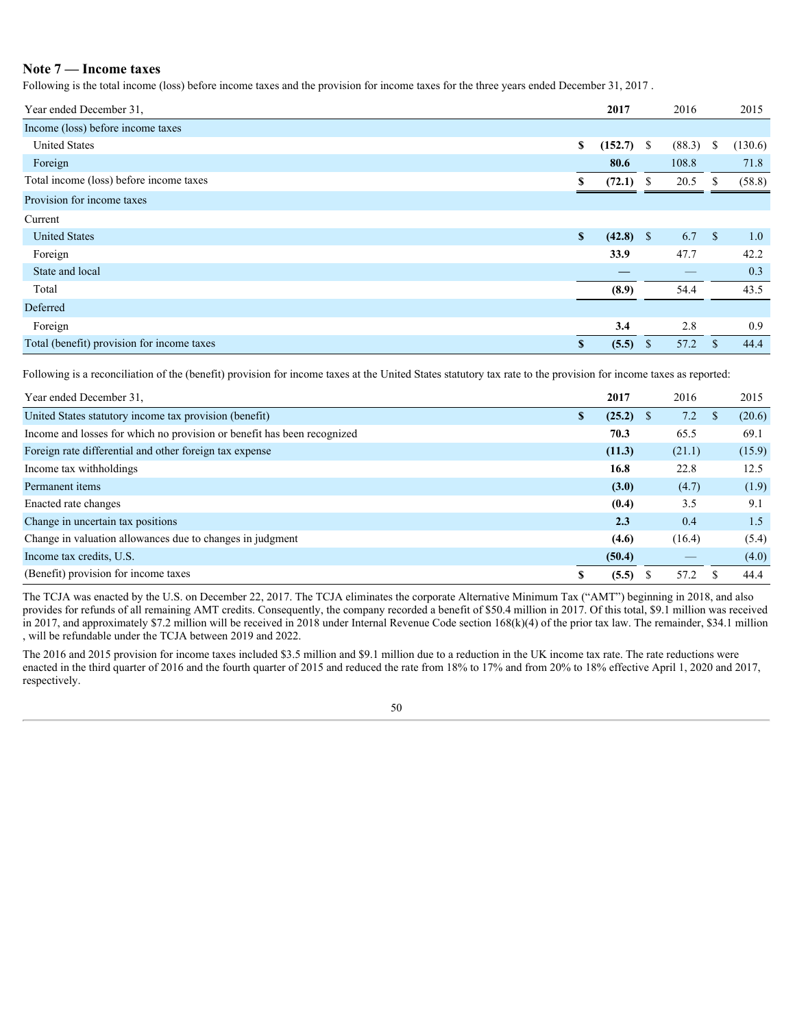## Note 7 — Income taxes

Following is the total income (loss) before income taxes and the provision for income taxes for the three years ended December 31, 2017 .

| Year ended December 31, | 2017 | 2016 | 2015 |
|---|---|---|---|
| Income (loss) before income taxes | | | |
| United States | $ (152.7) | $ (88.3) | $ (130.6) |
| Foreign | 80.6 | 108.8 | 71.8 |
| Total income (loss) before income taxes | $ (72.1) | $ 20.5 | $ (58.8) |
| Provision for income taxes | | | |
| Current | | | |
| United States | $ (42.8) | $ 6.7 | $ 1.0 |
| Foreign | 33.9 | 47.7 | 42.2 |
| State and local | — | — | 0.3 |
| Total | (8.9) | 54.4 | 43.5 |
| Deferred | | | |
| Foreign | 3.4 | 2.8 | 0.9 |
| Total (benefit) provision for income taxes | $ (5.5) | $ 57.2 | $ 44.4 |

Following is a reconciliation of the (benefit) provision for income taxes at the United States statutory tax rate to the provision for income taxes as reported:

| Year ended December 31, | 2017 | 2016 | 2015 |
|---|---|---|---|
| United States statutory income tax provision (benefit) | $ (25.2) | $ 7.2 | $ (20.6) |
| Income and losses for which no provision or benefit has been recognized | 70.3 | 65.5 | 69.1 |
| Foreign rate differential and other foreign tax expense | (11.3) | (21.1) | (15.9) |
| Income tax withholdings | 16.8 | 22.8 | 12.5 |
| Permanent items | (3.0) | (4.7) | (1.9) |
| Enacted rate changes | (0.4) | 3.5 | 9.1 |
| Change in uncertain tax positions | 2.3 | 0.4 | 1.5 |
| Change in valuation allowances due to changes in judgment | (4.6) | (16.4) | (5.4) |
| Income tax credits, U.S. | (50.4) | — | (4.0) |
| (Benefit) provision for income taxes | $ (5.5) | $ 57.2 | $ 44.4 |

The TCJA was enacted by the U.S. on December 22, 2017. The TCJA eliminates the corporate Alternative Minimum Tax ("AMT") beginning in 2018, and also provides for refunds of all remaining AMT credits. Consequently, the company recorded a benefit of $50.4 million in 2017. Of this total, $9.1 million was received in 2017, and approximately $7.2 million will be received in 2018 under Internal Revenue Code section 168(k)(4) of the prior tax law. The remainder, $34.1 million , will be refundable under the TCJA between 2019 and 2022.

The 2016 and 2015 provision for income taxes included $3.5 million and $9.1 million due to a reduction in the UK income tax rate. The rate reductions were enacted in the third quarter of 2016 and the fourth quarter of 2015 and reduced the rate from 18% to 17% and from 20% to 18% effective April 1, 2020 and 2017, respectively.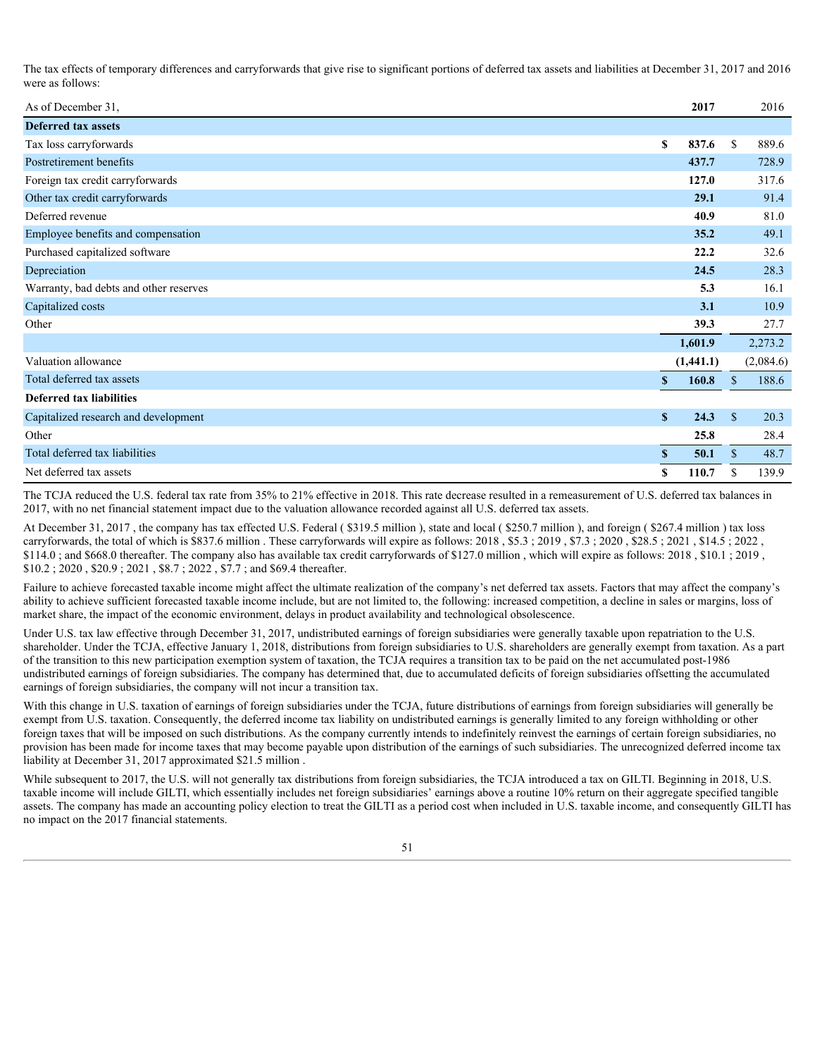The tax effects of temporary differences and carryforwards that give rise to significant portions of deferred tax assets and liabilities at December 31, 2017 and 2016 were as follows:

| As of December 31, | 2017 | 2016 |
|---|---|---|
| **Deferred tax assets** | | |
| Tax loss carryforwards | $ 837.6 | $ 889.6 |
| Postretirement benefits | 437.7 | 728.9 |
| Foreign tax credit carryforwards | 127.0 | 317.6 |
| Other tax credit carryforwards | 29.1 | 91.4 |
| Deferred revenue | 40.9 | 81.0 |
| Employee benefits and compensation | 35.2 | 49.1 |
| Purchased capitalized software | 22.2 | 32.6 |
| Depreciation | 24.5 | 28.3 |
| Warranty, bad debts and other reserves | 5.3 | 16.1 |
| Capitalized costs | 3.1 | 10.9 |
| Other | 39.3 | 27.7 |
| | 1,601.9 | 2,273.2 |
| Valuation allowance | (1,441.1) | (2,084.6) |
| Total deferred tax assets | $ 160.8 | $ 188.6 |
| **Deferred tax liabilities** | | |
| Capitalized research and development | $ 24.3 | $ 20.3 |
| Other | 25.8 | 28.4 |
| Total deferred tax liabilities | $ 50.1 | $ 48.7 |
| Net deferred tax assets | $ 110.7 | $ 139.9 |

The TCJA reduced the U.S. federal tax rate from 35% to 21% effective in 2018. This rate decrease resulted in a remeasurement of U.S. deferred tax balances in 2017, with no net financial statement impact due to the valuation allowance recorded against all U.S. deferred tax assets.

At December 31, 2017 , the company has tax effected U.S. Federal ( $319.5 million ), state and local ( $250.7 million ), and foreign ( $267.4 million ) tax loss carryforwards, the total of which is $837.6 million . These carryforwards will expire as follows: 2018 , $5.3 ; 2019 , $7.3 ; 2020 , $28.5 ; 2021 , $14.5 ; 2022 , $114.0 ; and $668.0 thereafter. The company also has available tax credit carryforwards of $127.0 million , which will expire as follows: 2018 , $10.1 ; 2019 , $10.2 ; 2020 , $20.9 ; 2021 , $8.7 ; 2022 , $7.7 ; and $69.4 thereafter.

Failure to achieve forecasted taxable income might affect the ultimate realization of the company's net deferred tax assets. Factors that may affect the company's ability to achieve sufficient forecasted taxable income include, but are not limited to, the following: increased competition, a decline in sales or margins, loss of market share, the impact of the economic environment, delays in product availability and technological obsolescence.

Under U.S. tax law effective through December 31, 2017, undistributed earnings of foreign subsidiaries were generally taxable upon repatriation to the U.S. shareholder. Under the TCJA, effective January 1, 2018, distributions from foreign subsidiaries to U.S. shareholders are generally exempt from taxation. As a part of the transition to this new participation exemption system of taxation, the TCJA requires a transition tax to be paid on the net accumulated post-1986 undistributed earnings of foreign subsidiaries. The company has determined that, due to accumulated deficits of foreign subsidiaries offsetting the accumulated earnings of foreign subsidiaries, the company will not incur a transition tax.

With this change in U.S. taxation of earnings of foreign subsidiaries under the TCJA, future distributions of earnings from foreign subsidiaries will generally be exempt from U.S. taxation. Consequently, the deferred income tax liability on undistributed earnings is generally limited to any foreign withholding or other foreign taxes that will be imposed on such distributions. As the company currently intends to indefinitely reinvest the earnings of certain foreign subsidiaries, no provision has been made for income taxes that may become payable upon distribution of the earnings of such subsidiaries. The unrecognized deferred income tax liability at December 31, 2017 approximated $21.5 million .

While subsequent to 2017, the U.S. will not generally tax distributions from foreign subsidiaries, the TCJA introduced a tax on GILTI. Beginning in 2018, U.S. taxable income will include GILTI, which essentially includes net foreign subsidiaries' earnings above a routine 10% return on their aggregate specified tangible assets. The company has made an accounting policy election to treat the GILTI as a period cost when included in U.S. taxable income, and consequently GILTI has no impact on the 2017 financial statements.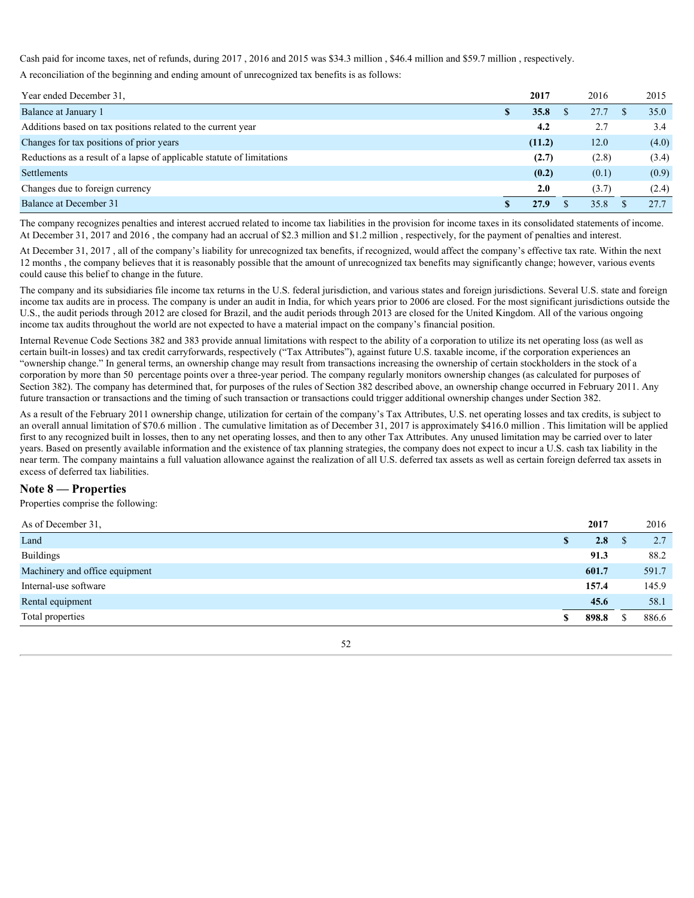Cash paid for income taxes, net of refunds, during 2017 , 2016 and 2015 was $34.3 million , $46.4 million and $59.7 million , respectively.

A reconciliation of the beginning and ending amount of unrecognized tax benefits is as follows:

| Year ended December 31, | 2017 | 2016 | 2015 |
|---|---|---|---|
| Balance at January 1 | $ 35.8 | $ 27.7 | $ 35.0 |
| Additions based on tax positions related to the current year | 4.2 | 2.7 | 3.4 |
| Changes for tax positions of prior years | (11.2) | 12.0 | (4.0) |
| Reductions as a result of a lapse of applicable statute of limitations | (2.7) | (2.8) | (3.4) |
| Settlements | (0.2) | (0.1) | (0.9) |
| Changes due to foreign currency | 2.0 | (3.7) | (2.4) |
| Balance at December 31 | $ 27.9 | $ 35.8 | $ 27.7 |

The company recognizes penalties and interest accrued related to income tax liabilities in the provision for income taxes in its consolidated statements of income. At December 31, 2017 and 2016 , the company had an accrual of $2.3 million and $1.2 million , respectively, for the payment of penalties and interest.

At December 31, 2017 , all of the company's liability for unrecognized tax benefits, if recognized, would affect the company's effective tax rate. Within the next 12 months , the company believes that it is reasonably possible that the amount of unrecognized tax benefits may significantly change; however, various events could cause this belief to change in the future.

The company and its subsidiaries file income tax returns in the U.S. federal jurisdiction, and various states and foreign jurisdictions. Several U.S. state and foreign income tax audits are in process. The company is under an audit in India, for which years prior to 2006 are closed. For the most significant jurisdictions outside the U.S., the audit periods through 2012 are closed for Brazil, and the audit periods through 2013 are closed for the United Kingdom. All of the various ongoing income tax audits throughout the world are not expected to have a material impact on the company's financial position.

Internal Revenue Code Sections 382 and 383 provide annual limitations with respect to the ability of a corporation to utilize its net operating loss (as well as certain built-in losses) and tax credit carryforwards, respectively ("Tax Attributes"), against future U.S. taxable income, if the corporation experiences an "ownership change." In general terms, an ownership change may result from transactions increasing the ownership of certain stockholders in the stock of a corporation by more than 50 percentage points over a three-year period. The company regularly monitors ownership changes (as calculated for purposes of Section 382). The company has determined that, for purposes of the rules of Section 382 described above, an ownership change occurred in February 2011. Any future transaction or transactions and the timing of such transaction or transactions could trigger additional ownership changes under Section 382.

As a result of the February 2011 ownership change, utilization for certain of the company's Tax Attributes, U.S. net operating losses and tax credits, is subject to an overall annual limitation of $70.6 million . The cumulative limitation as of December 31, 2017 is approximately $416.0 million . This limitation will be applied first to any recognized built in losses, then to any net operating losses, and then to any other Tax Attributes. Any unused limitation may be carried over to later years. Based on presently available information and the existence of tax planning strategies, the company does not expect to incur a U.S. cash tax liability in the near term. The company maintains a full valuation allowance against the realization of all U.S. deferred tax assets as well as certain foreign deferred tax assets in excess of deferred tax liabilities.

## Note 8 — Properties

Properties comprise the following:

| As of December 31, | 2017 | 2016 |
|---|---|---|
| Land | $ 2.8 | $ 2.7 |
| Buildings | 91.3 | 88.2 |
| Machinery and office equipment | 601.7 | 591.7 |
| Internal-use software | 157.4 | 145.9 |
| Rental equipment | 45.6 | 58.1 |
| Total properties | $ 898.8 | $ 886.6 |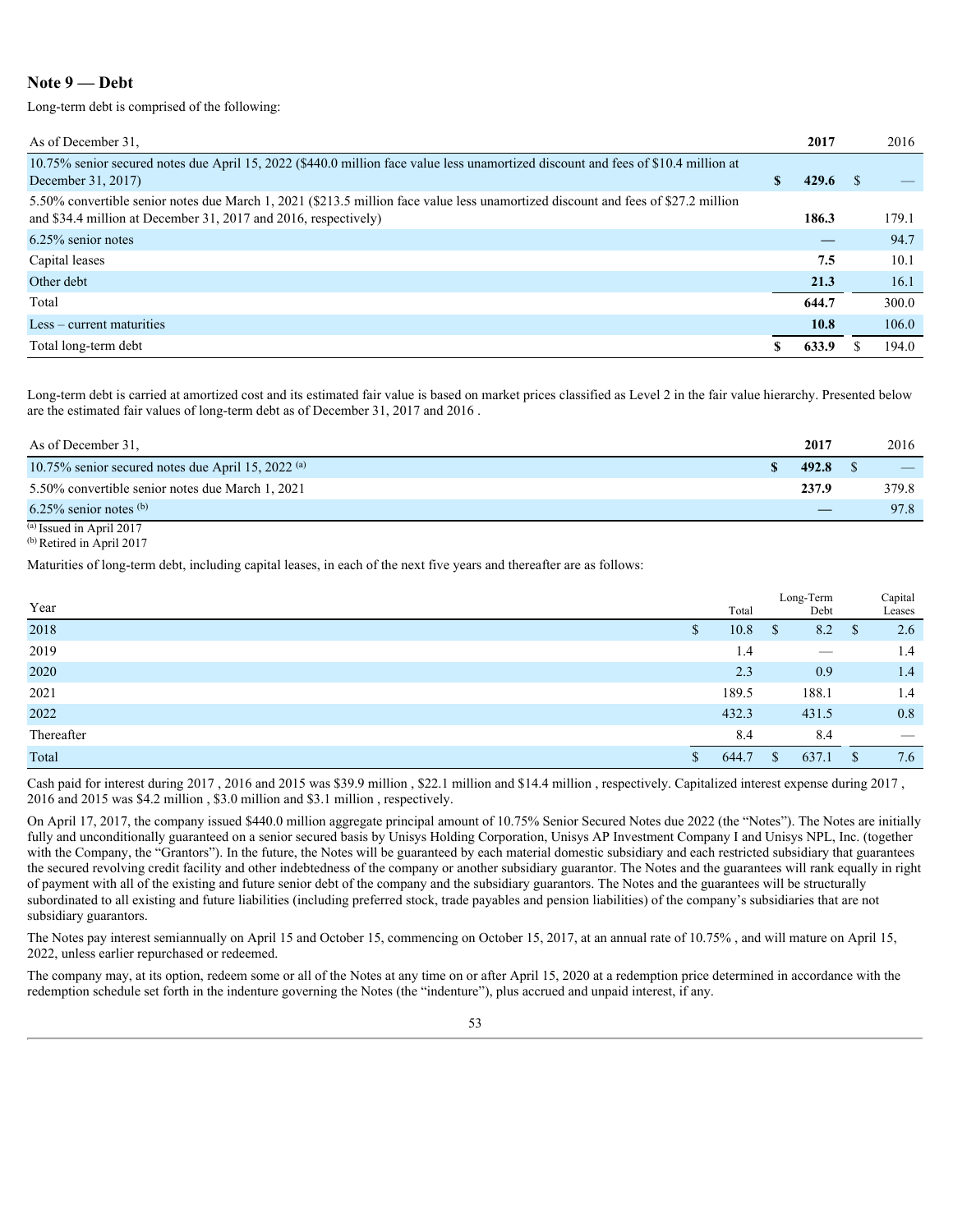## Note 9 — Debt

Long-term debt is comprised of the following:

| As of December 31, | 2017 | 2016 |
|---|---|---|
| 10.75% senior secured notes due April 15, 2022 ($440.0 million face value less unamortized discount and fees of $10.4 million at December 31, 2017) | **$ 429.6** | $ — |
| 5.50% convertible senior notes due March 1, 2021 ($213.5 million face value less unamortized discount and fees of $27.2 million and $34.4 million at December 31, 2017 and 2016, respectively) | **186.3** | 179.1 |
| 6.25% senior notes | **—** | 94.7 |
| Capital leases | **7.5** | 10.1 |
| Other debt | **21.3** | 16.1 |
| Total | **644.7** | 300.0 |
| Less – current maturities | **10.8** | 106.0 |
| Total long-term debt | **$ 633.9** | $ 194.0 |

Long-term debt is carried at amortized cost and its estimated fair value is based on market prices classified as Level 2 in the fair value hierarchy. Presented below are the estimated fair values of long-term debt as of December 31, 2017 and 2016 .

| As of December 31, | 2017 | 2016 |
|---|---|---|
| 10.75% senior secured notes due April 15, 2022 [(a)] | **$ 492.8** | $ — |
| 5.50% convertible senior notes due March 1, 2021 | **237.9** | 379.8 |
| 6.25% senior notes [(b)] | **—** | 97.8 |

[(a)] Issued in April 2017
[(b)] Retired in April 2017

Maturities of long-term debt, including capital leases, in each of the next five years and thereafter are as follows:

| Year | Total | Long-Term Debt | Capital Leases |
|---|---|---|---|
| 2018 | $ 10.8 | $ 8.2 | $ 2.6 |
| 2019 | 1.4 | — | 1.4 |
| 2020 | 2.3 | 0.9 | 1.4 |
| 2021 | 189.5 | 188.1 | 1.4 |
| 2022 | 432.3 | 431.5 | 0.8 |
| Thereafter | 8.4 | 8.4 | — |
| Total | $ 644.7 | $ 637.1 | $ 7.6 |

Cash paid for interest during 2017 , 2016 and 2015 was $39.9 million , $22.1 million and $14.4 million , respectively. Capitalized interest expense during 2017 , 2016 and 2015 was $4.2 million , $3.0 million and $3.1 million , respectively.

On April 17, 2017, the company issued $440.0 million aggregate principal amount of 10.75% Senior Secured Notes due 2022 (the "Notes"). The Notes are initially fully and unconditionally guaranteed on a senior secured basis by Unisys Holding Corporation, Unisys AP Investment Company I and Unisys NPL, Inc. (together with the Company, the "Grantors"). In the future, the Notes will be guaranteed by each material domestic subsidiary and each restricted subsidiary that guarantees the secured revolving credit facility and other indebtedness of the company or another subsidiary guarantor. The Notes and the guarantees will rank equally in right of payment with all of the existing and future senior debt of the company and the subsidiary guarantors. The Notes and the guarantees will be structurally subordinated to all existing and future liabilities (including preferred stock, trade payables and pension liabilities) of the company's subsidiaries that are not subsidiary guarantors.

The Notes pay interest semiannually on April 15 and October 15, commencing on October 15, 2017, at an annual rate of 10.75% , and will mature on April 15, 2022, unless earlier repurchased or redeemed.

The company may, at its option, redeem some or all of the Notes at any time on or after April 15, 2020 at a redemption price determined in accordance with the redemption schedule set forth in the indenture governing the Notes (the "indenture"), plus accrued and unpaid interest, if any.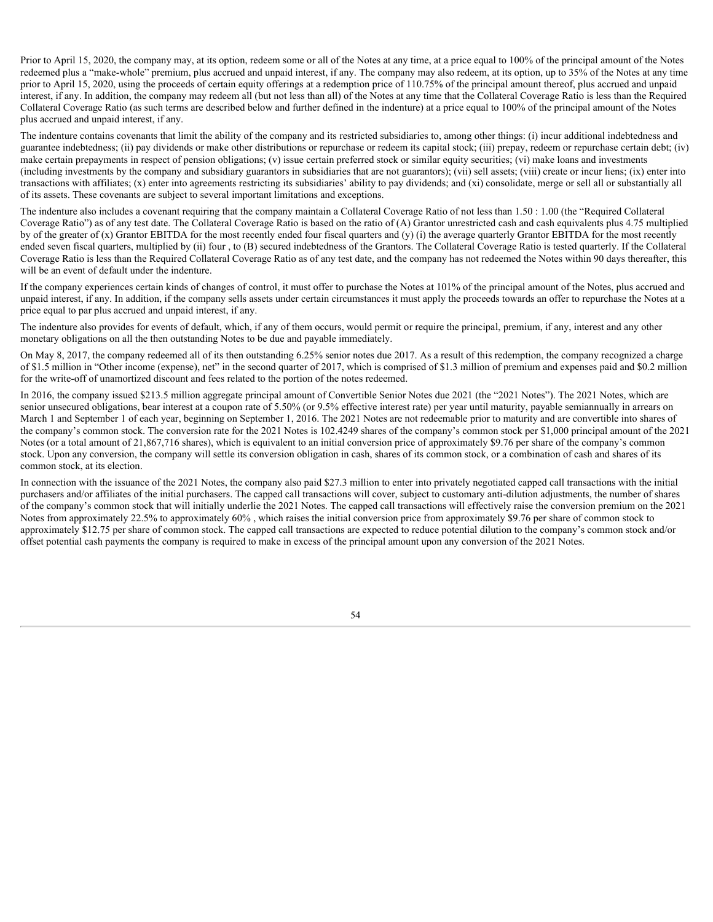Prior to April 15, 2020, the company may, at its option, redeem some or all of the Notes at any time, at a price equal to 100% of the principal amount of the Notes redeemed plus a "make-whole" premium, plus accrued and unpaid interest, if any. The company may also redeem, at its option, up to 35% of the Notes at any time prior to April 15, 2020, using the proceeds of certain equity offerings at a redemption price of 110.75% of the principal amount thereof, plus accrued and unpaid interest, if any. In addition, the company may redeem all (but not less than all) of the Notes at any time that the Collateral Coverage Ratio is less than the Required Collateral Coverage Ratio (as such terms are described below and further defined in the indenture) at a price equal to 100% of the principal amount of the Notes plus accrued and unpaid interest, if any.

The indenture contains covenants that limit the ability of the company and its restricted subsidiaries to, among other things: (i) incur additional indebtedness and guarantee indebtedness; (ii) pay dividends or make other distributions or repurchase or redeem its capital stock; (iii) prepay, redeem or repurchase certain debt; (iv) make certain prepayments in respect of pension obligations; (v) issue certain preferred stock or similar equity securities; (vi) make loans and investments (including investments by the company and subsidiary guarantors in subsidiaries that are not guarantors); (vii) sell assets; (viii) create or incur liens; (ix) enter into transactions with affiliates; (x) enter into agreements restricting its subsidiaries' ability to pay dividends; and (xi) consolidate, merge or sell all or substantially all of its assets. These covenants are subject to several important limitations and exceptions.

The indenture also includes a covenant requiring that the company maintain a Collateral Coverage Ratio of not less than 1.50 : 1.00 (the "Required Collateral Coverage Ratio") as of any test date. The Collateral Coverage Ratio is based on the ratio of (A) Grantor unrestricted cash and cash equivalents plus 4.75 multiplied by of the greater of (x) Grantor EBITDA for the most recently ended four fiscal quarters and (y) (i) the average quarterly Grantor EBITDA for the most recently ended seven fiscal quarters, multiplied by (ii) four , to (B) secured indebtedness of the Grantors. The Collateral Coverage Ratio is tested quarterly. If the Collateral Coverage Ratio is less than the Required Collateral Coverage Ratio as of any test date, and the company has not redeemed the Notes within 90 days thereafter, this will be an event of default under the indenture.

If the company experiences certain kinds of changes of control, it must offer to purchase the Notes at 101% of the principal amount of the Notes, plus accrued and unpaid interest, if any. In addition, if the company sells assets under certain circumstances it must apply the proceeds towards an offer to repurchase the Notes at a price equal to par plus accrued and unpaid interest, if any.

The indenture also provides for events of default, which, if any of them occurs, would permit or require the principal, premium, if any, interest and any other monetary obligations on all the then outstanding Notes to be due and payable immediately.

On May 8, 2017, the company redeemed all of its then outstanding 6.25% senior notes due 2017. As a result of this redemption, the company recognized a charge of $1.5 million in "Other income (expense), net" in the second quarter of 2017, which is comprised of $1.3 million of premium and expenses paid and $0.2 million for the write-off of unamortized discount and fees related to the portion of the notes redeemed.

In 2016, the company issued $213.5 million aggregate principal amount of Convertible Senior Notes due 2021 (the "2021 Notes"). The 2021 Notes, which are senior unsecured obligations, bear interest at a coupon rate of 5.50% (or 9.5% effective interest rate) per year until maturity, payable semiannually in arrears on March 1 and September 1 of each year, beginning on September 1, 2016. The 2021 Notes are not redeemable prior to maturity and are convertible into shares of the company's common stock. The conversion rate for the 2021 Notes is 102.4249 shares of the company's common stock per $1,000 principal amount of the 2021 Notes (or a total amount of 21,867,716 shares), which is equivalent to an initial conversion price of approximately $9.76 per share of the company's common stock. Upon any conversion, the company will settle its conversion obligation in cash, shares of its common stock, or a combination of cash and shares of its common stock, at its election.

In connection with the issuance of the 2021 Notes, the company also paid $27.3 million to enter into privately negotiated capped call transactions with the initial purchasers and/or affiliates of the initial purchasers. The capped call transactions will cover, subject to customary anti-dilution adjustments, the number of shares of the company's common stock that will initially underlie the 2021 Notes. The capped call transactions will effectively raise the conversion premium on the 2021 Notes from approximately 22.5% to approximately 60% , which raises the initial conversion price from approximately $9.76 per share of common stock to approximately $12.75 per share of common stock. The capped call transactions are expected to reduce potential dilution to the company's common stock and/or offset potential cash payments the company is required to make in excess of the principal amount upon any conversion of the 2021 Notes.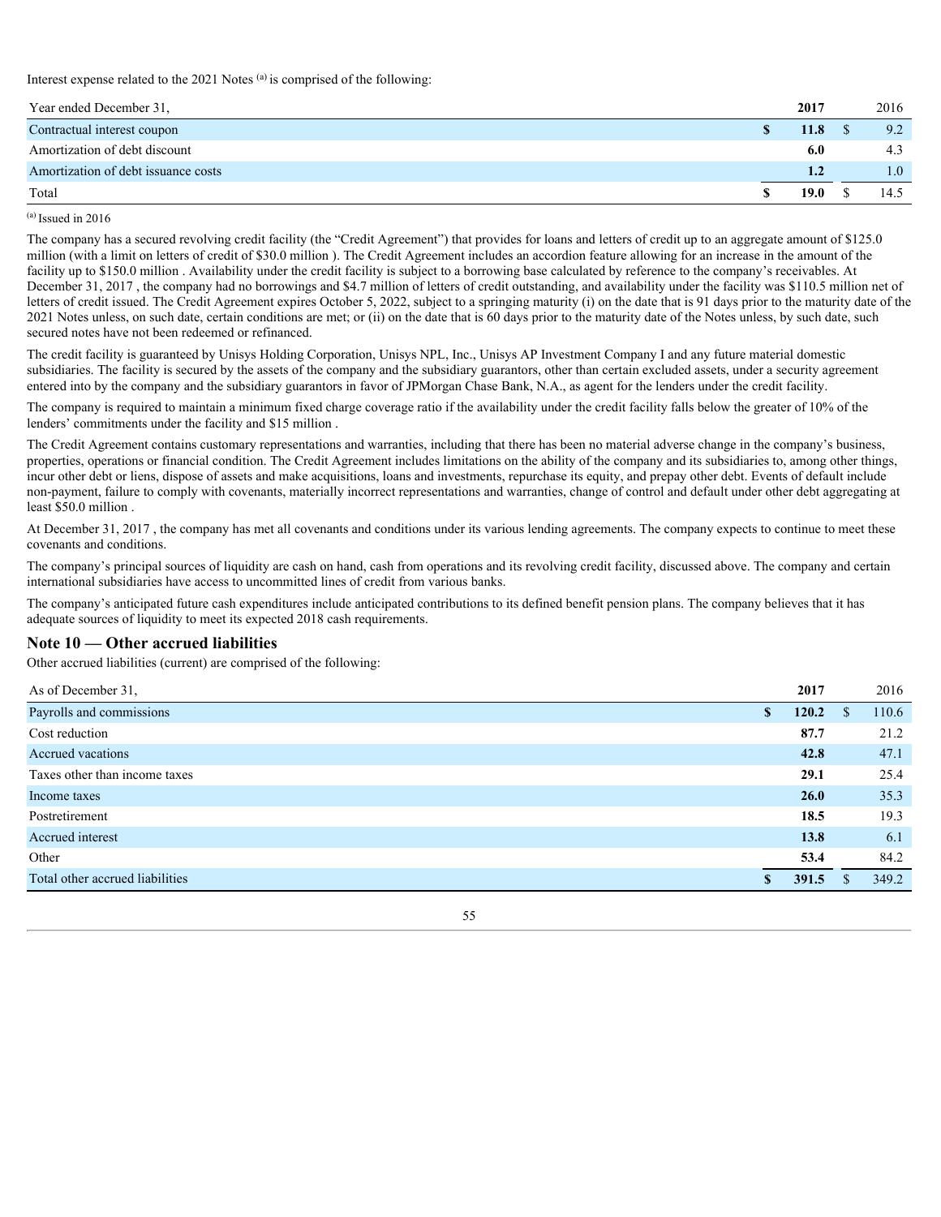Interest expense related to the 2021 Notes [(a)] is comprised of the following:

| Year ended December 31, | 2017 | 2016 |
|---|---|---|
| Contractual interest coupon | **$ 11.8** | $ 9.2 |
| Amortization of debt discount | **6.0** | 4.3 |
| Amortization of debt issuance costs | **1.2** | 1.0 |
| Total | **$ 19.0** | $ 14.5 |

[(a)] Issued in 2016

The company has a secured revolving credit facility (the "Credit Agreement") that provides for loans and letters of credit up to an aggregate amount of $125.0 million (with a limit on letters of credit of $30.0 million ). The Credit Agreement includes an accordion feature allowing for an increase in the amount of the facility up to $150.0 million . Availability under the credit facility is subject to a borrowing base calculated by reference to the company's receivables. At December 31, 2017 , the company had no borrowings and $4.7 million of letters of credit outstanding, and availability under the facility was $110.5 million net of letters of credit issued. The Credit Agreement expires October 5, 2022, subject to a springing maturity (i) on the date that is 91 days prior to the maturity date of the 2021 Notes unless, on such date, certain conditions are met; or (ii) on the date that is 60 days prior to the maturity date of the Notes unless, by such date, such secured notes have not been redeemed or refinanced.

The credit facility is guaranteed by Unisys Holding Corporation, Unisys NPL, Inc., Unisys AP Investment Company I and any future material domestic subsidiaries. The facility is secured by the assets of the company and the subsidiary guarantors, other than certain excluded assets, under a security agreement entered into by the company and the subsidiary guarantors in favor of JPMorgan Chase Bank, N.A., as agent for the lenders under the credit facility.

The company is required to maintain a minimum fixed charge coverage ratio if the availability under the credit facility falls below the greater of 10% of the lenders' commitments under the facility and $15 million .

The Credit Agreement contains customary representations and warranties, including that there has been no material adverse change in the company's business, properties, operations or financial condition. The Credit Agreement includes limitations on the ability of the company and its subsidiaries to, among other things, incur other debt or liens, dispose of assets and make acquisitions, loans and investments, repurchase its equity, and prepay other debt. Events of default include non-payment, failure to comply with covenants, materially incorrect representations and warranties, change of control and default under other debt aggregating at least $50.0 million .

At December 31, 2017 , the company has met all covenants and conditions under its various lending agreements. The company expects to continue to meet these covenants and conditions.

The company's principal sources of liquidity are cash on hand, cash from operations and its revolving credit facility, discussed above. The company and certain international subsidiaries have access to uncommitted lines of credit from various banks.

The company's anticipated future cash expenditures include anticipated contributions to its defined benefit pension plans. The company believes that it has adequate sources of liquidity to meet its expected 2018 cash requirements.

## Note 10 — Other accrued liabilities

Other accrued liabilities (current) are comprised of the following:

| As of December 31, | 2017 | 2016 |
|---|---|---|
| Payrolls and commissions | **$ 120.2** | $ 110.6 |
| Cost reduction | **87.7** | 21.2 |
| Accrued vacations | **42.8** | 47.1 |
| Taxes other than income taxes | **29.1** | 25.4 |
| Income taxes | **26.0** | 35.3 |
| Postretirement | **18.5** | 19.3 |
| Accrued interest | **13.8** | 6.1 |
| Other | **53.4** | 84.2 |
| Total other accrued liabilities | **$ 391.5** | $ 349.2 |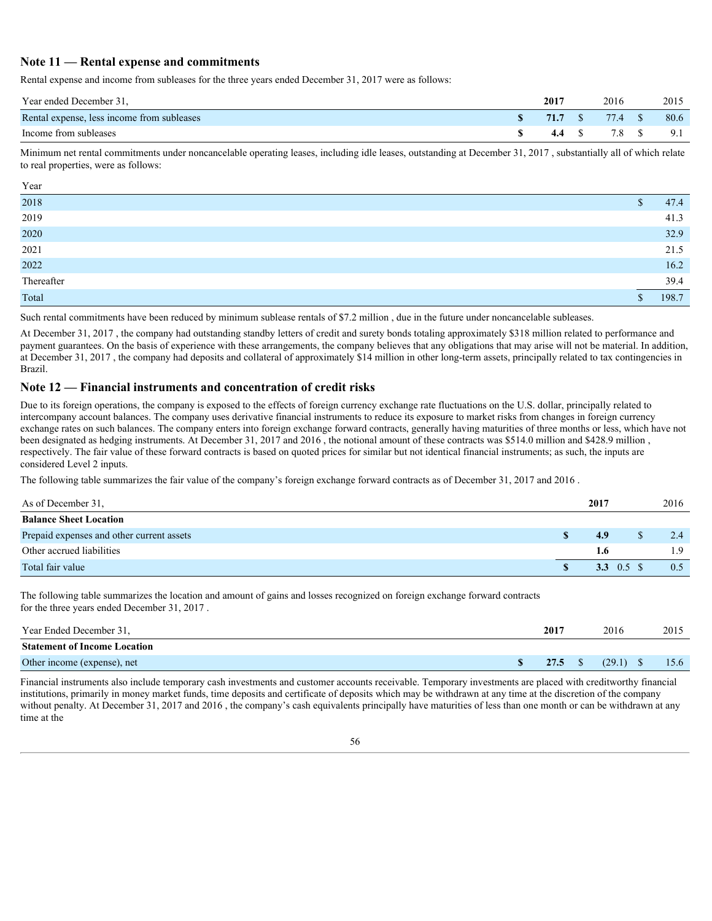## Note 11 — Rental expense and commitments

Rental expense and income from subleases for the three years ended December 31, 2017 were as follows:

| Year ended December 31, | 2017 | 2016 | 2015 |
|---|---|---|---|
| Rental expense, less income from subleases | $ 71.7 | $ 77.4 | $ 80.6 |
| Income from subleases | $ 4.4 | $ 7.8 | $ 9.1 |

Minimum net rental commitments under noncancelable operating leases, including idle leases, outstanding at December 31, 2017 , substantially all of which relate to real properties, were as follows:

| Year | |
|---|---|
| 2018 | $ 47.4 |
| 2019 | 41.3 |
| 2020 | 32.9 |
| 2021 | 21.5 |
| 2022 | 16.2 |
| Thereafter | 39.4 |
| Total | $ 198.7 |

Such rental commitments have been reduced by minimum sublease rentals of $7.2 million , due in the future under noncancelable subleases.

At December 31, 2017 , the company had outstanding standby letters of credit and surety bonds totaling approximately $318 million related to performance and payment guarantees. On the basis of experience with these arrangements, the company believes that any obligations that may arise will not be material. In addition, at December 31, 2017 , the company had deposits and collateral of approximately $14 million in other long-term assets, principally related to tax contingencies in Brazil.

## Note 12 — Financial instruments and concentration of credit risks

Due to its foreign operations, the company is exposed to the effects of foreign currency exchange rate fluctuations on the U.S. dollar, principally related to intercompany account balances. The company uses derivative financial instruments to reduce its exposure to market risks from changes in foreign currency exchange rates on such balances. The company enters into foreign exchange forward contracts, generally having maturities of three months or less, which have not been designated as hedging instruments. At December 31, 2017 and 2016 , the notional amount of these contracts was $514.0 million and $428.9 million , respectively. The fair value of these forward contracts is based on quoted prices for similar but not identical financial instruments; as such, the inputs are considered Level 2 inputs.

The following table summarizes the fair value of the company's foreign exchange forward contracts as of December 31, 2017 and 2016 .

| As of December 31, | 2017 | 2016 |
|---|---|---|
| **Balance Sheet Location** | | |
| Prepaid expenses and other current assets | $ 4.9 | $ 2.4 |
| Other accrued liabilities | 1.6 | 1.9 |
| Total fair value | $ 3.3 0.5 | $ 0.5 |

The following table summarizes the location and amount of gains and losses recognized on foreign exchange forward contracts for the three years ended December 31, 2017 .

| Year Ended December 31, | 2017 | 2016 | 2015 |
|---|---|---|---|
| **Statement of Income Location** | | | |
| Other income (expense), net | $ 27.5 | $ (29.1) | $ 15.6 |

Financial instruments also include temporary cash investments and customer accounts receivable. Temporary investments are placed with creditworthy financial institutions, primarily in money market funds, time deposits and certificate of deposits which may be withdrawn at any time at the discretion of the company without penalty. At December 31, 2017 and 2016 , the company's cash equivalents principally have maturities of less than one month or can be withdrawn at any time at the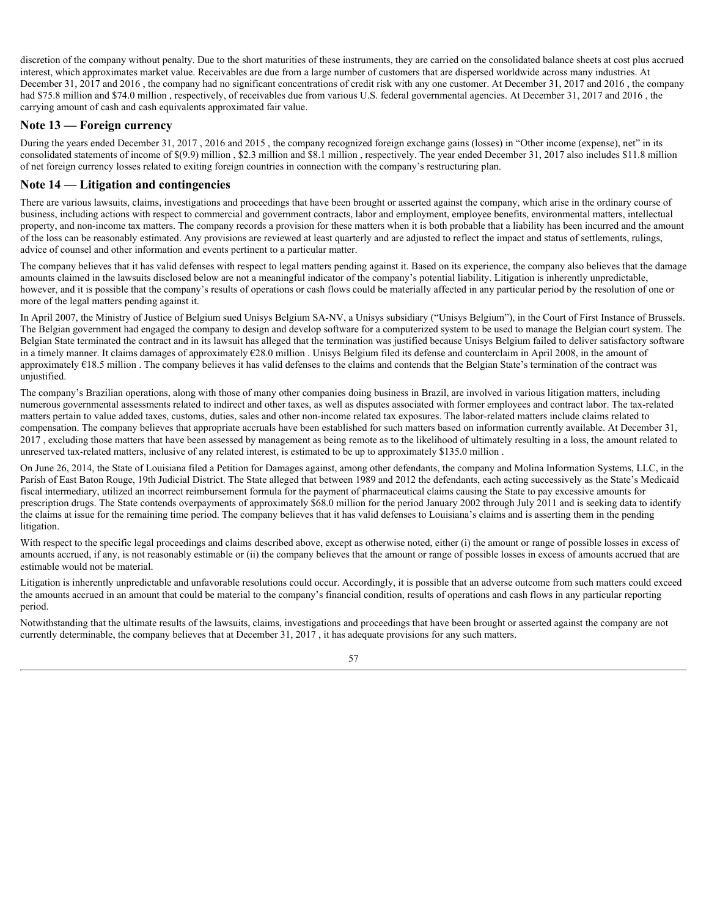discretion of the company without penalty. Due to the short maturities of these instruments, they are carried on the consolidated balance sheets at cost plus accrued interest, which approximates market value. Receivables are due from a large number of customers that are dispersed worldwide across many industries. At December 31, 2017 and 2016 , the company had no significant concentrations of credit risk with any one customer. At December 31, 2017 and 2016 , the company had $75.8 million and $74.0 million , respectively, of receivables due from various U.S. federal governmental agencies. At December 31, 2017 and 2016 , the carrying amount of cash and cash equivalents approximated fair value.

## Note 13 — Foreign currency

During the years ended December 31, 2017 , 2016 and 2015 , the company recognized foreign exchange gains (losses) in "Other income (expense), net" in its consolidated statements of income of $(9.9) million , $2.3 million and $8.1 million , respectively. The year ended December 31, 2017 also includes $11.8 million of net foreign currency losses related to exiting foreign countries in connection with the company's restructuring plan.

## Note 14 — Litigation and contingencies

There are various lawsuits, claims, investigations and proceedings that have been brought or asserted against the company, which arise in the ordinary course of business, including actions with respect to commercial and government contracts, labor and employment, employee benefits, environmental matters, intellectual property, and non-income tax matters. The company records a provision for these matters when it is both probable that a liability has been incurred and the amount of the loss can be reasonably estimated. Any provisions are reviewed at least quarterly and are adjusted to reflect the impact and status of settlements, rulings, advice of counsel and other information and events pertinent to a particular matter.

The company believes that it has valid defenses with respect to legal matters pending against it. Based on its experience, the company also believes that the damage amounts claimed in the lawsuits disclosed below are not a meaningful indicator of the company's potential liability. Litigation is inherently unpredictable, however, and it is possible that the company's results of operations or cash flows could be materially affected in any particular period by the resolution of one or more of the legal matters pending against it.

In April 2007, the Ministry of Justice of Belgium sued Unisys Belgium SA-NV, a Unisys subsidiary ("Unisys Belgium"), in the Court of First Instance of Brussels. The Belgian government had engaged the company to design and develop software for a computerized system to be used to manage the Belgian court system. The Belgian State terminated the contract and in its lawsuit has alleged that the termination was justified because Unisys Belgium failed to deliver satisfactory software in a timely manner. It claims damages of approximately €28.0 million . Unisys Belgium filed its defense and counterclaim in April 2008, in the amount of approximately €18.5 million . The company believes it has valid defenses to the claims and contends that the Belgian State's termination of the contract was unjustified.

The company's Brazilian operations, along with those of many other companies doing business in Brazil, are involved in various litigation matters, including numerous governmental assessments related to indirect and other taxes, as well as disputes associated with former employees and contract labor. The tax-related matters pertain to value added taxes, customs, duties, sales and other non-income related tax exposures. The labor-related matters include claims related to compensation. The company believes that appropriate accruals have been established for such matters based on information currently available. At December 31, 2017 , excluding those matters that have been assessed by management as being remote as to the likelihood of ultimately resulting in a loss, the amount related to unreserved tax-related matters, inclusive of any related interest, is estimated to be up to approximately $135.0 million .

On June 26, 2014, the State of Louisiana filed a Petition for Damages against, among other defendants, the company and Molina Information Systems, LLC, in the Parish of East Baton Rouge, 19th Judicial District. The State alleged that between 1989 and 2012 the defendants, each acting successively as the State's Medicaid fiscal intermediary, utilized an incorrect reimbursement formula for the payment of pharmaceutical claims causing the State to pay excessive amounts for prescription drugs. The State contends overpayments of approximately $68.0 million for the period January 2002 through July 2011 and is seeking data to identify the claims at issue for the remaining time period. The company believes that it has valid defenses to Louisiana's claims and is asserting them in the pending litigation.

With respect to the specific legal proceedings and claims described above, except as otherwise noted, either (i) the amount or range of possible losses in excess of amounts accrued, if any, is not reasonably estimable or (ii) the company believes that the amount or range of possible losses in excess of amounts accrued that are estimable would not be material.

Litigation is inherently unpredictable and unfavorable resolutions could occur. Accordingly, it is possible that an adverse outcome from such matters could exceed the amounts accrued in an amount that could be material to the company's financial condition, results of operations and cash flows in any particular reporting period.

Notwithstanding that the ultimate results of the lawsuits, claims, investigations and proceedings that have been brought or asserted against the company are not currently determinable, the company believes that at December 31, 2017 , it has adequate provisions for any such matters.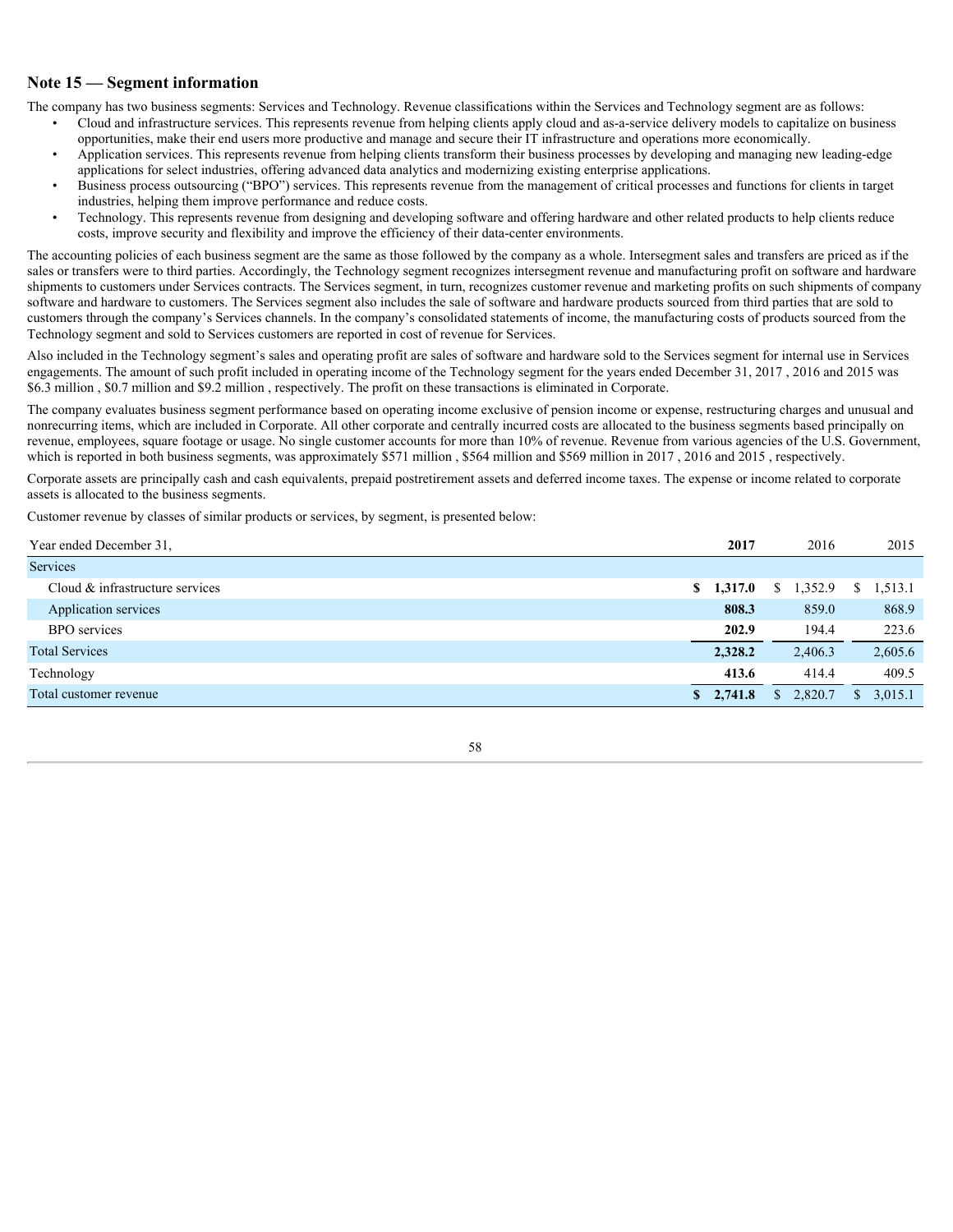## Note 15 — Segment information

The company has two business segments: Services and Technology. Revenue classifications within the Services and Technology segment are as follows:

- Cloud and infrastructure services. This represents revenue from helping clients apply cloud and as-a-service delivery models to capitalize on business opportunities, make their end users more productive and manage and secure their IT infrastructure and operations more economically.
- Application services. This represents revenue from helping clients transform their business processes by developing and managing new leading-edge applications for select industries, offering advanced data analytics and modernizing existing enterprise applications.
- Business process outsourcing ("BPO") services. This represents revenue from the management of critical processes and functions for clients in target industries, helping them improve performance and reduce costs.
- Technology. This represents revenue from designing and developing software and offering hardware and other related products to help clients reduce costs, improve security and flexibility and improve the efficiency of their data-center environments.

The accounting policies of each business segment are the same as those followed by the company as a whole. Intersegment sales and transfers are priced as if the sales or transfers were to third parties. Accordingly, the Technology segment recognizes intersegment revenue and manufacturing profit on software and hardware shipments to customers under Services contracts. The Services segment, in turn, recognizes customer revenue and marketing profits on such shipments of company software and hardware to customers. The Services segment also includes the sale of software and hardware products sourced from third parties that are sold to customers through the company's Services channels. In the company's consolidated statements of income, the manufacturing costs of products sourced from the Technology segment and sold to Services customers are reported in cost of revenue for Services.

Also included in the Technology segment's sales and operating profit are sales of software and hardware sold to the Services segment for internal use in Services engagements. The amount of such profit included in operating income of the Technology segment for the years ended December 31, 2017 , 2016 and 2015 was $6.3 million , $0.7 million and $9.2 million , respectively. The profit on these transactions is eliminated in Corporate.

The company evaluates business segment performance based on operating income exclusive of pension income or expense, restructuring charges and unusual and nonrecurring items, which are included in Corporate. All other corporate and centrally incurred costs are allocated to the business segments based principally on revenue, employees, square footage or usage. No single customer accounts for more than 10% of revenue. Revenue from various agencies of the U.S. Government, which is reported in both business segments, was approximately $571 million , $564 million and $569 million in 2017 , 2016 and 2015 , respectively.

Corporate assets are principally cash and cash equivalents, prepaid postretirement assets and deferred income taxes. The expense or income related to corporate assets is allocated to the business segments.

Customer revenue by classes of similar products or services, by segment, is presented below:

| Year ended December 31, | **2017** | 2016 | 2015 |
|---|---|---|---|
| Services | | | |
| Cloud & infrastructure services | **$ 1,317.0** | $ 1,352.9 | $ 1,513.1 |
| Application services | **808.3** | 859.0 | 868.9 |
| BPO services | **202.9** | 194.4 | 223.6 |
| Total Services | **2,328.2** | 2,406.3 | 2,605.6 |
| Technology | **413.6** | 414.4 | 409.5 |
| Total customer revenue | **$ 2,741.8** | $ 2,820.7 | $ 3,015.1 |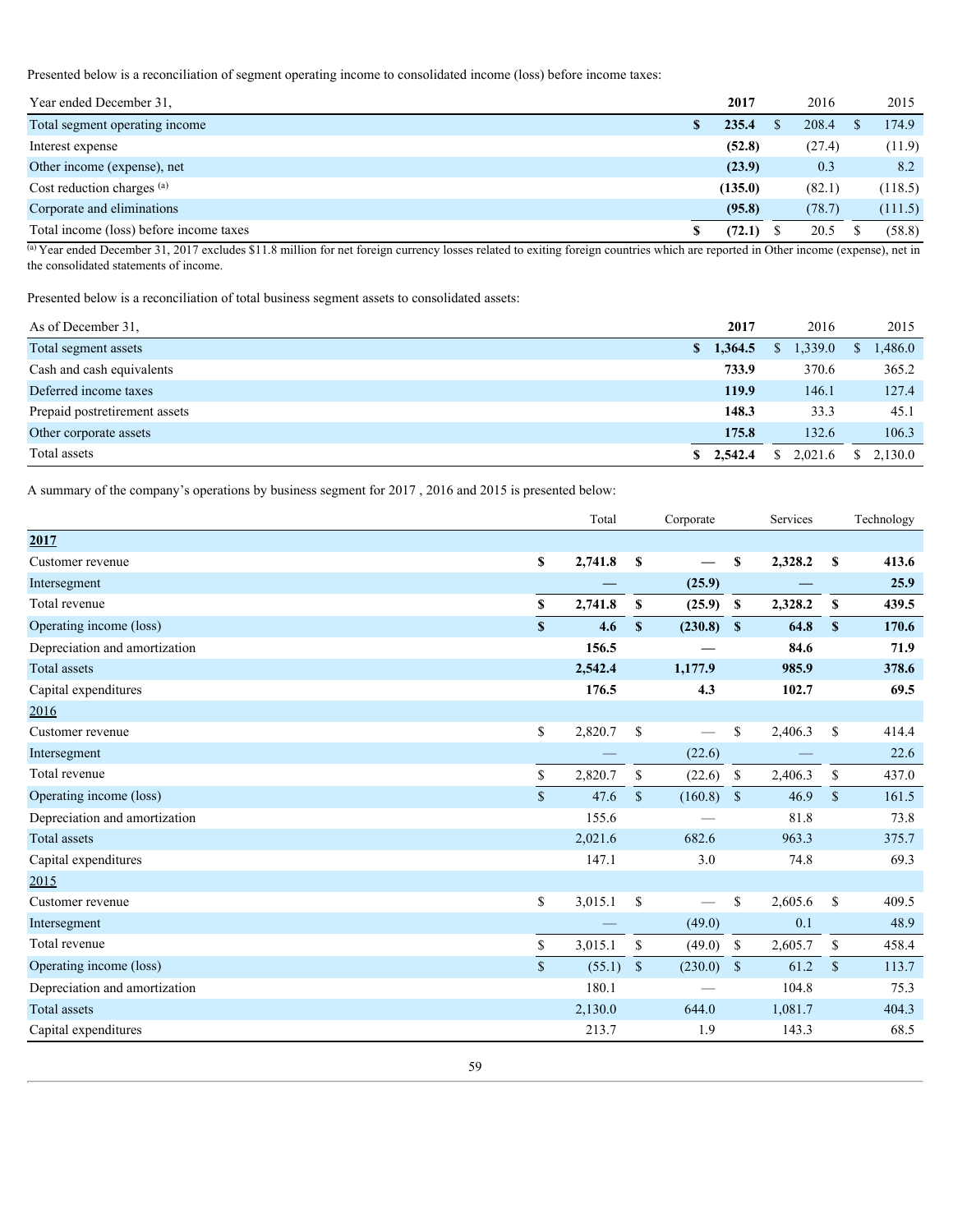Presented below is a reconciliation of segment operating income to consolidated income (loss) before income taxes:

| Year ended December 31, | 2017 | 2016 | 2015 |
|---|---|---|---|
| Total segment operating income | **$ 235.4** | $ 208.4 | $ 174.9 |
| Interest expense | **(52.8)** | (27.4) | (11.9) |
| Other income (expense), net | **(23.9)** | 0.3 | 8.2 |
| Cost reduction charges [(a)] | **(135.0)** | (82.1) | (118.5) |
| Corporate and eliminations | **(95.8)** | (78.7) | (111.5) |
| Total income (loss) before income taxes | **$ (72.1)** | $ 20.5 | $ (58.8) |

[(a)] Year ended December 31, 2017 excludes $11.8 million for net foreign currency losses related to exiting foreign countries which are reported in Other income (expense), net in the consolidated statements of income.

Presented below is a reconciliation of total business segment assets to consolidated assets:

| As of December 31, | 2017 | 2016 | 2015 |
|---|---|---|---|
| Total segment assets | **$ 1,364.5** | $ 1,339.0 | $ 1,486.0 |
| Cash and cash equivalents | **733.9** | 370.6 | 365.2 |
| Deferred income taxes | **119.9** | 146.1 | 127.4 |
| Prepaid postretirement assets | **148.3** | 33.3 | 45.1 |
| Other corporate assets | **175.8** | 132.6 | 106.3 |
| Total assets | **$ 2,542.4** | $ 2,021.6 | $ 2,130.0 |

A summary of the company's operations by business segment for 2017 , 2016 and 2015 is presented below:

| | Total | Corporate | Services | Technology |
|---|---|---|---|---|
| **2017** | | | | |
| Customer revenue | **$ 2,741.8** | **$ —** | **$ 2,328.2** | **$ 413.6** |
| Intersegment | **—** | **(25.9)** | **—** | **25.9** |
| Total revenue | **$ 2,741.8** | **$ (25.9)** | **$ 2,328.2** | **$ 439.5** |
| Operating income (loss) | **$ 4.6** | **$ (230.8)** | **$ 64.8** | **$ 170.6** |
| Depreciation and amortization | **156.5** | **—** | **84.6** | **71.9** |
| Total assets | **2,542.4** | **1,177.9** | **985.9** | **378.6** |
| Capital expenditures | **176.5** | **4.3** | **102.7** | **69.5** |
| 2016 | | | | |
| Customer revenue | $ 2,820.7 | $ — | $ 2,406.3 | $ 414.4 |
| Intersegment | — | (22.6) | — | 22.6 |
| Total revenue | $ 2,820.7 | $ (22.6) | $ 2,406.3 | $ 437.0 |
| Operating income (loss) | $ 47.6 | $ (160.8) | $ 46.9 | $ 161.5 |
| Depreciation and amortization | 155.6 | — | 81.8 | 73.8 |
| Total assets | 2,021.6 | 682.6 | 963.3 | 375.7 |
| Capital expenditures | 147.1 | 3.0 | 74.8 | 69.3 |
| 2015 | | | | |
| Customer revenue | $ 3,015.1 | $ — | $ 2,605.6 | $ 409.5 |
| Intersegment | — | (49.0) | 0.1 | 48.9 |
| Total revenue | $ 3,015.1 | $ (49.0) | $ 2,605.7 | $ 458.4 |
| Operating income (loss) | $ (55.1) | $ (230.0) | $ 61.2 | $ 113.7 |
| Depreciation and amortization | 180.1 | — | 104.8 | 75.3 |
| Total assets | 2,130.0 | 644.0 | 1,081.7 | 404.3 |
| Capital expenditures | 213.7 | 1.9 | 143.3 | 68.5 |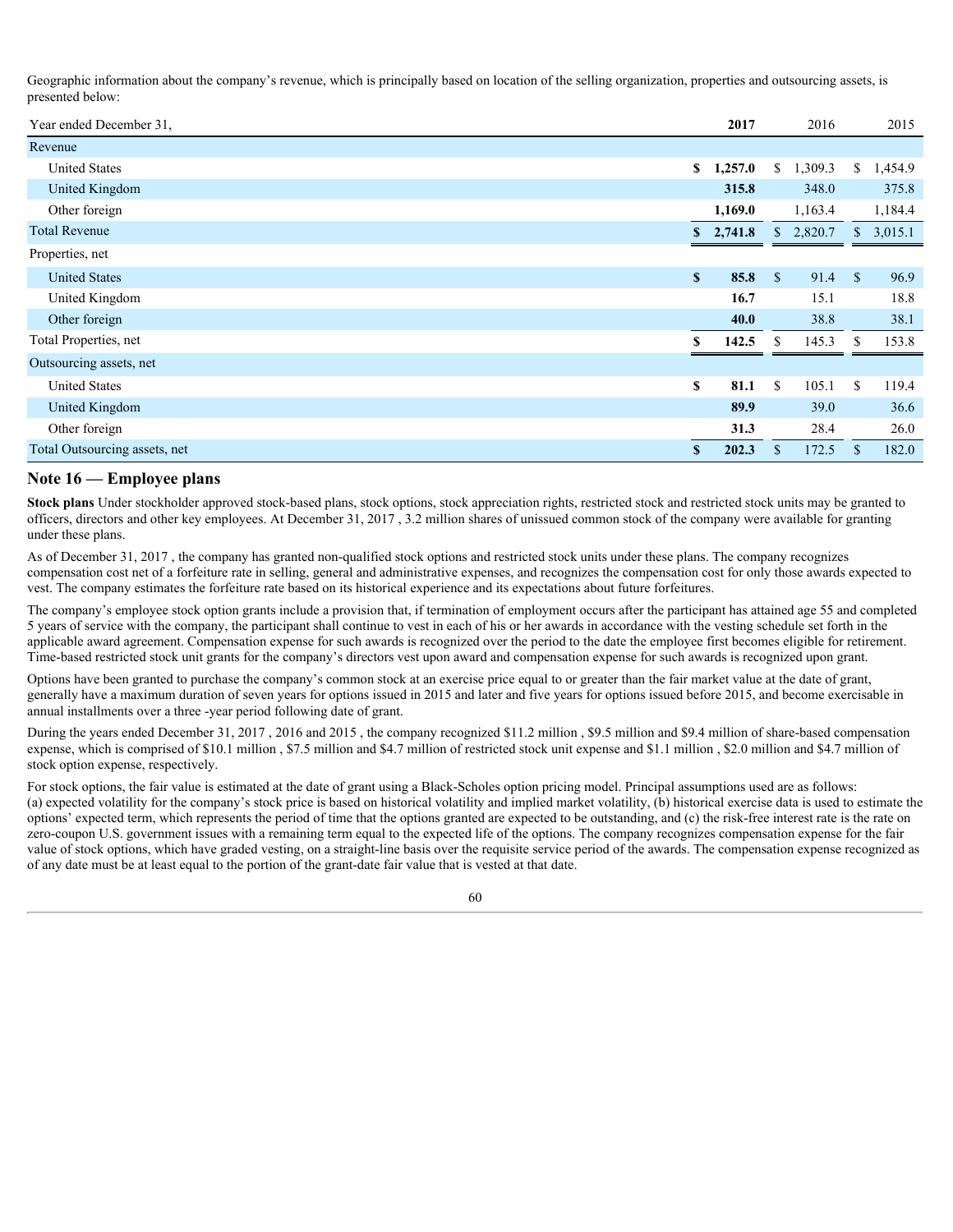Geographic information about the company's revenue, which is principally based on location of the selling organization, properties and outsourcing assets, is presented below:

| Year ended December 31, | **2017** | 2016 | 2015 |
|---|---|---|---|
| Revenue | | | |
| United States | **$ 1,257.0** | $ 1,309.3 | $ 1,454.9 |
| United Kingdom | **315.8** | 348.0 | 375.8 |
| Other foreign | **1,169.0** | 1,163.4 | 1,184.4 |
| Total Revenue | **$ 2,741.8** | $ 2,820.7 | $ 3,015.1 |
| Properties, net | | | |
| United States | **$ 85.8** | $ 91.4 | $ 96.9 |
| United Kingdom | **16.7** | 15.1 | 18.8 |
| Other foreign | **40.0** | 38.8 | 38.1 |
| Total Properties, net | **$ 142.5** | $ 145.3 | $ 153.8 |
| Outsourcing assets, net | | | |
| United States | **$ 81.1** | $ 105.1 | $ 119.4 |
| United Kingdom | **89.9** | 39.0 | 36.6 |
| Other foreign | **31.3** | 28.4 | 26.0 |
| Total Outsourcing assets, net | **$ 202.3** | $ 172.5 | $ 182.0 |

## Note 16 — Employee plans

**Stock plans** Under stockholder approved stock-based plans, stock options, stock appreciation rights, restricted stock and restricted stock units may be granted to officers, directors and other key employees. At December 31, 2017 , 3.2 million shares of unissued common stock of the company were available for granting under these plans.

As of December 31, 2017 , the company has granted non-qualified stock options and restricted stock units under these plans. The company recognizes compensation cost net of a forfeiture rate in selling, general and administrative expenses, and recognizes the compensation cost for only those awards expected to vest. The company estimates the forfeiture rate based on its historical experience and its expectations about future forfeitures.

The company's employee stock option grants include a provision that, if termination of employment occurs after the participant has attained age 55 and completed 5 years of service with the company, the participant shall continue to vest in each of his or her awards in accordance with the vesting schedule set forth in the applicable award agreement. Compensation expense for such awards is recognized over the period to the date the employee first becomes eligible for retirement. Time-based restricted stock unit grants for the company's directors vest upon award and compensation expense for such awards is recognized upon grant.

Options have been granted to purchase the company's common stock at an exercise price equal to or greater than the fair market value at the date of grant, generally have a maximum duration of seven years for options issued in 2015 and later and five years for options issued before 2015, and become exercisable in annual installments over a three -year period following date of grant.

During the years ended December 31, 2017 , 2016 and 2015 , the company recognized $11.2 million , $9.5 million and $9.4 million of share-based compensation expense, which is comprised of $10.1 million , $7.5 million and $4.7 million of restricted stock unit expense and $1.1 million , $2.0 million and $4.7 million of stock option expense, respectively.

For stock options, the fair value is estimated at the date of grant using a Black-Scholes option pricing model. Principal assumptions used are as follows: (a) expected volatility for the company's stock price is based on historical volatility and implied market volatility, (b) historical exercise data is used to estimate the options' expected term, which represents the period of time that the options granted are expected to be outstanding, and (c) the risk-free interest rate is the rate on zero-coupon U.S. government issues with a remaining term equal to the expected life of the options. The company recognizes compensation expense for the fair value of stock options, which have graded vesting, on a straight-line basis over the requisite service period of the awards. The compensation expense recognized as of any date must be at least equal to the portion of the grant-date fair value that is vested at that date.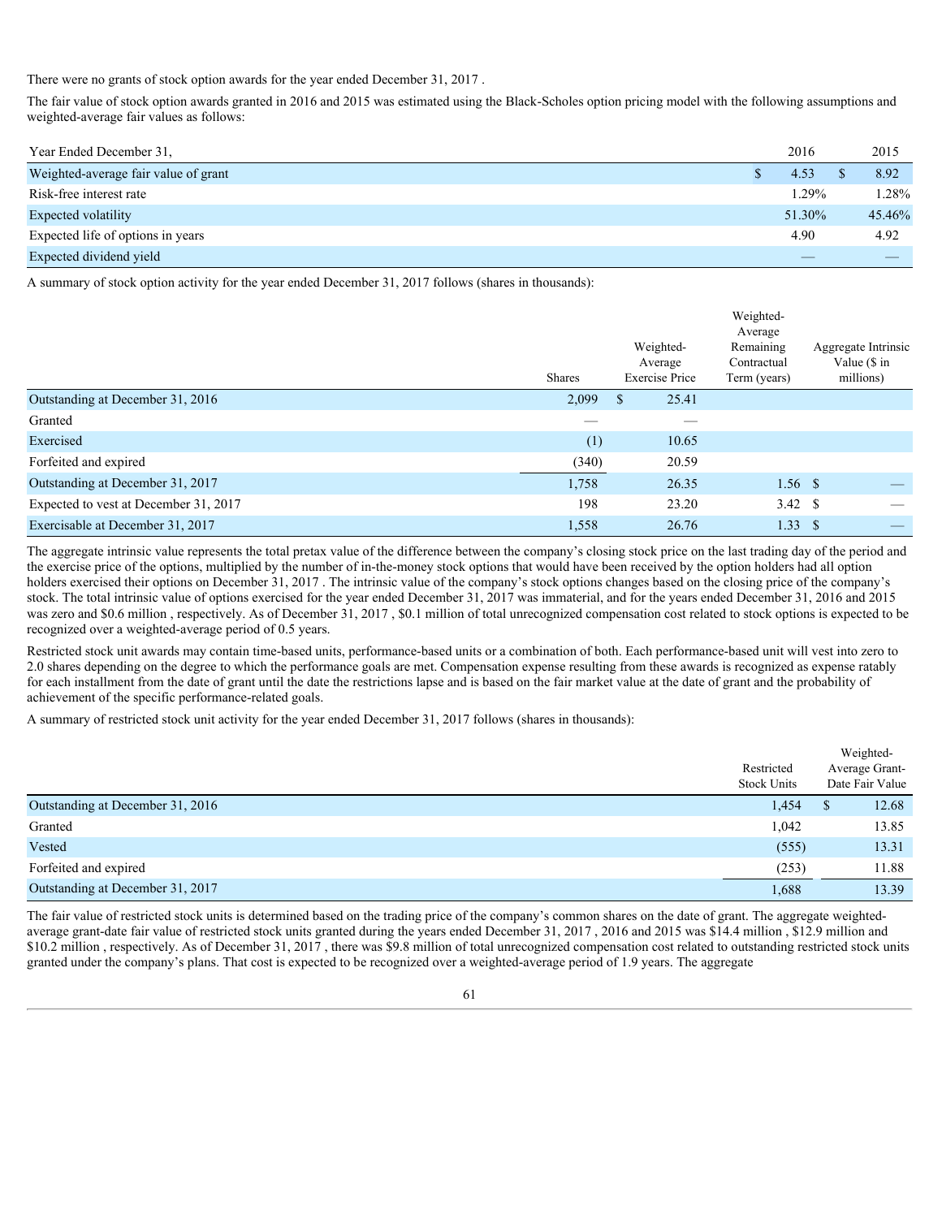There were no grants of stock option awards for the year ended December 31, 2017 .

The fair value of stock option awards granted in 2016 and 2015 was estimated using the Black-Scholes option pricing model with the following assumptions and weighted-average fair values as follows:

| Year Ended December 31, | 2016 | 2015 |
|---|---|---|
| Weighted-average fair value of grant | $ 4.53 | $ 8.92 |
| Risk-free interest rate | 1.29% | 1.28% |
| Expected volatility | 51.30% | 45.46% |
| Expected life of options in years | 4.90 | 4.92 |
| Expected dividend yield | — | — |

A summary of stock option activity for the year ended December 31, 2017 follows (shares in thousands):

| | Shares | Weighted-Average Exercise Price | Weighted-Average Remaining Contractual Term (years) | Aggregate Intrinsic Value ($ in millions) |
|---|---|---|---|---|
| Outstanding at December 31, 2016 | 2,099 | $ 25.41 | | |
| Granted | — | — | | |
| Exercised | (1) | 10.65 | | |
| Forfeited and expired | (340) | 20.59 | | |
| Outstanding at December 31, 2017 | 1,758 | 26.35 | 1.56 | $ — |
| Expected to vest at December 31, 2017 | 198 | 23.20 | 3.42 | $ — |
| Exercisable at December 31, 2017 | 1,558 | 26.76 | 1.33 | $ — |

The aggregate intrinsic value represents the total pretax value of the difference between the company's closing stock price on the last trading day of the period and the exercise price of the options, multiplied by the number of in-the-money stock options that would have been received by the option holders had all option holders exercised their options on December 31, 2017 . The intrinsic value of the company's stock options changes based on the closing price of the company's stock. The total intrinsic value of options exercised for the year ended December 31, 2017 was immaterial, and for the years ended December 31, 2016 and 2015 was zero and $0.6 million , respectively. As of December 31, 2017 , $0.1 million of total unrecognized compensation cost related to stock options is expected to be recognized over a weighted-average period of 0.5 years.

Restricted stock unit awards may contain time-based units, performance-based units or a combination of both. Each performance-based unit will vest into zero to 2.0 shares depending on the degree to which the performance goals are met. Compensation expense resulting from these awards is recognized as expense ratably for each installment from the date of grant until the date the restrictions lapse and is based on the fair market value at the date of grant and the probability of achievement of the specific performance-related goals.

A summary of restricted stock unit activity for the year ended December 31, 2017 follows (shares in thousands):

| | Restricted Stock Units | Weighted-Average Grant-Date Fair Value |
|---|---|---|
| Outstanding at December 31, 2016 | 1,454 | $ 12.68 |
| Granted | 1,042 | 13.85 |
| Vested | (555) | 13.31 |
| Forfeited and expired | (253) | 11.88 |
| Outstanding at December 31, 2017 | 1,688 | 13.39 |

The fair value of restricted stock units is determined based on the trading price of the company's common shares on the date of grant. The aggregate weighted-average grant-date fair value of restricted stock units granted during the years ended December 31, 2017 , 2016 and 2015 was $14.4 million , $12.9 million and $10.2 million , respectively. As of December 31, 2017 , there was $9.8 million of total unrecognized compensation cost related to outstanding restricted stock units granted under the company's plans. That cost is expected to be recognized over a weighted-average period of 1.9 years. The aggregate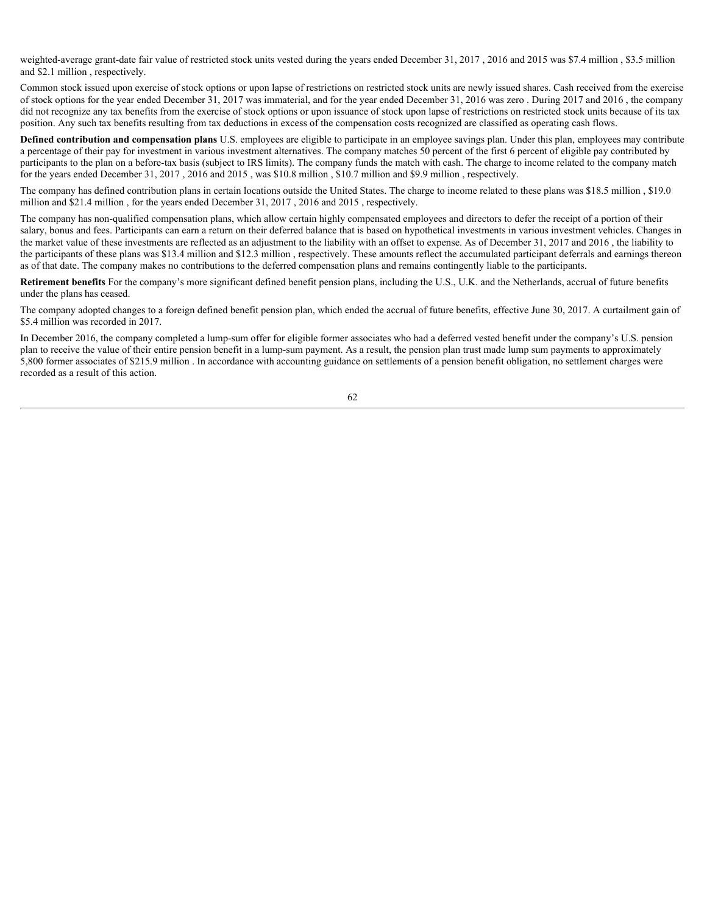weighted-average grant-date fair value of restricted stock units vested during the years ended December 31, 2017 , 2016 and 2015 was $7.4 million , $3.5 million and $2.1 million , respectively.

Common stock issued upon exercise of stock options or upon lapse of restrictions on restricted stock units are newly issued shares. Cash received from the exercise of stock options for the year ended December 31, 2017 was immaterial, and for the year ended December 31, 2016 was zero . During 2017 and 2016 , the company did not recognize any tax benefits from the exercise of stock options or upon issuance of stock upon lapse of restrictions on restricted stock units because of its tax position. Any such tax benefits resulting from tax deductions in excess of the compensation costs recognized are classified as operating cash flows.

**Defined contribution and compensation plans** U.S. employees are eligible to participate in an employee savings plan. Under this plan, employees may contribute a percentage of their pay for investment in various investment alternatives. The company matches 50 percent of the first 6 percent of eligible pay contributed by participants to the plan on a before-tax basis (subject to IRS limits). The company funds the match with cash. The charge to income related to the company match for the years ended December 31, 2017 , 2016 and 2015 , was $10.8 million , $10.7 million and $9.9 million , respectively.

The company has defined contribution plans in certain locations outside the United States. The charge to income related to these plans was $18.5 million , $19.0 million and $21.4 million , for the years ended December 31, 2017 , 2016 and 2015 , respectively.

The company has non-qualified compensation plans, which allow certain highly compensated employees and directors to defer the receipt of a portion of their salary, bonus and fees. Participants can earn a return on their deferred balance that is based on hypothetical investments in various investment vehicles. Changes in the market value of these investments are reflected as an adjustment to the liability with an offset to expense. As of December 31, 2017 and 2016 , the liability to the participants of these plans was $13.4 million and $12.3 million , respectively. These amounts reflect the accumulated participant deferrals and earnings thereon as of that date. The company makes no contributions to the deferred compensation plans and remains contingently liable to the participants.

**Retirement benefits** For the company's more significant defined benefit pension plans, including the U.S., U.K. and the Netherlands, accrual of future benefits under the plans has ceased.

The company adopted changes to a foreign defined benefit pension plan, which ended the accrual of future benefits, effective June 30, 2017. A curtailment gain of $5.4 million was recorded in 2017.

In December 2016, the company completed a lump-sum offer for eligible former associates who had a deferred vested benefit under the company's U.S. pension plan to receive the value of their entire pension benefit in a lump-sum payment. As a result, the pension plan trust made lump sum payments to approximately 5,800 former associates of $215.9 million . In accordance with accounting guidance on settlements of a pension benefit obligation, no settlement charges were recorded as a result of this action.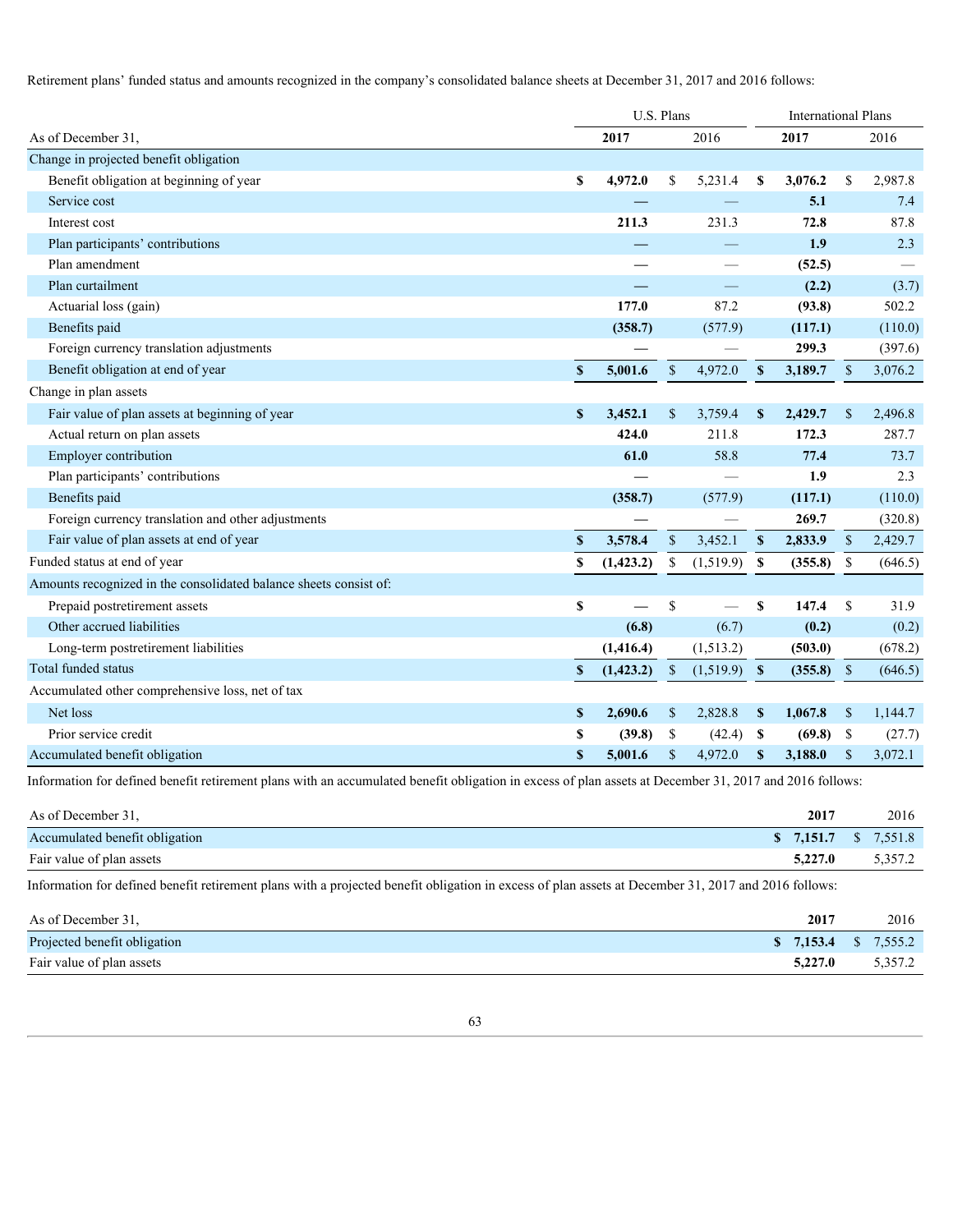Retirement plans' funded status and amounts recognized in the company's consolidated balance sheets at December 31, 2017 and 2016 follows:

| | U.S. Plans | | International Plans | |
|---|---|---|---|---|
| As of December 31, | **2017** | 2016 | **2017** | 2016 |
| Change in projected benefit obligation | | | | |
| Benefit obligation at beginning of year | **$ 4,972.0** | $ 5,231.4 | **$ 3,076.2** | $ 2,987.8 |
| Service cost | **—** | — | **5.1** | 7.4 |
| Interest cost | **211.3** | 231.3 | **72.8** | 87.8 |
| Plan participants' contributions | **—** | — | **1.9** | 2.3 |
| Plan amendment | **—** | — | **(52.5)** | — |
| Plan curtailment | **—** | — | **(2.2)** | (3.7) |
| Actuarial loss (gain) | **177.0** | 87.2 | **(93.8)** | 502.2 |
| Benefits paid | **(358.7)** | (577.9) | **(117.1)** | (110.0) |
| Foreign currency translation adjustments | **—** | — | **299.3** | (397.6) |
| Benefit obligation at end of year | **$ 5,001.6** | $ 4,972.0 | **$ 3,189.7** | $ 3,076.2 |
| Change in plan assets | | | | |
| Fair value of plan assets at beginning of year | **$ 3,452.1** | $ 3,759.4 | **$ 2,429.7** | $ 2,496.8 |
| Actual return on plan assets | **424.0** | 211.8 | **172.3** | 287.7 |
| Employer contribution | **61.0** | 58.8 | **77.4** | 73.7 |
| Plan participants' contributions | **—** | — | **1.9** | 2.3 |
| Benefits paid | **(358.7)** | (577.9) | **(117.1)** | (110.0) |
| Foreign currency translation and other adjustments | **—** | — | **269.7** | (320.8) |
| Fair value of plan assets at end of year | **$ 3,578.4** | $ 3,452.1 | **$ 2,833.9** | $ 2,429.7 |
| Funded status at end of year | **$ (1,423.2)** | $ (1,519.9) | **$ (355.8)** | $ (646.5) |
| Amounts recognized in the consolidated balance sheets consist of: | | | | |
| Prepaid postretirement assets | **$ —** | $ — | **$ 147.4** | $ 31.9 |
| Other accrued liabilities | **(6.8)** | (6.7) | **(0.2)** | (0.2) |
| Long-term postretirement liabilities | **(1,416.4)** | (1,513.2) | **(503.0)** | (678.2) |
| Total funded status | **$ (1,423.2)** | $ (1,519.9) | **$ (355.8)** | $ (646.5) |
| Accumulated other comprehensive loss, net of tax | | | | |
| Net loss | **$ 2,690.6** | $ 2,828.8 | **$ 1,067.8** | $ 1,144.7 |
| Prior service credit | **$ (39.8)** | $ (42.4) | **$ (69.8)** | $ (27.7) |
| Accumulated benefit obligation | **$ 5,001.6** | $ 4,972.0 | **$ 3,188.0** | $ 3,072.1 |

Information for defined benefit retirement plans with an accumulated benefit obligation in excess of plan assets at December 31, 2017 and 2016 follows:

| As of December 31, | **2017** | 2016 |
|---|---|---|
| Accumulated benefit obligation | **$ 7,151.7** | $ 7,551.8 |
| Fair value of plan assets | **5,227.0** | 5,357.2 |

Information for defined benefit retirement plans with a projected benefit obligation in excess of plan assets at December 31, 2017 and 2016 follows:

| As of December 31, | **2017** | 2016 |
|---|---|---|
| Projected benefit obligation | **$ 7,153.4** | $ 7,555.2 |
| Fair value of plan assets | **5,227.0** | 5,357.2 |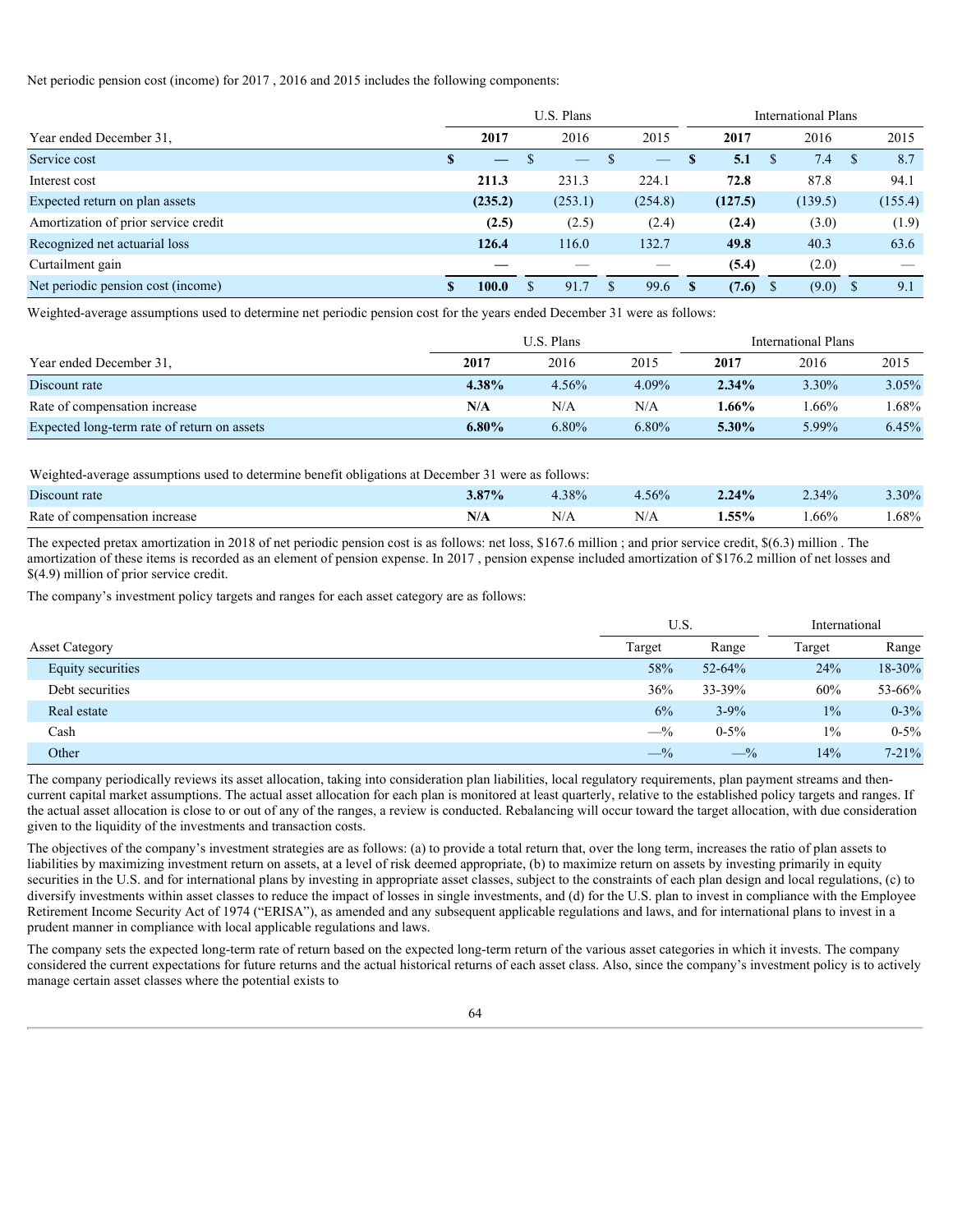Net periodic pension cost (income) for 2017 , 2016 and 2015 includes the following components:

| | U.S. Plans | | | International Plans | | |
|---|---|---|---|---|---|---|
| Year ended December 31, | **2017** | 2016 | 2015 | **2017** | 2016 | 2015 |
| Service cost | **$ —** | $ — | $ — | **$ 5.1** | $ 7.4 | $ 8.7 |
| Interest cost | **211.3** | 231.3 | 224.1 | **72.8** | 87.8 | 94.1 |
| Expected return on plan assets | **(235.2)** | (253.1) | (254.8) | **(127.5)** | (139.5) | (155.4) |
| Amortization of prior service credit | **(2.5)** | (2.5) | (2.4) | **(2.4)** | (3.0) | (1.9) |
| Recognized net actuarial loss | **126.4** | 116.0 | 132.7 | **49.8** | 40.3 | 63.6 |
| Curtailment gain | **—** | — | — | **(5.4)** | (2.0) | — |
| Net periodic pension cost (income) | **$ 100.0** | $ 91.7 | $ 99.6 | **$ (7.6)** | $ (9.0) | $ 9.1 |

Weighted-average assumptions used to determine net periodic pension cost for the years ended December 31 were as follows:

| | U.S. Plans | | | International Plans | | |
|---|---|---|---|---|---|---|
| Year ended December 31, | **2017** | 2016 | 2015 | **2017** | 2016 | 2015 |
| Discount rate | **4.38%** | 4.56% | 4.09% | **2.34%** | 3.30% | 3.05% |
| Rate of compensation increase | **N/A** | N/A | N/A | **1.66%** | 1.66% | 1.68% |
| Expected long-term rate of return on assets | **6.80%** | 6.80% | 6.80% | **5.30%** | 5.99% | 6.45% |

Weighted-average assumptions used to determine benefit obligations at December 31 were as follows:

| | | | | | | |
|---|---|---|---|---|---|---|
| Discount rate | **3.87%** | 4.38% | 4.56% | **2.24%** | 2.34% | 3.30% |
| Rate of compensation increase | **N/A** | N/A | N/A | **1.55%** | 1.66% | 1.68% |

The expected pretax amortization in 2018 of net periodic pension cost is as follows: net loss, $167.6 million ; and prior service credit, $(6.3) million . The amortization of these items is recorded as an element of pension expense. In 2017 , pension expense included amortization of $176.2 million of net losses and $(4.9) million of prior service credit.

The company's investment policy targets and ranges for each asset category are as follows:

| | U.S. | | International | |
|---|---|---|---|---|
| Asset Category | Target | Range | Target | Range |
| Equity securities | 58% | 52-64% | 24% | 18-30% |
| Debt securities | 36% | 33-39% | 60% | 53-66% |
| Real estate | 6% | 3-9% | 1% | 0-3% |
| Cash | —% | 0-5% | 1% | 0-5% |
| Other | —% | —% | 14% | 7-21% |

The company periodically reviews its asset allocation, taking into consideration plan liabilities, local regulatory requirements, plan payment streams and then-current capital market assumptions. The actual asset allocation for each plan is monitored at least quarterly, relative to the established policy targets and ranges. If the actual asset allocation is close to or out of any of the ranges, a review is conducted. Rebalancing will occur toward the target allocation, with due consideration given to the liquidity of the investments and transaction costs.

The objectives of the company's investment strategies are as follows: (a) to provide a total return that, over the long term, increases the ratio of plan assets to liabilities by maximizing investment return on assets, at a level of risk deemed appropriate, (b) to maximize return on assets by investing primarily in equity securities in the U.S. and for international plans by investing in appropriate asset classes, subject to the constraints of each plan design and local regulations, (c) to diversify investments within asset classes to reduce the impact of losses in single investments, and (d) for the U.S. plan to invest in compliance with the Employee Retirement Income Security Act of 1974 ("ERISA"), as amended and any subsequent applicable regulations and laws, and for international plans to invest in a prudent manner in compliance with local applicable regulations and laws.

The company sets the expected long-term rate of return based on the expected long-term return of the various asset categories in which it invests. The company considered the current expectations for future returns and the actual historical returns of each asset class. Also, since the company's investment policy is to actively manage certain asset classes where the potential exists to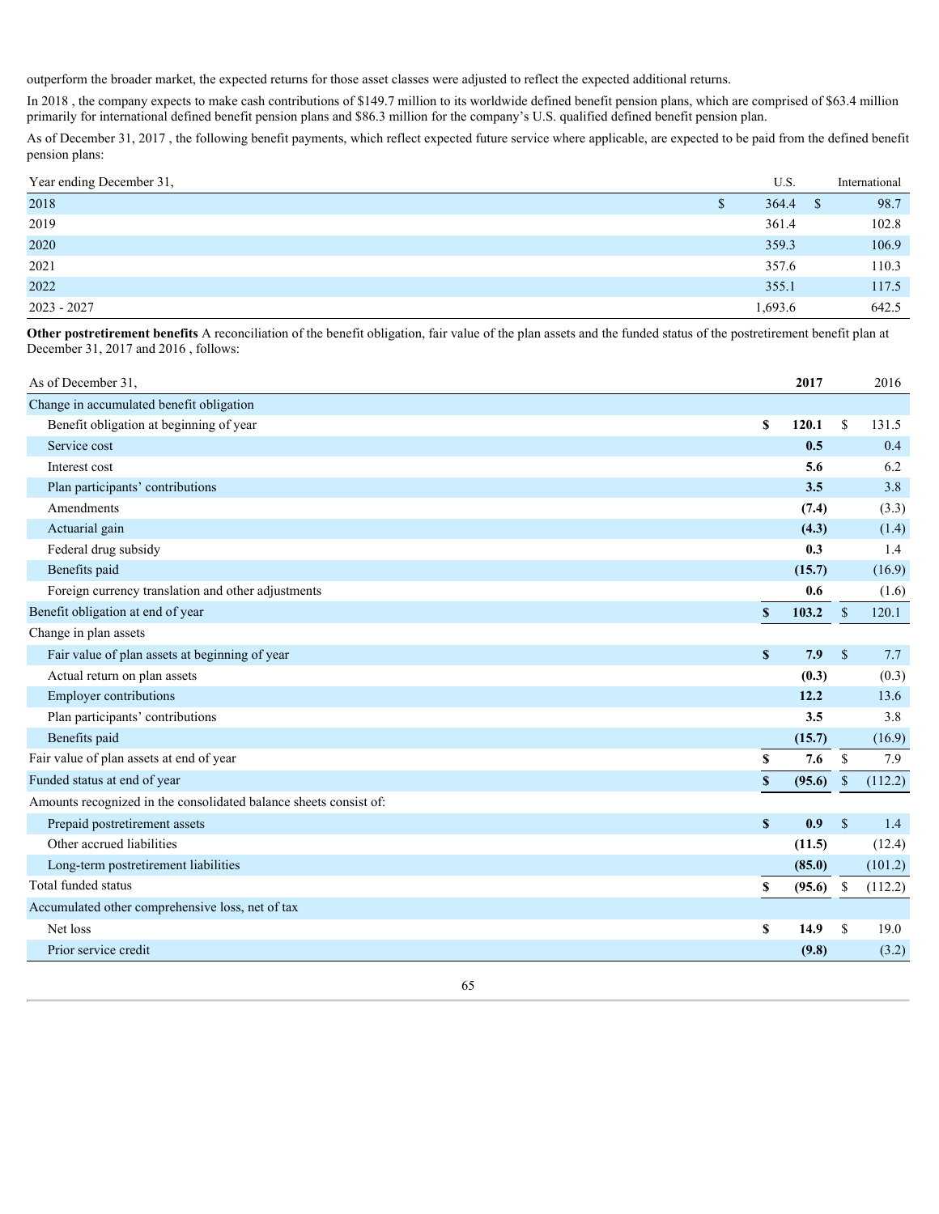outperform the broader market, the expected returns for those asset classes were adjusted to reflect the expected additional returns.

In 2018 , the company expects to make cash contributions of $149.7 million to its worldwide defined benefit pension plans, which are comprised of $63.4 million primarily for international defined benefit pension plans and $86.3 million for the company's U.S. qualified defined benefit pension plan.

As of December 31, 2017 , the following benefit payments, which reflect expected future service where applicable, are expected to be paid from the defined benefit pension plans:

| Year ending December 31, | U.S. | International |
|---|---|---|
| 2018 | $ 364.4 | $ 98.7 |
| 2019 | 361.4 | 102.8 |
| 2020 | 359.3 | 106.9 |
| 2021 | 357.6 | 110.3 |
| 2022 | 355.1 | 117.5 |
| 2023 - 2027 | 1,693.6 | 642.5 |

**Other postretirement benefits** A reconciliation of the benefit obligation, fair value of the plan assets and the funded status of the postretirement benefit plan at December 31, 2017 and 2016 , follows:

| As of December 31, | **2017** | 2016 |
|---|---|---|
| Change in accumulated benefit obligation | | |
| Benefit obligation at beginning of year | **$ 120.1** | $ 131.5 |
| Service cost | **0.5** | 0.4 |
| Interest cost | **5.6** | 6.2 |
| Plan participants' contributions | **3.5** | 3.8 |
| Amendments | **(7.4)** | (3.3) |
| Actuarial gain | **(4.3)** | (1.4) |
| Federal drug subsidy | **0.3** | 1.4 |
| Benefits paid | **(15.7)** | (16.9) |
| Foreign currency translation and other adjustments | **0.6** | (1.6) |
| Benefit obligation at end of year | **$ 103.2** | $ 120.1 |
| Change in plan assets | | |
| Fair value of plan assets at beginning of year | **$ 7.9** | $ 7.7 |
| Actual return on plan assets | **(0.3)** | (0.3) |
| Employer contributions | **12.2** | 13.6 |
| Plan participants' contributions | **3.5** | 3.8 |
| Benefits paid | **(15.7)** | (16.9) |
| Fair value of plan assets at end of year | **$ 7.6** | $ 7.9 |
| Funded status at end of year | **$ (95.6)** | $ (112.2) |
| Amounts recognized in the consolidated balance sheets consist of: | | |
| Prepaid postretirement assets | **$ 0.9** | $ 1.4 |
| Other accrued liabilities | **(11.5)** | (12.4) |
| Long-term postretirement liabilities | **(85.0)** | (101.2) |
| Total funded status | **$ (95.6)** | $ (112.2) |
| Accumulated other comprehensive loss, net of tax | | |
| Net loss | **$ 14.9** | $ 19.0 |
| Prior service credit | **(9.8)** | (3.2) |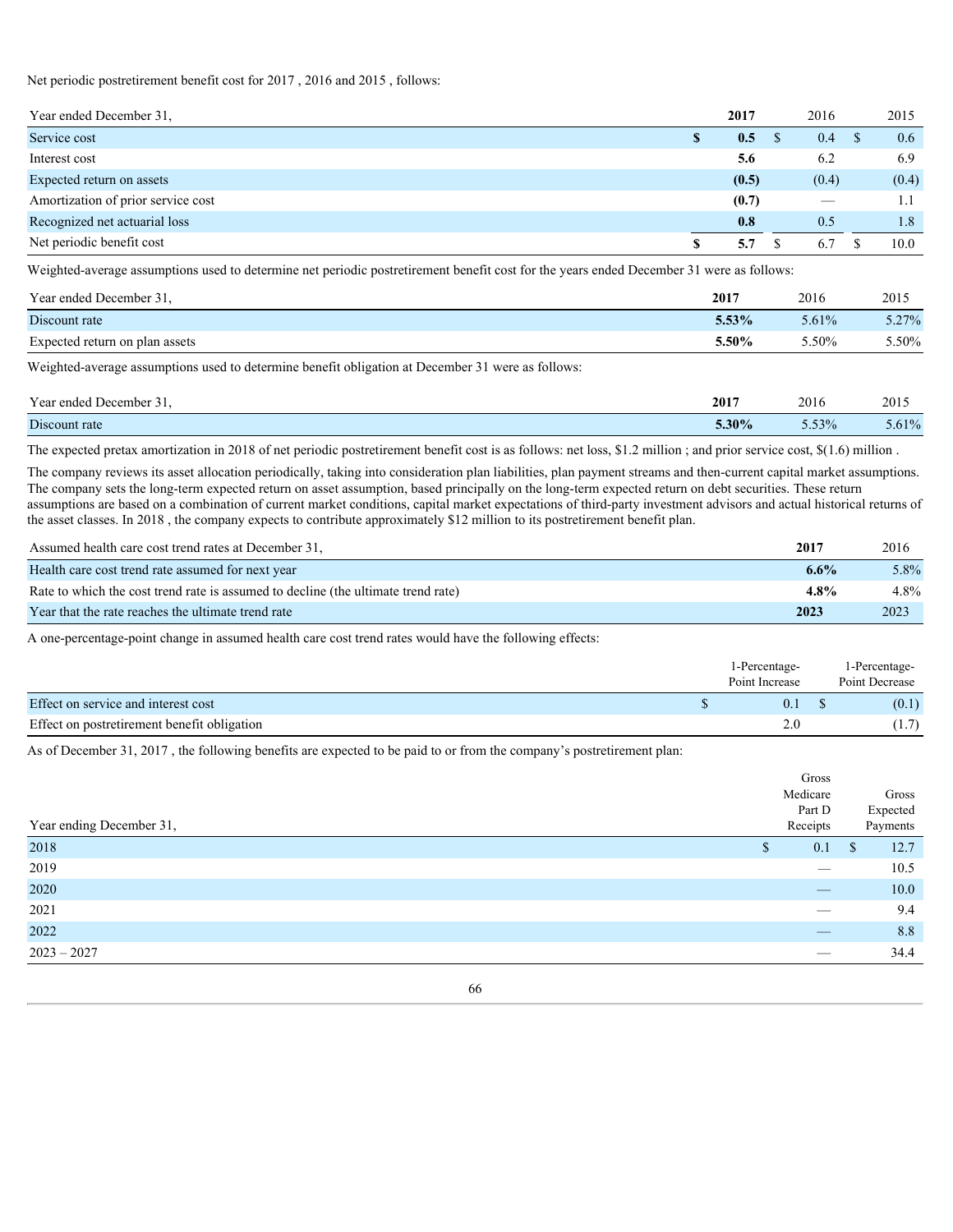Net periodic postretirement benefit cost for 2017 , 2016 and 2015 , follows:

| Year ended December 31, | **2017** | 2016 | 2015 |
|---|---|---|---|
| Service cost | **$ 0.5** | $ 0.4 | $ 0.6 |
| Interest cost | **5.6** | 6.2 | 6.9 |
| Expected return on assets | **(0.5)** | (0.4) | (0.4) |
| Amortization of prior service cost | **(0.7)** | — | 1.1 |
| Recognized net actuarial loss | **0.8** | 0.5 | 1.8 |
| Net periodic benefit cost | **$ 5.7** | $ 6.7 | $ 10.0 |

Weighted-average assumptions used to determine net periodic postretirement benefit cost for the years ended December 31 were as follows:

| Year ended December 31, | **2017** | 2016 | 2015 |
|---|---|---|---|
| Discount rate | **5.53%** | 5.61% | 5.27% |
| Expected return on plan assets | **5.50%** | 5.50% | 5.50% |

Weighted-average assumptions used to determine benefit obligation at December 31 were as follows:

| Year ended December 31, | **2017** | 2016 | 2015 |
|---|---|---|---|
| Discount rate | **5.30%** | 5.53% | 5.61% |

The expected pretax amortization in 2018 of net periodic postretirement benefit cost is as follows: net loss, $1.2 million ; and prior service cost, $(1.6) million .

The company reviews its asset allocation periodically, taking into consideration plan liabilities, plan payment streams and then-current capital market assumptions. The company sets the long-term expected return on asset assumption, based principally on the long-term expected return on debt securities. These return assumptions are based on a combination of current market conditions, capital market expectations of third-party investment advisors and actual historical returns of the asset classes. In 2018 , the company expects to contribute approximately $12 million to its postretirement benefit plan.

| Assumed health care cost trend rates at December 31, | **2017** | 2016 |
|---|---|---|
| Health care cost trend rate assumed for next year | **6.6%** | 5.8% |
| Rate to which the cost trend rate is assumed to decline (the ultimate trend rate) | **4.8%** | 4.8% |
| Year that the rate reaches the ultimate trend rate | **2023** | 2023 |

A one-percentage-point change in assumed health care cost trend rates would have the following effects:

| | 1-Percentage-Point Increase | 1-Percentage-Point Decrease |
|---|---|---|
| Effect on service and interest cost | $ 0.1 | $ (0.1) |
| Effect on postretirement benefit obligation | 2.0 | (1.7) |

As of December 31, 2017 , the following benefits are expected to be paid to or from the company's postretirement plan:

| Year ending December 31, | Gross Medicare Part D Receipts | Gross Expected Payments |
|---|---|---|
| 2018 | $ 0.1 | $ 12.7 |
| 2019 | — | 10.5 |
| 2020 | — | 10.0 |
| 2021 | — | 9.4 |
| 2022 | — | 8.8 |
| 2023 – 2027 | — | 34.4 |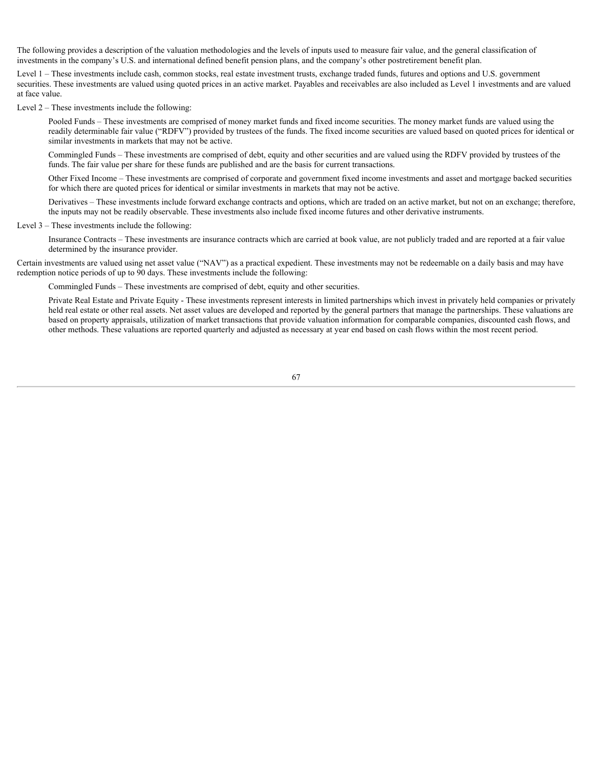The following provides a description of the valuation methodologies and the levels of inputs used to measure fair value, and the general classification of investments in the company's U.S. and international defined benefit pension plans, and the company's other postretirement benefit plan.

Level 1 – These investments include cash, common stocks, real estate investment trusts, exchange traded funds, futures and options and U.S. government securities. These investments are valued using quoted prices in an active market. Payables and receivables are also included as Level 1 investments and are valued at face value.

Level 2 – These investments include the following:

Pooled Funds – These investments are comprised of money market funds and fixed income securities. The money market funds are valued using the readily determinable fair value ("RDFV") provided by trustees of the funds. The fixed income securities are valued based on quoted prices for identical or similar investments in markets that may not be active.

Commingled Funds – These investments are comprised of debt, equity and other securities and are valued using the RDFV provided by trustees of the funds. The fair value per share for these funds are published and are the basis for current transactions.

Other Fixed Income – These investments are comprised of corporate and government fixed income investments and asset and mortgage backed securities for which there are quoted prices for identical or similar investments in markets that may not be active.

Derivatives – These investments include forward exchange contracts and options, which are traded on an active market, but not on an exchange; therefore, the inputs may not be readily observable. These investments also include fixed income futures and other derivative instruments.

Level 3 – These investments include the following:

Insurance Contracts – These investments are insurance contracts which are carried at book value, are not publicly traded and are reported at a fair value determined by the insurance provider.

Certain investments are valued using net asset value ("NAV") as a practical expedient. These investments may not be redeemable on a daily basis and may have redemption notice periods of up to 90 days. These investments include the following:

Commingled Funds – These investments are comprised of debt, equity and other securities.

Private Real Estate and Private Equity - These investments represent interests in limited partnerships which invest in privately held companies or privately held real estate or other real assets. Net asset values are developed and reported by the general partners that manage the partnerships. These valuations are based on property appraisals, utilization of market transactions that provide valuation information for comparable companies, discounted cash flows, and other methods. These valuations are reported quarterly and adjusted as necessary at year end based on cash flows within the most recent period.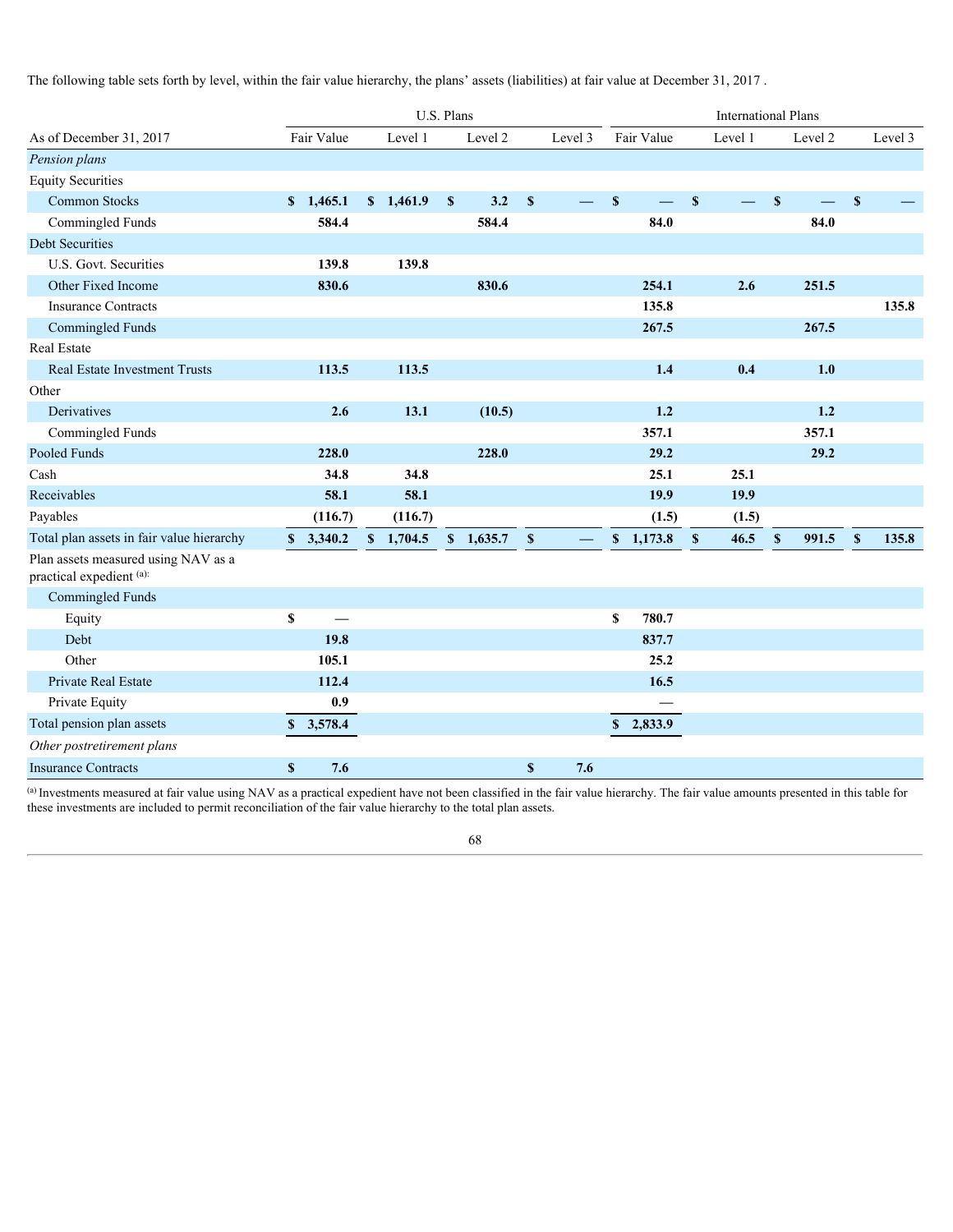The following table sets forth by level, within the fair value hierarchy, the plans' assets (liabilities) at fair value at December 31, 2017 .

| | U.S. Plans | | | | International Plans | | | |
|---|---|---|---|---|---|---|---|---|
| As of December 31, 2017 | Fair Value | Level 1 | Level 2 | Level 3 | Fair Value | Level 1 | Level 2 | Level 3 |
| *Pension plans* | | | | | | | | |
| Equity Securities | | | | | | | | |
| Common Stocks | $ 1,465.1 | $ 1,461.9 | $ 3.2 | $ — | $ — | $ — | $ — | $ — |
| Commingled Funds | 584.4 | | 584.4 | | 84.0 | | 84.0 | |
| Debt Securities | | | | | | | | |
| U.S. Govt. Securities | 139.8 | 139.8 | | | | | | |
| Other Fixed Income | 830.6 | | 830.6 | | 254.1 | 2.6 | 251.5 | |
| Insurance Contracts | | | | | 135.8 | | | 135.8 |
| Commingled Funds | | | | | 267.5 | | 267.5 | |
| Real Estate | | | | | | | | |
| Real Estate Investment Trusts | 113.5 | 113.5 | | | 1.4 | 0.4 | 1.0 | |
| Other | | | | | | | | |
| Derivatives | 2.6 | 13.1 | (10.5) | | 1.2 | | 1.2 | |
| Commingled Funds | | | | | 357.1 | | 357.1 | |
| Pooled Funds | 228.0 | | 228.0 | | 29.2 | | 29.2 | |
| Cash | 34.8 | 34.8 | | | 25.1 | 25.1 | | |
| Receivables | 58.1 | 58.1 | | | 19.9 | 19.9 | | |
| Payables | (116.7) | (116.7) | | | (1.5) | (1.5) | | |
| Total plan assets in fair value hierarchy | $ 3,340.2 | $ 1,704.5 | $ 1,635.7 | $ — | $ 1,173.8 | $ 46.5 | $ 991.5 | $ 135.8 |
| Plan assets measured using NAV as a practical expedient [(a)]: | | | | | | | | |
| Commingled Funds | | | | | | | | |
| Equity | $ — | | | | $ 780.7 | | | |
| Debt | 19.8 | | | | 837.7 | | | |
| Other | 105.1 | | | | 25.2 | | | |
| Private Real Estate | 112.4 | | | | 16.5 | | | |
| Private Equity | 0.9 | | | | — | | | |
| Total pension plan assets | $ 3,578.4 | | | | $ 2,833.9 | | | |
| *Other postretirement plans* | | | | | | | | |
| Insurance Contracts | $ 7.6 | | | $ 7.6 | | | | |

[(a)] Investments measured at fair value using NAV as a practical expedient have not been classified in the fair value hierarchy. The fair value amounts presented in this table for these investments are included to permit reconciliation of the fair value hierarchy to the total plan assets.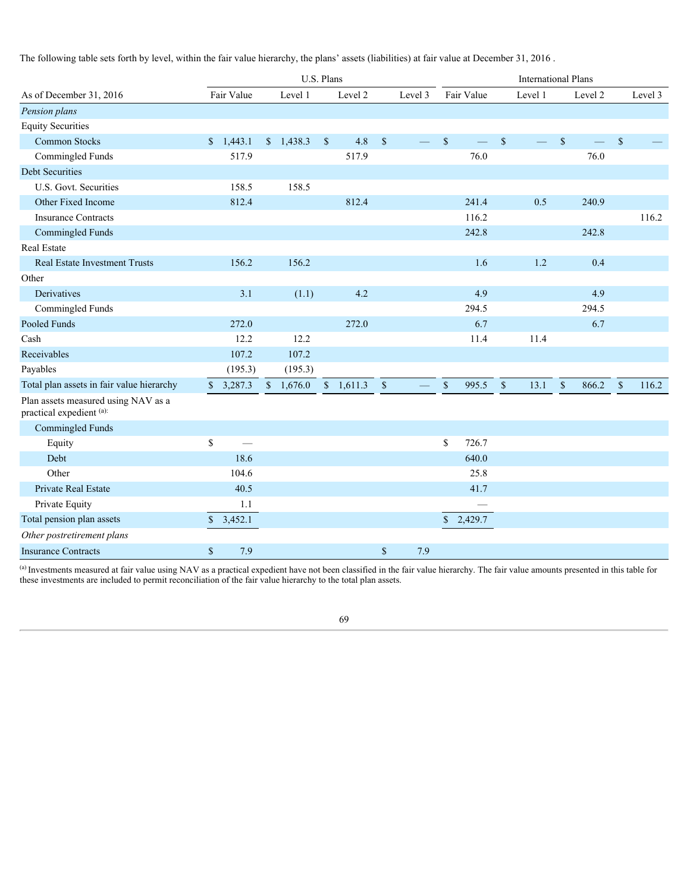The following table sets forth by level, within the fair value hierarchy, the plans' assets (liabilities) at fair value at December 31, 2016 .

| | U.S. Plans | | | | International Plans | | | |
|---|---|---|---|---|---|---|---|---|
| As of December 31, 2016 | Fair Value | Level 1 | Level 2 | Level 3 | Fair Value | Level 1 | Level 2 | Level 3 |
| *Pension plans* | | | | | | | | |
| Equity Securities | | | | | | | | |
| Common Stocks | $ 1,443.1 | $ 1,438.3 | $ 4.8 | $ — | $ — | $ — | $ — | $ — |
| Commingled Funds | 517.9 | | 517.9 | | 76.0 | | 76.0 | |
| Debt Securities | | | | | | | | |
| U.S. Govt. Securities | 158.5 | 158.5 | | | | | | |
| Other Fixed Income | 812.4 | | 812.4 | | 241.4 | 0.5 | 240.9 | |
| Insurance Contracts | | | | | 116.2 | | | 116.2 |
| Commingled Funds | | | | | 242.8 | | 242.8 | |
| Real Estate | | | | | | | | |
| Real Estate Investment Trusts | 156.2 | 156.2 | | | 1.6 | 1.2 | 0.4 | |
| Other | | | | | | | | |
| Derivatives | 3.1 | (1.1) | 4.2 | | 4.9 | | 4.9 | |
| Commingled Funds | | | | | 294.5 | | 294.5 | |
| Pooled Funds | 272.0 | | 272.0 | | 6.7 | | 6.7 | |
| Cash | 12.2 | 12.2 | | | 11.4 | 11.4 | | |
| Receivables | 107.2 | 107.2 | | | | | | |
| Payables | (195.3) | (195.3) | | | | | | |
| Total plan assets in fair value hierarchy | $ 3,287.3 | $ 1,676.0 | $ 1,611.3 | $ — | $ 995.5 | $ 13.1 | $ 866.2 | $ 116.2 |
| Plan assets measured using NAV as a practical expedient [(a)]: | | | | | | | | |
| Commingled Funds | | | | | | | | |
| Equity | $ — | | | | $ 726.7 | | | |
| Debt | 18.6 | | | | 640.0 | | | |
| Other | 104.6 | | | | 25.8 | | | |
| Private Real Estate | 40.5 | | | | 41.7 | | | |
| Private Equity | 1.1 | | | | — | | | |
| Total pension plan assets | $ 3,452.1 | | | | $ 2,429.7 | | | |
| *Other postretirement plans* | | | | | | | | |
| Insurance Contracts | $ 7.9 | | | $ 7.9 | | | | |

[(a)] Investments measured at fair value using NAV as a practical expedient have not been classified in the fair value hierarchy. The fair value amounts presented in this table for these investments are included to permit reconciliation of the fair value hierarchy to the total plan assets.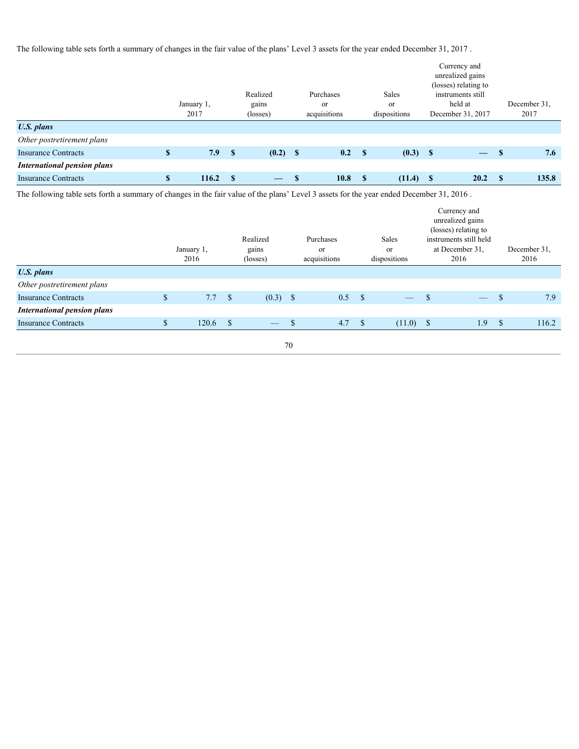The following table sets forth a summary of changes in the fair value of the plans' Level 3 assets for the year ended December 31, 2017 .

| | January 1, 2017 | Realized gains (losses) | Purchases or acquisitions | Sales or dispositions | Currency and unrealized gains (losses) relating to instruments still held at December 31, 2017 | December 31, 2017 |
|---|---|---|---|---|---|---|
| ***U.S. plans*** | | | | | | |
| *Other postretirement plans* | | | | | | |
| Insurance Contracts | **$ 7.9** | **$ (0.2)** | **$ 0.2** | **$ (0.3)** | **$ —** | **$ 7.6** |
| ***International pension plans*** | | | | | | |
| Insurance Contracts | **$ 116.2** | **$ —** | **$ 10.8** | **$ (11.4)** | **$ 20.2** | **$ 135.8** |

The following table sets forth a summary of changes in the fair value of the plans' Level 3 assets for the year ended December 31, 2016 .

| | January 1, 2016 | Realized gains (losses) | Purchases or acquisitions | Sales or dispositions | Currency and unrealized gains (losses) relating to instruments still held at December 31, 2016 | December 31, 2016 |
|---|---|---|---|---|---|---|
| ***U.S. plans*** | | | | | | |
| *Other postretirement plans* | | | | | | |
| Insurance Contracts | $ 7.7 | $ (0.3) | $ 0.5 | $ — | $ — | $ 7.9 |
| ***International pension plans*** | | | | | | |
| Insurance Contracts | $ 120.6 | $ — | $ 4.7 | $ (11.0) | $ 1.9 | $ 116.2 |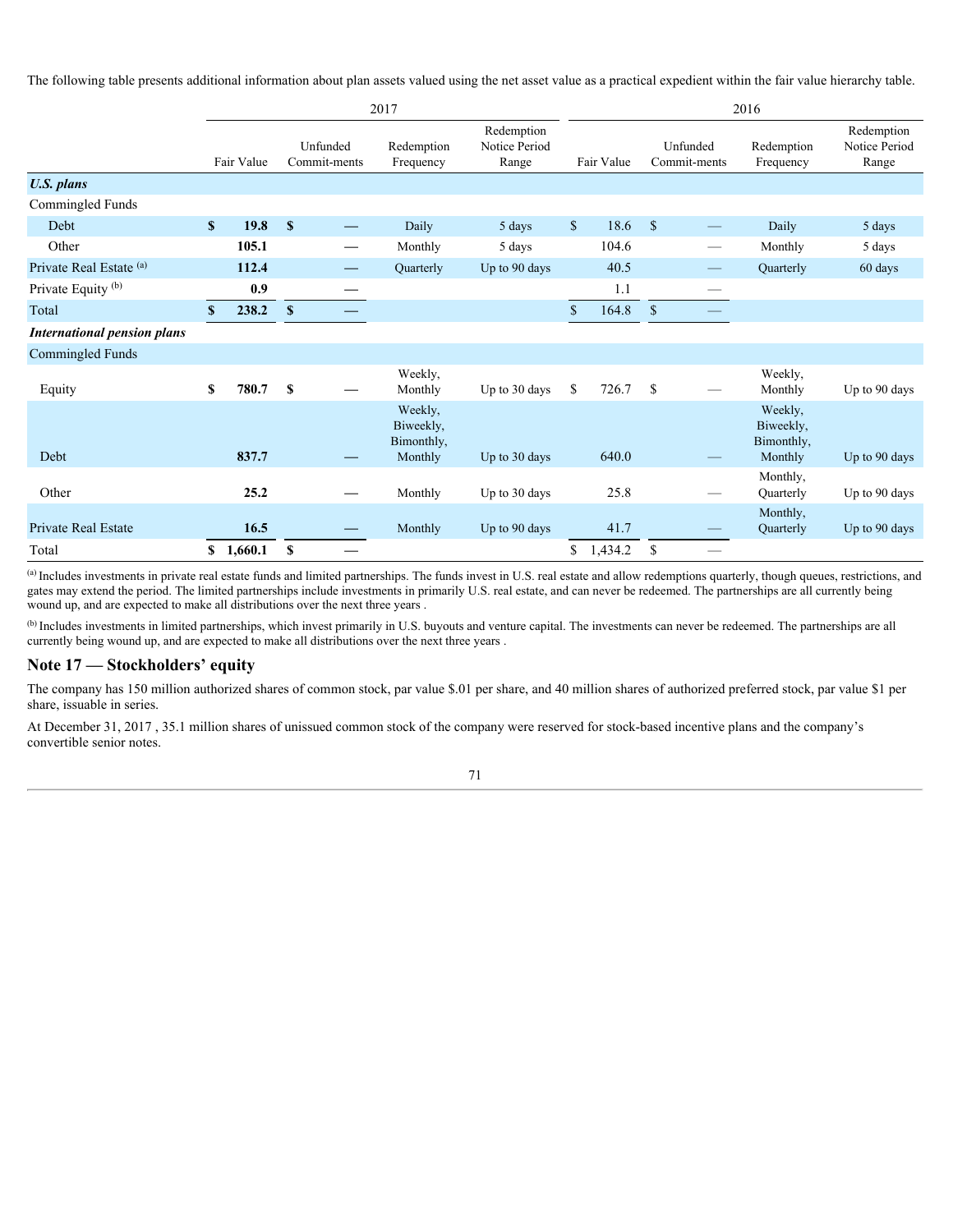The following table presents additional information about plan assets valued using the net asset value as a practical expedient within the fair value hierarchy table.

| | 2017 | | | | 2016 | | | |
|---|---|---|---|---|---|---|---|---|
| | Fair Value | Unfunded Commit-ments | Redemption Frequency | Redemption Notice Period Range | Fair Value | Unfunded Commit-ments | Redemption Frequency | Redemption Notice Period Range |
| ***U.S. plans*** | | | | | | | | |
| Commingled Funds | | | | | | | | |
| Debt | **$ 19.8** | **$ —** | Daily | 5 days | $ 18.6 | $ — | Daily | 5 days |
| Other | **105.1** | **—** | Monthly | 5 days | 104.6 | — | Monthly | 5 days |
| Private Real Estate [(a)] | **112.4** | **—** | Quarterly | Up to 90 days | 40.5 | — | Quarterly | 60 days |
| Private Equity [(b)] | **0.9** | **—** | | | 1.1 | — | | |
| Total | **$ 238.2** | **$ —** | | | $ 164.8 | $ — | | |
| ***International pension plans*** | | | | | | | | |
| Commingled Funds | | | | | | | | |
| Equity | **$ 780.7** | **$ —** | Weekly, Monthly | Up to 30 days | $ 726.7 | $ — | Weekly, Monthly | Up to 90 days |
| Debt | **837.7** | **—** | Weekly, Biweekly, Bimonthly, Monthly | Up to 30 days | 640.0 | — | Weekly, Biweekly, Bimonthly, Monthly | Up to 90 days |
| Other | **25.2** | **—** | Monthly | Up to 30 days | 25.8 | — | Monthly, Quarterly | Up to 90 days |
| Private Real Estate | **16.5** | **—** | Monthly | Up to 90 days | 41.7 | — | Monthly, Quarterly | Up to 90 days |
| Total | **$ 1,660.1** | **$ —** | | | $ 1,434.2 | $ — | | |

[(a)] Includes investments in private real estate funds and limited partnerships. The funds invest in U.S. real estate and allow redemptions quarterly, though queues, restrictions, and gates may extend the period. The limited partnerships include investments in primarily U.S. real estate, and can never be redeemed. The partnerships are all currently being wound up, and are expected to make all distributions over the next three years .

[(b)] Includes investments in limited partnerships, which invest primarily in U.S. buyouts and venture capital. The investments can never be redeemed. The partnerships are all currently being wound up, and are expected to make all distributions over the next three years .

## Note 17 — Stockholders' equity

The company has 150 million authorized shares of common stock, par value $.01 per share, and 40 million shares of authorized preferred stock, par value $1 per share, issuable in series.

At December 31, 2017 , 35.1 million shares of unissued common stock of the company were reserved for stock-based incentive plans and the company's convertible senior notes.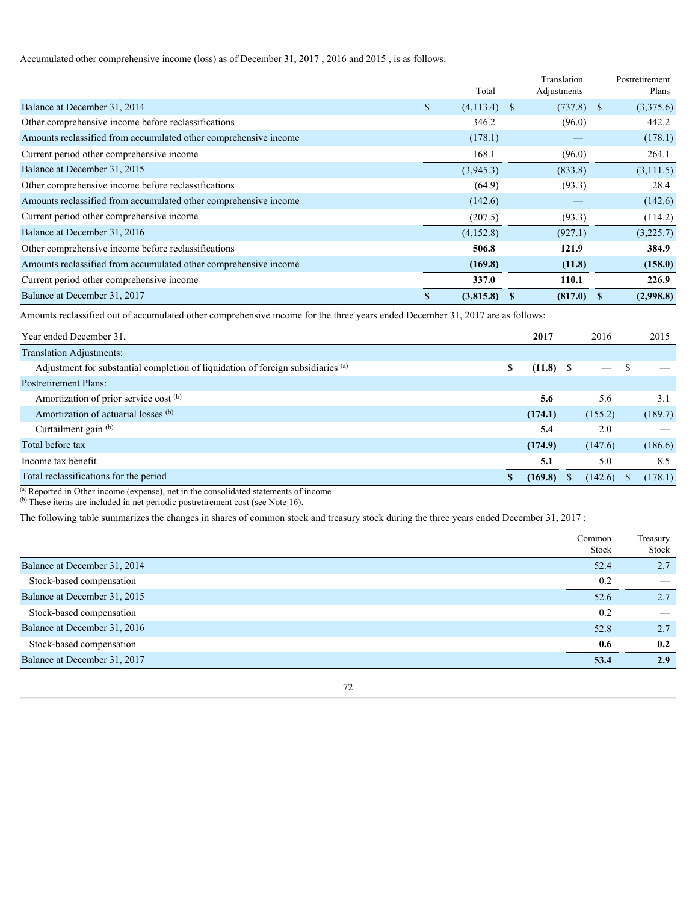Accumulated other comprehensive income (loss) as of December 31, 2017 , 2016 and 2015 , is as follows:

| | Total | Translation Adjustments | Postretirement Plans |
|---|---|---|---|
| Balance at December 31, 2014 | $ (4,113.4) | $ (737.8) | $ (3,375.6) |
| Other comprehensive income before reclassifications | 346.2 | (96.0) | 442.2 |
| Amounts reclassified from accumulated other comprehensive income | (178.1) | — | (178.1) |
| Current period other comprehensive income | 168.1 | (96.0) | 264.1 |
| Balance at December 31, 2015 | (3,945.3) | (833.8) | (3,111.5) |
| Other comprehensive income before reclassifications | (64.9) | (93.3) | 28.4 |
| Amounts reclassified from accumulated other comprehensive income | (142.6) | — | (142.6) |
| Current period other comprehensive income | (207.5) | (93.3) | (114.2) |
| Balance at December 31, 2016 | (4,152.8) | (927.1) | (3,225.7) |
| Other comprehensive income before reclassifications | **506.8** | **121.9** | **384.9** |
| Amounts reclassified from accumulated other comprehensive income | **(169.8)** | **(11.8)** | **(158.0)** |
| Current period other comprehensive income | **337.0** | **110.1** | **226.9** |
| Balance at December 31, 2017 | **$ (3,815.8)** | **$ (817.0)** | **$ (2,998.8)** |

Amounts reclassified out of accumulated other comprehensive income for the three years ended December 31, 2017 are as follows:

| Year ended December 31, | **2017** | 2016 | 2015 |
|---|---|---|---|
| Translation Adjustments: | | | |
| Adjustment for substantial completion of liquidation of foreign subsidiaries [(a)] | **$ (11.8)** | $ — | $ — |
| Postretirement Plans: | | | |
| Amortization of prior service cost [(b)] | **5.6** | 5.6 | 3.1 |
| Amortization of actuarial losses [(b)] | **(174.1)** | (155.2) | (189.7) |
| Curtailment gain [(b)] | **5.4** | 2.0 | — |
| Total before tax | **(174.9)** | (147.6) | (186.6) |
| Income tax benefit | **5.1** | 5.0 | 8.5 |
| Total reclassifications for the period | **$ (169.8)** | $ (142.6) | $ (178.1) |

[(a)] Reported in Other income (expense), net in the consolidated statements of income
[(b)] These items are included in net periodic postretirement cost (see Note 16).

The following table summarizes the changes in shares of common stock and treasury stock during the three years ended December 31, 2017 :

| | Common Stock | Treasury Stock |
|---|---|---|
| Balance at December 31, 2014 | 52.4 | 2.7 |
| Stock-based compensation | 0.2 | — |
| Balance at December 31, 2015 | 52.6 | 2.7 |
| Stock-based compensation | 0.2 | — |
| Balance at December 31, 2016 | 52.8 | 2.7 |
| Stock-based compensation | **0.6** | **0.2** |
| Balance at December 31, 2017 | **53.4** | **2.9** |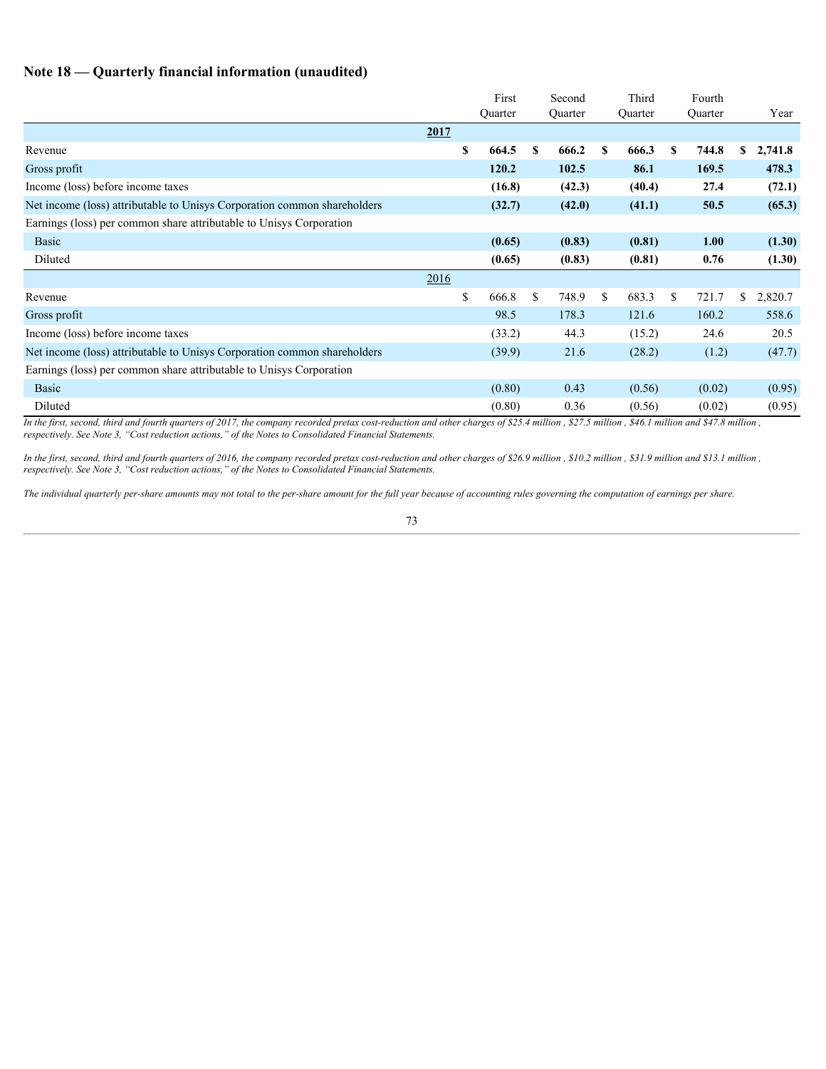## Note 18 — Quarterly financial information (unaudited)

| | First Quarter | Second Quarter | Third Quarter | Fourth Quarter | Year |
|---|---|---|---|---|---|
| **2017** | | | | | |
| Revenue | **$ 664.5** | **$ 666.2** | **$ 666.3** | **$ 744.8** | **$ 2,741.8** |
| Gross profit | **120.2** | **102.5** | **86.1** | **169.5** | **478.3** |
| Income (loss) before income taxes | **(16.8)** | **(42.3)** | **(40.4)** | **27.4** | **(72.1)** |
| Net income (loss) attributable to Unisys Corporation common shareholders | **(32.7)** | **(42.0)** | **(41.1)** | **50.5** | **(65.3)** |
| Earnings (loss) per common share attributable to Unisys Corporation | | | | | |
| Basic | **(0.65)** | **(0.83)** | **(0.81)** | **1.00** | **(1.30)** |
| Diluted | **(0.65)** | **(0.83)** | **(0.81)** | **0.76** | **(1.30)** |
| 2016 | | | | | |
| Revenue | $ 666.8 | $ 748.9 | $ 683.3 | $ 721.7 | $ 2,820.7 |
| Gross profit | 98.5 | 178.3 | 121.6 | 160.2 | 558.6 |
| Income (loss) before income taxes | (33.2) | 44.3 | (15.2) | 24.6 | 20.5 |
| Net income (loss) attributable to Unisys Corporation common shareholders | (39.9) | 21.6 | (28.2) | (1.2) | (47.7) |
| Earnings (loss) per common share attributable to Unisys Corporation | | | | | |
| Basic | (0.80) | 0.43 | (0.56) | (0.02) | (0.95) |
| Diluted | (0.80) | 0.36 | (0.56) | (0.02) | (0.95) |

*In the first, second, third and fourth quarters of 2017, the company recorded pretax cost-reduction and other charges of $25.4 million , $27.5 million , $46.1 million and $47.8 million , respectively. See Note 3, "Cost reduction actions," of the Notes to Consolidated Financial Statements.*

*In the first, second, third and fourth quarters of 2016, the company recorded pretax cost-reduction and other charges of $26.9 million , $10.2 million , $31.9 million and $13.1 million , respectively. See Note 3, "Cost reduction actions," of the Notes to Consolidated Financial Statements.*

*The individual quarterly per-share amounts may not total to the per-share amount for the full year because of accounting rules governing the computation of earnings per share.*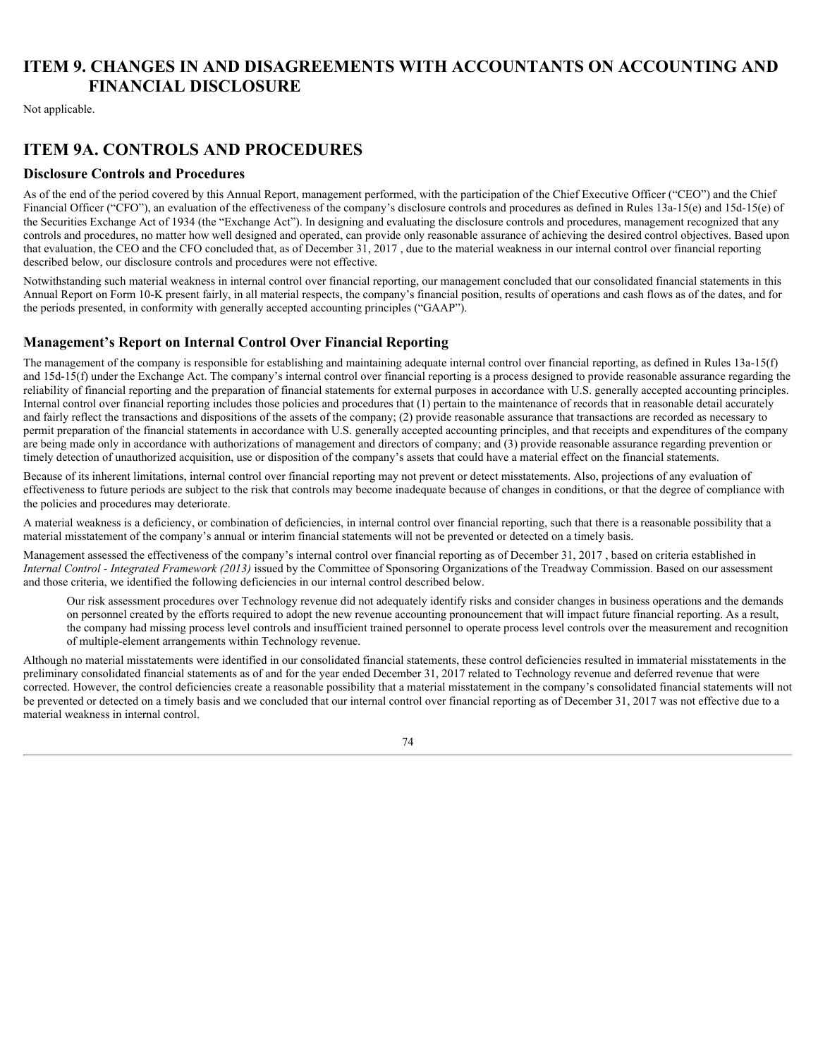# ITEM 9. CHANGES IN AND DISAGREEMENTS WITH ACCOUNTANTS ON ACCOUNTING AND FINANCIAL DISCLOSURE

Not applicable.

# ITEM 9A. CONTROLS AND PROCEDURES

## Disclosure Controls and Procedures

As of the end of the period covered by this Annual Report, management performed, with the participation of the Chief Executive Officer ("CEO") and the Chief Financial Officer ("CFO"), an evaluation of the effectiveness of the company's disclosure controls and procedures as defined in Rules 13a-15(e) and 15d-15(e) of the Securities Exchange Act of 1934 (the "Exchange Act"). In designing and evaluating the disclosure controls and procedures, management recognized that any controls and procedures, no matter how well designed and operated, can provide only reasonable assurance of achieving the desired control objectives. Based upon that evaluation, the CEO and the CFO concluded that, as of December 31, 2017 , due to the material weakness in our internal control over financial reporting described below, our disclosure controls and procedures were not effective.

Notwithstanding such material weakness in internal control over financial reporting, our management concluded that our consolidated financial statements in this Annual Report on Form 10-K present fairly, in all material respects, the company's financial position, results of operations and cash flows as of the dates, and for the periods presented, in conformity with generally accepted accounting principles ("GAAP").

## Management's Report on Internal Control Over Financial Reporting

The management of the company is responsible for establishing and maintaining adequate internal control over financial reporting, as defined in Rules 13a-15(f) and 15d-15(f) under the Exchange Act. The company's internal control over financial reporting is a process designed to provide reasonable assurance regarding the reliability of financial reporting and the preparation of financial statements for external purposes in accordance with U.S. generally accepted accounting principles. Internal control over financial reporting includes those policies and procedures that (1) pertain to the maintenance of records that in reasonable detail accurately and fairly reflect the transactions and dispositions of the assets of the company; (2) provide reasonable assurance that transactions are recorded as necessary to permit preparation of the financial statements in accordance with U.S. generally accepted accounting principles, and that receipts and expenditures of the company are being made only in accordance with authorizations of management and directors of company; and (3) provide reasonable assurance regarding prevention or timely detection of unauthorized acquisition, use or disposition of the company's assets that could have a material effect on the financial statements.

Because of its inherent limitations, internal control over financial reporting may not prevent or detect misstatements. Also, projections of any evaluation of effectiveness to future periods are subject to the risk that controls may become inadequate because of changes in conditions, or that the degree of compliance with the policies and procedures may deteriorate.

A material weakness is a deficiency, or combination of deficiencies, in internal control over financial reporting, such that there is a reasonable possibility that a material misstatement of the company's annual or interim financial statements will not be prevented or detected on a timely basis.

Management assessed the effectiveness of the company's internal control over financial reporting as of December 31, 2017 , based on criteria established in *Internal Control - Integrated Framework (2013)* issued by the Committee of Sponsoring Organizations of the Treadway Commission. Based on our assessment and those criteria, we identified the following deficiencies in our internal control described below.

> Our risk assessment procedures over Technology revenue did not adequately identify risks and consider changes in business operations and the demands on personnel created by the efforts required to adopt the new revenue accounting pronouncement that will impact future financial reporting. As a result, the company had missing process level controls and insufficient trained personnel to operate process level controls over the measurement and recognition of multiple-element arrangements within Technology revenue.

Although no material misstatements were identified in our consolidated financial statements, these control deficiencies resulted in immaterial misstatements in the preliminary consolidated financial statements as of and for the year ended December 31, 2017 related to Technology revenue and deferred revenue that were corrected. However, the control deficiencies create a reasonable possibility that a material misstatement in the company's consolidated financial statements will not be prevented or detected on a timely basis and we concluded that our internal control over financial reporting as of December 31, 2017 was not effective due to a material weakness in internal control.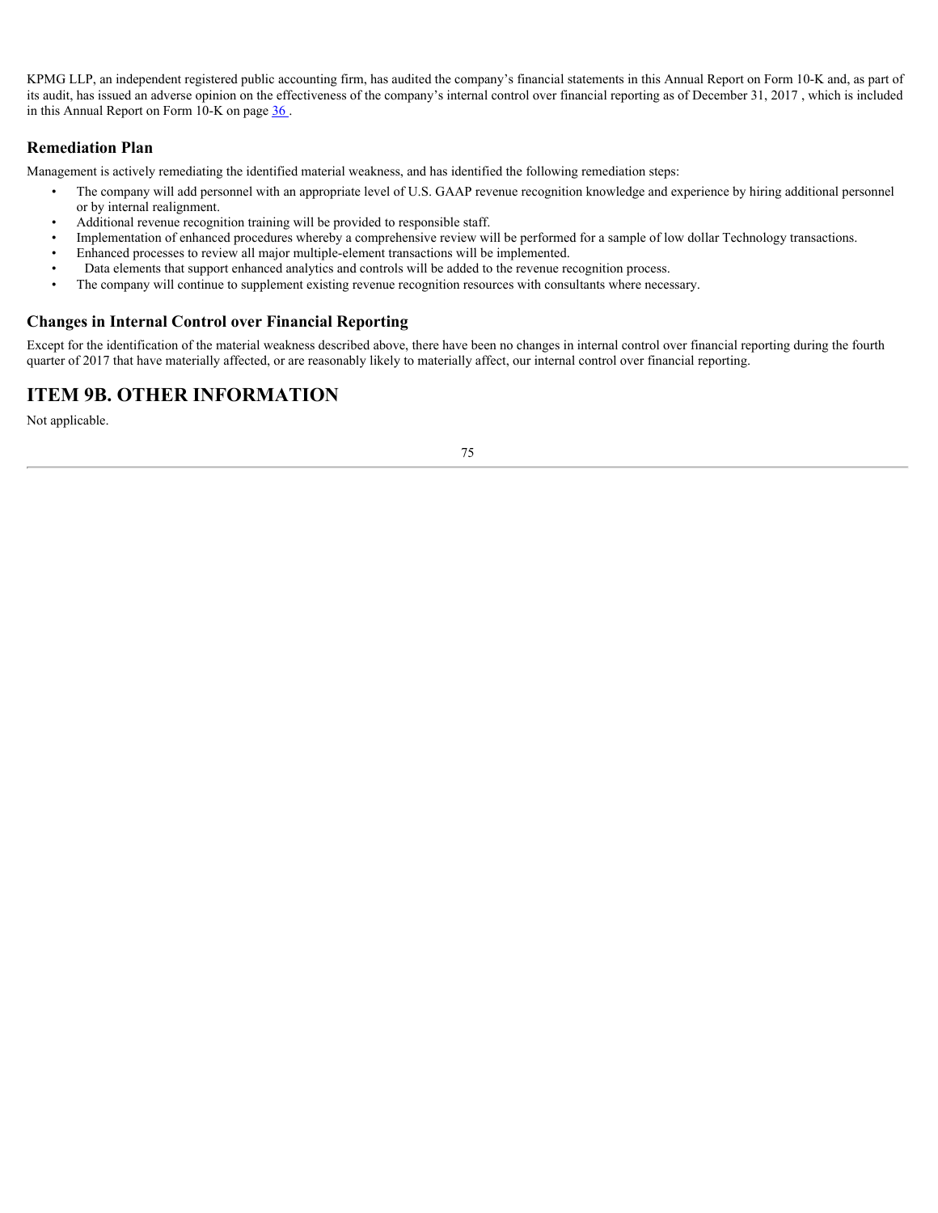KPMG LLP, an independent registered public accounting firm, has audited the company's financial statements in this Annual Report on Form 10-K and, as part of its audit, has issued an adverse opinion on the effectiveness of the company's internal control over financial reporting as of December 31, 2017 , which is included in this Annual Report on Form 10-K on page 36 .

### Remediation Plan

Management is actively remediating the identified material weakness, and has identified the following remediation steps:

- The company will add personnel with an appropriate level of U.S. GAAP revenue recognition knowledge and experience by hiring additional personnel or by internal realignment.
- Additional revenue recognition training will be provided to responsible staff.
- Implementation of enhanced procedures whereby a comprehensive review will be performed for a sample of low dollar Technology transactions.
- Enhanced processes to review all major multiple-element transactions will be implemented.
- Data elements that support enhanced analytics and controls will be added to the revenue recognition process.
- The company will continue to supplement existing revenue recognition resources with consultants where necessary.

### Changes in Internal Control over Financial Reporting

Except for the identification of the material weakness described above, there have been no changes in internal control over financial reporting during the fourth quarter of 2017 that have materially affected, or are reasonably likely to materially affect, our internal control over financial reporting.

## ITEM 9B. OTHER INFORMATION

Not applicable.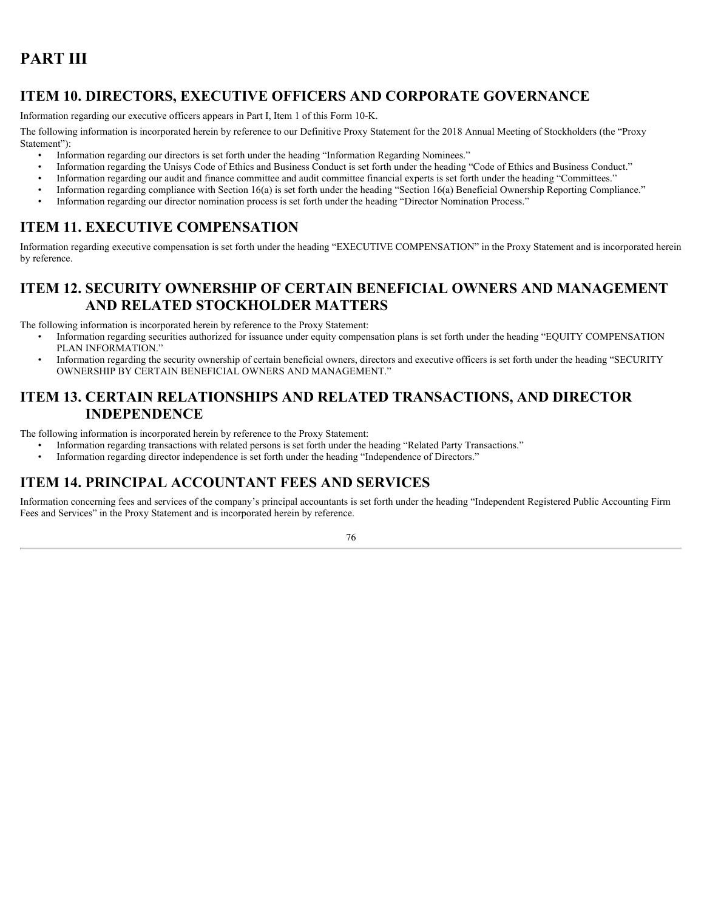# PART III

## ITEM 10. DIRECTORS, EXECUTIVE OFFICERS AND CORPORATE GOVERNANCE

Information regarding our executive officers appears in Part I, Item 1 of this Form 10-K.

The following information is incorporated herein by reference to our Definitive Proxy Statement for the 2018 Annual Meeting of Stockholders (the "Proxy Statement"):

- Information regarding our directors is set forth under the heading "Information Regarding Nominees."
- Information regarding the Unisys Code of Ethics and Business Conduct is set forth under the heading "Code of Ethics and Business Conduct."
- Information regarding our audit and finance committee and audit committee financial experts is set forth under the heading "Committees."
- Information regarding compliance with Section 16(a) is set forth under the heading "Section 16(a) Beneficial Ownership Reporting Compliance."
- Information regarding our director nomination process is set forth under the heading "Director Nomination Process."

## ITEM 11. EXECUTIVE COMPENSATION

Information regarding executive compensation is set forth under the heading "EXECUTIVE COMPENSATION" in the Proxy Statement and is incorporated herein by reference.

## ITEM 12. SECURITY OWNERSHIP OF CERTAIN BENEFICIAL OWNERS AND MANAGEMENT AND RELATED STOCKHOLDER MATTERS

The following information is incorporated herein by reference to the Proxy Statement:

- Information regarding securities authorized for issuance under equity compensation plans is set forth under the heading "EQUITY COMPENSATION PLAN INFORMATION."
- Information regarding the security ownership of certain beneficial owners, directors and executive officers is set forth under the heading "SECURITY OWNERSHIP BY CERTAIN BENEFICIAL OWNERS AND MANAGEMENT."

## ITEM 13. CERTAIN RELATIONSHIPS AND RELATED TRANSACTIONS, AND DIRECTOR INDEPENDENCE

The following information is incorporated herein by reference to the Proxy Statement:

- Information regarding transactions with related persons is set forth under the heading "Related Party Transactions."
- Information regarding director independence is set forth under the heading "Independence of Directors."

## ITEM 14. PRINCIPAL ACCOUNTANT FEES AND SERVICES

Information concerning fees and services of the company's principal accountants is set forth under the heading "Independent Registered Public Accounting Firm Fees and Services" in the Proxy Statement and is incorporated herein by reference.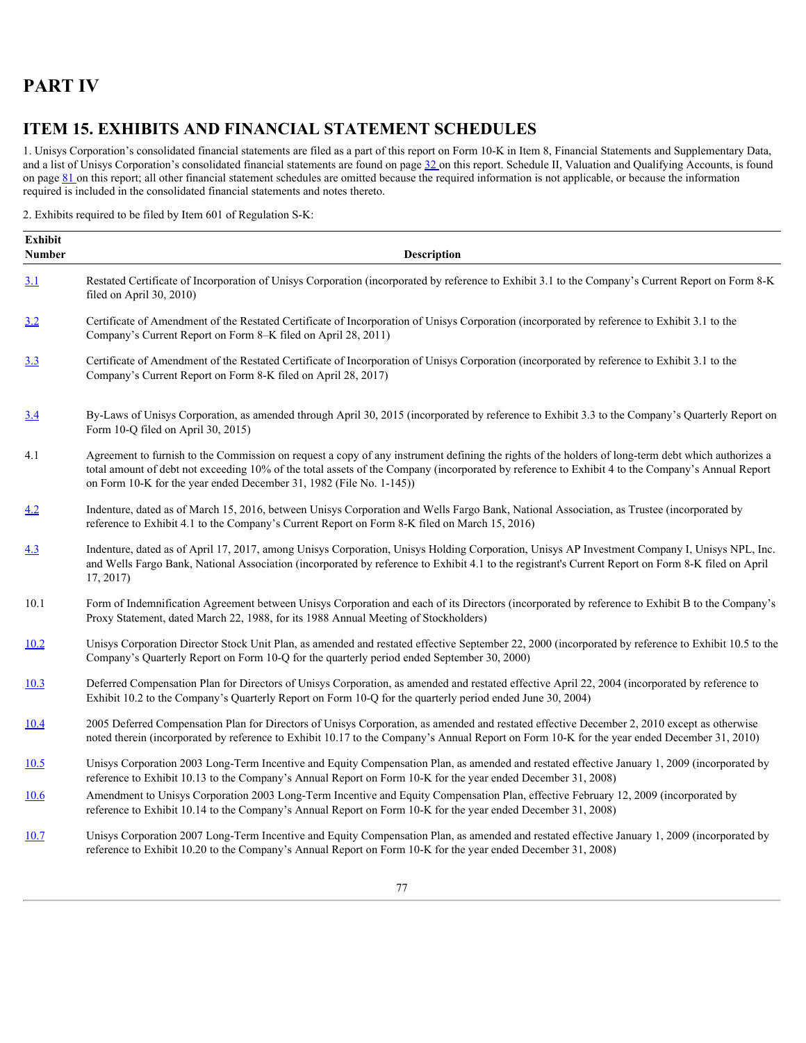# PART IV

## ITEM 15. EXHIBITS AND FINANCIAL STATEMENT SCHEDULES

1. Unisys Corporation's consolidated financial statements are filed as a part of this report on Form 10-K in Item 8, Financial Statements and Supplementary Data, and a list of Unisys Corporation's consolidated financial statements are found on page 32 on this report. Schedule II, Valuation and Qualifying Accounts, is found on page 81 on this report; all other financial statement schedules are omitted because the required information is not applicable, or because the information required is included in the consolidated financial statements and notes thereto.

2. Exhibits required to be filed by Item 601 of Regulation S-K:

| Exhibit Number | Description |
|---|---|
| 3.1 | Restated Certificate of Incorporation of Unisys Corporation (incorporated by reference to Exhibit 3.1 to the Company's Current Report on Form 8-K filed on April 30, 2010) |
| 3.2 | Certificate of Amendment of the Restated Certificate of Incorporation of Unisys Corporation (incorporated by reference to Exhibit 3.1 to the Company's Current Report on Form 8–K filed on April 28, 2011) |
| 3.3 | Certificate of Amendment of the Restated Certificate of Incorporation of Unisys Corporation (incorporated by reference to Exhibit 3.1 to the Company's Current Report on Form 8-K filed on April 28, 2017) |
| 3.4 | By-Laws of Unisys Corporation, as amended through April 30, 2015 (incorporated by reference to Exhibit 3.3 to the Company's Quarterly Report on Form 10-Q filed on April 30, 2015) |
| 4.1 | Agreement to furnish to the Commission on request a copy of any instrument defining the rights of the holders of long-term debt which authorizes a total amount of debt not exceeding 10% of the total assets of the Company (incorporated by reference to Exhibit 4 to the Company's Annual Report on Form 10-K for the year ended December 31, 1982 (File No. 1-145)) |
| 4.2 | Indenture, dated as of March 15, 2016, between Unisys Corporation and Wells Fargo Bank, National Association, as Trustee (incorporated by reference to Exhibit 4.1 to the Company's Current Report on Form 8-K filed on March 15, 2016) |
| 4.3 | Indenture, dated as of April 17, 2017, among Unisys Corporation, Unisys Holding Corporation, Unisys AP Investment Company I, Unisys NPL, Inc. and Wells Fargo Bank, National Association (incorporated by reference to Exhibit 4.1 to the registrant's Current Report on Form 8-K filed on April 17, 2017) |
| 10.1 | Form of Indemnification Agreement between Unisys Corporation and each of its Directors (incorporated by reference to Exhibit B to the Company's Proxy Statement, dated March 22, 1988, for its 1988 Annual Meeting of Stockholders) |
| 10.2 | Unisys Corporation Director Stock Unit Plan, as amended and restated effective September 22, 2000 (incorporated by reference to Exhibit 10.5 to the Company's Quarterly Report on Form 10-Q for the quarterly period ended September 30, 2000) |
| 10.3 | Deferred Compensation Plan for Directors of Unisys Corporation, as amended and restated effective April 22, 2004 (incorporated by reference to Exhibit 10.2 to the Company's Quarterly Report on Form 10-Q for the quarterly period ended June 30, 2004) |
| 10.4 | 2005 Deferred Compensation Plan for Directors of Unisys Corporation, as amended and restated effective December 2, 2010 except as otherwise noted therein (incorporated by reference to Exhibit 10.17 to the Company's Annual Report on Form 10-K for the year ended December 31, 2010) |
| 10.5 | Unisys Corporation 2003 Long-Term Incentive and Equity Compensation Plan, as amended and restated effective January 1, 2009 (incorporated by reference to Exhibit 10.13 to the Company's Annual Report on Form 10-K for the year ended December 31, 2008) |
| 10.6 | Amendment to Unisys Corporation 2003 Long-Term Incentive and Equity Compensation Plan, effective February 12, 2009 (incorporated by reference to Exhibit 10.14 to the Company's Annual Report on Form 10-K for the year ended December 31, 2008) |
| 10.7 | Unisys Corporation 2007 Long-Term Incentive and Equity Compensation Plan, as amended and restated effective January 1, 2009 (incorporated by reference to Exhibit 10.20 to the Company's Annual Report on Form 10-K for the year ended December 31, 2008) |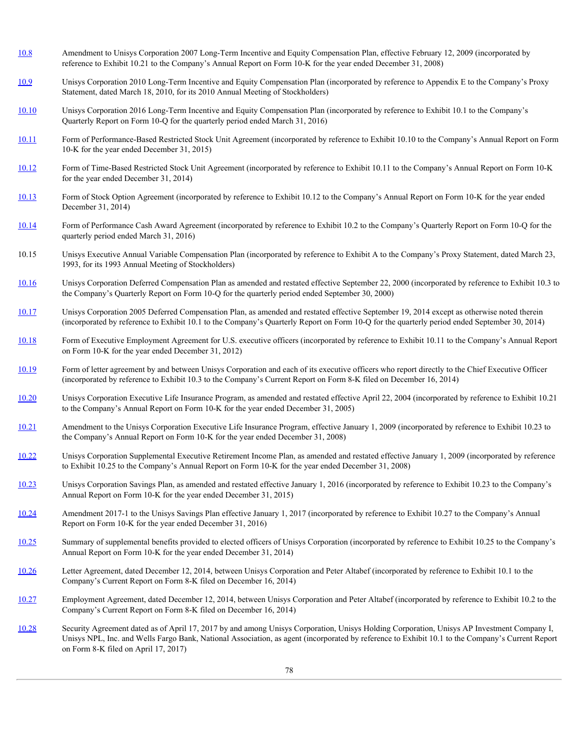| | |
|---|---|
| 10.8 | Amendment to Unisys Corporation 2007 Long-Term Incentive and Equity Compensation Plan, effective February 12, 2009 (incorporated by reference to Exhibit 10.21 to the Company's Annual Report on Form 10-K for the year ended December 31, 2008) |
| 10.9 | Unisys Corporation 2010 Long-Term Incentive and Equity Compensation Plan (incorporated by reference to Appendix E to the Company's Proxy Statement, dated March 18, 2010, for its 2010 Annual Meeting of Stockholders) |
| 10.10 | Unisys Corporation 2016 Long-Term Incentive and Equity Compensation Plan (incorporated by reference to Exhibit 10.1 to the Company's Quarterly Report on Form 10-Q for the quarterly period ended March 31, 2016) |
| 10.11 | Form of Performance-Based Restricted Stock Unit Agreement (incorporated by reference to Exhibit 10.10 to the Company's Annual Report on Form 10-K for the year ended December 31, 2015) |
| 10.12 | Form of Time-Based Restricted Stock Unit Agreement (incorporated by reference to Exhibit 10.11 to the Company's Annual Report on Form 10-K for the year ended December 31, 2014) |
| 10.13 | Form of Stock Option Agreement (incorporated by reference to Exhibit 10.12 to the Company's Annual Report on Form 10-K for the year ended December 31, 2014) |
| 10.14 | Form of Performance Cash Award Agreement (incorporated by reference to Exhibit 10.2 to the Company's Quarterly Report on Form 10-Q for the quarterly period ended March 31, 2016) |
| 10.15 | Unisys Executive Annual Variable Compensation Plan (incorporated by reference to Exhibit A to the Company's Proxy Statement, dated March 23, 1993, for its 1993 Annual Meeting of Stockholders) |
| 10.16 | Unisys Corporation Deferred Compensation Plan as amended and restated effective September 22, 2000 (incorporated by reference to Exhibit 10.3 to the Company's Quarterly Report on Form 10-Q for the quarterly period ended September 30, 2000) |
| 10.17 | Unisys Corporation 2005 Deferred Compensation Plan, as amended and restated effective September 19, 2014 except as otherwise noted therein (incorporated by reference to Exhibit 10.1 to the Company's Quarterly Report on Form 10-Q for the quarterly period ended September 30, 2014) |
| 10.18 | Form of Executive Employment Agreement for U.S. executive officers (incorporated by reference to Exhibit 10.11 to the Company's Annual Report on Form 10-K for the year ended December 31, 2012) |
| 10.19 | Form of letter agreement by and between Unisys Corporation and each of its executive officers who report directly to the Chief Executive Officer (incorporated by reference to Exhibit 10.3 to the Company's Current Report on Form 8-K filed on December 16, 2014) |
| 10.20 | Unisys Corporation Executive Life Insurance Program, as amended and restated effective April 22, 2004 (incorporated by reference to Exhibit 10.21 to the Company's Annual Report on Form 10-K for the year ended December 31, 2005) |
| 10.21 | Amendment to the Unisys Corporation Executive Life Insurance Program, effective January 1, 2009 (incorporated by reference to Exhibit 10.23 to the Company's Annual Report on Form 10-K for the year ended December 31, 2008) |
| 10.22 | Unisys Corporation Supplemental Executive Retirement Income Plan, as amended and restated effective January 1, 2009 (incorporated by reference to Exhibit 10.25 to the Company's Annual Report on Form 10-K for the year ended December 31, 2008) |
| 10.23 | Unisys Corporation Savings Plan, as amended and restated effective January 1, 2016 (incorporated by reference to Exhibit 10.23 to the Company's Annual Report on Form 10-K for the year ended December 31, 2015) |
| 10.24 | Amendment 2017-1 to the Unisys Savings Plan effective January 1, 2017 (incorporated by reference to Exhibit 10.27 to the Company's Annual Report on Form 10-K for the year ended December 31, 2016) |
| 10.25 | Summary of supplemental benefits provided to elected officers of Unisys Corporation (incorporated by reference to Exhibit 10.25 to the Company's Annual Report on Form 10-K for the year ended December 31, 2014) |
| 10.26 | Letter Agreement, dated December 12, 2014, between Unisys Corporation and Peter Altabef (incorporated by reference to Exhibit 10.1 to the Company's Current Report on Form 8-K filed on December 16, 2014) |
| 10.27 | Employment Agreement, dated December 12, 2014, between Unisys Corporation and Peter Altabef (incorporated by reference to Exhibit 10.2 to the Company's Current Report on Form 8-K filed on December 16, 2014) |
| 10.28 | Security Agreement dated as of April 17, 2017 by and among Unisys Corporation, Unisys Holding Corporation, Unisys AP Investment Company I, Unisys NPL, Inc. and Wells Fargo Bank, National Association, as agent (incorporated by reference to Exhibit 10.1 to the Company's Current Report on Form 8-K filed on April 17, 2017) |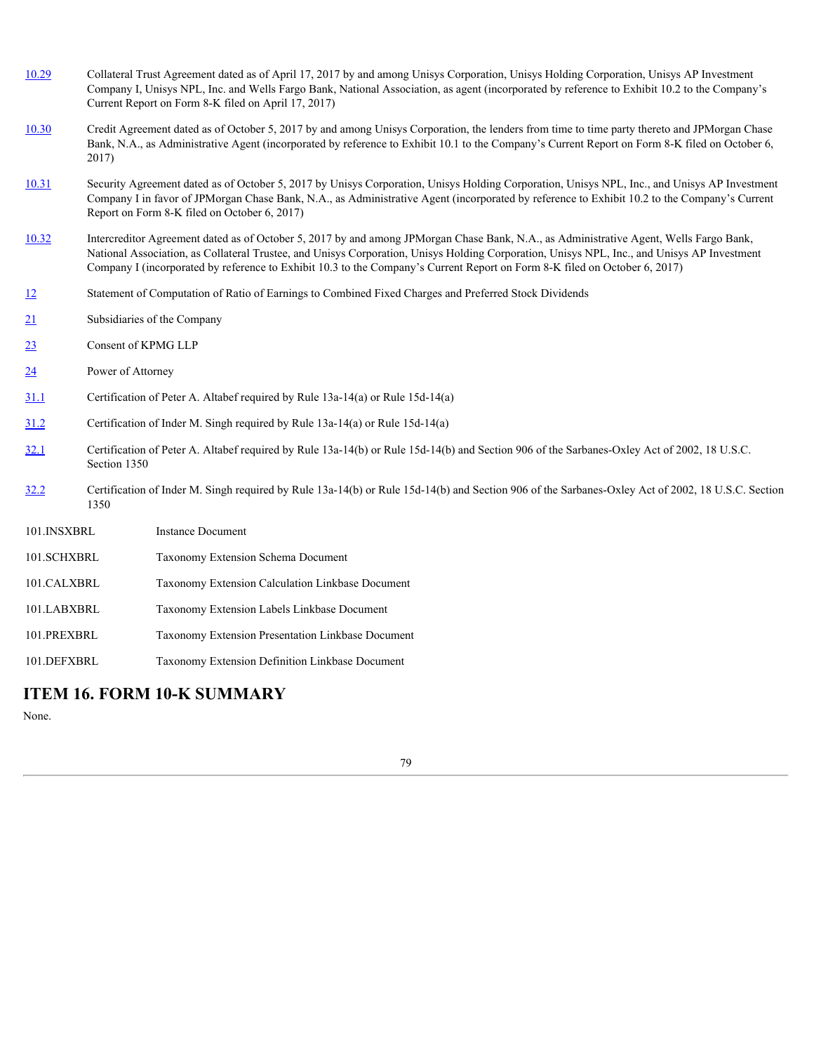| | |
|---|---|
| 10.29 | Collateral Trust Agreement dated as of April 17, 2017 by and among Unisys Corporation, Unisys Holding Corporation, Unisys AP Investment Company I, Unisys NPL, Inc. and Wells Fargo Bank, National Association, as agent (incorporated by reference to Exhibit 10.2 to the Company's Current Report on Form 8-K filed on April 17, 2017) |
| 10.30 | Credit Agreement dated as of October 5, 2017 by and among Unisys Corporation, the lenders from time to time party thereto and JPMorgan Chase Bank, N.A., as Administrative Agent (incorporated by reference to Exhibit 10.1 to the Company's Current Report on Form 8-K filed on October 6, 2017) |
| 10.31 | Security Agreement dated as of October 5, 2017 by Unisys Corporation, Unisys Holding Corporation, Unisys NPL, Inc., and Unisys AP Investment Company I in favor of JPMorgan Chase Bank, N.A., as Administrative Agent (incorporated by reference to Exhibit 10.2 to the Company's Current Report on Form 8-K filed on October 6, 2017) |
| 10.32 | Intercreditor Agreement dated as of October 5, 2017 by and among JPMorgan Chase Bank, N.A., as Administrative Agent, Wells Fargo Bank, National Association, as Collateral Trustee, and Unisys Corporation, Unisys Holding Corporation, Unisys NPL, Inc., and Unisys AP Investment Company I (incorporated by reference to Exhibit 10.3 to the Company's Current Report on Form 8-K filed on October 6, 2017) |
| 12 | Statement of Computation of Ratio of Earnings to Combined Fixed Charges and Preferred Stock Dividends |
| 21 | Subsidiaries of the Company |
| 23 | Consent of KPMG LLP |
| 24 | Power of Attorney |
| 31.1 | Certification of Peter A. Altabef required by Rule 13a-14(a) or Rule 15d-14(a) |
| 31.2 | Certification of Inder M. Singh required by Rule 13a-14(a) or Rule 15d-14(a) |
| 32.1 | Certification of Peter A. Altabef required by Rule 13a-14(b) or Rule 15d-14(b) and Section 906 of the Sarbanes-Oxley Act of 2002, 18 U.S.C. Section 1350 |
| 32.2 | Certification of Inder M. Singh required by Rule 13a-14(b) or Rule 15d-14(b) and Section 906 of the Sarbanes-Oxley Act of 2002, 18 U.S.C. Section 1350 |
| 101.INSXBRL | Instance Document |
| 101.SCHXBRL | Taxonomy Extension Schema Document |
| 101.CALXBRL | Taxonomy Extension Calculation Linkbase Document |
| 101.LABXBRL | Taxonomy Extension Labels Linkbase Document |
| 101.PREXBRL | Taxonomy Extension Presentation Linkbase Document |
| 101.DEFXBRL | Taxonomy Extension Definition Linkbase Document |

## ITEM 16. FORM 10-K SUMMARY

None.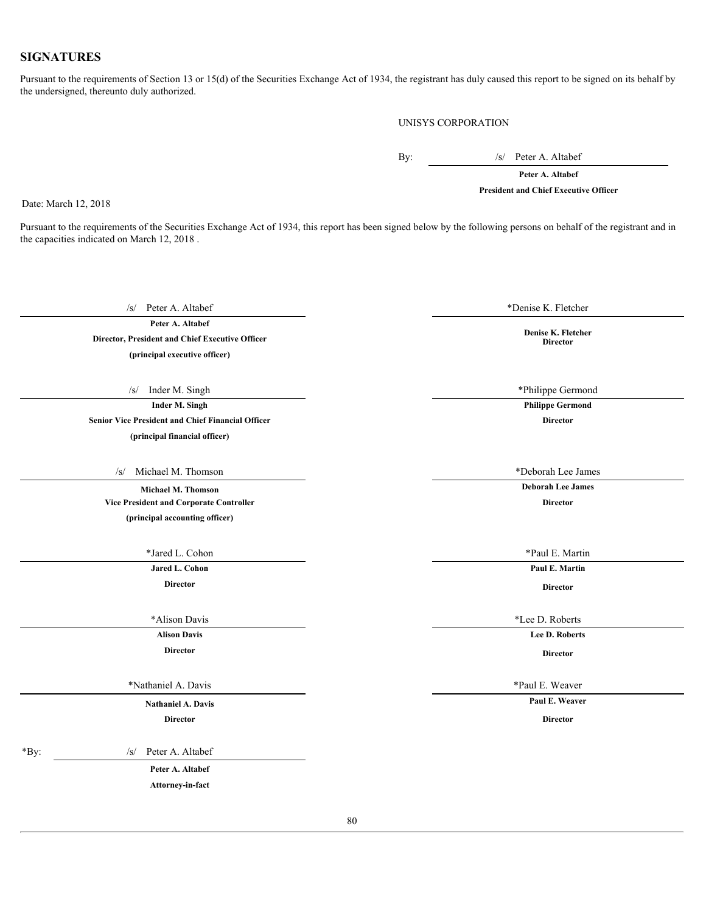## SIGNATURES

Pursuant to the requirements of Section 13 or 15(d) of the Securities Exchange Act of 1934, the registrant has duly caused this report to be signed on its behalf by the undersigned, thereunto duly authorized.

UNISYS CORPORATION

By: /s/ Peter A. Altabef

**Peter A. Altabef**
**President and Chief Executive Officer**

Date: March 12, 2018

Pursuant to the requirements of the Securities Exchange Act of 1934, this report has been signed below by the following persons on behalf of the registrant and in the capacities indicated on March 12, 2018 .

/s/ Peter A. Altabef
**Peter A. Altabef**
**Director, President and Chief Executive Officer**
**(principal executive officer)**

/s/ Inder M. Singh
**Inder M. Singh**
**Senior Vice President and Chief Financial Officer**
**(principal financial officer)**

/s/ Michael M. Thomson
**Michael M. Thomson**
**Vice President and Corporate Controller**
**(principal accounting officer)**

*Jared L. Cohon
**Jared L. Cohon**
**Director**

*Alison Davis
**Alison Davis**
**Director**

*Nathaniel A. Davis
**Nathaniel A. Davis**
**Director**

*Denise K. Fletcher
**Denise K. Fletcher**
**Director**

*Philippe Germond
**Philippe Germond**
**Director**

*Deborah Lee James
**Deborah Lee James**
**Director**

*Paul E. Martin
**Paul E. Martin**
**Director**

*Lee D. Roberts
**Lee D. Roberts**
**Director**

*Paul E. Weaver
**Paul E. Weaver**
**Director**

*By: /s/ Peter A. Altabef
**Peter A. Altabef**
**Attorney-in-fact**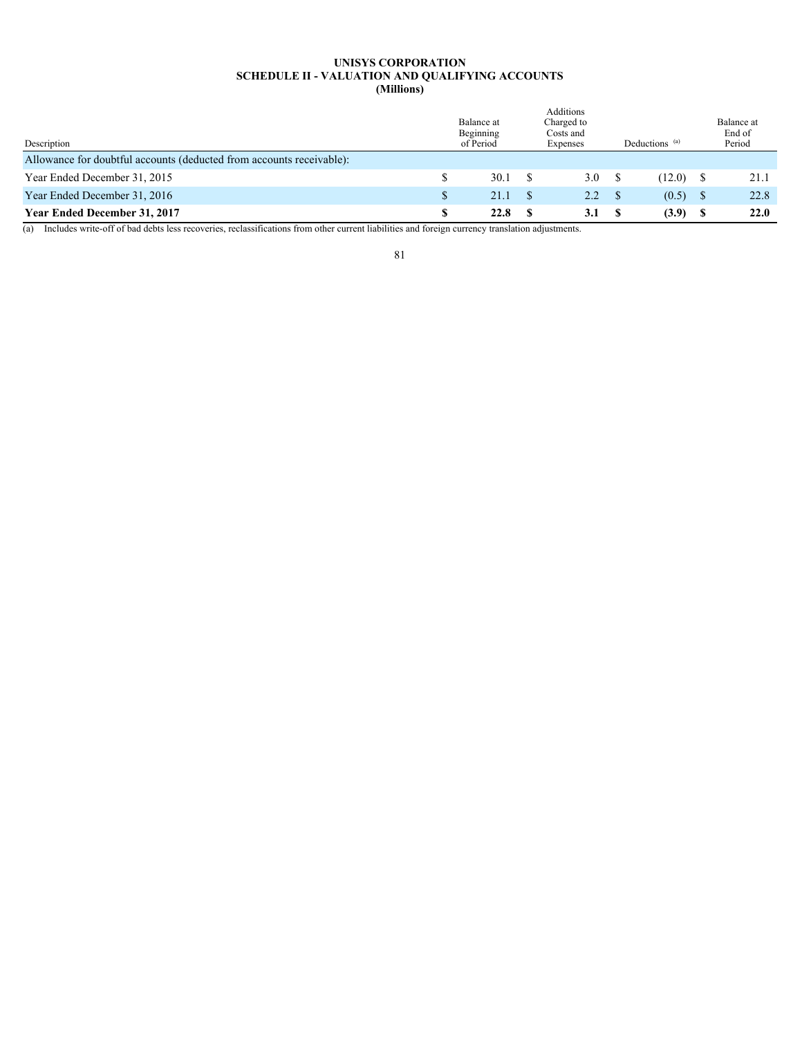# UNISYS CORPORATION
## SCHEDULE II - VALUATION AND QUALIFYING ACCOUNTS
### (Millions)

| Description | Balance at Beginning of Period | Additions Charged to Costs and Expenses | Deductions [(a)] | Balance at End of Period |
|---|---|---|---|---|
| Allowance for doubtful accounts (deducted from accounts receivable): | | | | |
| Year Ended December 31, 2015 | $ 30.1 | $ 3.0 | $ (12.0) | $ 21.1 |
| Year Ended December 31, 2016 | $ 21.1 | $ 2.2 | $ (0.5) | $ 22.8 |
| **Year Ended December 31, 2017** | **$ 22.8** | **$ 3.1** | **$ (3.9)** | **$ 22.0** |

(a) Includes write-off of bad debts less recoveries, reclassifications from other current liabilities and foreign currency translation adjustments.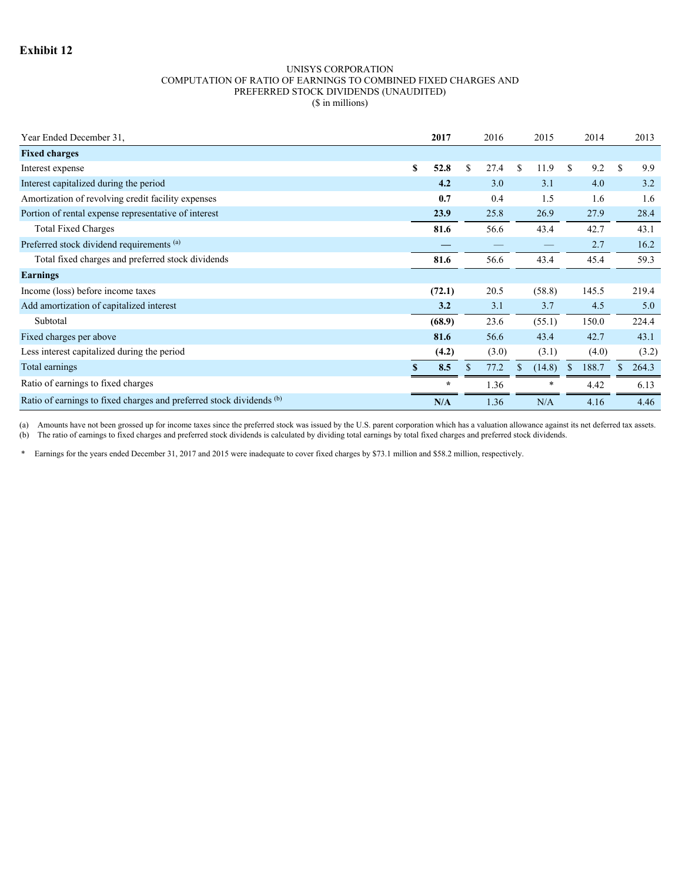# Exhibit 12

UNISYS CORPORATION
COMPUTATION OF RATIO OF EARNINGS TO COMBINED FIXED CHARGES AND
PREFERRED STOCK DIVIDENDS (UNAUDITED)
($ in millions)

| Year Ended December 31, | **2017** | 2016 | 2015 | 2014 | 2013 |
|---|---|---|---|---|---|
| **Fixed charges** | | | | | |
| Interest expense | **$ 52.8** | $ 27.4 | $ 11.9 | $ 9.2 | $ 9.9 |
| Interest capitalized during the period | **4.2** | 3.0 | 3.1 | 4.0 | 3.2 |
| Amortization of revolving credit facility expenses | **0.7** | 0.4 | 1.5 | 1.6 | 1.6 |
| Portion of rental expense representative of interest | **23.9** | 25.8 | 26.9 | 27.9 | 28.4 |
| Total Fixed Charges | **81.6** | 56.6 | 43.4 | 42.7 | 43.1 |
| Preferred stock dividend requirements [(a)] | **—** | — | — | 2.7 | 16.2 |
| Total fixed charges and preferred stock dividends | **81.6** | 56.6 | 43.4 | 45.4 | 59.3 |
| **Earnings** | | | | | |
| Income (loss) before income taxes | **(72.1)** | 20.5 | (58.8) | 145.5 | 219.4 |
| Add amortization of capitalized interest | **3.2** | 3.1 | 3.7 | 4.5 | 5.0 |
| Subtotal | **(68.9)** | 23.6 | (55.1) | 150.0 | 224.4 |
| Fixed charges per above | **81.6** | 56.6 | 43.4 | 42.7 | 43.1 |
| Less interest capitalized during the period | **(4.2)** | (3.0) | (3.1) | (4.0) | (3.2) |
| Total earnings | **$ 8.5** | $ 77.2 | $ (14.8) | $ 188.7 | $ 264.3 |
| Ratio of earnings to fixed charges | ***** | 1.36 | * | 4.42 | 6.13 |
| Ratio of earnings to fixed charges and preferred stock dividends [(b)] | **N/A** | 1.36 | N/A | 4.16 | 4.46 |

(a) Amounts have not been grossed up for income taxes since the preferred stock was issued by the U.S. parent corporation which has a valuation allowance against its net deferred tax assets.
(b) The ratio of earnings to fixed charges and preferred stock dividends is calculated by dividing total earnings by total fixed charges and preferred stock dividends.

* Earnings for the years ended December 31, 2017 and 2015 were inadequate to cover fixed charges by $73.1 million and $58.2 million, respectively.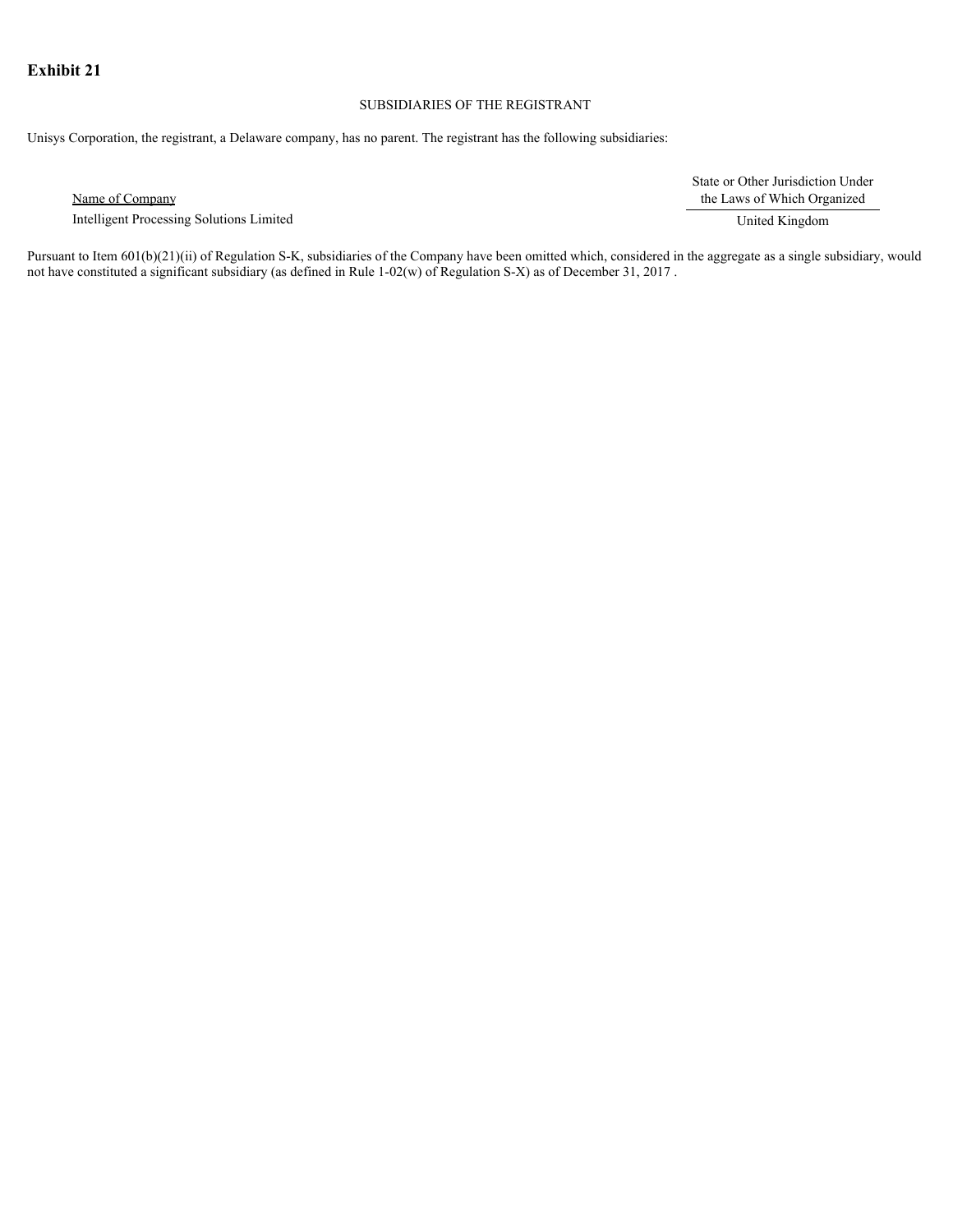**Exhibit 21**

SUBSIDIARIES OF THE REGISTRANT

Unisys Corporation, the registrant, a Delaware company, has no parent. The registrant has the following subsidiaries:

| Name of Company | State or Other Jurisdiction Under the Laws of Which Organized |
|---|---|
| Intelligent Processing Solutions Limited | United Kingdom |

Pursuant to Item 601(b)(21)(ii) of Regulation S-K, subsidiaries of the Company have been omitted which, considered in the aggregate as a single subsidiary, would not have constituted a significant subsidiary (as defined in Rule 1-02(w) of Regulation S-X) as of December 31, 2017 .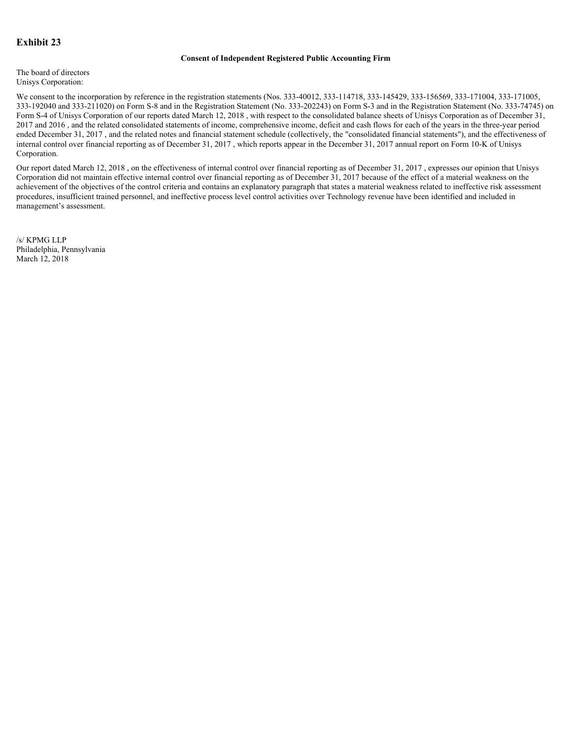# Exhibit 23

**Consent of Independent Registered Public Accounting Firm**

The board of directors
Unisys Corporation:

We consent to the incorporation by reference in the registration statements (Nos. 333-40012, 333-114718, 333-145429, 333-156569, 333-171004, 333-171005, 333-192040 and 333-211020) on Form S-8 and in the Registration Statement (No. 333-202243) on Form S-3 and in the Registration Statement (No. 333-74745) on Form S-4 of Unisys Corporation of our reports dated March 12, 2018 , with respect to the consolidated balance sheets of Unisys Corporation as of December 31, 2017 and 2016 , and the related consolidated statements of income, comprehensive income, deficit and cash flows for each of the years in the three-year period ended December 31, 2017 , and the related notes and financial statement schedule (collectively, the "consolidated financial statements"), and the effectiveness of internal control over financial reporting as of December 31, 2017 , which reports appear in the December 31, 2017 annual report on Form 10-K of Unisys Corporation.

Our report dated March 12, 2018 , on the effectiveness of internal control over financial reporting as of December 31, 2017 , expresses our opinion that Unisys Corporation did not maintain effective internal control over financial reporting as of December 31, 2017 because of the effect of a material weakness on the achievement of the objectives of the control criteria and contains an explanatory paragraph that states a material weakness related to ineffective risk assessment procedures, insufficient trained personnel, and ineffective process level control activities over Technology revenue have been identified and included in management's assessment.

/s/ KPMG LLP
Philadelphia, Pennsylvania
March 12, 2018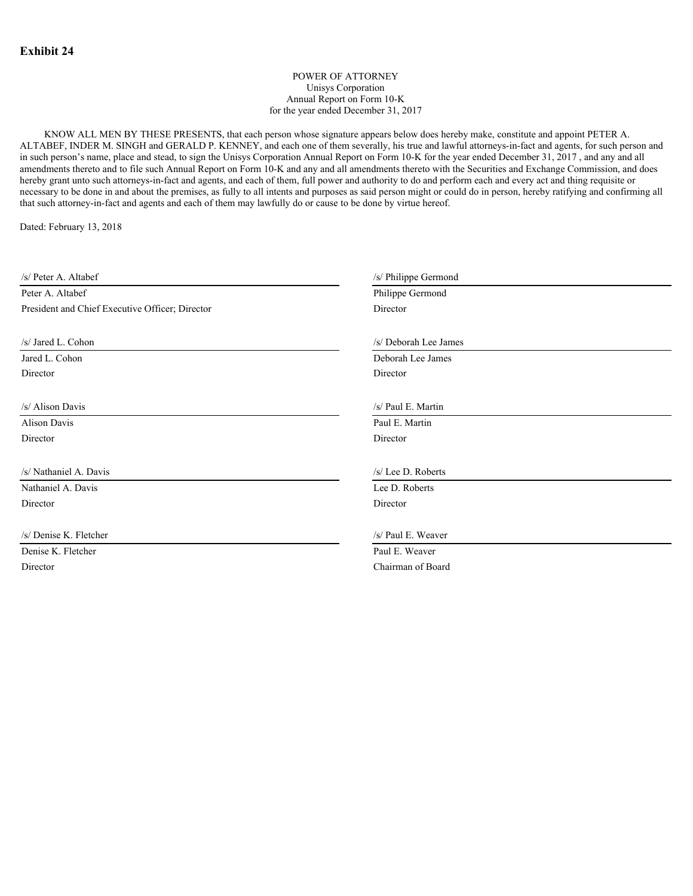**Exhibit 24**

POWER OF ATTORNEY
Unisys Corporation
Annual Report on Form 10-K
for the year ended December 31, 2017

KNOW ALL MEN BY THESE PRESENTS, that each person whose signature appears below does hereby make, constitute and appoint PETER A. ALTABEF, INDER M. SINGH and GERALD P. KENNEY, and each one of them severally, his true and lawful attorneys-in-fact and agents, for such person and in such person's name, place and stead, to sign the Unisys Corporation Annual Report on Form 10-K for the year ended December 31, 2017 , and any and all amendments thereto and to file such Annual Report on Form 10-K and any and all amendments thereto with the Securities and Exchange Commission, and does hereby grant unto such attorneys-in-fact and agents, and each of them, full power and authority to do and perform each and every act and thing requisite or necessary to be done in and about the premises, as fully to all intents and purposes as said person might or could do in person, hereby ratifying and confirming all that such attorney-in-fact and agents and each of them may lawfully do or cause to be done by virtue hereof.

Dated: February 13, 2018

/s/ Peter A. Altabef
Peter A. Altabef
President and Chief Executive Officer; Director

/s/ Jared L. Cohon
Jared L. Cohon
Director

/s/ Alison Davis
Alison Davis
Director

/s/ Nathaniel A. Davis
Nathaniel A. Davis
Director

/s/ Denise K. Fletcher
Denise K. Fletcher
Director

/s/ Philippe Germond
Philippe Germond
Director

/s/ Deborah Lee James
Deborah Lee James
Director

/s/ Paul E. Martin
Paul E. Martin
Director

/s/ Lee D. Roberts
Lee D. Roberts
Director

/s/ Paul E. Weaver
Paul E. Weaver
Chairman of Board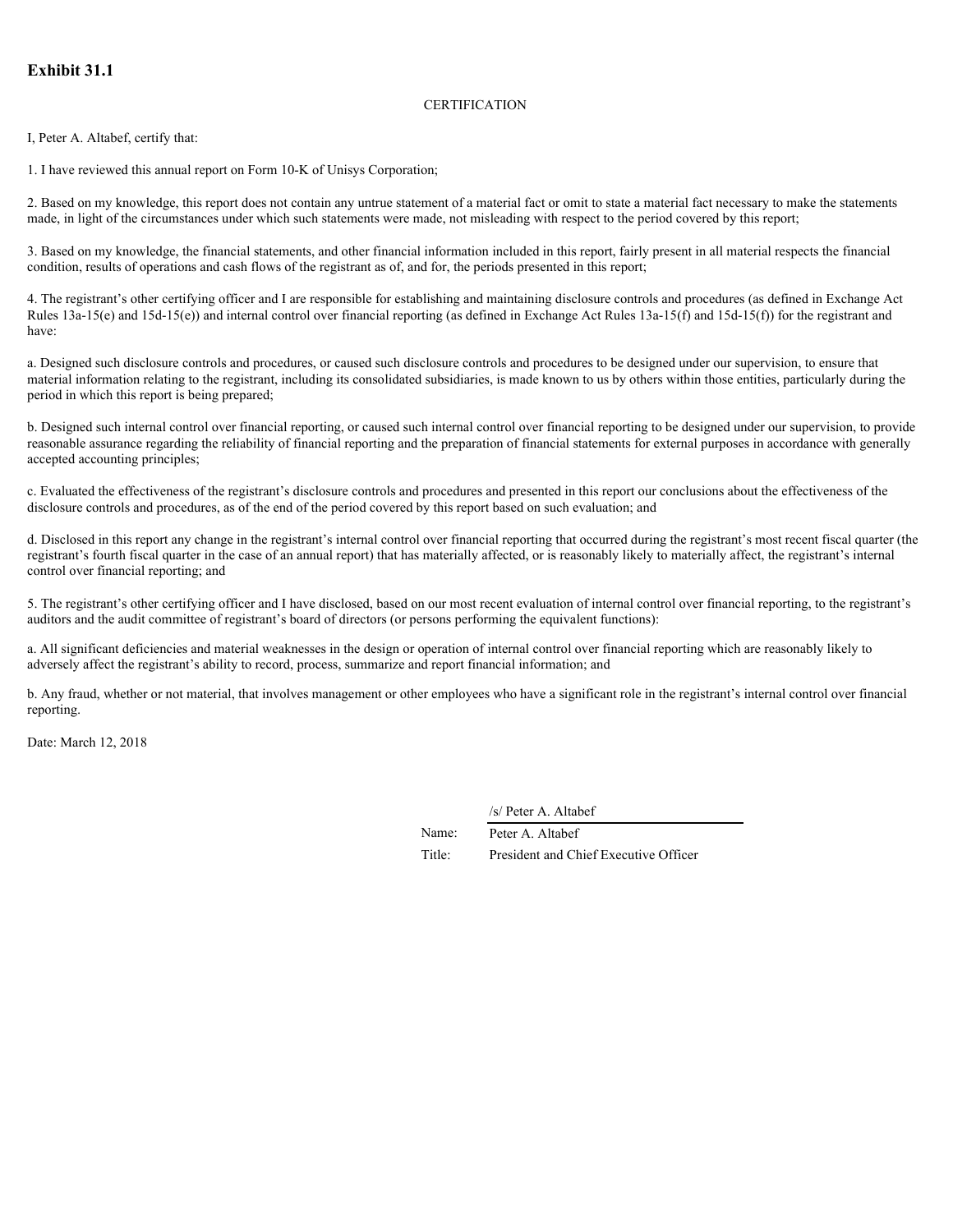**Exhibit 31.1**

CERTIFICATION

I, Peter A. Altabef, certify that:

1. I have reviewed this annual report on Form 10-K of Unisys Corporation;

2. Based on my knowledge, this report does not contain any untrue statement of a material fact or omit to state a material fact necessary to make the statements made, in light of the circumstances under which such statements were made, not misleading with respect to the period covered by this report;

3. Based on my knowledge, the financial statements, and other financial information included in this report, fairly present in all material respects the financial condition, results of operations and cash flows of the registrant as of, and for, the periods presented in this report;

4. The registrant's other certifying officer and I are responsible for establishing and maintaining disclosure controls and procedures (as defined in Exchange Act Rules 13a-15(e) and 15d-15(e)) and internal control over financial reporting (as defined in Exchange Act Rules 13a-15(f) and 15d-15(f)) for the registrant and have:

a. Designed such disclosure controls and procedures, or caused such disclosure controls and procedures to be designed under our supervision, to ensure that material information relating to the registrant, including its consolidated subsidiaries, is made known to us by others within those entities, particularly during the period in which this report is being prepared;

b. Designed such internal control over financial reporting, or caused such internal control over financial reporting to be designed under our supervision, to provide reasonable assurance regarding the reliability of financial reporting and the preparation of financial statements for external purposes in accordance with generally accepted accounting principles;

c. Evaluated the effectiveness of the registrant's disclosure controls and procedures and presented in this report our conclusions about the effectiveness of the disclosure controls and procedures, as of the end of the period covered by this report based on such evaluation; and

d. Disclosed in this report any change in the registrant's internal control over financial reporting that occurred during the registrant's most recent fiscal quarter (the registrant's fourth fiscal quarter in the case of an annual report) that has materially affected, or is reasonably likely to materially affect, the registrant's internal control over financial reporting; and

5. The registrant's other certifying officer and I have disclosed, based on our most recent evaluation of internal control over financial reporting, to the registrant's auditors and the audit committee of registrant's board of directors (or persons performing the equivalent functions):

a. All significant deficiencies and material weaknesses in the design or operation of internal control over financial reporting which are reasonably likely to adversely affect the registrant's ability to record, process, summarize and report financial information; and

b. Any fraud, whether or not material, that involves management or other employees who have a significant role in the registrant's internal control over financial reporting.

Date: March 12, 2018

/s/ Peter A. Altabef

Name: Peter A. Altabef

Title: President and Chief Executive Officer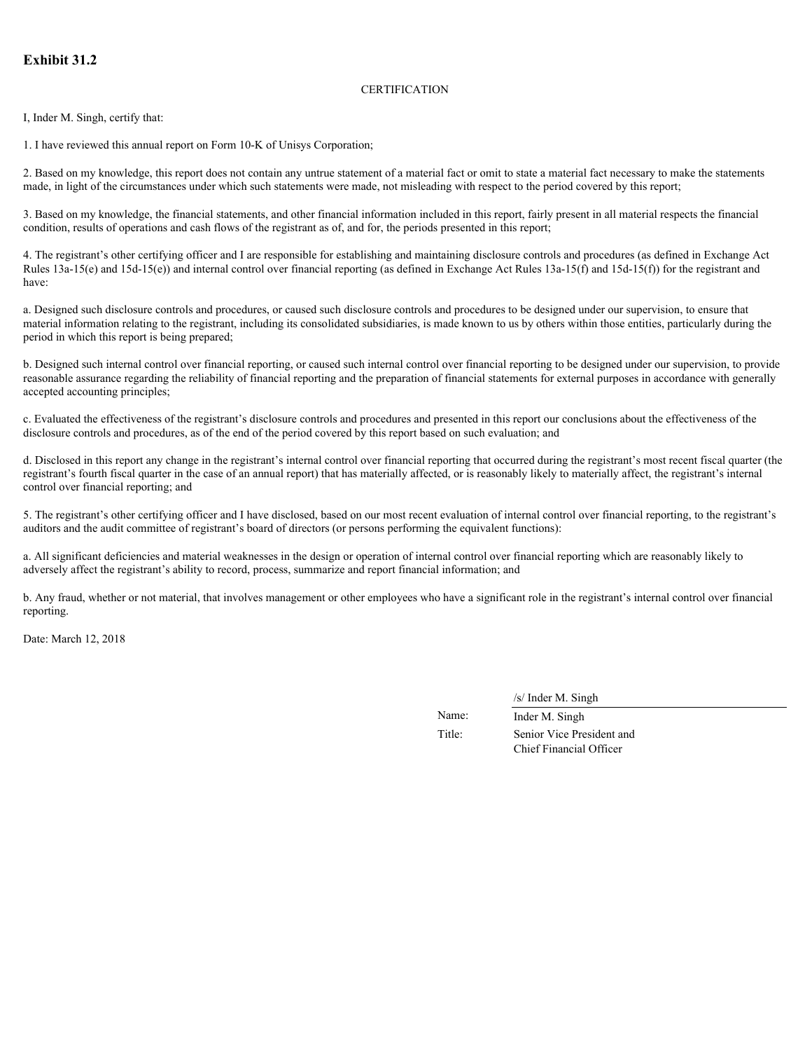**Exhibit 31.2**

CERTIFICATION

I, Inder M. Singh, certify that:

1. I have reviewed this annual report on Form 10-K of Unisys Corporation;

2. Based on my knowledge, this report does not contain any untrue statement of a material fact or omit to state a material fact necessary to make the statements made, in light of the circumstances under which such statements were made, not misleading with respect to the period covered by this report;

3. Based on my knowledge, the financial statements, and other financial information included in this report, fairly present in all material respects the financial condition, results of operations and cash flows of the registrant as of, and for, the periods presented in this report;

4. The registrant's other certifying officer and I are responsible for establishing and maintaining disclosure controls and procedures (as defined in Exchange Act Rules 13a-15(e) and 15d-15(e)) and internal control over financial reporting (as defined in Exchange Act Rules 13a-15(f) and 15d-15(f)) for the registrant and have:

a. Designed such disclosure controls and procedures, or caused such disclosure controls and procedures to be designed under our supervision, to ensure that material information relating to the registrant, including its consolidated subsidiaries, is made known to us by others within those entities, particularly during the period in which this report is being prepared;

b. Designed such internal control over financial reporting, or caused such internal control over financial reporting to be designed under our supervision, to provide reasonable assurance regarding the reliability of financial reporting and the preparation of financial statements for external purposes in accordance with generally accepted accounting principles;

c. Evaluated the effectiveness of the registrant's disclosure controls and procedures and presented in this report our conclusions about the effectiveness of the disclosure controls and procedures, as of the end of the period covered by this report based on such evaluation; and

d. Disclosed in this report any change in the registrant's internal control over financial reporting that occurred during the registrant's most recent fiscal quarter (the registrant's fourth fiscal quarter in the case of an annual report) that has materially affected, or is reasonably likely to materially affect, the registrant's internal control over financial reporting; and

5. The registrant's other certifying officer and I have disclosed, based on our most recent evaluation of internal control over financial reporting, to the registrant's auditors and the audit committee of registrant's board of directors (or persons performing the equivalent functions):

a. All significant deficiencies and material weaknesses in the design or operation of internal control over financial reporting which are reasonably likely to adversely affect the registrant's ability to record, process, summarize and report financial information; and

b. Any fraud, whether or not material, that involves management or other employees who have a significant role in the registrant's internal control over financial reporting.

Date: March 12, 2018

/s/ Inder M. Singh

Name: Inder M. Singh

Title: Senior Vice President and Chief Financial Officer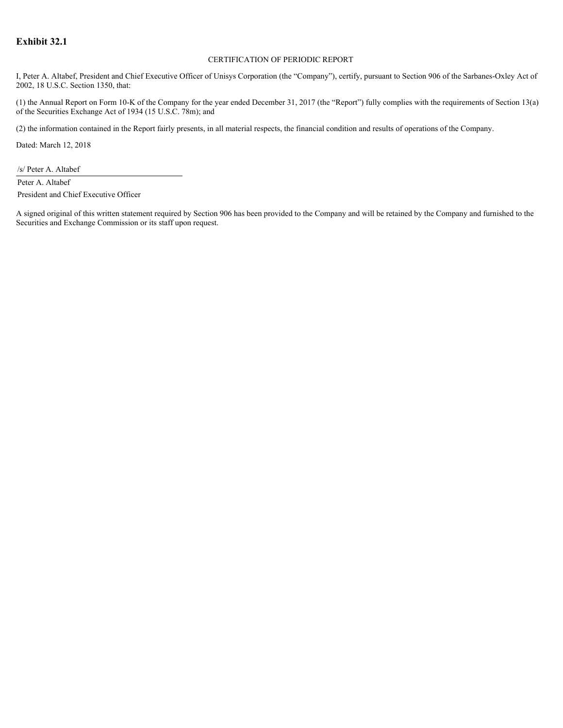**Exhibit 32.1**

CERTIFICATION OF PERIODIC REPORT

I, Peter A. Altabef, President and Chief Executive Officer of Unisys Corporation (the "Company"), certify, pursuant to Section 906 of the Sarbanes-Oxley Act of 2002, 18 U.S.C. Section 1350, that:

(1) the Annual Report on Form 10-K of the Company for the year ended December 31, 2017 (the "Report") fully complies with the requirements of Section 13(a) of the Securities Exchange Act of 1934 (15 U.S.C. 78m); and

(2) the information contained in the Report fairly presents, in all material respects, the financial condition and results of operations of the Company.

Dated: March 12, 2018

/s/ Peter A. Altabef

Peter A. Altabef
President and Chief Executive Officer

A signed original of this written statement required by Section 906 has been provided to the Company and will be retained by the Company and furnished to the Securities and Exchange Commission or its staff upon request.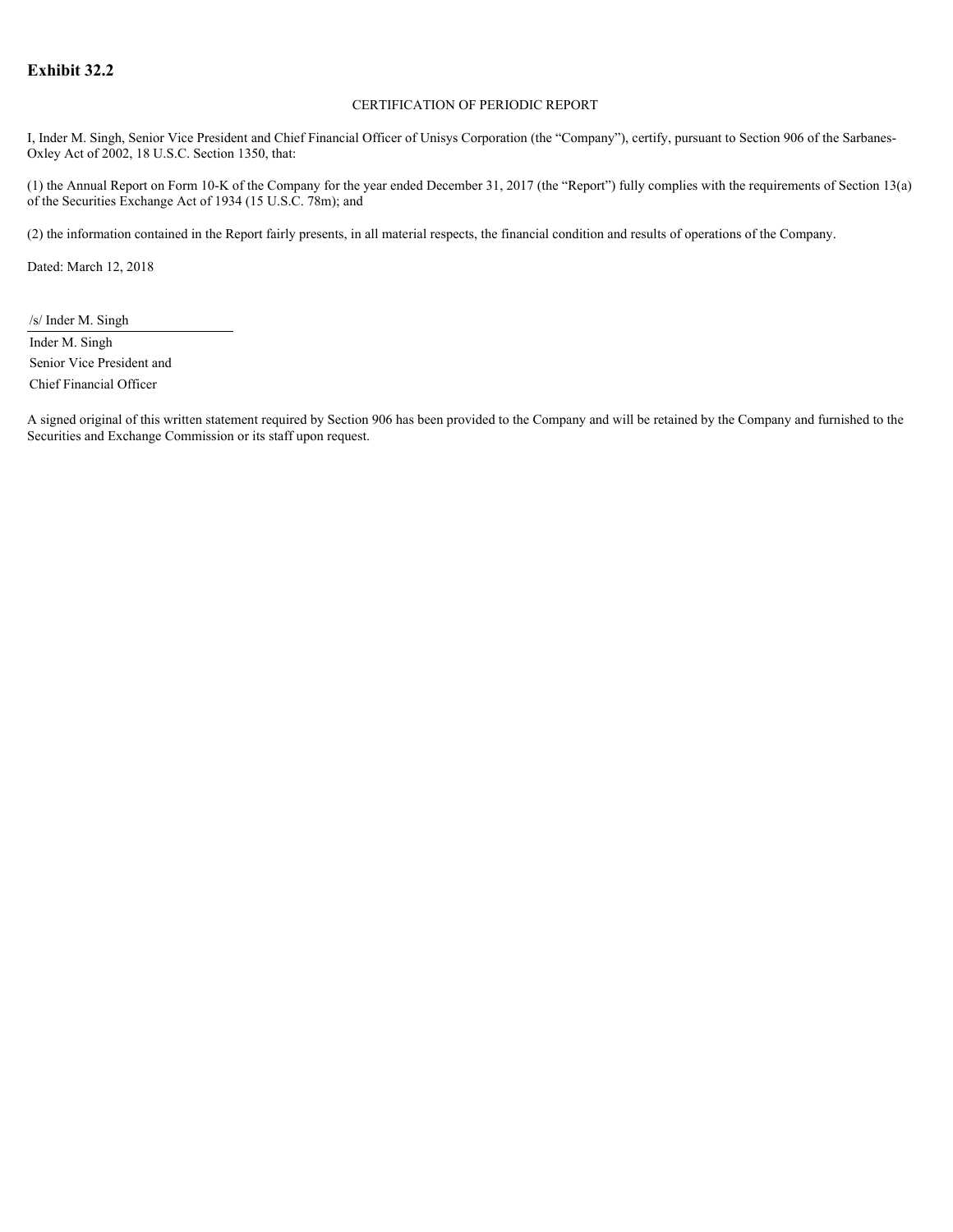## Exhibit 32.2

CERTIFICATION OF PERIODIC REPORT

I, Inder M. Singh, Senior Vice President and Chief Financial Officer of Unisys Corporation (the "Company"), certify, pursuant to Section 906 of the Sarbanes-Oxley Act of 2002, 18 U.S.C. Section 1350, that:

(1) the Annual Report on Form 10-K of the Company for the year ended December 31, 2017 (the "Report") fully complies with the requirements of Section 13(a) of the Securities Exchange Act of 1934 (15 U.S.C. 78m); and

(2) the information contained in the Report fairly presents, in all material respects, the financial condition and results of operations of the Company.

Dated: March 12, 2018

/s/ Inder M. Singh

Inder M. Singh
Senior Vice President and
Chief Financial Officer

A signed original of this written statement required by Section 906 has been provided to the Company and will be retained by the Company and furnished to the Securities and Exchange Commission or its staff upon request.